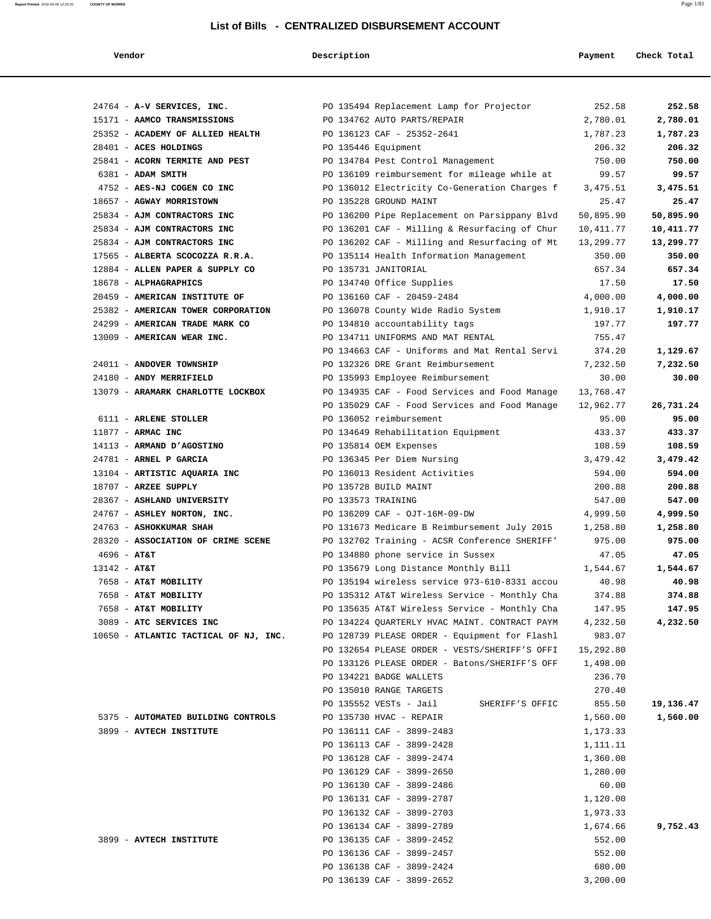# List of Bills - CENTRALIZED DISBURSEMENT ACCOUNT

| Vendor | Description | Payment | Check Total |
|---|---|---|---|
| 24764 - **A-V SERVICES, INC.** | PO 135494 Replacement Lamp for Projector | 252.58 | **252.58** |
| 15171 - **AAMCO TRANSMISSIONS** | PO 134762 AUTO PARTS/REPAIR | 2,780.01 | **2,780.01** |
| 25352 - **ACADEMY OF ALLIED HEALTH** | PO 136123 CAF - 25352-2641 | 1,787.23 | **1,787.23** |
| 28401 - **ACES HOLDINGS** | PO 135446 Equipment | 206.32 | **206.32** |
| 25841 - **ACORN TERMITE AND PEST** | PO 134784 Pest Control Management | 750.00 | **750.00** |
| 6381 - **ADAM SMITH** | PO 136109 reimbursement for mileage while at | 99.57 | **99.57** |
| 4752 - **AES-NJ COGEN CO INC** | PO 136012 Electricity Co-Generation Charges f | 3,475.51 | **3,475.51** |
| 18657 - **AGWAY MORRISTOWN** | PO 135228 GROUND MAINT | 25.47 | **25.47** |
| 25834 - **AJM CONTRACTORS INC** | PO 136200 Pipe Replacement on Parsippany Blvd | 50,895.90 | **50,895.90** |
| 25834 - **AJM CONTRACTORS INC** | PO 136201 CAF - Milling & Resurfacing of Chur | 10,411.77 | **10,411.77** |
| 25834 - **AJM CONTRACTORS INC** | PO 136202 CAF - Milling and Resurfacing of Mt | 13,299.77 | **13,299.77** |
| 17565 - **ALBERTA SCOCOZZA R.R.A.** | PO 135114 Health Information Management | 350.00 | **350.00** |
| 12884 - **ALLEN PAPER & SUPPLY CO** | PO 135731 JANITORIAL | 657.34 | **657.34** |
| 18678 - **ALPHAGRAPHICS** | PO 134740 Office Supplies | 17.50 | **17.50** |
| 20459 - **AMERICAN INSTITUTE OF** | PO 136160 CAF - 20459-2484 | 4,000.00 | **4,000.00** |
| 25382 - **AMERICAN TOWER CORPORATION** | PO 136078 County Wide Radio System | 1,910.17 | **1,910.17** |
| 24299 - **AMERICAN TRADE MARK CO** | PO 134810 accountability tags | 197.77 | **197.77** |
| 13009 - **AMERICAN WEAR INC.** | PO 134711 UNIFORMS AND MAT RENTAL | 755.47 | |
| | PO 134663 CAF - Uniforms and Mat Rental Servi | 374.20 | **1,129.67** |
| 24011 - **ANDOVER TOWNSHIP** | PO 132326 DRE Grant Reimbursement | 7,232.50 | **7,232.50** |
| 24180 - **ANDY MERRIFIELD** | PO 135993 Employee Reimbursement | 30.00 | **30.00** |
| 13079 - **ARAMARK CHARLOTTE LOCKBOX** | PO 134935 CAF - Food Services and Food Manage | 13,768.47 | |
| | PO 135029 CAF - Food Services and Food Manage | 12,962.77 | **26,731.24** |
| 6111 - **ARLENE STOLLER** | PO 136052 reimbursement | 95.00 | **95.00** |
| 11877 - **ARMAC INC** | PO 134649 Rehabilitation Equipment | 433.37 | **433.37** |
| 14113 - **ARMAND D'AGOSTINO** | PO 135814 OEM Expenses | 108.59 | **108.59** |
| 24781 - **ARNEL P GARCIA** | PO 136345 Per Diem Nursing | 3,479.42 | **3,479.42** |
| 13104 - **ARTISTIC AQUARIA INC** | PO 136013 Resident Activities | 594.00 | **594.00** |
| 18707 - **ARZEE SUPPLY** | PO 135728 BUILD MAINT | 200.88 | **200.88** |
| 28367 - **ASHLAND UNIVERSITY** | PO 133573 TRAINING | 547.00 | **547.00** |
| 24767 - **ASHLEY NORTON, INC.** | PO 136209 CAF - OJT-16M-09-DW | 4,999.50 | **4,999.50** |
| 24763 - **ASHOKKUMAR SHAH** | PO 131673 Medicare B Reimbursement July 2015 | 1,258.80 | **1,258.80** |
| 28320 - **ASSOCIATION OF CRIME SCENE** | PO 132702 Training - ACSR Conference SHERIFF' | 975.00 | **975.00** |
| 4696 - **AT&T** | PO 134880 phone service in Sussex | 47.05 | **47.05** |
| 13142 - **AT&T** | PO 135679 Long Distance Monthly Bill | 1,544.67 | **1,544.67** |
| 7658 - **AT&T MOBILITY** | PO 135194 wireless service 973-610-8331 accou | 40.98 | **40.98** |
| 7658 - **AT&T MOBILITY** | PO 135312 AT&T Wireless Service - Monthly Cha | 374.88 | **374.88** |
| 7658 - **AT&T MOBILITY** | PO 135635 AT&T Wireless Service - Monthly Cha | 147.95 | **147.95** |
| 3089 - **ATC SERVICES INC** | PO 134224 QUARTERLY HVAC MAINT. CONTRACT PAYM | 4,232.50 | **4,232.50** |
| 10650 - **ATLANTIC TACTICAL OF NJ, INC.** | PO 128739 PLEASE ORDER - Equipment for Flashl | 983.07 | |
| | PO 132654 PLEASE ORDER - VESTS/SHERIFF'S OFFI | 15,292.80 | |
| | PO 133126 PLEASE ORDER - Batons/SHERIFF'S OFF | 1,498.00 | |
| | PO 134221 BADGE WALLETS | 236.70 | |
| | PO 135010 RANGE TARGETS | 270.40 | |
| | PO 135552 VESTs - Jail SHERIFF'S OFFIC | 855.50 | **19,136.47** |
| 5375 - **AUTOMATED BUILDING CONTROLS** | PO 135730 HVAC - REPAIR | 1,560.00 | **1,560.00** |
| 3899 - **AVTECH INSTITUTE** | PO 136111 CAF - 3899-2483 | 1,173.33 | |
| | PO 136113 CAF - 3899-2428 | 1,111.11 | |
| | PO 136128 CAF - 3899-2474 | 1,360.00 | |
| | PO 136129 CAF - 3899-2650 | 1,280.00 | |
| | PO 136130 CAF - 3899-2486 | 60.00 | |
| | PO 136131 CAF - 3899-2787 | 1,120.00 | |
| | PO 136132 CAF - 3899-2703 | 1,973.33 | |
| | PO 136134 CAF - 3899-2789 | 1,674.66 | **9,752.43** |
| 3899 - **AVTECH INSTITUTE** | PO 136135 CAF - 3899-2452 | 552.00 | |
| | PO 136136 CAF - 3899-2457 | 552.00 | |
| | PO 136138 CAF - 3899-2424 | 680.00 | |
| | PO 136139 CAF - 3899-2652 | 3,200.00 | |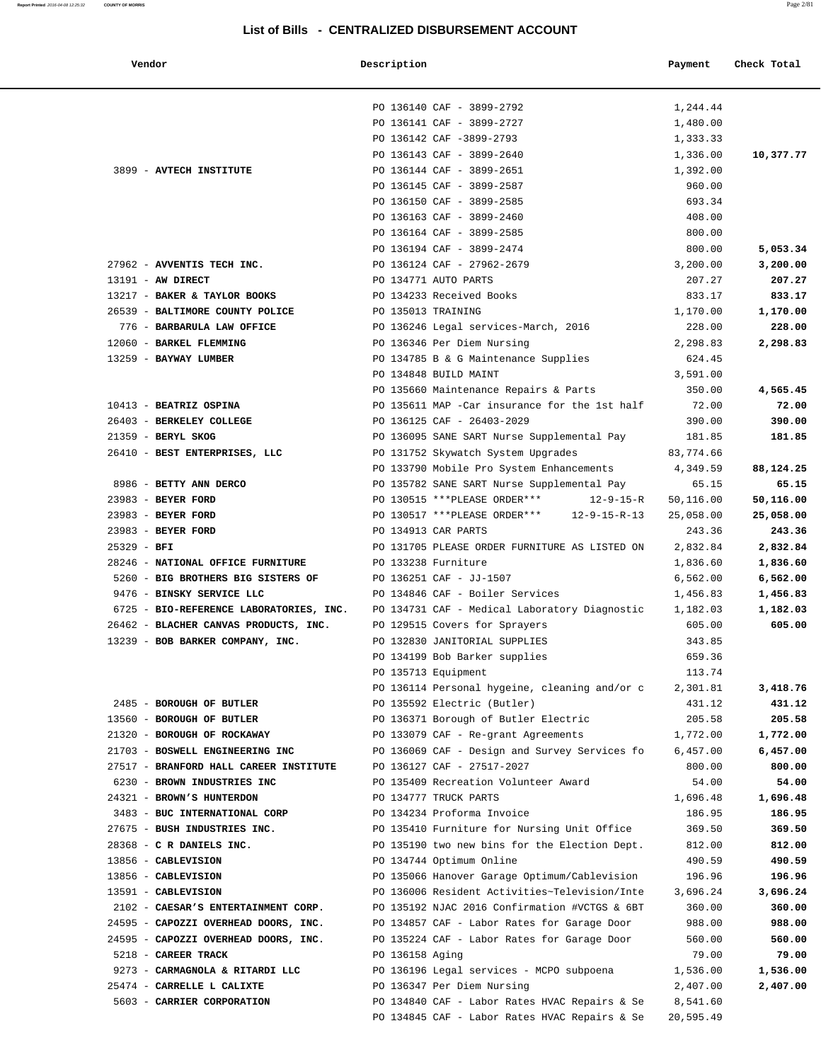# List of Bills - CENTRALIZED DISBURSEMENT ACCOUNT

| Vendor | Description | Payment | Check Total |
|---|---|---|---|
| | PO 136140 CAF - 3899-2792 | 1,244.44 | |
| | PO 136141 CAF - 3899-2727 | 1,480.00 | |
| | PO 136142 CAF -3899-2793 | 1,333.33 | |
| | PO 136143 CAF - 3899-2640 | 1,336.00 | **10,377.77** |
| 3899 - **AVTECH INSTITUTE** | PO 136144 CAF - 3899-2651 | 1,392.00 | |
| | PO 136145 CAF - 3899-2587 | 960.00 | |
| | PO 136150 CAF - 3899-2585 | 693.34 | |
| | PO 136163 CAF - 3899-2460 | 408.00 | |
| | PO 136164 CAF - 3899-2585 | 800.00 | |
| | PO 136194 CAF - 3899-2474 | 800.00 | **5,053.34** |
| 27962 - **AVVENTIS TECH INC.** | PO 136124 CAF - 27962-2679 | 3,200.00 | **3,200.00** |
| 13191 - **AW DIRECT** | PO 134771 AUTO PARTS | 207.27 | **207.27** |
| 13217 - **BAKER & TAYLOR BOOKS** | PO 134233 Received Books | 833.17 | **833.17** |
| 26539 - **BALTIMORE COUNTY POLICE** | PO 135013 TRAINING | 1,170.00 | **1,170.00** |
| 776 - **BARBARULA LAW OFFICE** | PO 136246 Legal services-March, 2016 | 228.00 | **228.00** |
| 12060 - **BARKEL FLEMMING** | PO 136346 Per Diem Nursing | 2,298.83 | **2,298.83** |
| 13259 - **BAYWAY LUMBER** | PO 134785 B & G Maintenance Supplies | 624.45 | |
| | PO 134848 BUILD MAINT | 3,591.00 | |
| | PO 135660 Maintenance Repairs & Parts | 350.00 | **4,565.45** |
| 10413 - **BEATRIZ OSPINA** | PO 135611 MAP -Car insurance for the 1st half | 72.00 | **72.00** |
| 26403 - **BERKELEY COLLEGE** | PO 136125 CAF - 26403-2029 | 390.00 | **390.00** |
| 21359 - **BERYL SKOG** | PO 136095 SANE SART Nurse Supplemental Pay | 181.85 | **181.85** |
| 26410 - **BEST ENTERPRISES, LLC** | PO 131752 Skywatch System Upgrades | 83,774.66 | |
| | PO 133790 Mobile Pro System Enhancements | 4,349.59 | **88,124.25** |
| 8986 - **BETTY ANN DERCO** | PO 135782 SANE SART Nurse Supplemental Pay | 65.15 | **65.15** |
| 23983 - **BEYER FORD** | PO 130515 ***PLEASE ORDER*** 12-9-15-R | 50,116.00 | **50,116.00** |
| 23983 - **BEYER FORD** | PO 130517 ***PLEASE ORDER*** 12-9-15-R-13 | 25,058.00 | **25,058.00** |
| 23983 - **BEYER FORD** | PO 134913 CAR PARTS | 243.36 | **243.36** |
| 25329 - **BFI** | PO 131705 PLEASE ORDER FURNITURE AS LISTED ON | 2,832.84 | **2,832.84** |
| 28246 - **NATIONAL OFFICE FURNITURE** | PO 133238 Furniture | 1,836.60 | **1,836.60** |
| 5260 - **BIG BROTHERS BIG SISTERS OF** | PO 136251 CAF - JJ-1507 | 6,562.00 | **6,562.00** |
| 9476 - **BINSKY SERVICE LLC** | PO 134846 CAF - Boiler Services | 1,456.83 | **1,456.83** |
| 6725 - **BIO-REFERENCE LABORATORIES, INC.** | PO 134731 CAF - Medical Laboratory Diagnostic | 1,182.03 | **1,182.03** |
| 26462 - **BLACHER CANVAS PRODUCTS, INC.** | PO 129515 Covers for Sprayers | 605.00 | **605.00** |
| 13239 - **BOB BARKER COMPANY, INC.** | PO 132830 JANITORIAL SUPPLIES | 343.85 | |
| | PO 134199 Bob Barker supplies | 659.36 | |
| | PO 135713 Equipment | 113.74 | |
| | PO 136114 Personal hygeine, cleaning and/or c | 2,301.81 | **3,418.76** |
| 2485 - **BOROUGH OF BUTLER** | PO 135592 Electric (Butler) | 431.12 | **431.12** |
| 13560 - **BOROUGH OF BUTLER** | PO 136371 Borough of Butler Electric | 205.58 | **205.58** |
| 21320 - **BOROUGH OF ROCKAWAY** | PO 133079 CAF - Re-grant Agreements | 1,772.00 | **1,772.00** |
| 21703 - **BOSWELL ENGINEERING INC** | PO 136069 CAF - Design and Survey Services fo | 6,457.00 | **6,457.00** |
| 27517 - **BRANFORD HALL CAREER INSTITUTE** | PO 136127 CAF - 27517-2027 | 800.00 | **800.00** |
| 6230 - **BROWN INDUSTRIES INC** | PO 135409 Recreation Volunteer Award | 54.00 | **54.00** |
| 24321 - **BROWN'S HUNTERDON** | PO 134777 TRUCK PARTS | 1,696.48 | **1,696.48** |
| 3483 - **BUC INTERNATIONAL CORP** | PO 134234 Proforma Invoice | 186.95 | **186.95** |
| 27675 - **BUSH INDUSTRIES INC.** | PO 135410 Furniture for Nursing Unit Office | 369.50 | **369.50** |
| 28368 - **C R DANIELS INC.** | PO 135190 two new bins for the Election Dept. | 812.00 | **812.00** |
| 13856 - **CABLEVISION** | PO 134744 Optimum Online | 490.59 | **490.59** |
| 13856 - **CABLEVISION** | PO 135066 Hanover Garage Optimum/Cablevision | 196.96 | **196.96** |
| 13591 - **CABLEVISION** | PO 136006 Resident Activities~Television/Inte | 3,696.24 | **3,696.24** |
| 2102 - **CAESAR'S ENTERTAINMENT CORP.** | PO 135192 NJAC 2016 Confirmation #VCTGS & 6BT | 360.00 | **360.00** |
| 24595 - **CAPOZZI OVERHEAD DOORS, INC.** | PO 134857 CAF - Labor Rates for Garage Door | 988.00 | **988.00** |
| 24595 - **CAPOZZI OVERHEAD DOORS, INC.** | PO 135224 CAF - Labor Rates for Garage Door | 560.00 | **560.00** |
| 5218 - **CAREER TRACK** | PO 136158 Aging | 79.00 | **79.00** |
| 9273 - **CARMAGNOLA & RITARDI LLC** | PO 136196 Legal services - MCPO subpoena | 1,536.00 | **1,536.00** |
| 25474 - **CARRELLE L CALIXTE** | PO 136347 Per Diem Nursing | 2,407.00 | **2,407.00** |
| 5603 - **CARRIER CORPORATION** | PO 134840 CAF - Labor Rates HVAC Repairs & Se | 8,541.60 | |
| | PO 134845 CAF - Labor Rates HVAC Repairs & Se | 20,595.49 | |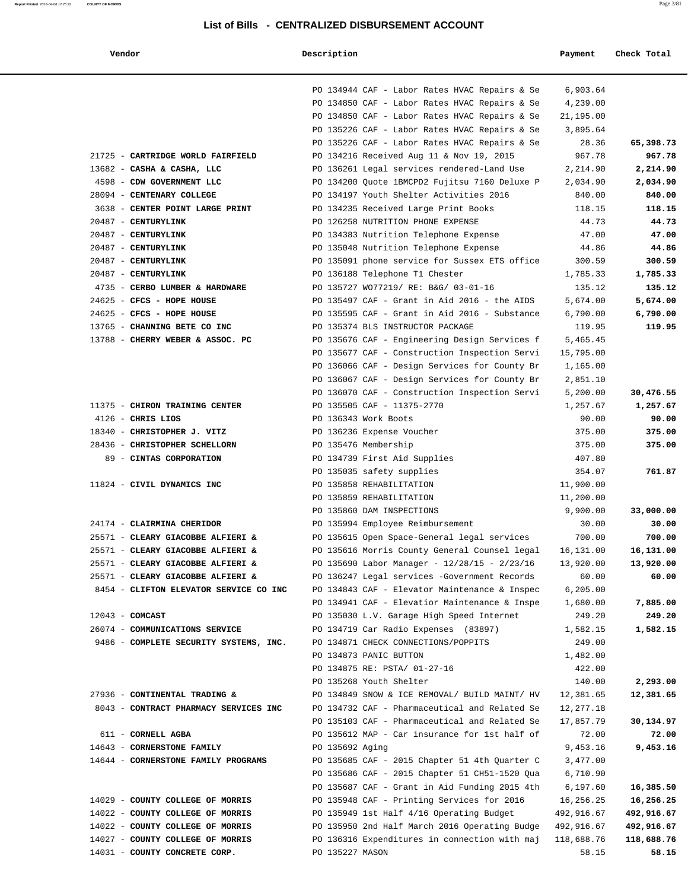## List of Bills - CENTRALIZED DISBURSEMENT ACCOUNT

| Vendor | Description | Payment | Check Total |
|---|---|---|---|
| | PO 134944 CAF - Labor Rates HVAC Repairs & Se | 6,903.64 | |
| | PO 134850 CAF - Labor Rates HVAC Repairs & Se | 4,239.00 | |
| | PO 134850 CAF - Labor Rates HVAC Repairs & Se | 21,195.00 | |
| | PO 135226 CAF - Labor Rates HVAC Repairs & Se | 3,895.64 | |
| | PO 135226 CAF - Labor Rates HVAC Repairs & Se | 28.36 | **65,398.73** |
| 21725 - **CARTRIDGE WORLD FAIRFIELD** | PO 134216 Received Aug 11 & Nov 19, 2015 | 967.78 | **967.78** |
| 13682 - **CASHA & CASHA, LLC** | PO 136261 Legal services rendered-Land Use | 2,214.90 | **2,214.90** |
| 4598 - **CDW GOVERNMENT LLC** | PO 134200 Quote 1BMCPD2 Fujitsu 7160 Deluxe P | 2,034.90 | **2,034.90** |
| 28094 - **CENTENARY COLLEGE** | PO 134197 Youth Shelter Activities 2016 | 840.00 | **840.00** |
| 3638 - **CENTER POINT LARGE PRINT** | PO 134235 Received Large Print Books | 118.15 | **118.15** |
| 20487 - **CENTURYLINK** | PO 126258 NUTRITION PHONE EXPENSE | 44.73 | **44.73** |
| 20487 - **CENTURYLINK** | PO 134383 Nutrition Telephone Expense | 47.00 | **47.00** |
| 20487 - **CENTURYLINK** | PO 135048 Nutrition Telephone Expense | 44.86 | **44.86** |
| 20487 - **CENTURYLINK** | PO 135091 phone service for Sussex ETS office | 300.59 | **300.59** |
| 20487 - **CENTURYLINK** | PO 136188 Telephone T1 Chester | 1,785.33 | **1,785.33** |
| 4735 - **CERBO LUMBER & HARDWARE** | PO 135727 WO77219/ RE: B&G/ 03-01-16 | 135.12 | **135.12** |
| 24625 - **CFCS - HOPE HOUSE** | PO 135497 CAF - Grant in Aid 2016 - the AIDS | 5,674.00 | **5,674.00** |
| 24625 - **CFCS - HOPE HOUSE** | PO 135595 CAF - Grant in Aid 2016 - Substance | 6,790.00 | **6,790.00** |
| 13765 - **CHANNING BETE CO INC** | PO 135374 BLS INSTRUCTOR PACKAGE | 119.95 | **119.95** |
| 13788 - **CHERRY WEBER & ASSOC. PC** | PO 135676 CAF - Engineering Design Services f | 5,465.45 | |
| | PO 135677 CAF - Construction Inspection Servi | 15,795.00 | |
| | PO 136066 CAF - Design Services for County Br | 1,165.00 | |
| | PO 136067 CAF - Design Services for County Br | 2,851.10 | |
| | PO 136070 CAF - Construction Inspection Servi | 5,200.00 | **30,476.55** |
| 11375 - **CHIRON TRAINING CENTER** | PO 135505 CAF - 11375-2770 | 1,257.67 | **1,257.67** |
| 4126 - **CHRIS LIOS** | PO 136343 Work Boots | 90.00 | **90.00** |
| 18340 - **CHRISTOPHER J. VITZ** | PO 136236 Expense Voucher | 375.00 | **375.00** |
| 28436 - **CHRISTOPHER SCHELLORN** | PO 135476 Membership | 375.00 | **375.00** |
| 89 - **CINTAS CORPORATION** | PO 134739 First Aid Supplies | 407.80 | |
| | PO 135035 safety supplies | 354.07 | **761.87** |
| 11824 - **CIVIL DYNAMICS INC** | PO 135858 REHABILITATION | 11,900.00 | |
| | PO 135859 REHABILITATION | 11,200.00 | |
| | PO 135860 DAM INSPECTIONS | 9,900.00 | **33,000.00** |
| 24174 - **CLAIRMINA CHERIDOR** | PO 135994 Employee Reimbursement | 30.00 | **30.00** |
| 25571 - **CLEARY GIACOBBE ALFIERI &** | PO 135615 Open Space-General legal services | 700.00 | **700.00** |
| 25571 - **CLEARY GIACOBBE ALFIERI &** | PO 135616 Morris County General Counsel legal | 16,131.00 | **16,131.00** |
| 25571 - **CLEARY GIACOBBE ALFIERI &** | PO 135690 Labor Manager - 12/28/15 - 2/23/16 | 13,920.00 | **13,920.00** |
| 25571 - **CLEARY GIACOBBE ALFIERI &** | PO 136247 Legal services -Government Records | 60.00 | **60.00** |
| 8454 - **CLIFTON ELEVATOR SERVICE CO INC** | PO 134843 CAF - Elevator Maintenance & Inspec | 6,205.00 | |
| | PO 134941 CAF - Elevatior Maintenance & Inspe | 1,680.00 | **7,885.00** |
| 12043 - **COMCAST** | PO 135030 L.V. Garage High Speed Internet | 249.20 | **249.20** |
| 26074 - **COMMUNICATIONS SERVICE** | PO 134719 Car Radio Expenses (83897) | 1,582.15 | **1,582.15** |
| 9486 - **COMPLETE SECURITY SYSTEMS, INC.** | PO 134871 CHECK CONNECTIONS/POPPITS | 249.00 | |
| | PO 134873 PANIC BUTTON | 1,482.00 | |
| | PO 134875 RE: PSTA/ 01-27-16 | 422.00 | |
| | PO 135268 Youth Shelter | 140.00 | **2,293.00** |
| 27936 - **CONTINENTAL TRADING &** | PO 134849 SNOW & ICE REMOVAL/ BUILD MAINT/ HV | 12,381.65 | **12,381.65** |
| 8043 - **CONTRACT PHARMACY SERVICES INC** | PO 134732 CAF - Pharmaceutical and Related Se | 12,277.18 | |
| | PO 135103 CAF - Pharmaceutical and Related Se | 17,857.79 | **30,134.97** |
| 611 - **CORNELL AGBA** | PO 135612 MAP - Car insurance for 1st half of | 72.00 | **72.00** |
| 14643 - **CORNERSTONE FAMILY** | PO 135692 Aging | 9,453.16 | **9,453.16** |
| 14644 - **CORNERSTONE FAMILY PROGRAMS** | PO 135685 CAF - 2015 Chapter 51 4th Quarter C | 3,477.00 | |
| | PO 135686 CAF - 2015 Chapter 51 CH51-1520 Qua | 6,710.90 | |
| | PO 135687 CAF - Grant in Aid Funding 2015 4th | 6,197.60 | **16,385.50** |
| 14029 - **COUNTY COLLEGE OF MORRIS** | PO 135948 CAF - Printing Services for 2016 | 16,256.25 | **16,256.25** |
| 14022 - **COUNTY COLLEGE OF MORRIS** | PO 135949 1st Half 4/16 Operating Budget | 492,916.67 | **492,916.67** |
| 14022 - **COUNTY COLLEGE OF MORRIS** | PO 135950 2nd Half March 2016 Operating Budge | 492,916.67 | **492,916.67** |
| 14027 - **COUNTY COLLEGE OF MORRIS** | PO 136316 Expenditures in connection with maj | 118,688.76 | **118,688.76** |
| 14031 - **COUNTY CONCRETE CORP.** | PO 135227 MASON | 58.15 | **58.15** |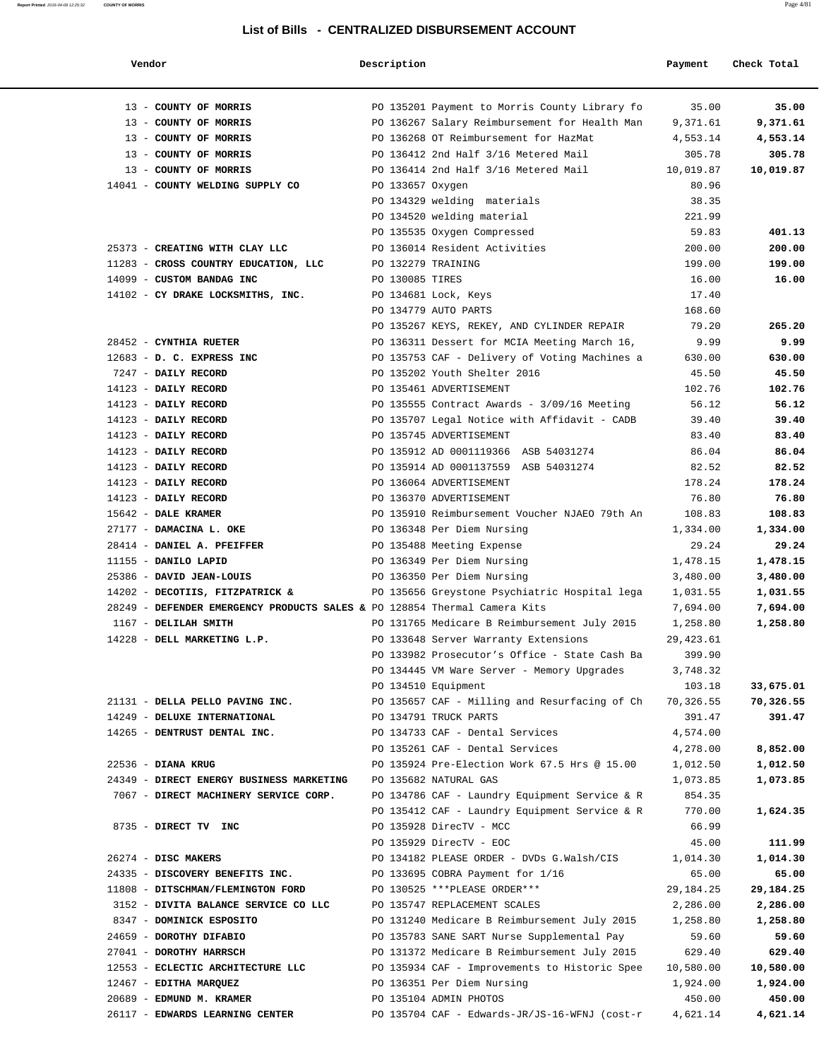# List of Bills - CENTRALIZED DISBURSEMENT ACCOUNT

| Vendor | Description | Payment | Check Total |
|---|---|---|---|
| 13 - **COUNTY OF MORRIS** | PO 135201 Payment to Morris County Library fo | 35.00 | **35.00** |
| 13 - **COUNTY OF MORRIS** | PO 136267 Salary Reimbursement for Health Man | 9,371.61 | **9,371.61** |
| 13 - **COUNTY OF MORRIS** | PO 136268 OT Reimbursement for HazMat | 4,553.14 | **4,553.14** |
| 13 - **COUNTY OF MORRIS** | PO 136412 2nd Half 3/16 Metered Mail | 305.78 | **305.78** |
| 13 - **COUNTY OF MORRIS** | PO 136414 2nd Half 3/16 Metered Mail | 10,019.87 | **10,019.87** |
| 14041 - **COUNTY WELDING SUPPLY CO** | PO 133657 Oxygen | 80.96 | |
| | PO 134329 welding materials | 38.35 | |
| | PO 134520 welding material | 221.99 | |
| | PO 135535 Oxygen Compressed | 59.83 | **401.13** |
| 25373 - **CREATING WITH CLAY LLC** | PO 136014 Resident Activities | 200.00 | **200.00** |
| 11283 - **CROSS COUNTRY EDUCATION, LLC** | PO 132279 TRAINING | 199.00 | **199.00** |
| 14099 - **CUSTOM BANDAG INC** | PO 130085 TIRES | 16.00 | **16.00** |
| 14102 - **CY DRAKE LOCKSMITHS, INC.** | PO 134681 Lock, Keys | 17.40 | |
| | PO 134779 AUTO PARTS | 168.60 | |
| | PO 135267 KEYS, REKEY, AND CYLINDER REPAIR | 79.20 | **265.20** |
| 28452 - **CYNTHIA RUETER** | PO 136311 Dessert for MCIA Meeting March 16, | 9.99 | **9.99** |
| 12683 - **D. C. EXPRESS INC** | PO 135753 CAF - Delivery of Voting Machines a | 630.00 | **630.00** |
| 7247 - **DAILY RECORD** | PO 135202 Youth Shelter 2016 | 45.50 | **45.50** |
| 14123 - **DAILY RECORD** | PO 135461 ADVERTISEMENT | 102.76 | **102.76** |
| 14123 - **DAILY RECORD** | PO 135555 Contract Awards - 3/09/16 Meeting | 56.12 | **56.12** |
| 14123 - **DAILY RECORD** | PO 135707 Legal Notice with Affidavit - CADB | 39.40 | **39.40** |
| 14123 - **DAILY RECORD** | PO 135745 ADVERTISEMENT | 83.40 | **83.40** |
| 14123 - **DAILY RECORD** | PO 135912 AD 0001119366 ASB 54031274 | 86.04 | **86.04** |
| 14123 - **DAILY RECORD** | PO 135914 AD 0001137559 ASB 54031274 | 82.52 | **82.52** |
| 14123 - **DAILY RECORD** | PO 136064 ADVERTISEMENT | 178.24 | **178.24** |
| 14123 - **DAILY RECORD** | PO 136370 ADVERTISEMENT | 76.80 | **76.80** |
| 15642 - **DALE KRAMER** | PO 135910 Reimbursement Voucher NJAEO 79th An | 108.83 | **108.83** |
| 27177 - **DAMACINA L. OKE** | PO 136348 Per Diem Nursing | 1,334.00 | **1,334.00** |
| 28414 - **DANIEL A. PFEIFFER** | PO 135488 Meeting Expense | 29.24 | **29.24** |
| 11155 - **DANILO LAPID** | PO 136349 Per Diem Nursing | 1,478.15 | **1,478.15** |
| 25386 - **DAVID JEAN-LOUIS** | PO 136350 Per Diem Nursing | 3,480.00 | **3,480.00** |
| 14202 - **DECOTIIS, FITZPATRICK &** | PO 135656 Greystone Psychiatric Hospital lega | 1,031.55 | **1,031.55** |
| 28249 - **DEFENDER EMERGENCY PRODUCTS SALES &** | PO 128854 Thermal Camera Kits | 7,694.00 | **7,694.00** |
| 1167 - **DELILAH SMITH** | PO 131765 Medicare B Reimbursement July 2015 | 1,258.80 | **1,258.80** |
| 14228 - **DELL MARKETING L.P.** | PO 133648 Server Warranty Extensions | 29,423.61 | |
| | PO 133982 Prosecutor's Office - State Cash Ba | 399.90 | |
| | PO 134445 VM Ware Server - Memory Upgrades | 3,748.32 | |
| | PO 134510 Equipment | 103.18 | **33,675.01** |
| 21131 - **DELLA PELLO PAVING INC.** | PO 135657 CAF - Milling and Resurfacing of Ch | 70,326.55 | **70,326.55** |
| 14249 - **DELUXE INTERNATIONAL** | PO 134791 TRUCK PARTS | 391.47 | **391.47** |
| 14265 - **DENTRUST DENTAL INC.** | PO 134733 CAF - Dental Services | 4,574.00 | |
| | PO 135261 CAF - Dental Services | 4,278.00 | **8,852.00** |
| 22536 - **DIANA KRUG** | PO 135924 Pre-Election Work 67.5 Hrs @ 15.00 | 1,012.50 | **1,012.50** |
| 24349 - **DIRECT ENERGY BUSINESS MARKETING** | PO 135682 NATURAL GAS | 1,073.85 | **1,073.85** |
| 7067 - **DIRECT MACHINERY SERVICE CORP.** | PO 134786 CAF - Laundry Equipment Service & R | 854.35 | |
| | PO 135412 CAF - Laundry Equipment Service & R | 770.00 | **1,624.35** |
| 8735 - **DIRECT TV INC** | PO 135928 DirecTV - MCC | 66.99 | |
| | PO 135929 DirecTV - EOC | 45.00 | **111.99** |
| 26274 - **DISC MAKERS** | PO 134182 PLEASE ORDER - DVDs G.Walsh/CIS | 1,014.30 | **1,014.30** |
| 24335 - **DISCOVERY BENEFITS INC.** | PO 133695 COBRA Payment for 1/16 | 65.00 | **65.00** |
| 11808 - **DITSCHMAN/FLEMINGTON FORD** | PO 130525 ***PLEASE ORDER*** | 29,184.25 | **29,184.25** |
| 3152 - **DIVITA BALANCE SERVICE CO LLC** | PO 135747 REPLACEMENT SCALES | 2,286.00 | **2,286.00** |
| 8347 - **DOMINICK ESPOSITO** | PO 131240 Medicare B Reimbursement July 2015 | 1,258.80 | **1,258.80** |
| 24659 - **DOROTHY DIFABIO** | PO 135783 SANE SART Nurse Supplemental Pay | 59.60 | **59.60** |
| 27041 - **DOROTHY HARRSCH** | PO 131372 Medicare B Reimbursement July 2015 | 629.40 | **629.40** |
| 12553 - **ECLECTIC ARCHITECTURE LLC** | PO 135934 CAF - Improvements to Historic Spee | 10,580.00 | **10,580.00** |
| 12467 - **EDITHA MARQUEZ** | PO 136351 Per Diem Nursing | 1,924.00 | **1,924.00** |
| 20689 - **EDMUND M. KRAMER** | PO 135104 ADMIN PHOTOS | 450.00 | **450.00** |
| 26117 - **EDWARDS LEARNING CENTER** | PO 135704 CAF - Edwards-JR/JS-16-WFNJ (cost-r | 4,621.14 | **4,621.14** |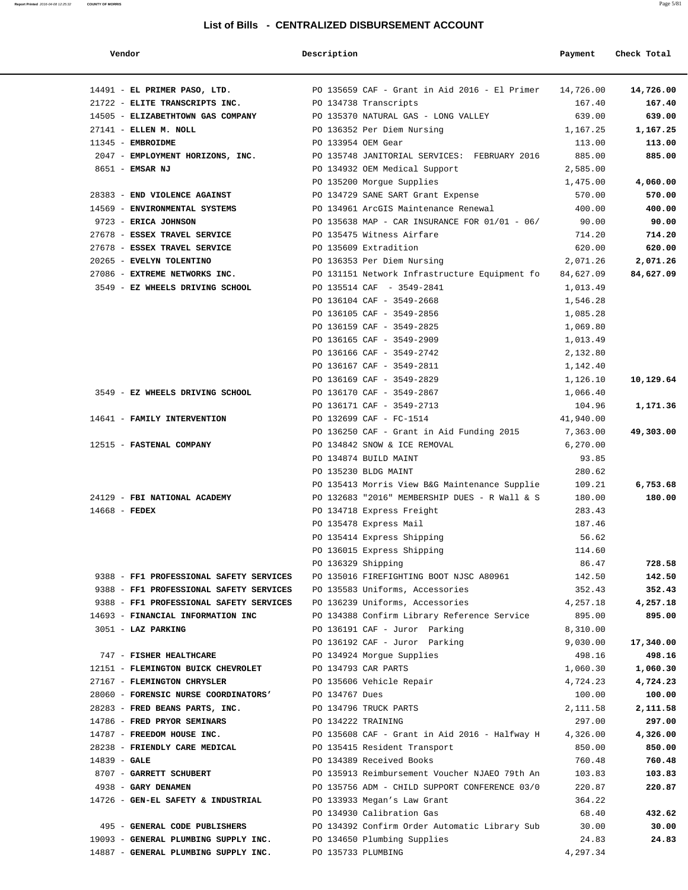## List of Bills - CENTRALIZED DISBURSEMENT ACCOUNT

| Vendor | Description | Payment | Check Total |
|---|---|---|---|
| 14491 - **EL PRIMER PASO, LTD.** | PO 135659 CAF - Grant in Aid 2016 - El Primer | 14,726.00 | **14,726.00** |
| 21722 - **ELITE TRANSCRIPTS INC.** | PO 134738 Transcripts | 167.40 | **167.40** |
| 14505 - **ELIZABETHTOWN GAS COMPANY** | PO 135370 NATURAL GAS - LONG VALLEY | 639.00 | **639.00** |
| 27141 - **ELLEN M. NOLL** | PO 136352 Per Diem Nursing | 1,167.25 | **1,167.25** |
| 11345 - **EMBROIDME** | PO 133954 OEM Gear | 113.00 | **113.00** |
| 2047 - **EMPLOYMENT HORIZONS, INC.** | PO 135748 JANITORIAL SERVICES: FEBRUARY 2016 | 885.00 | **885.00** |
| 8651 - **EMSAR NJ** | PO 134932 OEM Medical Support | 2,585.00 | |
| | PO 135200 Morgue Supplies | 1,475.00 | **4,060.00** |
| 28383 - **END VIOLENCE AGAINST** | PO 134729 SANE SART Grant Expense | 570.00 | **570.00** |
| 14569 - **ENVIRONMENTAL SYSTEMS** | PO 134961 ArcGIS Maintenance Renewal | 400.00 | **400.00** |
| 9723 - **ERICA JOHNSON** | PO 135638 MAP - CAR INSURANCE FOR 01/01 - 06/ | 90.00 | **90.00** |
| 27678 - **ESSEX TRAVEL SERVICE** | PO 135475 Witness Airfare | 714.20 | **714.20** |
| 27678 - **ESSEX TRAVEL SERVICE** | PO 135609 Extradition | 620.00 | **620.00** |
| 20265 - **EVELYN TOLENTINO** | PO 136353 Per Diem Nursing | 2,071.26 | **2,071.26** |
| 27086 - **EXTREME NETWORKS INC.** | PO 131151 Network Infrastructure Equipment fo | 84,627.09 | **84,627.09** |
| 3549 - **EZ WHEELS DRIVING SCHOOL** | PO 135514 CAF - 3549-2841 | 1,013.49 | |
| | PO 136104 CAF - 3549-2668 | 1,546.28 | |
| | PO 136105 CAF - 3549-2856 | 1,085.28 | |
| | PO 136159 CAF - 3549-2825 | 1,069.80 | |
| | PO 136165 CAF - 3549-2909 | 1,013.49 | |
| | PO 136166 CAF - 3549-2742 | 2,132.80 | |
| | PO 136167 CAF - 3549-2811 | 1,142.40 | |
| | PO 136169 CAF - 3549-2829 | 1,126.10 | **10,129.64** |
| 3549 - **EZ WHEELS DRIVING SCHOOL** | PO 136170 CAF - 3549-2867 | 1,066.40 | |
| | PO 136171 CAF - 3549-2713 | 104.96 | **1,171.36** |
| 14641 - **FAMILY INTERVENTION** | PO 132699 CAF - FC-1514 | 41,940.00 | |
| | PO 136250 CAF - Grant in Aid Funding 2015 | 7,363.00 | **49,303.00** |
| 12515 - **FASTENAL COMPANY** | PO 134842 SNOW & ICE REMOVAL | 6,270.00 | |
| | PO 134874 BUILD MAINT | 93.85 | |
| | PO 135230 BLDG MAINT | 280.62 | |
| | PO 135413 Morris View B&G Maintenance Supplie | 109.21 | **6,753.68** |
| 24129 - **FBI NATIONAL ACADEMY** | PO 132683 "2016" MEMBERSHIP DUES - R Wall & S | 180.00 | **180.00** |
| 14668 - **FEDEX** | PO 134718 Express Freight | 283.43 | |
| | PO 135478 Express Mail | 187.46 | |
| | PO 135414 Express Shipping | 56.62 | |
| | PO 136015 Express Shipping | 114.60 | |
| | PO 136329 Shipping | 86.47 | **728.58** |
| 9388 - **FF1 PROFESSIONAL SAFETY SERVICES** | PO 135016 FIREFIGHTING BOOT NJSC A80961 | 142.50 | **142.50** |
| 9388 - **FF1 PROFESSIONAL SAFETY SERVICES** | PO 135583 Uniforms, Accessories | 352.43 | **352.43** |
| 9388 - **FF1 PROFESSIONAL SAFETY SERVICES** | PO 136239 Uniforms, Accessories | 4,257.18 | **4,257.18** |
| 14693 - **FINANCIAL INFORMATION INC** | PO 134388 Confirm Library Reference Service | 895.00 | **895.00** |
| 3051 - **LAZ PARKING** | PO 136191 CAF - Juror Parking | 8,310.00 | |
| | PO 136192 CAF - Juror Parking | 9,030.00 | **17,340.00** |
| 747 - **FISHER HEALTHCARE** | PO 134924 Morgue Supplies | 498.16 | **498.16** |
| 12151 - **FLEMINGTON BUICK CHEVROLET** | PO 134793 CAR PARTS | 1,060.30 | **1,060.30** |
| 27167 - **FLEMINGTON CHRYSLER** | PO 135606 Vehicle Repair | 4,724.23 | **4,724.23** |
| 28060 - **FORENSIC NURSE COORDINATORS'** | PO 134767 Dues | 100.00 | **100.00** |
| 28283 - **FRED BEANS PARTS, INC.** | PO 134796 TRUCK PARTS | 2,111.58 | **2,111.58** |
| 14786 - **FRED PRYOR SEMINARS** | PO 134222 TRAINING | 297.00 | **297.00** |
| 14787 - **FREEDOM HOUSE INC.** | PO 135608 CAF - Grant in Aid 2016 - Halfway H | 4,326.00 | **4,326.00** |
| 28238 - **FRIENDLY CARE MEDICAL** | PO 135415 Resident Transport | 850.00 | **850.00** |
| 14839 - **GALE** | PO 134389 Received Books | 760.48 | **760.48** |
| 8707 - **GARRETT SCHUBERT** | PO 135913 Reimbursement Voucher NJAEO 79th An | 103.83 | **103.83** |
| 4938 - **GARY DENAMEN** | PO 135756 ADM - CHILD SUPPORT CONFERENCE 03/0 | 220.87 | **220.87** |
| 14726 - **GEN-EL SAFETY & INDUSTRIAL** | PO 133933 Megan's Law Grant | 364.22 | |
| | PO 134930 Calibration Gas | 68.40 | **432.62** |
| 495 - **GENERAL CODE PUBLISHERS** | PO 134392 Confirm Order Automatic Library Sub | 30.00 | **30.00** |
| 19093 - **GENERAL PLUMBING SUPPLY INC.** | PO 134650 Plumbing Supplies | 24.83 | **24.83** |
| 14887 - **GENERAL PLUMBING SUPPLY INC.** | PO 135733 PLUMBING | 4,297.34 | |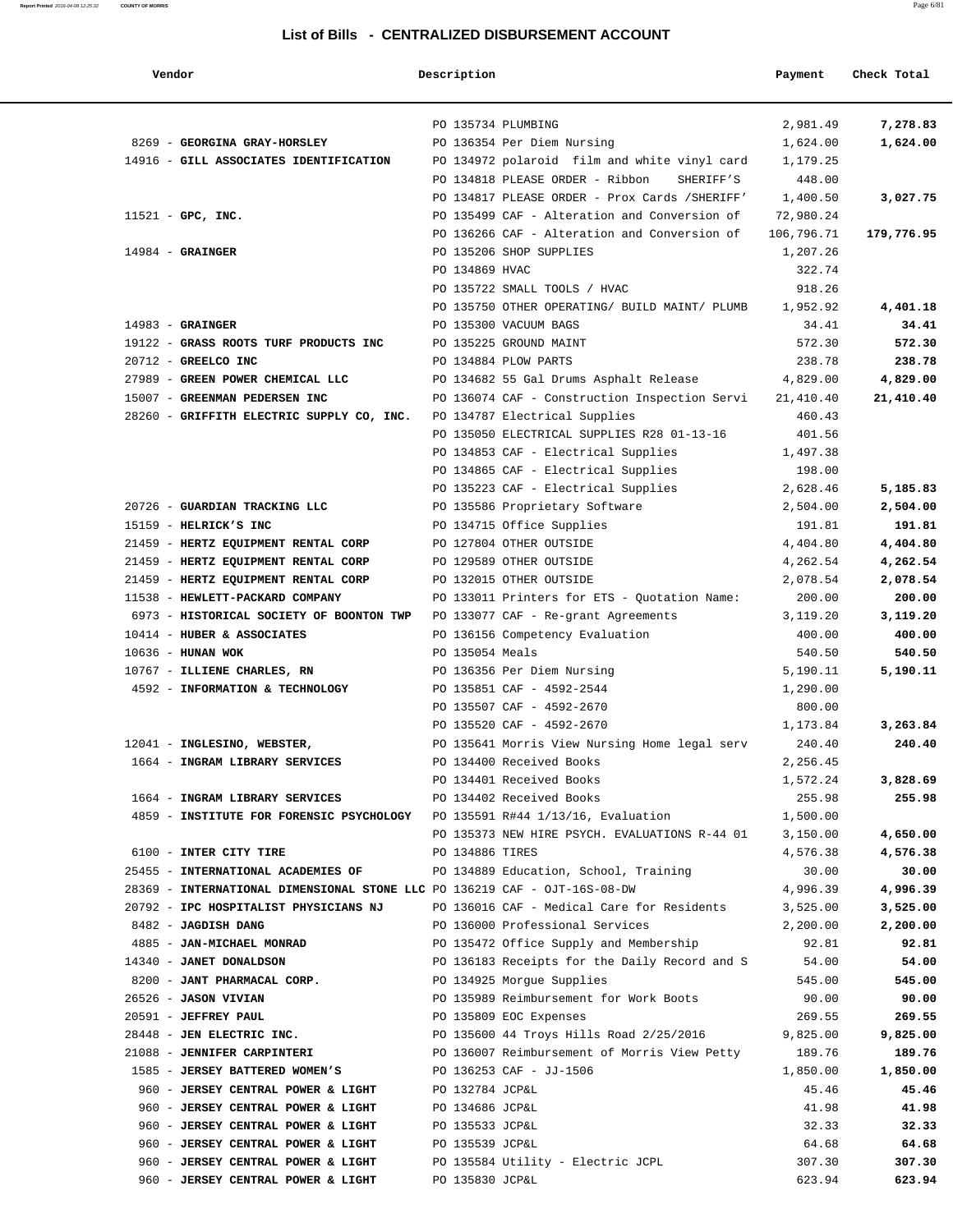## List of Bills - CENTRALIZED DISBURSEMENT ACCOUNT

| Vendor | Description | Payment | Check Total |
|---|---|---|---|
| | PO 135734 PLUMBING | 2,981.49 | **7,278.83** |
| 8269 - **GEORGINA GRAY-HORSLEY** | PO 136354 Per Diem Nursing | 1,624.00 | **1,624.00** |
| 14916 - **GILL ASSOCIATES IDENTIFICATION** | PO 134972 polaroid film and white vinyl card | 1,179.25 | |
| | PO 134818 PLEASE ORDER - Ribbon SHERIFF'S | 448.00 | |
| | PO 134817 PLEASE ORDER - Prox Cards /SHERIFF' | 1,400.50 | **3,027.75** |
| 11521 - **GPC, INC.** | PO 135499 CAF - Alteration and Conversion of | 72,980.24 | |
| | PO 136266 CAF - Alteration and Conversion of | 106,796.71 | **179,776.95** |
| 14984 - **GRAINGER** | PO 135206 SHOP SUPPLIES | 1,207.26 | |
| | PO 134869 HVAC | 322.74 | |
| | PO 135722 SMALL TOOLS / HVAC | 918.26 | |
| | PO 135750 OTHER OPERATING/ BUILD MAINT/ PLUMB | 1,952.92 | **4,401.18** |
| 14983 - **GRAINGER** | PO 135300 VACUUM BAGS | 34.41 | **34.41** |
| 19122 - **GRASS ROOTS TURF PRODUCTS INC** | PO 135225 GROUND MAINT | 572.30 | **572.30** |
| 20712 - **GREELCO INC** | PO 134884 PLOW PARTS | 238.78 | **238.78** |
| 27989 - **GREEN POWER CHEMICAL LLC** | PO 134682 55 Gal Drums Asphalt Release | 4,829.00 | **4,829.00** |
| 15007 - **GREENMAN PEDERSEN INC** | PO 136074 CAF - Construction Inspection Servi | 21,410.40 | **21,410.40** |
| 28260 - **GRIFFITH ELECTRIC SUPPLY CO, INC.** | PO 134787 Electrical Supplies | 460.43 | |
| | PO 135050 ELECTRICAL SUPPLIES R28 01-13-16 | 401.56 | |
| | PO 134853 CAF - Electrical Supplies | 1,497.38 | |
| | PO 134865 CAF - Electrical Supplies | 198.00 | |
| | PO 135223 CAF - Electrical Supplies | 2,628.46 | **5,185.83** |
| 20726 - **GUARDIAN TRACKING LLC** | PO 135586 Proprietary Software | 2,504.00 | **2,504.00** |
| 15159 - **HELRICK'S INC** | PO 134715 Office Supplies | 191.81 | **191.81** |
| 21459 - **HERTZ EQUIPMENT RENTAL CORP** | PO 127804 OTHER OUTSIDE | 4,404.80 | **4,404.80** |
| 21459 - **HERTZ EQUIPMENT RENTAL CORP** | PO 129589 OTHER OUTSIDE | 4,262.54 | **4,262.54** |
| 21459 - **HERTZ EQUIPMENT RENTAL CORP** | PO 132015 OTHER OUTSIDE | 2,078.54 | **2,078.54** |
| 11538 - **HEWLETT-PACKARD COMPANY** | PO 133011 Printers for ETS - Quotation Name: | 200.00 | **200.00** |
| 6973 - **HISTORICAL SOCIETY OF BOONTON TWP** | PO 133077 CAF - Re-grant Agreements | 3,119.20 | **3,119.20** |
| 10414 - **HUBER & ASSOCIATES** | PO 136156 Competency Evaluation | 400.00 | **400.00** |
| 10636 - **HUNAN WOK** | PO 135054 Meals | 540.50 | **540.50** |
| 10767 - **ILLIENE CHARLES, RN** | PO 136356 Per Diem Nursing | 5,190.11 | **5,190.11** |
| 4592 - **INFORMATION & TECHNOLOGY** | PO 135851 CAF - 4592-2544 | 1,290.00 | |
| | PO 135507 CAF - 4592-2670 | 800.00 | |
| | PO 135520 CAF - 4592-2670 | 1,173.84 | **3,263.84** |
| 12041 - **INGLESINO, WEBSTER,** | PO 135641 Morris View Nursing Home legal serv | 240.40 | **240.40** |
| 1664 - **INGRAM LIBRARY SERVICES** | PO 134400 Received Books | 2,256.45 | |
| | PO 134401 Received Books | 1,572.24 | **3,828.69** |
| 1664 - **INGRAM LIBRARY SERVICES** | PO 134402 Received Books | 255.98 | **255.98** |
| 4859 - **INSTITUTE FOR FORENSIC PSYCHOLOGY** | PO 135591 R#44 1/13/16, Evaluation | 1,500.00 | |
| | PO 135373 NEW HIRE PSYCH. EVALUATIONS R-44 01 | 3,150.00 | **4,650.00** |
| 6100 - **INTER CITY TIRE** | PO 134886 TIRES | 4,576.38 | **4,576.38** |
| 25455 - **INTERNATIONAL ACADEMIES OF** | PO 134889 Education, School, Training | 30.00 | **30.00** |
| 28369 - **INTERNATIONAL DIMENSIONAL STONE LLC** | PO 136219 CAF - OJT-16S-08-DW | 4,996.39 | **4,996.39** |
| 20792 - **IPC HOSPITALIST PHYSICIANS NJ** | PO 136016 CAF - Medical Care for Residents | 3,525.00 | **3,525.00** |
| 8482 - **JAGDISH DANG** | PO 136000 Professional Services | 2,200.00 | **2,200.00** |
| 4885 - **JAN-MICHAEL MONRAD** | PO 135472 Office Supply and Membership | 92.81 | **92.81** |
| 14340 - **JANET DONALDSON** | PO 136183 Receipts for the Daily Record and S | 54.00 | **54.00** |
| 8200 - **JANT PHARMACAL CORP.** | PO 134925 Morgue Supplies | 545.00 | **545.00** |
| 26526 - **JASON VIVIAN** | PO 135989 Reimbursement for Work Boots | 90.00 | **90.00** |
| 20591 - **JEFFREY PAUL** | PO 135809 EOC Expenses | 269.55 | **269.55** |
| 28448 - **JEN ELECTRIC INC.** | PO 135600 44 Troys Hills Road 2/25/2016 | 9,825.00 | **9,825.00** |
| 21088 - **JENNIFER CARPINTERI** | PO 136007 Reimbursement of Morris View Petty | 189.76 | **189.76** |
| 1585 - **JERSEY BATTERED WOMEN'S** | PO 136253 CAF - JJ-1506 | 1,850.00 | **1,850.00** |
| 960 - **JERSEY CENTRAL POWER & LIGHT** | PO 132784 JCP&L | 45.46 | **45.46** |
| 960 - **JERSEY CENTRAL POWER & LIGHT** | PO 134686 JCP&L | 41.98 | **41.98** |
| 960 - **JERSEY CENTRAL POWER & LIGHT** | PO 135533 JCP&L | 32.33 | **32.33** |
| 960 - **JERSEY CENTRAL POWER & LIGHT** | PO 135539 JCP&L | 64.68 | **64.68** |
| 960 - **JERSEY CENTRAL POWER & LIGHT** | PO 135584 Utility - Electric JCPL | 307.30 | **307.30** |
| 960 - **JERSEY CENTRAL POWER & LIGHT** | PO 135830 JCP&L | 623.94 | **623.94** |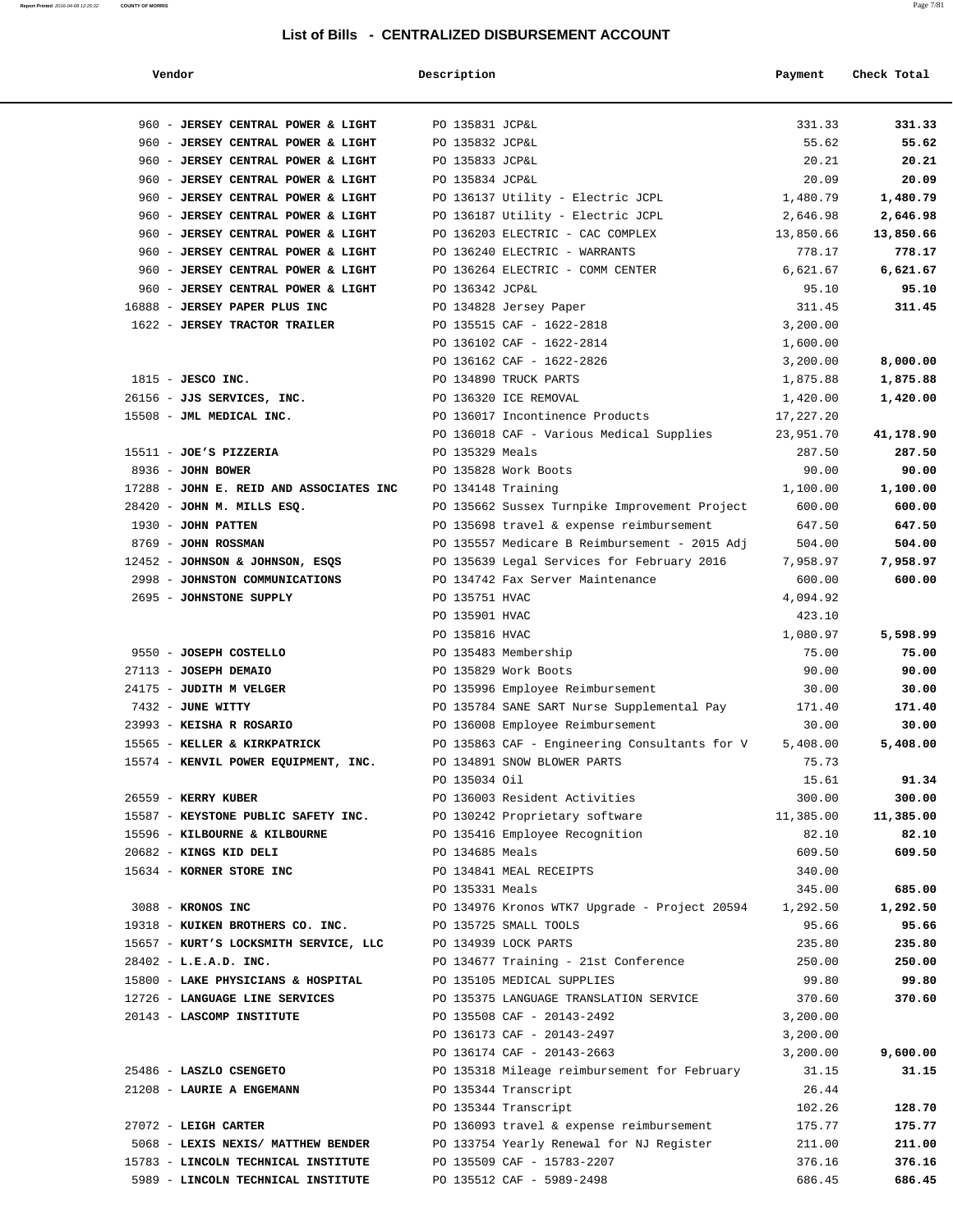## List of Bills - CENTRALIZED DISBURSEMENT ACCOUNT

| Vendor | Description | Payment | Check Total |
|---|---|---|---|
| 960 - **JERSEY CENTRAL POWER & LIGHT** | PO 135831 JCP&L | 331.33 | **331.33** |
| 960 - **JERSEY CENTRAL POWER & LIGHT** | PO 135832 JCP&L | 55.62 | **55.62** |
| 960 - **JERSEY CENTRAL POWER & LIGHT** | PO 135833 JCP&L | 20.21 | **20.21** |
| 960 - **JERSEY CENTRAL POWER & LIGHT** | PO 135834 JCP&L | 20.09 | **20.09** |
| 960 - **JERSEY CENTRAL POWER & LIGHT** | PO 136137 Utility - Electric JCPL | 1,480.79 | **1,480.79** |
| 960 - **JERSEY CENTRAL POWER & LIGHT** | PO 136187 Utility - Electric JCPL | 2,646.98 | **2,646.98** |
| 960 - **JERSEY CENTRAL POWER & LIGHT** | PO 136203 ELECTRIC - CAC COMPLEX | 13,850.66 | **13,850.66** |
| 960 - **JERSEY CENTRAL POWER & LIGHT** | PO 136240 ELECTRIC - WARRANTS | 778.17 | **778.17** |
| 960 - **JERSEY CENTRAL POWER & LIGHT** | PO 136264 ELECTRIC - COMM CENTER | 6,621.67 | **6,621.67** |
| 960 - **JERSEY CENTRAL POWER & LIGHT** | PO 136342 JCP&L | 95.10 | **95.10** |
| 16888 - **JERSEY PAPER PLUS INC** | PO 134828 Jersey Paper | 311.45 | **311.45** |
| 1622 - **JERSEY TRACTOR TRAILER** | PO 135515 CAF - 1622-2818 | 3,200.00 | |
| | PO 136102 CAF - 1622-2814 | 1,600.00 | |
| | PO 136162 CAF - 1622-2826 | 3,200.00 | **8,000.00** |
| 1815 - **JESCO INC.** | PO 134890 TRUCK PARTS | 1,875.88 | **1,875.88** |
| 26156 - **JJS SERVICES, INC.** | PO 136320 ICE REMOVAL | 1,420.00 | **1,420.00** |
| 15508 - **JML MEDICAL INC.** | PO 136017 Incontinence Products | 17,227.20 | |
| | PO 136018 CAF - Various Medical Supplies | 23,951.70 | **41,178.90** |
| 15511 - **JOE'S PIZZERIA** | PO 135329 Meals | 287.50 | **287.50** |
| 8936 - **JOHN BOWER** | PO 135828 Work Boots | 90.00 | **90.00** |
| 17288 - **JOHN E. REID AND ASSOCIATES INC** | PO 134148 Training | 1,100.00 | **1,100.00** |
| 28420 - **JOHN M. MILLS ESQ.** | PO 135662 Sussex Turnpike Improvement Project | 600.00 | **600.00** |
| 1930 - **JOHN PATTEN** | PO 135698 travel & expense reimbursement | 647.50 | **647.50** |
| 8769 - **JOHN ROSSMAN** | PO 135557 Medicare B Reimbursement - 2015 Adj | 504.00 | **504.00** |
| 12452 - **JOHNSON & JOHNSON, ESQS** | PO 135639 Legal Services for February 2016 | 7,958.97 | **7,958.97** |
| 2998 - **JOHNSTON COMMUNICATIONS** | PO 134742 Fax Server Maintenance | 600.00 | **600.00** |
| 2695 - **JOHNSTONE SUPPLY** | PO 135751 HVAC | 4,094.92 | |
| | PO 135901 HVAC | 423.10 | |
| | PO 135816 HVAC | 1,080.97 | **5,598.99** |
| 9550 - **JOSEPH COSTELLO** | PO 135483 Membership | 75.00 | **75.00** |
| 27113 - **JOSEPH DEMAIO** | PO 135829 Work Boots | 90.00 | **90.00** |
| 24175 - **JUDITH M VELGER** | PO 135996 Employee Reimbursement | 30.00 | **30.00** |
| 7432 - **JUNE WITTY** | PO 135784 SANE SART Nurse Supplemental Pay | 171.40 | **171.40** |
| 23993 - **KEISHA R ROSARIO** | PO 136008 Employee Reimbursement | 30.00 | **30.00** |
| 15565 - **KELLER & KIRKPATRICK** | PO 135863 CAF - Engineering Consultants for V | 5,408.00 | **5,408.00** |
| 15574 - **KENVIL POWER EQUIPMENT, INC.** | PO 134891 SNOW BLOWER PARTS | 75.73 | |
| | PO 135034 Oil | 15.61 | **91.34** |
| 26559 - **KERRY KUBER** | PO 136003 Resident Activities | 300.00 | **300.00** |
| 15587 - **KEYSTONE PUBLIC SAFETY INC.** | PO 130242 Proprietary software | 11,385.00 | **11,385.00** |
| 15596 - **KILBOURNE & KILBOURNE** | PO 135416 Employee Recognition | 82.10 | **82.10** |
| 20682 - **KINGS KID DELI** | PO 134685 Meals | 609.50 | **609.50** |
| 15634 - **KORNER STORE INC** | PO 134841 MEAL RECEIPTS | 340.00 | |
| | PO 135331 Meals | 345.00 | **685.00** |
| 3088 - **KRONOS INC** | PO 134976 Kronos WTK7 Upgrade - Project 20594 | 1,292.50 | **1,292.50** |
| 19318 - **KUIKEN BROTHERS CO. INC.** | PO 135725 SMALL TOOLS | 95.66 | **95.66** |
| 15657 - **KURT'S LOCKSMITH SERVICE, LLC** | PO 134939 LOCK PARTS | 235.80 | **235.80** |
| 28402 - **L.E.A.D. INC.** | PO 134677 Training - 21st Conference | 250.00 | **250.00** |
| 15800 - **LAKE PHYSICIANS & HOSPITAL** | PO 135105 MEDICAL SUPPLIES | 99.80 | **99.80** |
| 12726 - **LANGUAGE LINE SERVICES** | PO 135375 LANGUAGE TRANSLATION SERVICE | 370.60 | **370.60** |
| 20143 - **LASCOMP INSTITUTE** | PO 135508 CAF - 20143-2492 | 3,200.00 | |
| | PO 136173 CAF - 20143-2497 | 3,200.00 | |
| | PO 136174 CAF - 20143-2663 | 3,200.00 | **9,600.00** |
| 25486 - **LASZLO CSENGETO** | PO 135318 Mileage reimbursement for February | 31.15 | **31.15** |
| 21208 - **LAURIE A ENGEMANN** | PO 135344 Transcript | 26.44 | |
| | PO 135344 Transcript | 102.26 | **128.70** |
| 27072 - **LEIGH CARTER** | PO 136093 travel & expense reimbursement | 175.77 | **175.77** |
| 5068 - **LEXIS NEXIS/ MATTHEW BENDER** | PO 133754 Yearly Renewal for NJ Register | 211.00 | **211.00** |
| 15783 - **LINCOLN TECHNICAL INSTITUTE** | PO 135509 CAF - 15783-2207 | 376.16 | **376.16** |
| 5989 - **LINCOLN TECHNICAL INSTITUTE** | PO 135512 CAF - 5989-2498 | 686.45 | **686.45** |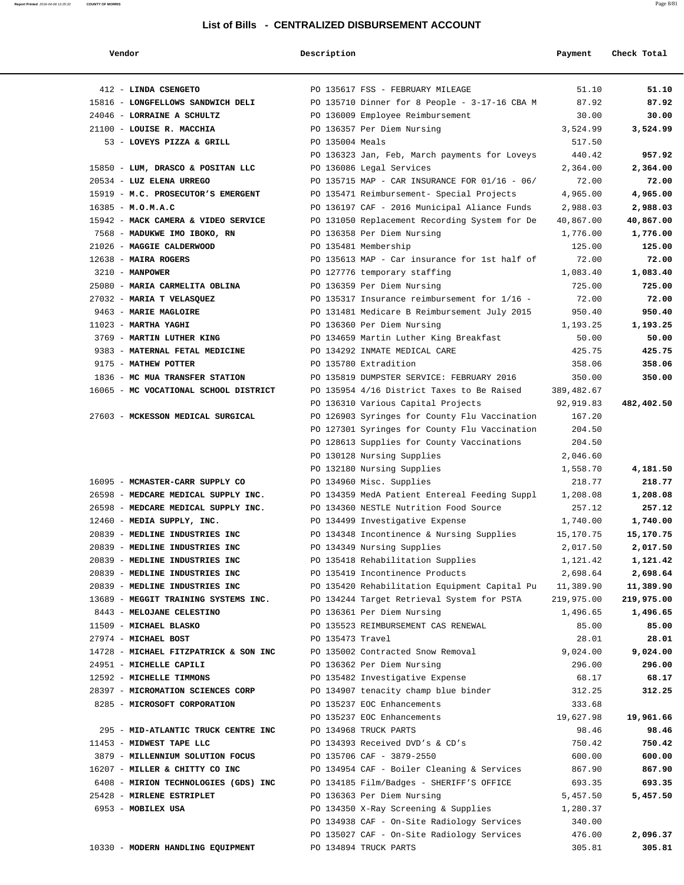## List of Bills - CENTRALIZED DISBURSEMENT ACCOUNT

| Vendor | Description | Payment | Check Total |
|---|---|---|---|
| 412 - **LINDA CSENGETO** | PO 135617 FSS - FEBRUARY MILEAGE | 51.10 | **51.10** |
| 15816 - **LONGFELLOWS SANDWICH DELI** | PO 135710 Dinner for 8 People - 3-17-16 CBA M | 87.92 | **87.92** |
| 24046 - **LORRAINE A SCHULTZ** | PO 136009 Employee Reimbursement | 30.00 | **30.00** |
| 21100 - **LOUISE R. MACCHIA** | PO 136357 Per Diem Nursing | 3,524.99 | **3,524.99** |
| 53 - **LOVEYS PIZZA & GRILL** | PO 135004 Meals | 517.50 | |
| | PO 136323 Jan, Feb, March payments for Loveys | 440.42 | **957.92** |
| 15850 - **LUM, DRASCO & POSITAN LLC** | PO 136086 Legal Services | 2,364.00 | **2,364.00** |
| 20534 - **LUZ ELENA URREGO** | PO 135715 MAP - CAR INSURANCE FOR 01/16 - 06/ | 72.00 | **72.00** |
| 15919 - **M.C. PROSECUTOR'S EMERGENT** | PO 135471 Reimbursement- Special Projects | 4,965.00 | **4,965.00** |
| 16385 - **M.O.M.A.C** | PO 136197 CAF - 2016 Municipal Aliance Funds | 2,988.03 | **2,988.03** |
| 15942 - **MACK CAMERA & VIDEO SERVICE** | PO 131050 Replacement Recording System for De | 40,867.00 | **40,867.00** |
| 7568 - **MADUKWE IMO IBOKO, RN** | PO 136358 Per Diem Nursing | 1,776.00 | **1,776.00** |
| 21026 - **MAGGIE CALDERWOOD** | PO 135481 Membership | 125.00 | **125.00** |
| 12638 - **MAIRA ROGERS** | PO 135613 MAP - Car insurance for 1st half of | 72.00 | **72.00** |
| 3210 - **MANPOWER** | PO 127776 temporary staffing | 1,083.40 | **1,083.40** |
| 25080 - **MARIA CARMELITA OBLINA** | PO 136359 Per Diem Nursing | 725.00 | **725.00** |
| 27032 - **MARIA T VELASQUEZ** | PO 135317 Insurance reimbursement for 1/16 - | 72.00 | **72.00** |
| 9463 - **MARIE MAGLOIRE** | PO 131481 Medicare B Reimbursement July 2015 | 950.40 | **950.40** |
| 11023 - **MARTHA YAGHI** | PO 136360 Per Diem Nursing | 1,193.25 | **1,193.25** |
| 3769 - **MARTIN LUTHER KING** | PO 134659 Martin Luther King Breakfast | 50.00 | **50.00** |
| 9383 - **MATERNAL FETAL MEDICINE** | PO 134292 INMATE MEDICAL CARE | 425.75 | **425.75** |
| 9175 - **MATHEW POTTER** | PO 135780 Extradition | 358.06 | **358.06** |
| 1836 - **MC MUA TRANSFER STATION** | PO 135819 DUMPSTER SERVICE: FEBRUARY 2016 | 350.00 | **350.00** |
| 16065 - **MC VOCATIONAL SCHOOL DISTRICT** | PO 135954 4/16 District Taxes to Be Raised | 389,482.67 | |
| | PO 136310 Various Capital Projects | 92,919.83 | **482,402.50** |
| 27603 - **MCKESSON MEDICAL SURGICAL** | PO 126903 Syringes for County Flu Vaccination | 167.20 | |
| | PO 127301 Syringes for County Flu Vaccination | 204.50 | |
| | PO 128613 Supplies for County Vaccinations | 204.50 | |
| | PO 130128 Nursing Supplies | 2,046.60 | |
| | PO 132180 Nursing Supplies | 1,558.70 | **4,181.50** |
| 16095 - **MCMASTER-CARR SUPPLY CO** | PO 134960 Misc. Supplies | 218.77 | **218.77** |
| 26598 - **MEDCARE MEDICAL SUPPLY INC.** | PO 134359 MedA Patient Entereal Feeding Suppl | 1,208.08 | **1,208.08** |
| 26598 - **MEDCARE MEDICAL SUPPLY INC.** | PO 134360 NESTLE Nutrition Food Source | 257.12 | **257.12** |
| 12460 - **MEDIA SUPPLY, INC.** | PO 134499 Investigative Expense | 1,740.00 | **1,740.00** |
| 20839 - **MEDLINE INDUSTRIES INC** | PO 134348 Incontinence & Nursing Supplies | 15,170.75 | **15,170.75** |
| 20839 - **MEDLINE INDUSTRIES INC** | PO 134349 Nursing Supplies | 2,017.50 | **2,017.50** |
| 20839 - **MEDLINE INDUSTRIES INC** | PO 135418 Rehabilitation Supplies | 1,121.42 | **1,121.42** |
| 20839 - **MEDLINE INDUSTRIES INC** | PO 135419 Incontinence Products | 2,698.64 | **2,698.64** |
| 20839 - **MEDLINE INDUSTRIES INC** | PO 135420 Rehabilitation Equipment Capital Pu | 11,389.90 | **11,389.90** |
| 13689 - **MEGGIT TRAINING SYSTEMS INC.** | PO 134244 Target Retrieval System for PSTA | 219,975.00 | **219,975.00** |
| 8443 - **MELOJANE CELESTINO** | PO 136361 Per Diem Nursing | 1,496.65 | **1,496.65** |
| 11509 - **MICHAEL BLASKO** | PO 135523 REIMBURSEMENT CAS RENEWAL | 85.00 | **85.00** |
| 27974 - **MICHAEL BOST** | PO 135473 Travel | 28.01 | **28.01** |
| 14728 - **MICHAEL FITZPATRICK & SON INC** | PO 135002 Contracted Snow Removal | 9,024.00 | **9,024.00** |
| 24951 - **MICHELLE CAPILI** | PO 136362 Per Diem Nursing | 296.00 | **296.00** |
| 12592 - **MICHELLE TIMMONS** | PO 135482 Investigative Expense | 68.17 | **68.17** |
| 28397 - **MICROMATION SCIENCES CORP** | PO 134907 tenacity champ blue binder | 312.25 | **312.25** |
| 8285 - **MICROSOFT CORPORATION** | PO 135237 EOC Enhancements | 333.68 | |
| | PO 135237 EOC Enhancements | 19,627.98 | **19,961.66** |
| 295 - **MID-ATLANTIC TRUCK CENTRE INC** | PO 134968 TRUCK PARTS | 98.46 | **98.46** |
| 11453 - **MIDWEST TAPE LLC** | PO 134393 Received DVD's & CD's | 750.42 | **750.42** |
| 3879 - **MILLENNIUM SOLUTION FOCUS** | PO 135706 CAF - 3879-2550 | 600.00 | **600.00** |
| 16207 - **MILLER & CHITTY CO INC** | PO 134954 CAF - Boiler Cleaning & Services | 867.90 | **867.90** |
| 6408 - **MIRION TECHNOLOGIES (GDS) INC** | PO 134185 Film/Badges - SHERIFF'S OFFICE | 693.35 | **693.35** |
| 25428 - **MIRLENE ESTRIPLET** | PO 136363 Per Diem Nursing | 5,457.50 | **5,457.50** |
| 6953 - **MOBILEX USA** | PO 134350 X-Ray Screening & Supplies | 1,280.37 | |
| | PO 134938 CAF - On-Site Radiology Services | 340.00 | |
| | PO 135027 CAF - On-Site Radiology Services | 476.00 | **2,096.37** |
| 10330 - **MODERN HANDLING EQUIPMENT** | PO 134894 TRUCK PARTS | 305.81 | **305.81** |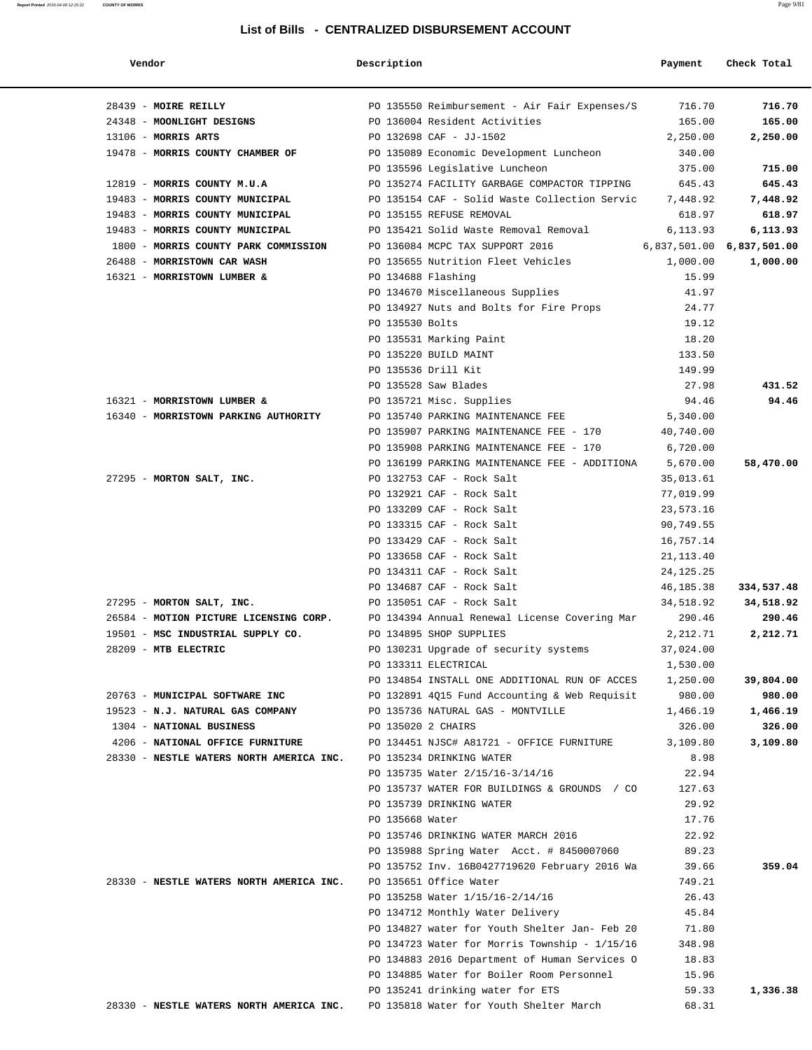## List of Bills - CENTRALIZED DISBURSEMENT ACCOUNT

| Vendor | Description | Payment | Check Total |
|---|---|---|---|
| 28439 - **MOIRE REILLY** | PO 135550 Reimbursement - Air Fair Expenses/S | 716.70 | **716.70** |
| 24348 - **MOONLIGHT DESIGNS** | PO 136004 Resident Activities | 165.00 | **165.00** |
| 13106 - **MORRIS ARTS** | PO 132698 CAF - JJ-1502 | 2,250.00 | **2,250.00** |
| 19478 - **MORRIS COUNTY CHAMBER OF** | PO 135089 Economic Development Luncheon | 340.00 | |
| | PO 135596 Legislative Luncheon | 375.00 | **715.00** |
| 12819 - **MORRIS COUNTY M.U.A** | PO 135274 FACILITY GARBAGE COMPACTOR TIPPING | 645.43 | **645.43** |
| 19483 - **MORRIS COUNTY MUNICIPAL** | PO 135154 CAF - Solid Waste Collection Servic | 7,448.92 | **7,448.92** |
| 19483 - **MORRIS COUNTY MUNICIPAL** | PO 135155 REFUSE REMOVAL | 618.97 | **618.97** |
| 19483 - **MORRIS COUNTY MUNICIPAL** | PO 135421 Solid Waste Removal Removal | 6,113.93 | **6,113.93** |
| 1800 - **MORRIS COUNTY PARK COMMISSION** | PO 136084 MCPC TAX SUPPORT 2016 | 6,837,501.00 | **6,837,501.00** |
| 26488 - **MORRISTOWN CAR WASH** | PO 135655 Nutrition Fleet Vehicles | 1,000.00 | **1,000.00** |
| 16321 - **MORRISTOWN LUMBER &** | PO 134688 Flashing | 15.99 | |
| | PO 134670 Miscellaneous Supplies | 41.97 | |
| | PO 134927 Nuts and Bolts for Fire Props | 24.77 | |
| | PO 135530 Bolts | 19.12 | |
| | PO 135531 Marking Paint | 18.20 | |
| | PO 135220 BUILD MAINT | 133.50 | |
| | PO 135536 Drill Kit | 149.99 | |
| | PO 135528 Saw Blades | 27.98 | **431.52** |
| 16321 - **MORRISTOWN LUMBER &** | PO 135721 Misc. Supplies | 94.46 | **94.46** |
| 16340 - **MORRISTOWN PARKING AUTHORITY** | PO 135740 PARKING MAINTENANCE FEE | 5,340.00 | |
| | PO 135907 PARKING MAINTENANCE FEE - 170 | 40,740.00 | |
| | PO 135908 PARKING MAINTENANCE FEE - 170 | 6,720.00 | |
| | PO 136199 PARKING MAINTENANCE FEE - ADDITIONA | 5,670.00 | **58,470.00** |
| 27295 - **MORTON SALT, INC.** | PO 132753 CAF - Rock Salt | 35,013.61 | |
| | PO 132921 CAF - Rock Salt | 77,019.99 | |
| | PO 133209 CAF - Rock Salt | 23,573.16 | |
| | PO 133315 CAF - Rock Salt | 90,749.55 | |
| | PO 133429 CAF - Rock Salt | 16,757.14 | |
| | PO 133658 CAF - Rock Salt | 21,113.40 | |
| | PO 134311 CAF - Rock Salt | 24,125.25 | |
| | PO 134687 CAF - Rock Salt | 46,185.38 | **334,537.48** |
| 27295 - **MORTON SALT, INC.** | PO 135051 CAF - Rock Salt | 34,518.92 | **34,518.92** |
| 26584 - **MOTION PICTURE LICENSING CORP.** | PO 134394 Annual Renewal License Covering Mar | 290.46 | **290.46** |
| 19501 - **MSC INDUSTRIAL SUPPLY CO.** | PO 134895 SHOP SUPPLIES | 2,212.71 | **2,212.71** |
| 28209 - **MTB ELECTRIC** | PO 130231 Upgrade of security systems | 37,024.00 | |
| | PO 133311 ELECTRICAL | 1,530.00 | |
| | PO 134854 INSTALL ONE ADDITIONAL RUN OF ACCES | 1,250.00 | **39,804.00** |
| 20763 - **MUNICIPAL SOFTWARE INC** | PO 132891 4Q15 Fund Accounting & Web Requisit | 980.00 | **980.00** |
| 19523 - **N.J. NATURAL GAS COMPANY** | PO 135736 NATURAL GAS - MONTVILLE | 1,466.19 | **1,466.19** |
| 1304 - **NATIONAL BUSINESS** | PO 135020 2 CHAIRS | 326.00 | **326.00** |
| 4206 - **NATIONAL OFFICE FURNITURE** | PO 134451 NJSC# A81721 - OFFICE FURNITURE | 3,109.80 | **3,109.80** |
| 28330 - **NESTLE WATERS NORTH AMERICA INC.** | PO 135234 DRINKING WATER | 8.98 | |
| | PO 135735 Water 2/15/16-3/14/16 | 22.94 | |
| | PO 135737 WATER FOR BUILDINGS & GROUNDS / CO | 127.63 | |
| | PO 135739 DRINKING WATER | 29.92 | |
| | PO 135668 Water | 17.76 | |
| | PO 135746 DRINKING WATER MARCH 2016 | 22.92 | |
| | PO 135988 Spring Water Acct. # 8450007060 | 89.23 | |
| | PO 135752 Inv. 16B0427719620 February 2016 Wa | 39.66 | **359.04** |
| 28330 - **NESTLE WATERS NORTH AMERICA INC.** | PO 135651 Office Water | 749.21 | |
| | PO 135258 Water 1/15/16-2/14/16 | 26.43 | |
| | PO 134712 Monthly Water Delivery | 45.84 | |
| | PO 134827 water for Youth Shelter Jan- Feb 20 | 71.80 | |
| | PO 134723 Water for Morris Township - 1/15/16 | 348.98 | |
| | PO 134883 2016 Department of Human Services O | 18.83 | |
| | PO 134885 Water for Boiler Room Personnel | 15.96 | |
| | PO 135241 drinking water for ETS | 59.33 | **1,336.38** |
| 28330 - **NESTLE WATERS NORTH AMERICA INC.** | PO 135818 Water for Youth Shelter March | 68.31 | |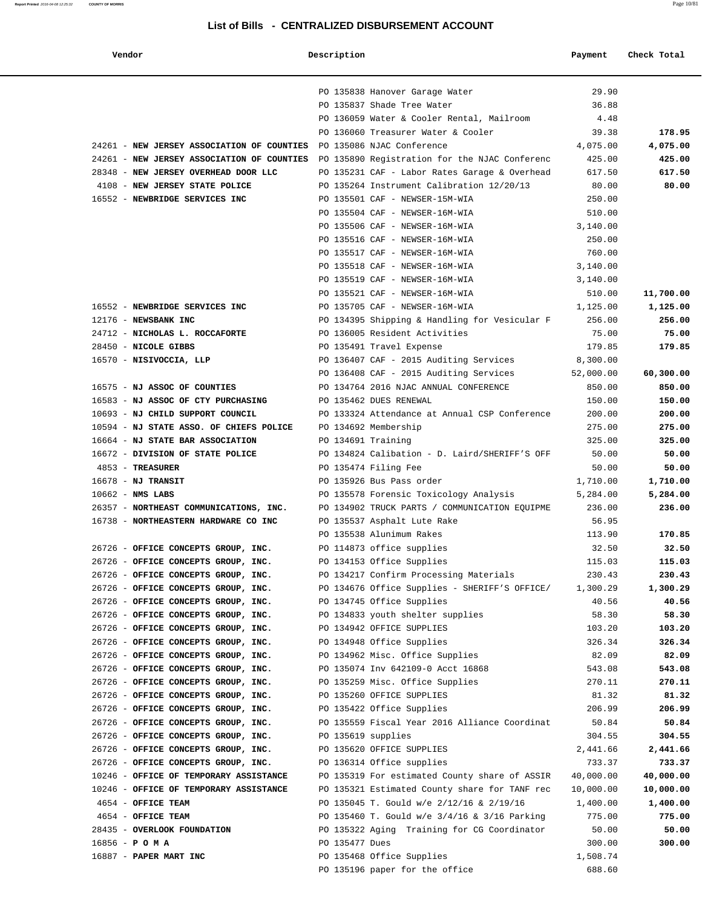## List of Bills - CENTRALIZED DISBURSEMENT ACCOUNT

| Vendor | Description | Payment | Check Total |
|---|---|---|---|
| | PO 135838 Hanover Garage Water | 29.90 | |
| | PO 135837 Shade Tree Water | 36.88 | |
| | PO 136059 Water & Cooler Rental, Mailroom | 4.48 | |
| | PO 136060 Treasurer Water & Cooler | 39.38 | **178.95** |
| 24261 - **NEW JERSEY ASSOCIATION OF COUNTIES** | PO 135086 NJAC Conference | 4,075.00 | **4,075.00** |
| 24261 - **NEW JERSEY ASSOCIATION OF COUNTIES** | PO 135890 Registration for the NJAC Conferenc | 425.00 | **425.00** |
| 28348 - **NEW JERSEY OVERHEAD DOOR LLC** | PO 135231 CAF - Labor Rates Garage & Overhead | 617.50 | **617.50** |
| 4108 - **NEW JERSEY STATE POLICE** | PO 135264 Instrument Calibration 12/20/13 | 80.00 | **80.00** |
| 16552 - **NEWBRIDGE SERVICES INC** | PO 135501 CAF - NEWSER-15M-WIA | 250.00 | |
| | PO 135504 CAF - NEWSER-16M-WIA | 510.00 | |
| | PO 135506 CAF - NEWSER-16M-WIA | 3,140.00 | |
| | PO 135516 CAF - NEWSER-16M-WIA | 250.00 | |
| | PO 135517 CAF - NEWSER-16M-WIA | 760.00 | |
| | PO 135518 CAF - NEWSER-16M-WIA | 3,140.00 | |
| | PO 135519 CAF - NEWSER-16M-WIA | 3,140.00 | |
| | PO 135521 CAF - NEWSER-16M-WIA | 510.00 | **11,700.00** |
| 16552 - **NEWBRIDGE SERVICES INC** | PO 135705 CAF - NEWSER-16M-WIA | 1,125.00 | **1,125.00** |
| 12176 - **NEWSBANK INC** | PO 134395 Shipping & Handling for Vesicular F | 256.00 | **256.00** |
| 24712 - **NICHOLAS L. ROCCAFORTE** | PO 136005 Resident Activities | 75.00 | **75.00** |
| 28450 - **NICOLE GIBBS** | PO 135491 Travel Expense | 179.85 | **179.85** |
| 16570 - **NISIVOCCIA, LLP** | PO 136407 CAF - 2015 Auditing Services | 8,300.00 | |
| | PO 136408 CAF - 2015 Auditing Services | 52,000.00 | **60,300.00** |
| 16575 - **NJ ASSOC OF COUNTIES** | PO 134764 2016 NJAC ANNUAL CONFERENCE | 850.00 | **850.00** |
| 16583 - **NJ ASSOC OF CTY PURCHASING** | PO 135462 DUES RENEWAL | 150.00 | **150.00** |
| 10693 - **NJ CHILD SUPPORT COUNCIL** | PO 133324 Attendance at Annual CSP Conference | 200.00 | **200.00** |
| 10594 - **NJ STATE ASSO. OF CHIEFS POLICE** | PO 134692 Membership | 275.00 | **275.00** |
| 16664 - **NJ STATE BAR ASSOCIATION** | PO 134691 Training | 325.00 | **325.00** |
| 16672 - **DIVISION OF STATE POLICE** | PO 134824 Calibation - D. Laird/SHERIFF'S OFF | 50.00 | **50.00** |
| 4853 - **TREASURER** | PO 135474 Filing Fee | 50.00 | **50.00** |
| 16678 - **NJ TRANSIT** | PO 135926 Bus Pass order | 1,710.00 | **1,710.00** |
| 10662 - **NMS LABS** | PO 135578 Forensic Toxicology Analysis | 5,284.00 | **5,284.00** |
| 26357 - **NORTHEAST COMMUNICATIONS, INC.** | PO 134902 TRUCK PARTS / COMMUNICATION EQUIPME | 236.00 | **236.00** |
| 16738 - **NORTHEASTERN HARDWARE CO INC** | PO 135537 Asphalt Lute Rake | 56.95 | |
| | PO 135538 Alunimum Rakes | 113.90 | **170.85** |
| 26726 - **OFFICE CONCEPTS GROUP, INC.** | PO 114873 office supplies | 32.50 | **32.50** |
| 26726 - **OFFICE CONCEPTS GROUP, INC.** | PO 134153 Office Supplies | 115.03 | **115.03** |
| 26726 - **OFFICE CONCEPTS GROUP, INC.** | PO 134217 Confirm Processing Materials | 230.43 | **230.43** |
| 26726 - **OFFICE CONCEPTS GROUP, INC.** | PO 134676 Office Supplies - SHERIFF'S OFFICE/ | 1,300.29 | **1,300.29** |
| 26726 - **OFFICE CONCEPTS GROUP, INC.** | PO 134745 Office Supplies | 40.56 | **40.56** |
| 26726 - **OFFICE CONCEPTS GROUP, INC.** | PO 134833 youth shelter supplies | 58.30 | **58.30** |
| 26726 - **OFFICE CONCEPTS GROUP, INC.** | PO 134942 OFFICE SUPPLIES | 103.20 | **103.20** |
| 26726 - **OFFICE CONCEPTS GROUP, INC.** | PO 134948 Office Supplies | 326.34 | **326.34** |
| 26726 - **OFFICE CONCEPTS GROUP, INC.** | PO 134962 Misc. Office Supplies | 82.09 | **82.09** |
| 26726 - **OFFICE CONCEPTS GROUP, INC.** | PO 135074 Inv 642109-0 Acct 16868 | 543.08 | **543.08** |
| 26726 - **OFFICE CONCEPTS GROUP, INC.** | PO 135259 Misc. Office Supplies | 270.11 | **270.11** |
| 26726 - **OFFICE CONCEPTS GROUP, INC.** | PO 135260 OFFICE SUPPLIES | 81.32 | **81.32** |
| 26726 - **OFFICE CONCEPTS GROUP, INC.** | PO 135422 Office Supplies | 206.99 | **206.99** |
| 26726 - **OFFICE CONCEPTS GROUP, INC.** | PO 135559 Fiscal Year 2016 Alliance Coordinat | 50.84 | **50.84** |
| 26726 - **OFFICE CONCEPTS GROUP, INC.** | PO 135619 supplies | 304.55 | **304.55** |
| 26726 - **OFFICE CONCEPTS GROUP, INC.** | PO 135620 OFFICE SUPPLIES | 2,441.66 | **2,441.66** |
| 26726 - **OFFICE CONCEPTS GROUP, INC.** | PO 136314 Office supplies | 733.37 | **733.37** |
| 10246 - **OFFICE OF TEMPORARY ASSISTANCE** | PO 135319 For estimated County share of ASSIR | 40,000.00 | **40,000.00** |
| 10246 - **OFFICE OF TEMPORARY ASSISTANCE** | PO 135321 Estimated County share for TANF rec | 10,000.00 | **10,000.00** |
| 4654 - **OFFICE TEAM** | PO 135045 T. Gould w/e 2/12/16 & 2/19/16 | 1,400.00 | **1,400.00** |
| 4654 - **OFFICE TEAM** | PO 135460 T. Gould w/e 3/4/16 & 3/16 Parking | 775.00 | **775.00** |
| 28435 - **OVERLOOK FOUNDATION** | PO 135322 Aging Training for CG Coordinator | 50.00 | **50.00** |
| 16856 - **P O M A** | PO 135477 Dues | 300.00 | **300.00** |
| 16887 - **PAPER MART INC** | PO 135468 Office Supplies | 1,508.74 | |
| | PO 135196 paper for the office | 688.60 | |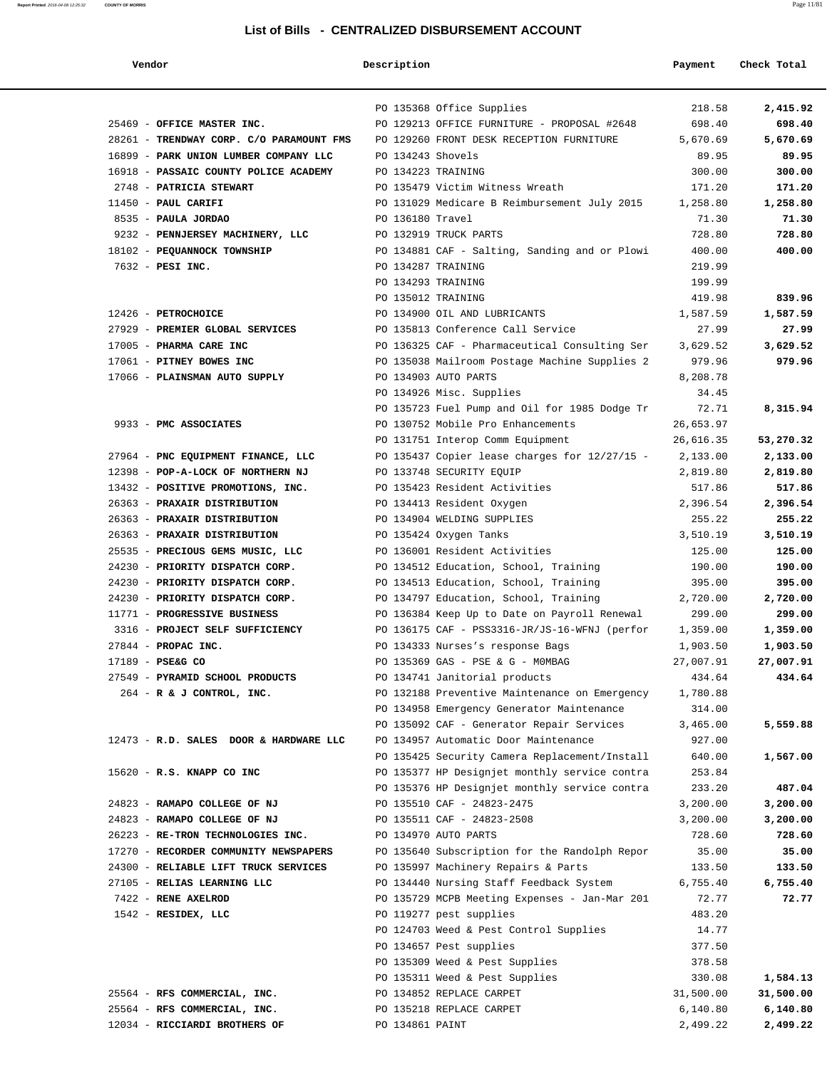# List of Bills - CENTRALIZED DISBURSEMENT ACCOUNT

| Vendor | Description | Payment | Check Total |
|---|---|---|---|
| | PO 135368 Office Supplies | 218.58 | **2,415.92** |
| 25469 - **OFFICE MASTER INC.** | PO 129213 OFFICE FURNITURE - PROPOSAL #2648 | 698.40 | **698.40** |
| 28261 - **TRENDWAY CORP. C/O PARAMOUNT FMS** | PO 129260 FRONT DESK RECEPTION FURNITURE | 5,670.69 | **5,670.69** |
| 16899 - **PARK UNION LUMBER COMPANY LLC** | PO 134243 Shovels | 89.95 | **89.95** |
| 16918 - **PASSAIC COUNTY POLICE ACADEMY** | PO 134223 TRAINING | 300.00 | **300.00** |
| 2748 - **PATRICIA STEWART** | PO 135479 Victim Witness Wreath | 171.20 | **171.20** |
| 11450 - **PAUL CARIFI** | PO 131029 Medicare B Reimbursement July 2015 | 1,258.80 | **1,258.80** |
| 8535 - **PAULA JORDAO** | PO 136180 Travel | 71.30 | **71.30** |
| 9232 - **PENNJERSEY MACHINERY, LLC** | PO 132919 TRUCK PARTS | 728.80 | **728.80** |
| 18102 - **PEQUANNOCK TOWNSHIP** | PO 134881 CAF - Salting, Sanding and or Plowi | 400.00 | **400.00** |
| 7632 - **PESI INC.** | PO 134287 TRAINING | 219.99 | |
| | PO 134293 TRAINING | 199.99 | |
| | PO 135012 TRAINING | 419.98 | **839.96** |
| 12426 - **PETROCHOICE** | PO 134900 OIL AND LUBRICANTS | 1,587.59 | **1,587.59** |
| 27929 - **PREMIER GLOBAL SERVICES** | PO 135813 Conference Call Service | 27.99 | **27.99** |
| 17005 - **PHARMA CARE INC** | PO 136325 CAF - Pharmaceutical Consulting Ser | 3,629.52 | **3,629.52** |
| 17061 - **PITNEY BOWES INC** | PO 135038 Mailroom Postage Machine Supplies 2 | 979.96 | **979.96** |
| 17066 - **PLAINSMAN AUTO SUPPLY** | PO 134903 AUTO PARTS | 8,208.78 | |
| | PO 134926 Misc. Supplies | 34.45 | |
| | PO 135723 Fuel Pump and Oil for 1985 Dodge Tr | 72.71 | **8,315.94** |
| 9933 - **PMC ASSOCIATES** | PO 130752 Mobile Pro Enhancements | 26,653.97 | |
| | PO 131751 Interop Comm Equipment | 26,616.35 | **53,270.32** |
| 27964 - **PNC EQUIPMENT FINANCE, LLC** | PO 135437 Copier lease charges for 12/27/15 - | 2,133.00 | **2,133.00** |
| 12398 - **POP-A-LOCK OF NORTHERN NJ** | PO 133748 SECURITY EQUIP | 2,819.80 | **2,819.80** |
| 13432 - **POSITIVE PROMOTIONS, INC.** | PO 135423 Resident Activities | 517.86 | **517.86** |
| 26363 - **PRAXAIR DISTRIBUTION** | PO 134413 Resident Oxygen | 2,396.54 | **2,396.54** |
| 26363 - **PRAXAIR DISTRIBUTION** | PO 134904 WELDING SUPPLIES | 255.22 | **255.22** |
| 26363 - **PRAXAIR DISTRIBUTION** | PO 135424 Oxygen Tanks | 3,510.19 | **3,510.19** |
| 25535 - **PRECIOUS GEMS MUSIC, LLC** | PO 136001 Resident Activities | 125.00 | **125.00** |
| 24230 - **PRIORITY DISPATCH CORP.** | PO 134512 Education, School, Training | 190.00 | **190.00** |
| 24230 - **PRIORITY DISPATCH CORP.** | PO 134513 Education, School, Training | 395.00 | **395.00** |
| 24230 - **PRIORITY DISPATCH CORP.** | PO 134797 Education, School, Training | 2,720.00 | **2,720.00** |
| 11771 - **PROGRESSIVE BUSINESS** | PO 136384 Keep Up to Date on Payroll Renewal | 299.00 | **299.00** |
| 3316 - **PROJECT SELF SUFFICIENCY** | PO 136175 CAF - PSS3316-JR/JS-16-WFNJ (perfor | 1,359.00 | **1,359.00** |
| 27844 - **PROPAC INC.** | PO 134333 Nurses's response Bags | 1,903.50 | **1,903.50** |
| 17189 - **PSE&G CO** | PO 135369 GAS - PSE & G - M0MBAG | 27,007.91 | **27,007.91** |
| 27549 - **PYRAMID SCHOOL PRODUCTS** | PO 134741 Janitorial products | 434.64 | **434.64** |
| 264 - **R & J CONTROL, INC.** | PO 132188 Preventive Maintenance on Emergency | 1,780.88 | |
| | PO 134958 Emergency Generator Maintenance | 314.00 | |
| | PO 135092 CAF - Generator Repair Services | 3,465.00 | **5,559.88** |
| 12473 - **R.D. SALES DOOR & HARDWARE LLC** | PO 134957 Automatic Door Maintenance | 927.00 | |
| | PO 135425 Security Camera Replacement/Install | 640.00 | **1,567.00** |
| 15620 - **R.S. KNAPP CO INC** | PO 135377 HP Designjet monthly service contra | 253.84 | |
| | PO 135376 HP Designjet monthly service contra | 233.20 | **487.04** |
| 24823 - **RAMAPO COLLEGE OF NJ** | PO 135510 CAF - 24823-2475 | 3,200.00 | **3,200.00** |
| 24823 - **RAMAPO COLLEGE OF NJ** | PO 135511 CAF - 24823-2508 | 3,200.00 | **3,200.00** |
| 26223 - **RE-TRON TECHNOLOGIES INC.** | PO 134970 AUTO PARTS | 728.60 | **728.60** |
| 17270 - **RECORDER COMMUNITY NEWSPAPERS** | PO 135640 Subscription for the Randolph Repor | 35.00 | **35.00** |
| 24300 - **RELIABLE LIFT TRUCK SERVICES** | PO 135997 Machinery Repairs & Parts | 133.50 | **133.50** |
| 27105 - **RELIAS LEARNING LLC** | PO 134440 Nursing Staff Feedback System | 6,755.40 | **6,755.40** |
| 7422 - **RENE AXELROD** | PO 135729 MCPB Meeting Expenses - Jan-Mar 201 | 72.77 | **72.77** |
| 1542 - **RESIDEX, LLC** | PO 119277 pest supplies | 483.20 | |
| | PO 124703 Weed & Pest Control Supplies | 14.77 | |
| | PO 134657 Pest supplies | 377.50 | |
| | PO 135309 Weed & Pest Supplies | 378.58 | |
| | PO 135311 Weed & Pest Supplies | 330.08 | **1,584.13** |
| 25564 - **RFS COMMERCIAL, INC.** | PO 134852 REPLACE CARPET | 31,500.00 | **31,500.00** |
| 25564 - **RFS COMMERCIAL, INC.** | PO 135218 REPLACE CARPET | 6,140.80 | **6,140.80** |
| 12034 - **RICCIARDI BROTHERS OF** | PO 134861 PAINT | 2,499.22 | **2,499.22** |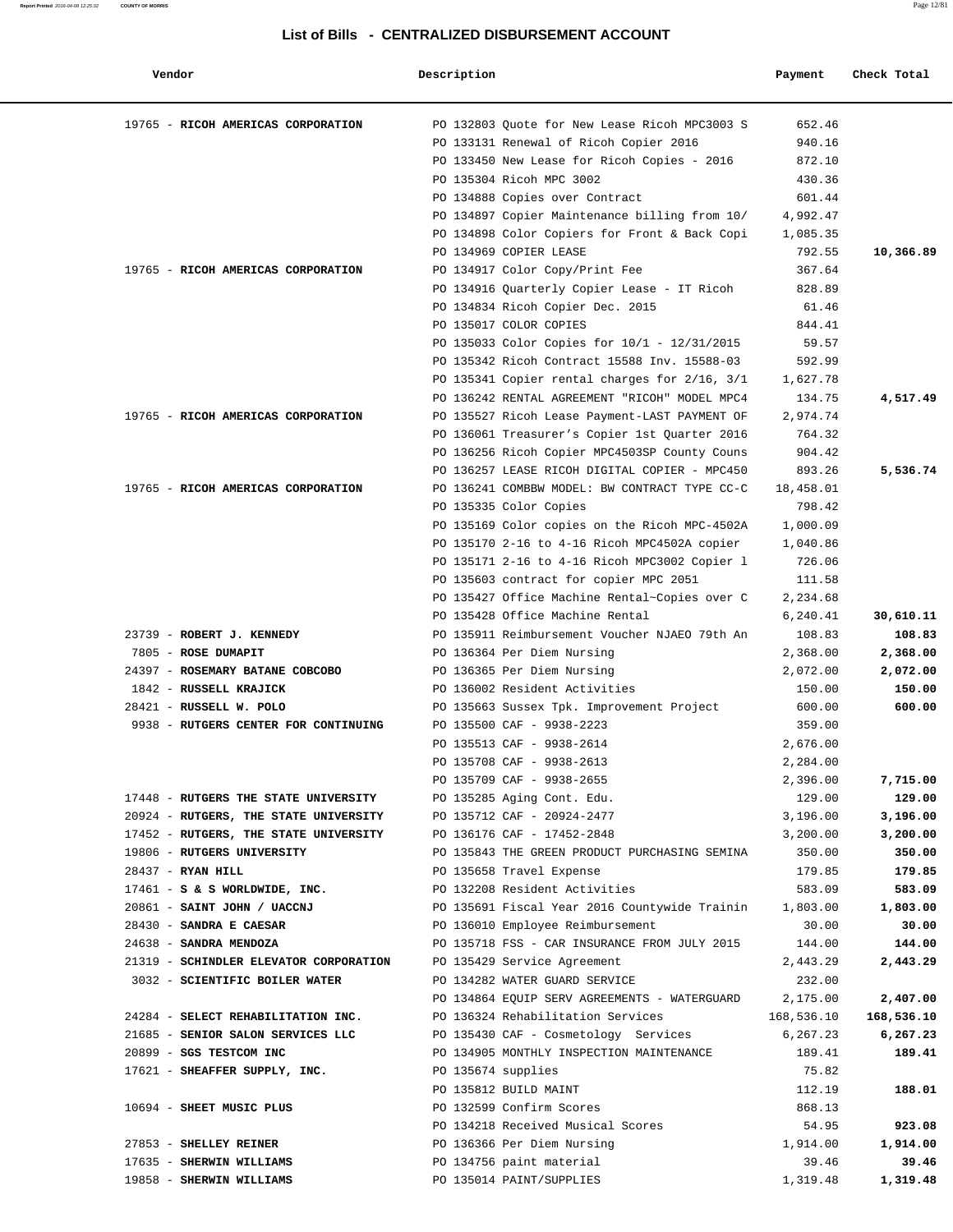## List of Bills - CENTRALIZED DISBURSEMENT ACCOUNT

| Vendor | Description | Payment | Check Total |
|---|---|---|---|
| 19765 - **RICOH AMERICAS CORPORATION** | PO 132803 Quote for New Lease Ricoh MPC3003 S | 652.46 | |
| | PO 133131 Renewal of Ricoh Copier 2016 | 940.16 | |
| | PO 133450 New Lease for Ricoh Copies - 2016 | 872.10 | |
| | PO 135304 Ricoh MPC 3002 | 430.36 | |
| | PO 134888 Copies over Contract | 601.44 | |
| | PO 134897 Copier Maintenance billing from 10/ | 4,992.47 | |
| | PO 134898 Color Copiers for Front & Back Copi | 1,085.35 | |
| | PO 134969 COPIER LEASE | 792.55 | **10,366.89** |
| 19765 - **RICOH AMERICAS CORPORATION** | PO 134917 Color Copy/Print Fee | 367.64 | |
| | PO 134916 Quarterly Copier Lease - IT Ricoh | 828.89 | |
| | PO 134834 Ricoh Copier Dec. 2015 | 61.46 | |
| | PO 135017 COLOR COPIES | 844.41 | |
| | PO 135033 Color Copies for 10/1 - 12/31/2015 | 59.57 | |
| | PO 135342 Ricoh Contract 15588 Inv. 15588-03 | 592.99 | |
| | PO 135341 Copier rental charges for 2/16, 3/1 | 1,627.78 | |
| | PO 136242 RENTAL AGREEMENT "RICOH" MODEL MPC4 | 134.75 | **4,517.49** |
| 19765 - **RICOH AMERICAS CORPORATION** | PO 135527 Ricoh Lease Payment-LAST PAYMENT OF | 2,974.74 | |
| | PO 136061 Treasurer's Copier 1st Quarter 2016 | 764.32 | |
| | PO 136256 Ricoh Copier MPC4503SP County Couns | 904.42 | |
| | PO 136257 LEASE RICOH DIGITAL COPIER - MPC450 | 893.26 | **5,536.74** |
| 19765 - **RICOH AMERICAS CORPORATION** | PO 136241 COMBBW MODEL: BW CONTRACT TYPE CC-C | 18,458.01 | |
| | PO 135335 Color Copies | 798.42 | |
| | PO 135169 Color copies on the Ricoh MPC-4502A | 1,000.09 | |
| | PO 135170 2-16 to 4-16 Ricoh MPC4502A copier | 1,040.86 | |
| | PO 135171 2-16 to 4-16 Ricoh MPC3002 Copier l | 726.06 | |
| | PO 135603 contract for copier MPC 2051 | 111.58 | |
| | PO 135427 Office Machine Rental~Copies over C | 2,234.68 | |
| | PO 135428 Office Machine Rental | 6,240.41 | **30,610.11** |
| 23739 - **ROBERT J. KENNEDY** | PO 135911 Reimbursement Voucher NJAEO 79th An | 108.83 | **108.83** |
| 7805 - **ROSE DUMAPIT** | PO 136364 Per Diem Nursing | 2,368.00 | **2,368.00** |
| 24397 - **ROSEMARY BATANE COBCOBO** | PO 136365 Per Diem Nursing | 2,072.00 | **2,072.00** |
| 1842 - **RUSSELL KRAJICK** | PO 136002 Resident Activities | 150.00 | **150.00** |
| 28421 - **RUSSELL W. POLO** | PO 135663 Sussex Tpk. Improvement Project | 600.00 | **600.00** |
| 9938 - **RUTGERS CENTER FOR CONTINUING** | PO 135500 CAF - 9938-2223 | 359.00 | |
| | PO 135513 CAF - 9938-2614 | 2,676.00 | |
| | PO 135708 CAF - 9938-2613 | 2,284.00 | |
| | PO 135709 CAF - 9938-2655 | 2,396.00 | **7,715.00** |
| 17448 - **RUTGERS THE STATE UNIVERSITY** | PO 135285 Aging Cont. Edu. | 129.00 | **129.00** |
| 20924 - **RUTGERS, THE STATE UNIVERSITY** | PO 135712 CAF - 20924-2477 | 3,196.00 | **3,196.00** |
| 17452 - **RUTGERS, THE STATE UNIVERSITY** | PO 136176 CAF - 17452-2848 | 3,200.00 | **3,200.00** |
| 19806 - **RUTGERS UNIVERSITY** | PO 135843 THE GREEN PRODUCT PURCHASING SEMINA | 350.00 | **350.00** |
| 28437 - **RYAN HILL** | PO 135658 Travel Expense | 179.85 | **179.85** |
| 17461 - **S & S WORLDWIDE, INC.** | PO 132208 Resident Activities | 583.09 | **583.09** |
| 20861 - **SAINT JOHN / UACCNJ** | PO 135691 Fiscal Year 2016 Countywide Trainin | 1,803.00 | **1,803.00** |
| 28430 - **SANDRA E CAESAR** | PO 136010 Employee Reimbursement | 30.00 | **30.00** |
| 24638 - **SANDRA MENDOZA** | PO 135718 FSS - CAR INSURANCE FROM JULY 2015 | 144.00 | **144.00** |
| 21319 - **SCHINDLER ELEVATOR CORPORATION** | PO 135429 Service Agreement | 2,443.29 | **2,443.29** |
| 3032 - **SCIENTIFIC BOILER WATER** | PO 134282 WATER GUARD SERVICE | 232.00 | |
| | PO 134864 EQUIP SERV AGREEMENTS - WATERGUARD | 2,175.00 | **2,407.00** |
| 24284 - **SELECT REHABILITATION INC.** | PO 136324 Rehabilitation Services | 168,536.10 | **168,536.10** |
| 21685 - **SENIOR SALON SERVICES LLC** | PO 135430 CAF - Cosmetology Services | 6,267.23 | **6,267.23** |
| 20899 - **SGS TESTCOM INC** | PO 134905 MONTHLY INSPECTION MAINTENANCE | 189.41 | **189.41** |
| 17621 - **SHEAFFER SUPPLY, INC.** | PO 135674 supplies | 75.82 | |
| | PO 135812 BUILD MAINT | 112.19 | **188.01** |
| 10694 - **SHEET MUSIC PLUS** | PO 132599 Confirm Scores | 868.13 | |
| | PO 134218 Received Musical Scores | 54.95 | **923.08** |
| 27853 - **SHELLEY REINER** | PO 136366 Per Diem Nursing | 1,914.00 | **1,914.00** |
| 17635 - **SHERWIN WILLIAMS** | PO 134756 paint material | 39.46 | **39.46** |
| 19858 - **SHERWIN WILLIAMS** | PO 135014 PAINT/SUPPLIES | 1,319.48 | **1,319.48** |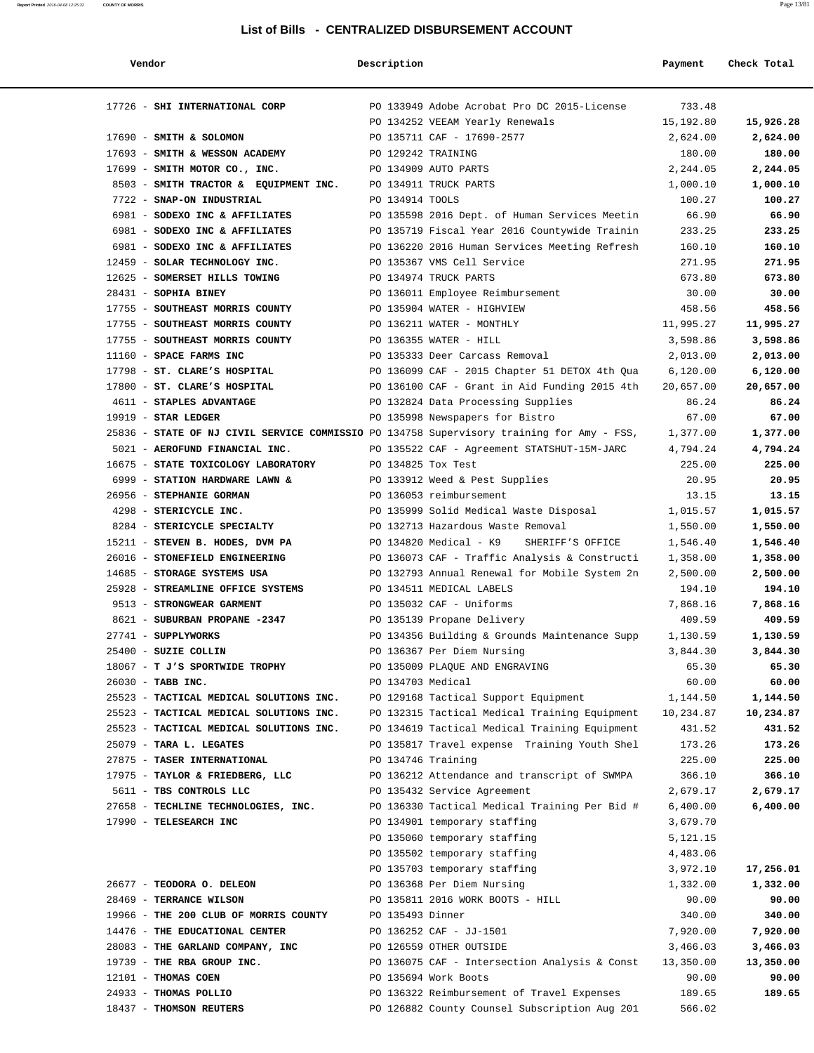## List of Bills - CENTRALIZED DISBURSEMENT ACCOUNT

| Vendor | Description | Payment | Check Total |
|---|---|---|---|
| 17726 - **SHI INTERNATIONAL CORP** | PO 133949 Adobe Acrobat Pro DC 2015-License | 733.48 | |
| | PO 134252 VEEAM Yearly Renewals | 15,192.80 | **15,926.28** |
| 17690 - **SMITH & SOLOMON** | PO 135711 CAF - 17690-2577 | 2,624.00 | **2,624.00** |
| 17693 - **SMITH & WESSON ACADEMY** | PO 129242 TRAINING | 180.00 | **180.00** |
| 17699 - **SMITH MOTOR CO., INC.** | PO 134909 AUTO PARTS | 2,244.05 | **2,244.05** |
| 8503 - **SMITH TRACTOR & EQUIPMENT INC.** | PO 134911 TRUCK PARTS | 1,000.10 | **1,000.10** |
| 7722 - **SNAP-ON INDUSTRIAL** | PO 134914 TOOLS | 100.27 | **100.27** |
| 6981 - **SODEXO INC & AFFILIATES** | PO 135598 2016 Dept. of Human Services Meetin | 66.90 | **66.90** |
| 6981 - **SODEXO INC & AFFILIATES** | PO 135719 Fiscal Year 2016 Countywide Trainin | 233.25 | **233.25** |
| 6981 - **SODEXO INC & AFFILIATES** | PO 136220 2016 Human Services Meeting Refresh | 160.10 | **160.10** |
| 12459 - **SOLAR TECHNOLOGY INC.** | PO 135367 VMS Cell Service | 271.95 | **271.95** |
| 12625 - **SOMERSET HILLS TOWING** | PO 134974 TRUCK PARTS | 673.80 | **673.80** |
| 28431 - **SOPHIA BINEY** | PO 136011 Employee Reimbursement | 30.00 | **30.00** |
| 17755 - **SOUTHEAST MORRIS COUNTY** | PO 135904 WATER - HIGHVIEW | 458.56 | **458.56** |
| 17755 - **SOUTHEAST MORRIS COUNTY** | PO 136211 WATER - MONTHLY | 11,995.27 | **11,995.27** |
| 17755 - **SOUTHEAST MORRIS COUNTY** | PO 136355 WATER - HILL | 3,598.86 | **3,598.86** |
| 11160 - **SPACE FARMS INC** | PO 135333 Deer Carcass Removal | 2,013.00 | **2,013.00** |
| 17798 - **ST. CLARE'S HOSPITAL** | PO 136099 CAF - 2015 Chapter 51 DETOX 4th Qua | 6,120.00 | **6,120.00** |
| 17800 - **ST. CLARE'S HOSPITAL** | PO 136100 CAF - Grant in Aid Funding 2015 4th | 20,657.00 | **20,657.00** |
| 4611 - **STAPLES ADVANTAGE** | PO 132824 Data Processing Supplies | 86.24 | **86.24** |
| 19919 - **STAR LEDGER** | PO 135998 Newspapers for Bistro | 67.00 | **67.00** |
| 25836 - **STATE OF NJ CIVIL SERVICE COMMISSIO** | PO 134758 Supervisory training for Amy - FSS, | 1,377.00 | **1,377.00** |
| 5021 - **AEROFUND FINANCIAL INC.** | PO 135522 CAF - Agreement STATSHUT-15M-JARC | 4,794.24 | **4,794.24** |
| 16675 - **STATE TOXICOLOGY LABORATORY** | PO 134825 Tox Test | 225.00 | **225.00** |
| 6999 - **STATION HARDWARE LAWN &** | PO 133912 Weed & Pest Supplies | 20.95 | **20.95** |
| 26956 - **STEPHANIE GORMAN** | PO 136053 reimbursement | 13.15 | **13.15** |
| 4298 - **STERICYCLE INC.** | PO 135999 Solid Medical Waste Disposal | 1,015.57 | **1,015.57** |
| 8284 - **STERICYCLE SPECIALTY** | PO 132713 Hazardous Waste Removal | 1,550.00 | **1,550.00** |
| 15211 - **STEVEN B. HODES, DVM PA** | PO 134820 Medical - K9 SHERIFF'S OFFICE | 1,546.40 | **1,546.40** |
| 26016 - **STONEFIELD ENGINEERING** | PO 136073 CAF - Traffic Analysis & Constructi | 1,358.00 | **1,358.00** |
| 14685 - **STORAGE SYSTEMS USA** | PO 132793 Annual Renewal for Mobile System 2n | 2,500.00 | **2,500.00** |
| 25928 - **STREAMLINE OFFICE SYSTEMS** | PO 134511 MEDICAL LABELS | 194.10 | **194.10** |
| 9513 - **STRONGWEAR GARMENT** | PO 135032 CAF - Uniforms | 7,868.16 | **7,868.16** |
| 8621 - **SUBURBAN PROPANE -2347** | PO 135139 Propane Delivery | 409.59 | **409.59** |
| 27741 - **SUPPLYWORKS** | PO 134356 Building & Grounds Maintenance Supp | 1,130.59 | **1,130.59** |
| 25400 - **SUZIE COLLIN** | PO 136367 Per Diem Nursing | 3,844.30 | **3,844.30** |
| 18067 - **T J'S SPORTWIDE TROPHY** | PO 135009 PLAQUE AND ENGRAVING | 65.30 | **65.30** |
| 26030 - **TABB INC.** | PO 134703 Medical | 60.00 | **60.00** |
| 25523 - **TACTICAL MEDICAL SOLUTIONS INC.** | PO 129168 Tactical Support Equipment | 1,144.50 | **1,144.50** |
| 25523 - **TACTICAL MEDICAL SOLUTIONS INC.** | PO 132315 Tactical Medical Training Equipment | 10,234.87 | **10,234.87** |
| 25523 - **TACTICAL MEDICAL SOLUTIONS INC.** | PO 134619 Tactical Medical Training Equipment | 431.52 | **431.52** |
| 25079 - **TARA L. LEGATES** | PO 135817 Travel expense Training Youth Shel | 173.26 | **173.26** |
| 27875 - **TASER INTERNATIONAL** | PO 134746 Training | 225.00 | **225.00** |
| 17975 - **TAYLOR & FRIEDBERG, LLC** | PO 136212 Attendance and transcript of SWMPA | 366.10 | **366.10** |
| 5611 - **TBS CONTROLS LLC** | PO 135432 Service Agreement | 2,679.17 | **2,679.17** |
| 27658 - **TECHLINE TECHNOLOGIES, INC.** | PO 136330 Tactical Medical Training Per Bid # | 6,400.00 | **6,400.00** |
| 17990 - **TELESEARCH INC** | PO 134901 temporary staffing | 3,679.70 | |
| | PO 135060 temporary staffing | 5,121.15 | |
| | PO 135502 temporary staffing | 4,483.06 | |
| | PO 135703 temporary staffing | 3,972.10 | **17,256.01** |
| 26677 - **TEODORA O. DELEON** | PO 136368 Per Diem Nursing | 1,332.00 | **1,332.00** |
| 28469 - **TERRANCE WILSON** | PO 135811 2016 WORK BOOTS - HILL | 90.00 | **90.00** |
| 19966 - **THE 200 CLUB OF MORRIS COUNTY** | PO 135493 Dinner | 340.00 | **340.00** |
| 14476 - **THE EDUCATIONAL CENTER** | PO 136252 CAF - JJ-1501 | 7,920.00 | **7,920.00** |
| 28083 - **THE GARLAND COMPANY, INC** | PO 126559 OTHER OUTSIDE | 3,466.03 | **3,466.03** |
| 19739 - **THE RBA GROUP INC.** | PO 136075 CAF - Intersection Analysis & Const | 13,350.00 | **13,350.00** |
| 12101 - **THOMAS COEN** | PO 135694 Work Boots | 90.00 | **90.00** |
| 24933 - **THOMAS POLLIO** | PO 136322 Reimbursement of Travel Expenses | 189.65 | **189.65** |
| 18437 - **THOMSON REUTERS** | PO 126882 County Counsel Subscription Aug 201 | 566.02 | |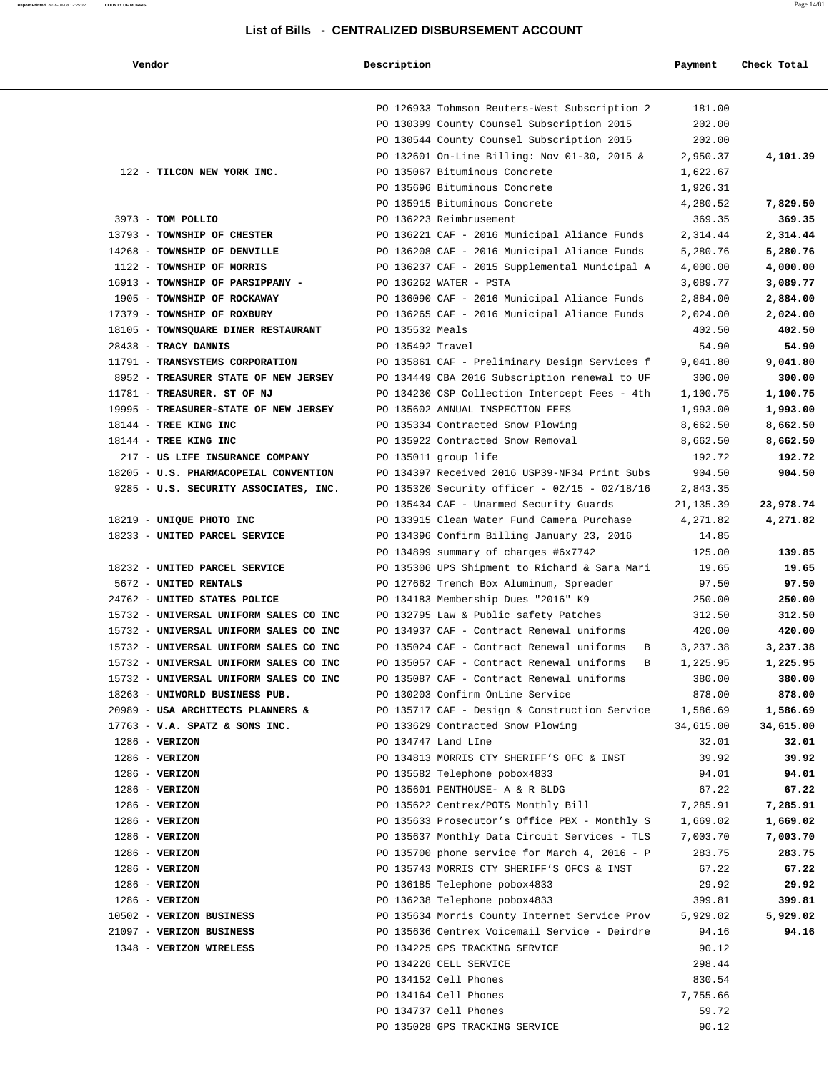## List of Bills - CENTRALIZED DISBURSEMENT ACCOUNT

| Vendor | Description | Payment | Check Total |
|---|---|---|---|
| | PO 126933 Tohmson Reuters-West Subscription 2 | 181.00 | |
| | PO 130399 County Counsel Subscription 2015 | 202.00 | |
| | PO 130544 County Counsel Subscription 2015 | 202.00 | |
| | PO 132601 On-Line Billing: Nov 01-30, 2015 & | 2,950.37 | **4,101.39** |
| 122 - **TILCON NEW YORK INC.** | PO 135067 Bituminous Concrete | 1,622.67 | |
| | PO 135696 Bituminous Concrete | 1,926.31 | |
| | PO 135915 Bituminous Concrete | 4,280.52 | **7,829.50** |
| 3973 - **TOM POLLIO** | PO 136223 Reimbrusement | 369.35 | **369.35** |
| 13793 - **TOWNSHIP OF CHESTER** | PO 136221 CAF - 2016 Municipal Aliance Funds | 2,314.44 | **2,314.44** |
| 14268 - **TOWNSHIP OF DENVILLE** | PO 136208 CAF - 2016 Municipal Aliance Funds | 5,280.76 | **5,280.76** |
| 1122 - **TOWNSHIP OF MORRIS** | PO 136237 CAF - 2015 Supplemental Municipal A | 4,000.00 | **4,000.00** |
| 16913 - **TOWNSHIP OF PARSIPPANY -** | PO 136262 WATER - PSTA | 3,089.77 | **3,089.77** |
| 1905 - **TOWNSHIP OF ROCKAWAY** | PO 136090 CAF - 2016 Municipal Aliance Funds | 2,884.00 | **2,884.00** |
| 17379 - **TOWNSHIP OF ROXBURY** | PO 136265 CAF - 2016 Municipal Aliance Funds | 2,024.00 | **2,024.00** |
| 18105 - **TOWNSQUARE DINER RESTAURANT** | PO 135532 Meals | 402.50 | **402.50** |
| 28438 - **TRACY DANNIS** | PO 135492 Travel | 54.90 | **54.90** |
| 11791 - **TRANSYSTEMS CORPORATION** | PO 135861 CAF - Preliminary Design Services f | 9,041.80 | **9,041.80** |
| 8952 - **TREASURER STATE OF NEW JERSEY** | PO 134449 CBA 2016 Subscription renewal to UF | 300.00 | **300.00** |
| 11781 - **TREASURER. ST OF NJ** | PO 134230 CSP Collection Intercept Fees - 4th | 1,100.75 | **1,100.75** |
| 19995 - **TREASURER-STATE OF NEW JERSEY** | PO 135602 ANNUAL INSPECTION FEES | 1,993.00 | **1,993.00** |
| 18144 - **TREE KING INC** | PO 135334 Contracted Snow Plowing | 8,662.50 | **8,662.50** |
| 18144 - **TREE KING INC** | PO 135922 Contracted Snow Removal | 8,662.50 | **8,662.50** |
| 217 - **US LIFE INSURANCE COMPANY** | PO 135011 group life | 192.72 | **192.72** |
| 18205 - **U.S. PHARMACOPEIAL CONVENTION** | PO 134397 Received 2016 USP39-NF34 Print Subs | 904.50 | **904.50** |
| 9285 - **U.S. SECURITY ASSOCIATES, INC.** | PO 135320 Security officer - 02/15 - 02/18/16 | 2,843.35 | |
| | PO 135434 CAF - Unarmed Security Guards | 21,135.39 | **23,978.74** |
| 18219 - **UNIQUE PHOTO INC** | PO 133915 Clean Water Fund Camera Purchase | 4,271.82 | **4,271.82** |
| 18233 - **UNITED PARCEL SERVICE** | PO 134396 Confirm Billing January 23, 2016 | 14.85 | |
| | PO 134899 summary of charges #6x7742 | 125.00 | **139.85** |
| 18232 - **UNITED PARCEL SERVICE** | PO 135306 UPS Shipment to Richard & Sara Mari | 19.65 | **19.65** |
| 5672 - **UNITED RENTALS** | PO 127662 Trench Box Aluminum, Spreader | 97.50 | **97.50** |
| 24762 - **UNITED STATES POLICE** | PO 134183 Membership Dues "2016" K9 | 250.00 | **250.00** |
| 15732 - **UNIVERSAL UNIFORM SALES CO INC** | PO 132795 Law & Public safety Patches | 312.50 | **312.50** |
| 15732 - **UNIVERSAL UNIFORM SALES CO INC** | PO 134937 CAF - Contract Renewal uniforms | 420.00 | **420.00** |
| 15732 - **UNIVERSAL UNIFORM SALES CO INC** | PO 135024 CAF - Contract Renewal uniforms B | 3,237.38 | **3,237.38** |
| 15732 - **UNIVERSAL UNIFORM SALES CO INC** | PO 135057 CAF - Contract Renewal uniforms B | 1,225.95 | **1,225.95** |
| 15732 - **UNIVERSAL UNIFORM SALES CO INC** | PO 135087 CAF - Contract Renewal uniforms | 380.00 | **380.00** |
| 18263 - **UNIWORLD BUSINESS PUB.** | PO 130203 Confirm OnLine Service | 878.00 | **878.00** |
| 20989 - **USA ARCHITECTS PLANNERS &** | PO 135717 CAF - Design & Construction Service | 1,586.69 | **1,586.69** |
| 17763 - **V.A. SPATZ & SONS INC.** | PO 133629 Contracted Snow Plowing | 34,615.00 | **34,615.00** |
| 1286 - **VERIZON** | PO 134747 Land LIne | 32.01 | **32.01** |
| 1286 - **VERIZON** | PO 134813 MORRIS CTY SHERIFF'S OFC & INST | 39.92 | **39.92** |
| 1286 - **VERIZON** | PO 135582 Telephone pobox4833 | 94.01 | **94.01** |
| 1286 - **VERIZON** | PO 135601 PENTHOUSE- A & R BLDG | 67.22 | **67.22** |
| 1286 - **VERIZON** | PO 135622 Centrex/POTS Monthly Bill | 7,285.91 | **7,285.91** |
| 1286 - **VERIZON** | PO 135633 Prosecutor's Office PBX - Monthly S | 1,669.02 | **1,669.02** |
| 1286 - **VERIZON** | PO 135637 Monthly Data Circuit Services - TLS | 7,003.70 | **7,003.70** |
| 1286 - **VERIZON** | PO 135700 phone service for March 4, 2016 - P | 283.75 | **283.75** |
| 1286 - **VERIZON** | PO 135743 MORRIS CTY SHERIFF'S OFCS & INST | 67.22 | **67.22** |
| 1286 - **VERIZON** | PO 136185 Telephone pobox4833 | 29.92 | **29.92** |
| 1286 - **VERIZON** | PO 136238 Telephone pobox4833 | 399.81 | **399.81** |
| 10502 - **VERIZON BUSINESS** | PO 135634 Morris County Internet Service Prov | 5,929.02 | **5,929.02** |
| 21097 - **VERIZON BUSINESS** | PO 135636 Centrex Voicemail Service - Deirdre | 94.16 | **94.16** |
| 1348 - **VERIZON WIRELESS** | PO 134225 GPS TRACKING SERVICE | 90.12 | |
| | PO 134226 CELL SERVICE | 298.44 | |
| | PO 134152 Cell Phones | 830.54 | |
| | PO 134164 Cell Phones | 7,755.66 | |
| | PO 134737 Cell Phones | 59.72 | |
| | PO 135028 GPS TRACKING SERVICE | 90.12 | |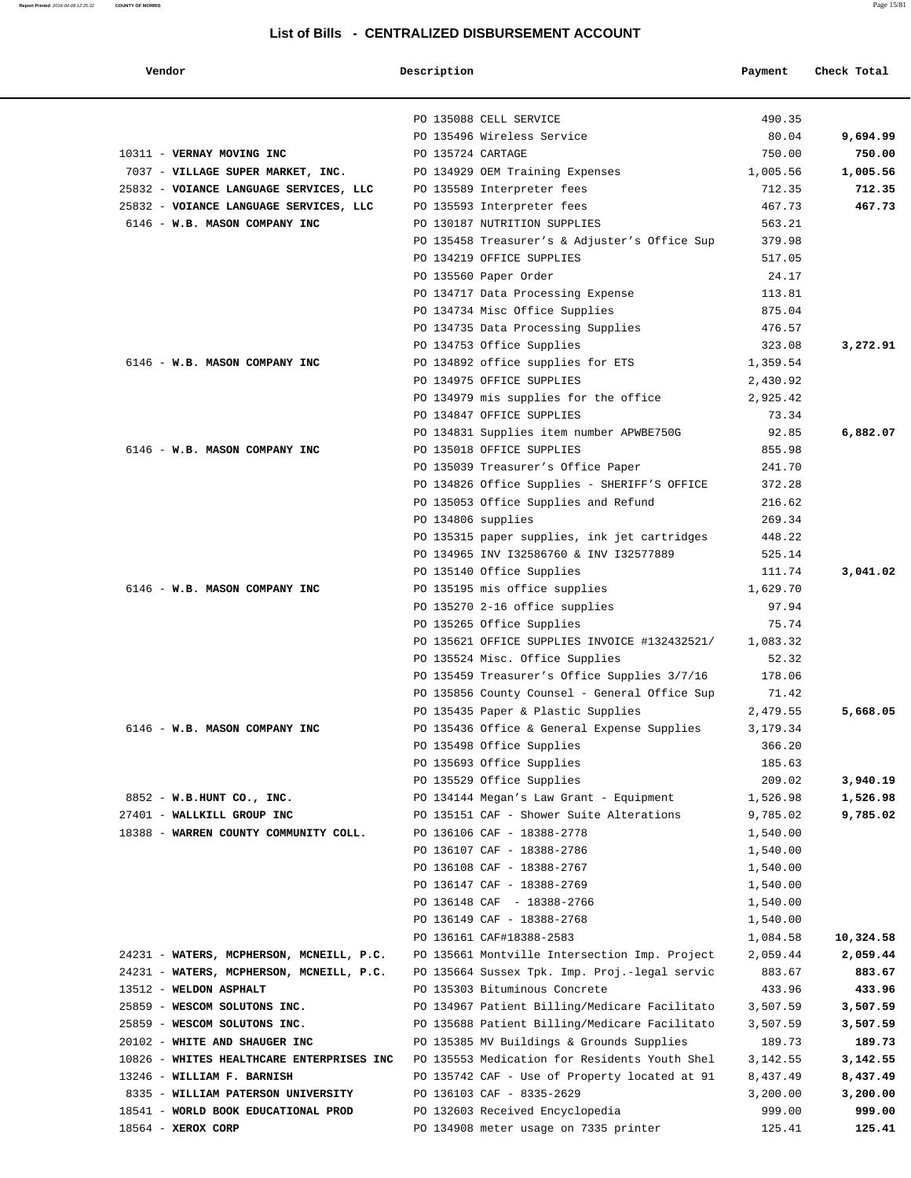## List of Bills - CENTRALIZED DISBURSEMENT ACCOUNT

| Vendor | Description | Payment | Check Total |
|---|---|---|---|
| | PO 135088 CELL SERVICE | 490.35 | |
| | PO 135496 Wireless Service | 80.04 | **9,694.99** |
| 10311 - **VERNAY MOVING INC** | PO 135724 CARTAGE | 750.00 | **750.00** |
| 7037 - **VILLAGE SUPER MARKET, INC.** | PO 134929 OEM Training Expenses | 1,005.56 | **1,005.56** |
| 25832 - **VOIANCE LANGUAGE SERVICES, LLC** | PO 135589 Interpreter fees | 712.35 | **712.35** |
| 25832 - **VOIANCE LANGUAGE SERVICES, LLC** | PO 135593 Interpreter fees | 467.73 | **467.73** |
| 6146 - **W.B. MASON COMPANY INC** | PO 130187 NUTRITION SUPPLIES | 563.21 | |
| | PO 135458 Treasurer's & Adjuster's Office Sup | 379.98 | |
| | PO 134219 OFFICE SUPPLIES | 517.05 | |
| | PO 135560 Paper Order | 24.17 | |
| | PO 134717 Data Processing Expense | 113.81 | |
| | PO 134734 Misc Office Supplies | 875.04 | |
| | PO 134735 Data Processing Supplies | 476.57 | |
| | PO 134753 Office Supplies | 323.08 | **3,272.91** |
| 6146 - **W.B. MASON COMPANY INC** | PO 134892 office supplies for ETS | 1,359.54 | |
| | PO 134975 OFFICE SUPPLIES | 2,430.92 | |
| | PO 134979 mis supplies for the office | 2,925.42 | |
| | PO 134847 OFFICE SUPPLIES | 73.34 | |
| | PO 134831 Supplies item number APWBE750G | 92.85 | **6,882.07** |
| 6146 - **W.B. MASON COMPANY INC** | PO 135018 OFFICE SUPPLIES | 855.98 | |
| | PO 135039 Treasurer's Office Paper | 241.70 | |
| | PO 134826 Office Supplies - SHERIFF'S OFFICE | 372.28 | |
| | PO 135053 Office Supplies and Refund | 216.62 | |
| | PO 134806 supplies | 269.34 | |
| | PO 135315 paper supplies, ink jet cartridges | 448.22 | |
| | PO 134965 INV I32586760 & INV I32577889 | 525.14 | |
| | PO 135140 Office Supplies | 111.74 | **3,041.02** |
| 6146 - **W.B. MASON COMPANY INC** | PO 135195 mis office supplies | 1,629.70 | |
| | PO 135270 2-16 office supplies | 97.94 | |
| | PO 135265 Office Supplies | 75.74 | |
| | PO 135621 OFFICE SUPPLIES INVOICE #132432521/ | 1,083.32 | |
| | PO 135524 Misc. Office Supplies | 52.32 | |
| | PO 135459 Treasurer's Office Supplies 3/7/16 | 178.06 | |
| | PO 135856 County Counsel - General Office Sup | 71.42 | |
| | PO 135435 Paper & Plastic Supplies | 2,479.55 | **5,668.05** |
| 6146 - **W.B. MASON COMPANY INC** | PO 135436 Office & General Expense Supplies | 3,179.34 | |
| | PO 135498 Office Supplies | 366.20 | |
| | PO 135693 Office Supplies | 185.63 | |
| | PO 135529 Office Supplies | 209.02 | **3,940.19** |
| 8852 - **W.B.HUNT CO., INC.** | PO 134144 Megan's Law Grant - Equipment | 1,526.98 | **1,526.98** |
| 27401 - **WALLKILL GROUP INC** | PO 135151 CAF - Shower Suite Alterations | 9,785.02 | **9,785.02** |
| 18388 - **WARREN COUNTY COMMUNITY COLL.** | PO 136106 CAF - 18388-2778 | 1,540.00 | |
| | PO 136107 CAF - 18388-2786 | 1,540.00 | |
| | PO 136108 CAF - 18388-2767 | 1,540.00 | |
| | PO 136147 CAF - 18388-2769 | 1,540.00 | |
| | PO 136148 CAF - 18388-2766 | 1,540.00 | |
| | PO 136149 CAF - 18388-2768 | 1,540.00 | |
| | PO 136161 CAF#18388-2583 | 1,084.58 | **10,324.58** |
| 24231 - **WATERS, MCPHERSON, MCNEILL, P.C.** | PO 135661 Montville Intersection Imp. Project | 2,059.44 | **2,059.44** |
| 24231 - **WATERS, MCPHERSON, MCNEILL, P.C.** | PO 135664 Sussex Tpk. Imp. Proj.-legal servic | 883.67 | **883.67** |
| 13512 - **WELDON ASPHALT** | PO 135303 Bituminous Concrete | 433.96 | **433.96** |
| 25859 - **WESCOM SOLUTONS INC.** | PO 134967 Patient Billing/Medicare Facilitato | 3,507.59 | **3,507.59** |
| 25859 - **WESCOM SOLUTONS INC.** | PO 135688 Patient Billing/Medicare Facilitato | 3,507.59 | **3,507.59** |
| 20102 - **WHITE AND SHAUGER INC** | PO 135385 MV Buildings & Grounds Supplies | 189.73 | **189.73** |
| 10826 - **WHITES HEALTHCARE ENTERPRISES INC** | PO 135553 Medication for Residents Youth Shel | 3,142.55 | **3,142.55** |
| 13246 - **WILLIAM F. BARNISH** | PO 135742 CAF - Use of Property located at 91 | 8,437.49 | **8,437.49** |
| 8335 - **WILLIAM PATERSON UNIVERSITY** | PO 136103 CAF - 8335-2629 | 3,200.00 | **3,200.00** |
| 18541 - **WORLD BOOK EDUCATIONAL PROD** | PO 132603 Received Encyclopedia | 999.00 | **999.00** |
| 18564 - **XEROX CORP** | PO 134908 meter usage on 7335 printer | 125.41 | **125.41** |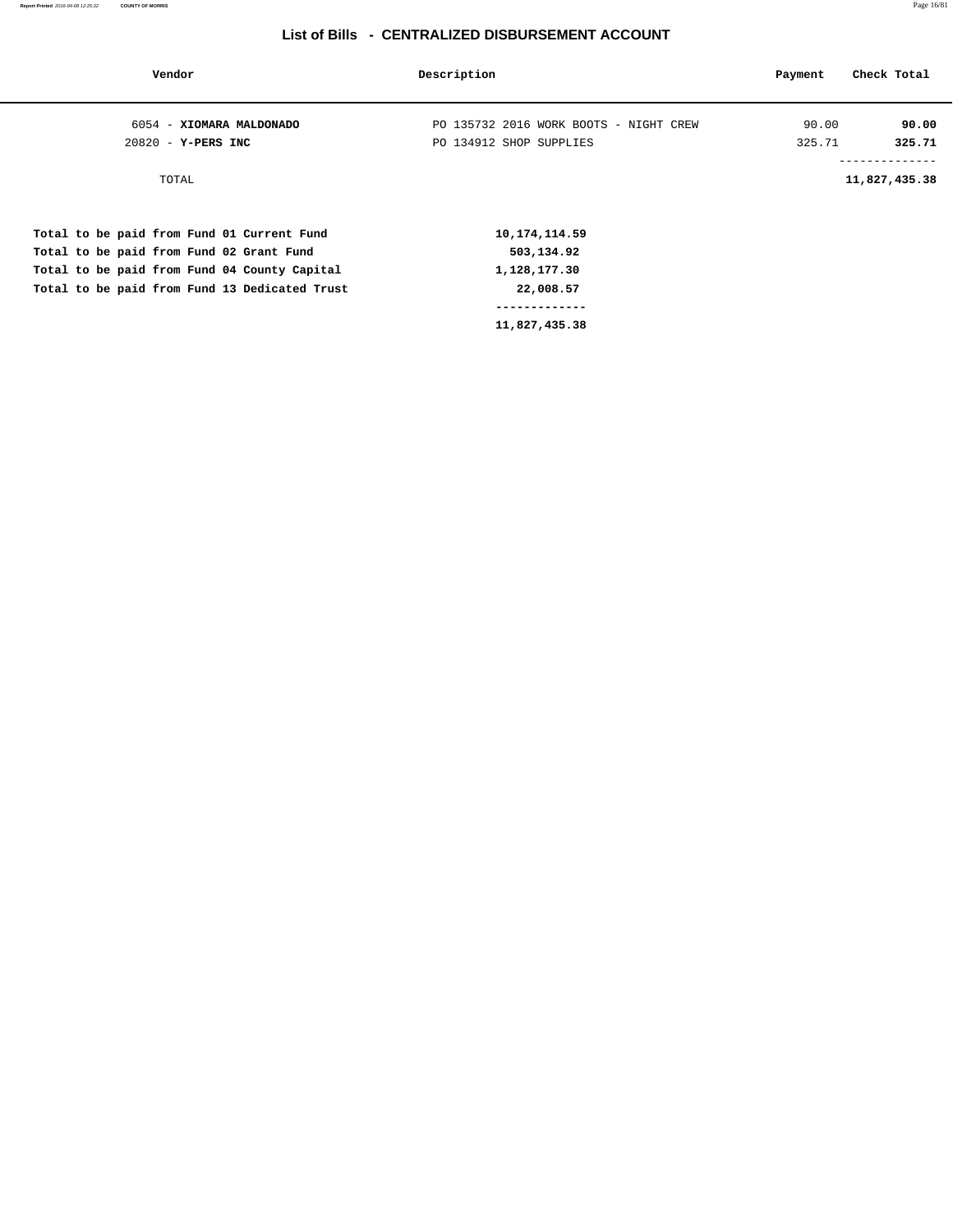## List of Bills - CENTRALIZED DISBURSEMENT ACCOUNT

| Vendor | Description | Payment | Check Total |
|---|---|---|---|
| 6054 - **XIOMARA MALDONADO** | PO 135732 2016 WORK BOOTS - NIGHT CREW | 90.00 | **90.00** |
| 20820 - **Y-PERS INC** | PO 134912 SHOP SUPPLIES | 325.71 | **325.71** |
| TOTAL | | | **11,827,435.38** |

| | |
|---|---|
| **Total to be paid from Fund 01 Current Fund** | **10,174,114.59** |
| **Total to be paid from Fund 02 Grant Fund** | **503,134.92** |
| **Total to be paid from Fund 04 County Capital** | **1,128,177.30** |
| **Total to be paid from Fund 13 Dedicated Trust** | **22,008.57** |
| | **11,827,435.38** |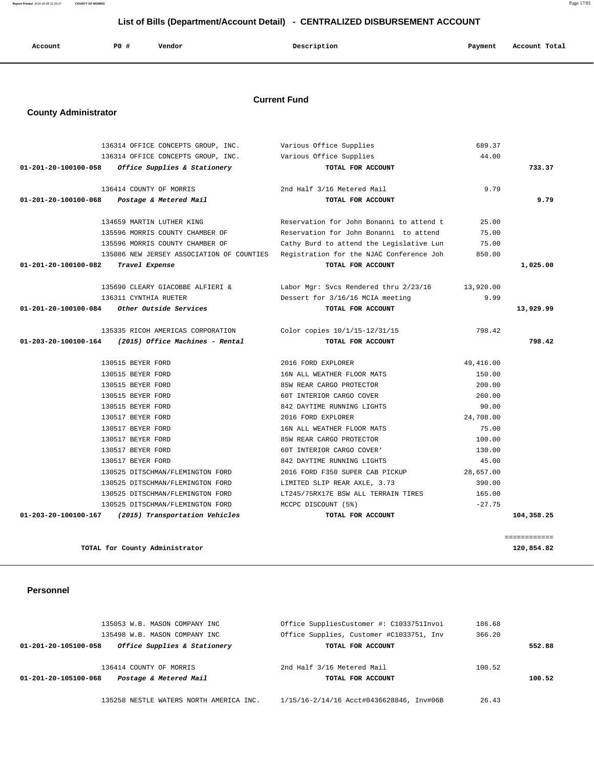## List of Bills (Department/Account Detail) - CENTRALIZED DISBURSEMENT ACCOUNT

| Account | PO # | Vendor | Description | Payment | Account Total |
|---|---|---|---|---|---|

### Current Fund

### County Administrator

| Account | PO # | Vendor | Description | Payment | Account Total |
|---|---|---|---|---|---|
| | 136314 | OFFICE CONCEPTS GROUP, INC. | Various Office Supplies | 689.37 | |
| | 136314 | OFFICE CONCEPTS GROUP, INC. | Various Office Supplies | 44.00 | |
| **01-201-20-100100-058** | | ***Office Supplies & Stationery*** | **TOTAL FOR ACCOUNT** | | **733.37** |
| | 136414 | COUNTY OF MORRIS | 2nd Half 3/16 Metered Mail | 9.79 | |
| **01-201-20-100100-068** | | ***Postage & Metered Mail*** | **TOTAL FOR ACCOUNT** | | **9.79** |
| | 134659 | MARTIN LUTHER KING | Reservation for John Bonanni to attend t | 25.00 | |
| | 135596 | MORRIS COUNTY CHAMBER OF | Reservation for John Bonanni to attend | 75.00 | |
| | 135596 | MORRIS COUNTY CHAMBER OF | Cathy Burd to attend the Legislative Lun | 75.00 | |
| | 135086 | NEW JERSEY ASSOCIATION OF COUNTIES | Registration for the NJAC Conference Joh | 850.00 | |
| **01-201-20-100100-082** | | ***Travel Expense*** | **TOTAL FOR ACCOUNT** | | **1,025.00** |
| | 135690 | CLEARY GIACOBBE ALFIERI & | Labor Mgr: Svcs Rendered thru 2/23/16 | 13,920.00 | |
| | 136311 | CYNTHIA RUETER | Dessert for 3/16/16 MCIA meeting | 9.99 | |
| **01-201-20-100100-084** | | ***Other Outside Services*** | **TOTAL FOR ACCOUNT** | | **13,929.99** |
| | 135335 | RICOH AMERICAS CORPORATION | Color copies 10/1/15-12/31/15 | 798.42 | |
| **01-203-20-100100-164** | | ***(2015) Office Machines - Rental*** | **TOTAL FOR ACCOUNT** | | **798.42** |
| | 130515 | BEYER FORD | 2016 FORD EXPLORER | 49,416.00 | |
| | 130515 | BEYER FORD | 16N ALL WEATHER FLOOR MATS | 150.00 | |
| | 130515 | BEYER FORD | 85W REAR CARGO PROTECTOR | 200.00 | |
| | 130515 | BEYER FORD | 60T INTERIOR CARGO COVER | 260.00 | |
| | 130515 | BEYER FORD | 842 DAYTIME RUNNING LIGHTS | 90.00 | |
| | 130517 | BEYER FORD | 2016 FORD EXPLORER | 24,708.00 | |
| | 130517 | BEYER FORD | 16N ALL WEATHER FLOOR MATS | 75.00 | |
| | 130517 | BEYER FORD | 85W REAR CARGO PROTECTOR | 100.00 | |
| | 130517 | BEYER FORD | 60T INTERIOR CARGO COVER' | 130.00 | |
| | 130517 | BEYER FORD | 842 DAYTIME RUNNING LIGHTS | 45.00 | |
| | 130525 | DITSCHMAN/FLEMINGTON FORD | 2016 FORD F350 SUPER CAB PICKUP | 28,657.00 | |
| | 130525 | DITSCHMAN/FLEMINGTON FORD | LIMITED SLIP REAR AXLE, 3.73 | 390.00 | |
| | 130525 | DITSCHMAN/FLEMINGTON FORD | LT245/75RX17E BSW ALL TERRAIN TIRES | 165.00 | |
| | 130525 | DITSCHMAN/FLEMINGTON FORD | MCCPC DISCOUNT (5%) | -27.75 | |
| **01-203-20-100100-167** | | ***(2015) Transportation Vehicles*** | **TOTAL FOR ACCOUNT** | | **104,358.25** |
| | | **TOTAL for County Administrator** | | | **120,854.82** |

### Personnel

| Account | PO # | Vendor | Description | Payment | Account Total |
|---|---|---|---|---|---|
| | 135053 | W.B. MASON COMPANY INC | Office SuppliesCustomer #: C1033751Invoi | 186.68 | |
| | 135498 | W.B. MASON COMPANY INC | Office Supplies, Customer #C1033751, Inv | 366.20 | |
| **01-201-20-105100-058** | | ***Office Supplies & Stationery*** | **TOTAL FOR ACCOUNT** | | **552.88** |
| | 136414 | COUNTY OF MORRIS | 2nd Half 3/16 Metered Mail | 100.52 | |
| **01-201-20-105100-068** | | ***Postage & Metered Mail*** | **TOTAL FOR ACCOUNT** | | **100.52** |
| | 135258 | NESTLE WATERS NORTH AMERICA INC. | 1/15/16-2/14/16 Acct#0436628846, Inv#06B | 26.43 | |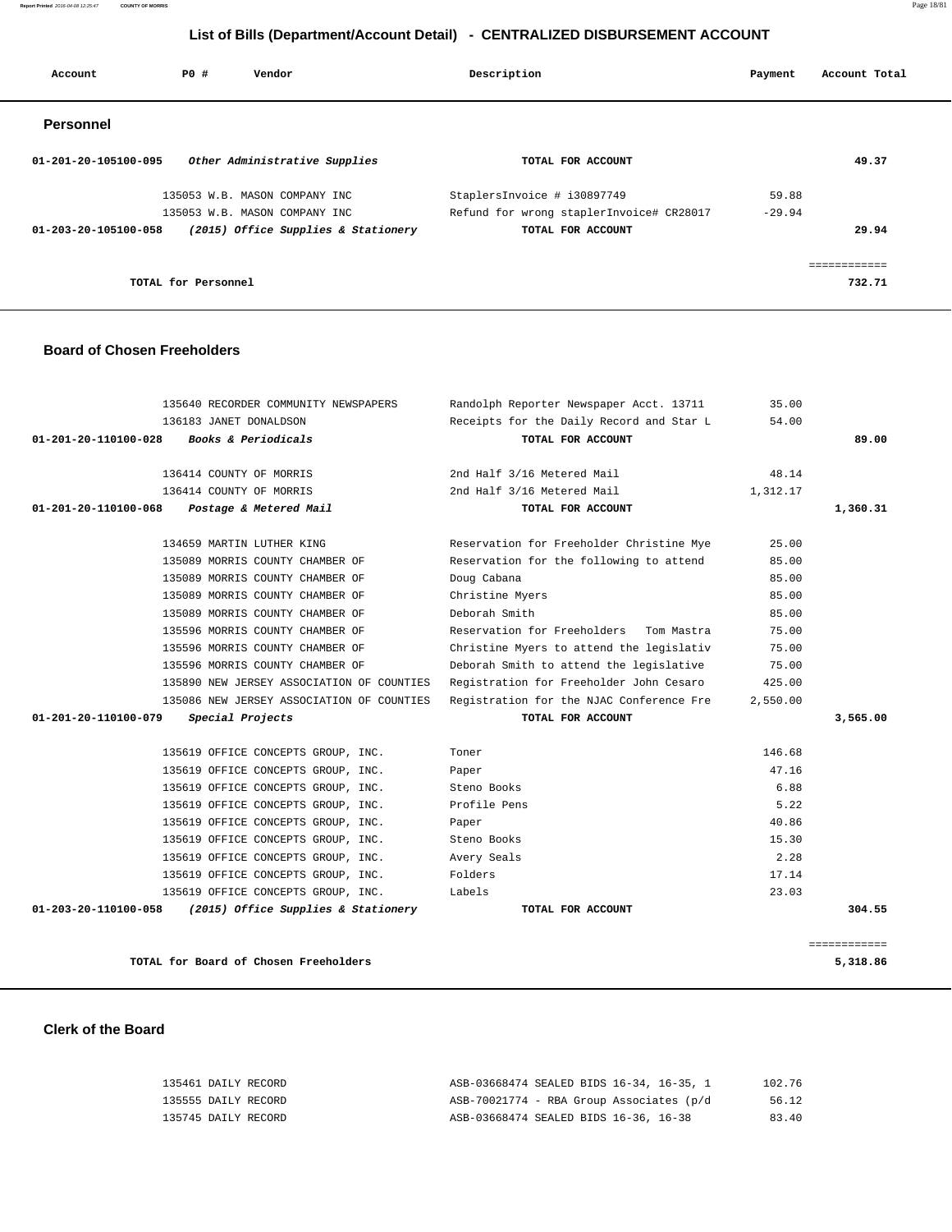## List of Bills (Department/Account Detail) - CENTRALIZED DISBURSEMENT ACCOUNT

| Account | PO # | Vendor | Description | Payment | Account Total |
|---|---|---|---|---|---|

### Personnel

| Account | PO # | Vendor | Description | Payment | Account Total |
|---|---|---|---|---|---|
| 01-201-20-105100-095 | | *Other Administrative Supplies* | **TOTAL FOR ACCOUNT** | | **49.37** |
| | 135053 | W.B. MASON COMPANY INC | StaplersInvoice # i30897749 | 59.88 | |
| | 135053 | W.B. MASON COMPANY INC | Refund for wrong staplerInvoice# CR28017 | -29.94 | |
| 01-203-20-105100-058 | | *(2015) Office Supplies & Stationery* | **TOTAL FOR ACCOUNT** | | **29.94** |
| | | | | | ============ |
| | | **TOTAL for Personnel** | | | **732.71** |

### Board of Chosen Freeholders

| Account | PO # | Vendor | Description | Payment | Account Total |
|---|---|---|---|---|---|
| | 135640 | RECORDER COMMUNITY NEWSPAPERS | Randolph Reporter Newspaper Acct. 13711 | 35.00 | |
| | 136183 | JANET DONALDSON | Receipts for the Daily Record and Star L | 54.00 | |
| 01-201-20-110100-028 | | *Books & Periodicals* | **TOTAL FOR ACCOUNT** | | **89.00** |
| | 136414 | COUNTY OF MORRIS | 2nd Half 3/16 Metered Mail | 48.14 | |
| | 136414 | COUNTY OF MORRIS | 2nd Half 3/16 Metered Mail | 1,312.17 | |
| 01-201-20-110100-068 | | *Postage & Metered Mail* | **TOTAL FOR ACCOUNT** | | **1,360.31** |
| | 134659 | MARTIN LUTHER KING | Reservation for Freeholder Christine Mye | 25.00 | |
| | 135089 | MORRIS COUNTY CHAMBER OF | Reservation for the following to attend | 85.00 | |
| | 135089 | MORRIS COUNTY CHAMBER OF | Doug Cabana | 85.00 | |
| | 135089 | MORRIS COUNTY CHAMBER OF | Christine Myers | 85.00 | |
| | 135089 | MORRIS COUNTY CHAMBER OF | Deborah Smith | 85.00 | |
| | 135596 | MORRIS COUNTY CHAMBER OF | Reservation for Freeholders Tom Mastra | 75.00 | |
| | 135596 | MORRIS COUNTY CHAMBER OF | Christine Myers to attend the legislativ | 75.00 | |
| | 135596 | MORRIS COUNTY CHAMBER OF | Deborah Smith to attend the legislative | 75.00 | |
| | 135890 | NEW JERSEY ASSOCIATION OF COUNTIES | Registration for Freeholder John Cesaro | 425.00 | |
| | 135086 | NEW JERSEY ASSOCIATION OF COUNTIES | Registration for the NJAC Conference Fre | 2,550.00 | |
| 01-201-20-110100-079 | | *Special Projects* | **TOTAL FOR ACCOUNT** | | **3,565.00** |
| | 135619 | OFFICE CONCEPTS GROUP, INC. | Toner | 146.68 | |
| | 135619 | OFFICE CONCEPTS GROUP, INC. | Paper | 47.16 | |
| | 135619 | OFFICE CONCEPTS GROUP, INC. | Steno Books | 6.88 | |
| | 135619 | OFFICE CONCEPTS GROUP, INC. | Profile Pens | 5.22 | |
| | 135619 | OFFICE CONCEPTS GROUP, INC. | Paper | 40.86 | |
| | 135619 | OFFICE CONCEPTS GROUP, INC. | Steno Books | 15.30 | |
| | 135619 | OFFICE CONCEPTS GROUP, INC. | Avery Seals | 2.28 | |
| | 135619 | OFFICE CONCEPTS GROUP, INC. | Folders | 17.14 | |
| | 135619 | OFFICE CONCEPTS GROUP, INC. | Labels | 23.03 | |
| 01-203-20-110100-058 | | *(2015) Office Supplies & Stationery* | **TOTAL FOR ACCOUNT** | | **304.55** |
| | | | | | ============ |
| | | **TOTAL for Board of Chosen Freeholders** | | | **5,318.86** |

### Clerk of the Board

| Account | PO # | Vendor | Description | Payment | Account Total |
|---|---|---|---|---|---|
| | 135461 | DAILY RECORD | ASB-03668474 SEALED BIDS 16-34, 16-35, 1 | 102.76 | |
| | 135555 | DAILY RECORD | ASB-70021774 - RBA Group Associates (p/d | 56.12 | |
| | 135745 | DAILY RECORD | ASB-03668474 SEALED BIDS 16-36, 16-38 | 83.40 | |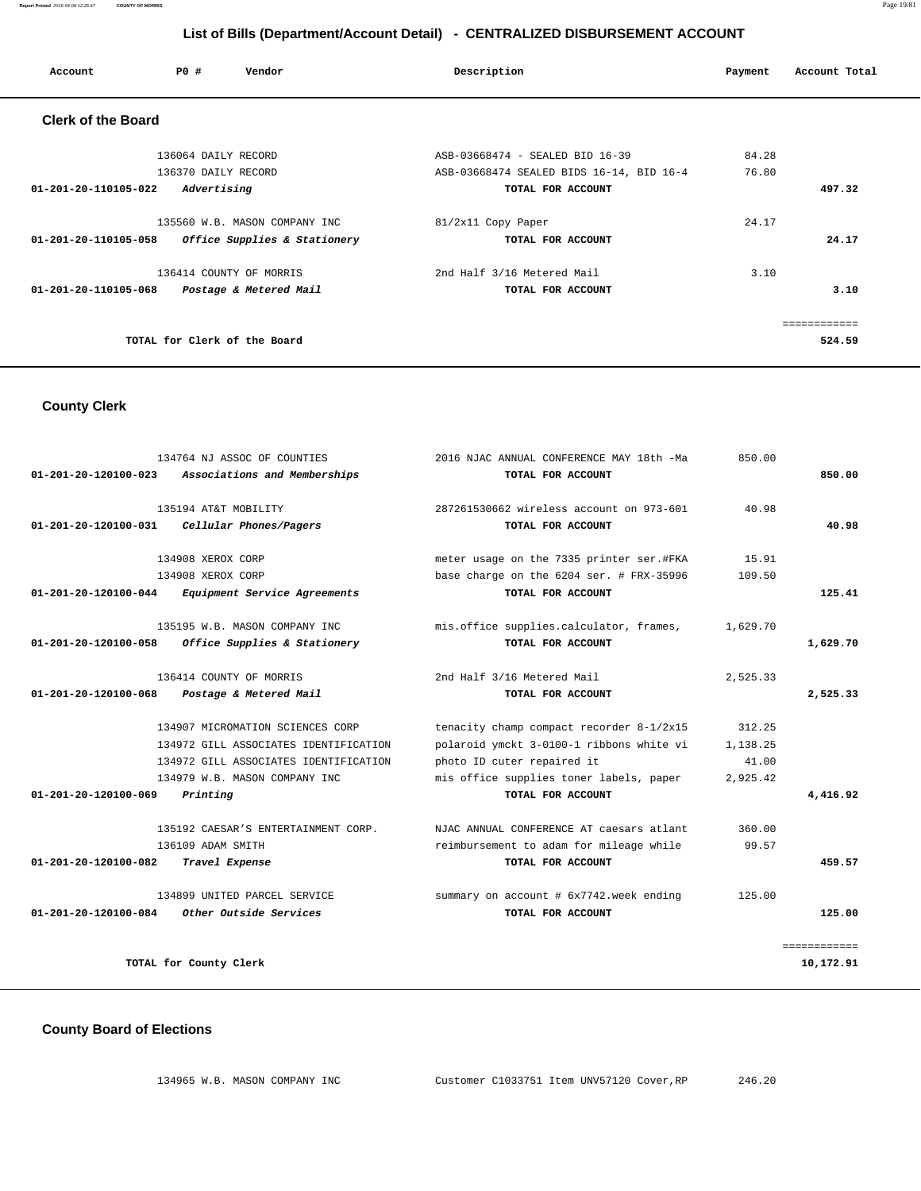# List of Bills (Department/Account Detail) - CENTRALIZED DISBURSEMENT ACCOUNT

| Account | PO # | Vendor | Description | Payment | Account Total |
|---|---|---|---|---|---|

## Clerk of the Board

| Account | PO # | Vendor | Description | Payment | Account Total |
|---|---|---|---|---|---|
| | 136064 | DAILY RECORD | ASB-03668474 - SEALED BID 16-39 | 84.28 | |
| | 136370 | DAILY RECORD | ASB-03668474 SEALED BIDS 16-14, BID 16-4 | 76.80 | |
| **01-201-20-110105-022** | | *Advertising* | **TOTAL FOR ACCOUNT** | | **497.32** |
| | 135560 | W.B. MASON COMPANY INC | 81/2x11 Copy Paper | 24.17 | |
| **01-201-20-110105-058** | | *Office Supplies & Stationery* | **TOTAL FOR ACCOUNT** | | **24.17** |
| | 136414 | COUNTY OF MORRIS | 2nd Half 3/16 Metered Mail | 3.10 | |
| **01-201-20-110105-068** | | *Postage & Metered Mail* | **TOTAL FOR ACCOUNT** | | **3.10** |
| | | | | | ============ |
| | | **TOTAL for Clerk of the Board** | | | **524.59** |

## County Clerk

| Account | PO # | Vendor | Description | Payment | Account Total |
|---|---|---|---|---|---|
| | 134764 | NJ ASSOC OF COUNTIES | 2016 NJAC ANNUAL CONFERENCE MAY 18th -Ma | 850.00 | |
| **01-201-20-120100-023** | | *Associations and Memberships* | **TOTAL FOR ACCOUNT** | | **850.00** |
| | 135194 | AT&T MOBILITY | 287261530662 wireless account on 973-601 | 40.98 | |
| **01-201-20-120100-031** | | *Cellular Phones/Pagers* | **TOTAL FOR ACCOUNT** | | **40.98** |
| | 134908 | XEROX CORP | meter usage on the 7335 printer ser.#FKA | 15.91 | |
| | 134908 | XEROX CORP | base charge on the 6204 ser. # FRX-35996 | 109.50 | |
| **01-201-20-120100-044** | | *Equipment Service Agreements* | **TOTAL FOR ACCOUNT** | | **125.41** |
| | 135195 | W.B. MASON COMPANY INC | mis.office supplies.calculator, frames, | 1,629.70 | |
| **01-201-20-120100-058** | | *Office Supplies & Stationery* | **TOTAL FOR ACCOUNT** | | **1,629.70** |
| | 136414 | COUNTY OF MORRIS | 2nd Half 3/16 Metered Mail | 2,525.33 | |
| **01-201-20-120100-068** | | *Postage & Metered Mail* | **TOTAL FOR ACCOUNT** | | **2,525.33** |
| | 134907 | MICROMATION SCIENCES CORP | tenacity champ compact recorder 8-1/2x15 | 312.25 | |
| | 134972 | GILL ASSOCIATES IDENTIFICATION | polaroid ymckt 3-0100-1 ribbons white vi | 1,138.25 | |
| | 134972 | GILL ASSOCIATES IDENTIFICATION | photo ID cuter repaired it | 41.00 | |
| | 134979 | W.B. MASON COMPANY INC | mis office supplies toner labels, paper | 2,925.42 | |
| **01-201-20-120100-069** | | *Printing* | **TOTAL FOR ACCOUNT** | | **4,416.92** |
| | 135192 | CAESAR'S ENTERTAINMENT CORP. | NJAC ANNUAL CONFERENCE AT caesars atlant | 360.00 | |
| | 136109 | ADAM SMITH | reimbursement to adam for mileage while | 99.57 | |
| **01-201-20-120100-082** | | *Travel Expense* | **TOTAL FOR ACCOUNT** | | **459.57** |
| | 134899 | UNITED PARCEL SERVICE | summary on account # 6x7742.week ending | 125.00 | |
| **01-201-20-120100-084** | | *Other Outside Services* | **TOTAL FOR ACCOUNT** | | **125.00** |
| | | | | | ============ |
| | | **TOTAL for County Clerk** | | | **10,172.91** |

## County Board of Elections

| Account | PO # | Vendor | Description | Payment | Account Total |
|---|---|---|---|---|---|
| | 134965 | W.B. MASON COMPANY INC | Customer C1033751 Item UNV57120 Cover,RP | 246.20 | |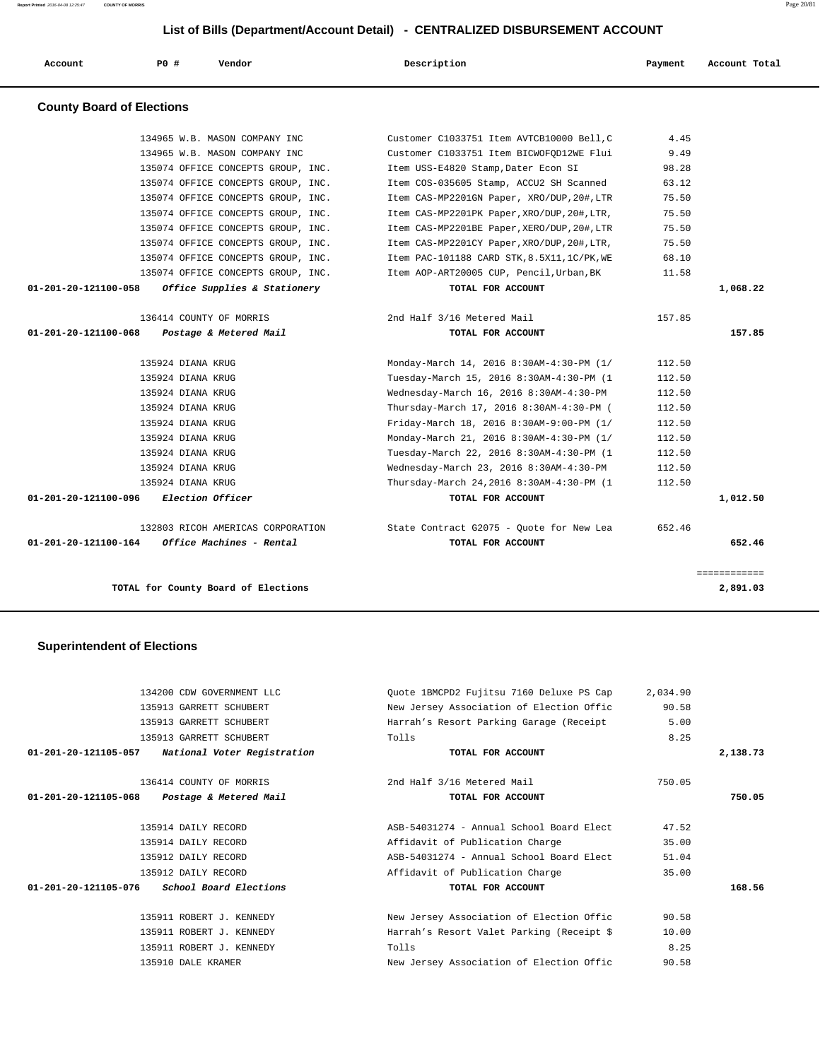## List of Bills (Department/Account Detail) - CENTRALIZED DISBURSEMENT ACCOUNT

| Account | PO # | Vendor | Description | Payment | Account Total |
|---|---|---|---|---|---|

### County Board of Elections

| Account | PO # | Vendor | Description | Payment | Account Total |
|---|---|---|---|---|---|
| | 134965 | W.B. MASON COMPANY INC | Customer C1033751 Item AVTCB10000 Bell,C | 4.45 | |
| | 134965 | W.B. MASON COMPANY INC | Customer C1033751 Item BICWOFQD12WE Flui | 9.49 | |
| | 135074 | OFFICE CONCEPTS GROUP, INC. | Item USS-E4820 Stamp,Dater Econ SI | 98.28 | |
| | 135074 | OFFICE CONCEPTS GROUP, INC. | Item COS-035605 Stamp, ACCU2 SH Scanned | 63.12 | |
| | 135074 | OFFICE CONCEPTS GROUP, INC. | Item CAS-MP2201GN Paper, XRO/DUP,20#,LTR | 75.50 | |
| | 135074 | OFFICE CONCEPTS GROUP, INC. | Item CAS-MP2201PK Paper,XRO/DUP,20#,LTR, | 75.50 | |
| | 135074 | OFFICE CONCEPTS GROUP, INC. | Item CAS-MP2201BE Paper,XERO/DUP,20#,LTR | 75.50 | |
| | 135074 | OFFICE CONCEPTS GROUP, INC. | Item CAS-MP2201CY Paper,XRO/DUP,20#,LTR, | 75.50 | |
| | 135074 | OFFICE CONCEPTS GROUP, INC. | Item PAC-101188 CARD STK,8.5X11,1C/PK,WE | 68.10 | |
| | 135074 | OFFICE CONCEPTS GROUP, INC. | Item AOP-ART20005 CUP, Pencil,Urban,BK | 11.58 | |
| **01-201-20-121100-058** | | ***Office Supplies & Stationery*** | **TOTAL FOR ACCOUNT** | | **1,068.22** |
| | 136414 | COUNTY OF MORRIS | 2nd Half 3/16 Metered Mail | 157.85 | |
| **01-201-20-121100-068** | | ***Postage & Metered Mail*** | **TOTAL FOR ACCOUNT** | | **157.85** |
| | 135924 | DIANA KRUG | Monday-March 14, 2016 8:30AM-4:30-PM (1/ | 112.50 | |
| | 135924 | DIANA KRUG | Tuesday-March 15, 2016 8:30AM-4:30-PM (1 | 112.50 | |
| | 135924 | DIANA KRUG | Wednesday-March 16, 2016 8:30AM-4:30-PM | 112.50 | |
| | 135924 | DIANA KRUG | Thursday-March 17, 2016 8:30AM-4:30-PM ( | 112.50 | |
| | 135924 | DIANA KRUG | Friday-March 18, 2016 8:30AM-9:00-PM (1/ | 112.50 | |
| | 135924 | DIANA KRUG | Monday-March 21, 2016 8:30AM-4:30-PM (1/ | 112.50 | |
| | 135924 | DIANA KRUG | Tuesday-March 22, 2016 8:30AM-4:30-PM (1 | 112.50 | |
| | 135924 | DIANA KRUG | Wednesday-March 23, 2016 8:30AM-4:30-PM | 112.50 | |
| | 135924 | DIANA KRUG | Thursday-March 24,2016 8:30AM-4:30-PM (1 | 112.50 | |
| **01-201-20-121100-096** | | ***Election Officer*** | **TOTAL FOR ACCOUNT** | | **1,012.50** |
| | 132803 | RICOH AMERICAS CORPORATION | State Contract G2075 - Quote for New Lea | 652.46 | |
| **01-201-20-121100-164** | | ***Office Machines - Rental*** | **TOTAL FOR ACCOUNT** | | **652.46** |
| | | | | | ============ |
| | | **TOTAL for County Board of Elections** | | | **2,891.03** |

### Superintendent of Elections

| Account | PO # | Vendor | Description | Payment | Account Total |
|---|---|---|---|---|---|
| | 134200 | CDW GOVERNMENT LLC | Quote 1BMCPD2 Fujitsu 7160 Deluxe PS Cap | 2,034.90 | |
| | 135913 | GARRETT SCHUBERT | New Jersey Association of Election Offic | 90.58 | |
| | 135913 | GARRETT SCHUBERT | Harrah's Resort Parking Garage (Receipt | 5.00 | |
| | 135913 | GARRETT SCHUBERT | Tolls | 8.25 | |
| **01-201-20-121105-057** | | ***National Voter Registration*** | **TOTAL FOR ACCOUNT** | | **2,138.73** |
| | 136414 | COUNTY OF MORRIS | 2nd Half 3/16 Metered Mail | 750.05 | |
| **01-201-20-121105-068** | | ***Postage & Metered Mail*** | **TOTAL FOR ACCOUNT** | | **750.05** |
| | 135914 | DAILY RECORD | ASB-54031274 - Annual School Board Elect | 47.52 | |
| | 135914 | DAILY RECORD | Affidavit of Publication Charge | 35.00 | |
| | 135912 | DAILY RECORD | ASB-54031274 - Annual School Board Elect | 51.04 | |
| | 135912 | DAILY RECORD | Affidavit of Publication Charge | 35.00 | |
| **01-201-20-121105-076** | | ***School Board Elections*** | **TOTAL FOR ACCOUNT** | | **168.56** |
| | 135911 | ROBERT J. KENNEDY | New Jersey Association of Election Offic | 90.58 | |
| | 135911 | ROBERT J. KENNEDY | Harrah's Resort Valet Parking (Receipt $ | 10.00 | |
| | 135911 | ROBERT J. KENNEDY | Tolls | 8.25 | |
| | 135910 | DALE KRAMER | New Jersey Association of Election Offic | 90.58 | |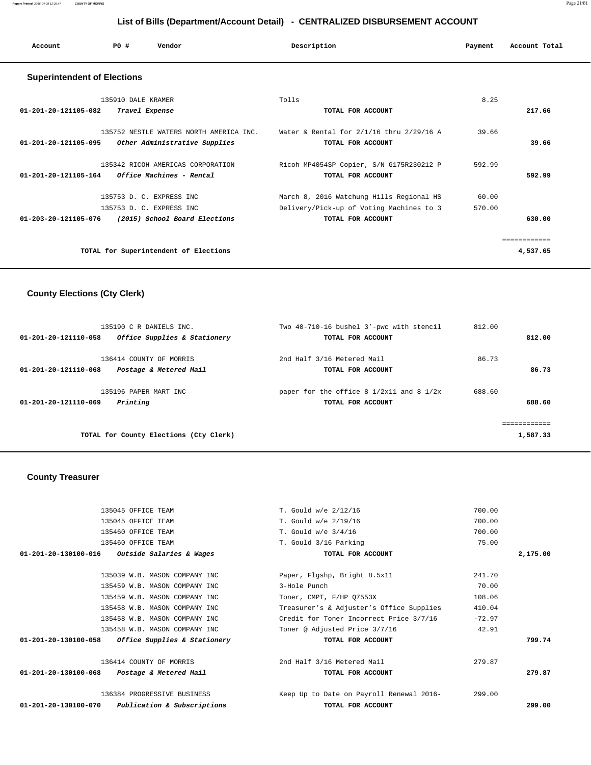## List of Bills (Department/Account Detail) - CENTRALIZED DISBURSEMENT ACCOUNT

| Account | PO # | Vendor | Description | Payment | Account Total |
|---|---|---|---|---|---|

### Superintendent of Elections

| Account | PO # | Vendor | Description | Payment | Account Total |
|---|---|---|---|---|---|
| | 135910 | DALE KRAMER | Tolls | 8.25 | |
| 01-201-20-121105-082 | | *Travel Expense* | TOTAL FOR ACCOUNT | | 217.66 |
| | 135752 | NESTLE WATERS NORTH AMERICA INC. | Water & Rental for 2/1/16 thru 2/29/16 A | 39.66 | |
| 01-201-20-121105-095 | | *Other Administrative Supplies* | TOTAL FOR ACCOUNT | | 39.66 |
| | 135342 | RICOH AMERICAS CORPORATION | Ricoh MP4054SP Copier, S/N G175R230212 P | 592.99 | |
| 01-201-20-121105-164 | | *Office Machines - Rental* | TOTAL FOR ACCOUNT | | 592.99 |
| | 135753 | D. C. EXPRESS INC | March 8, 2016 Watchung Hills Regional HS | 60.00 | |
| | 135753 | D. C. EXPRESS INC | Delivery/Pick-up of Voting Machines to 3 | 570.00 | |
| 01-203-20-121105-076 | | *(2015) School Board Elections* | TOTAL FOR ACCOUNT | | 630.00 |
| | | | | | ============ |
| | | TOTAL for Superintendent of Elections | | | 4,537.65 |

### County Elections (Cty Clerk)

| Account | PO # | Vendor | Description | Payment | Account Total |
|---|---|---|---|---|---|
| | 135190 | C R DANIELS INC. | Two 40-710-16 bushel 3'-pwc with stencil | 812.00 | |
| 01-201-20-121110-058 | | *Office Supplies & Stationery* | TOTAL FOR ACCOUNT | | 812.00 |
| | 136414 | COUNTY OF MORRIS | 2nd Half 3/16 Metered Mail | 86.73 | |
| 01-201-20-121110-068 | | *Postage & Metered Mail* | TOTAL FOR ACCOUNT | | 86.73 |
| | 135196 | PAPER MART INC | paper for the office 8 1/2x11 and 8 1/2x | 688.60 | |
| 01-201-20-121110-069 | | *Printing* | TOTAL FOR ACCOUNT | | 688.60 |
| | | | | | ============ |
| | | TOTAL for County Elections (Cty Clerk) | | | 1,587.33 |

### County Treasurer

| Account | PO # | Vendor | Description | Payment | Account Total |
|---|---|---|---|---|---|
| | 135045 | OFFICE TEAM | T. Gould w/e 2/12/16 | 700.00 | |
| | 135045 | OFFICE TEAM | T. Gould w/e 2/19/16 | 700.00 | |
| | 135460 | OFFICE TEAM | T. Gould w/e 3/4/16 | 700.00 | |
| | 135460 | OFFICE TEAM | T. Gould 3/16 Parking | 75.00 | |
| 01-201-20-130100-016 | | *Outside Salaries & Wages* | TOTAL FOR ACCOUNT | | 2,175.00 |
| | 135039 | W.B. MASON COMPANY INC | Paper, Flgshp, Bright 8.5x11 | 241.70 | |
| | 135459 | W.B. MASON COMPANY INC | 3-Hole Punch | 70.00 | |
| | 135459 | W.B. MASON COMPANY INC | Toner, CMPT, F/HP Q7553X | 108.06 | |
| | 135458 | W.B. MASON COMPANY INC | Treasurer's & Adjuster's Office Supplies | 410.04 | |
| | 135458 | W.B. MASON COMPANY INC | Credit for Toner Incorrect Price 3/7/16 | -72.97 | |
| | 135458 | W.B. MASON COMPANY INC | Toner @ Adjusted Price 3/7/16 | 42.91 | |
| 01-201-20-130100-058 | | *Office Supplies & Stationery* | TOTAL FOR ACCOUNT | | 799.74 |
| | 136414 | COUNTY OF MORRIS | 2nd Half 3/16 Metered Mail | 279.87 | |
| 01-201-20-130100-068 | | *Postage & Metered Mail* | TOTAL FOR ACCOUNT | | 279.87 |
| | 136384 | PROGRESSIVE BUSINESS | Keep Up to Date on Payroll Renewal 2016- | 299.00 | |
| 01-201-20-130100-070 | | *Publication & Subscriptions* | TOTAL FOR ACCOUNT | | 299.00 |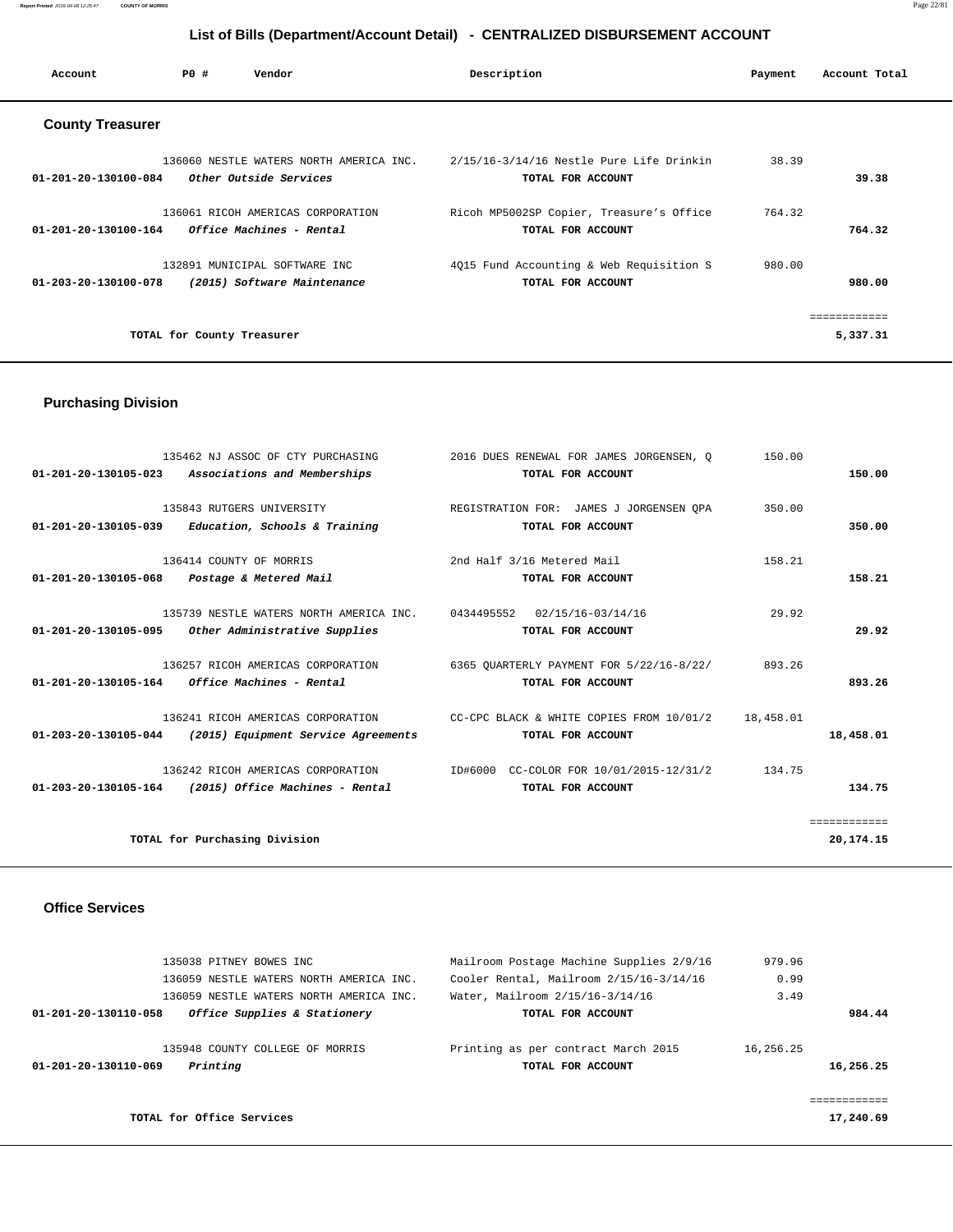# List of Bills (Department/Account Detail) - CENTRALIZED DISBURSEMENT ACCOUNT

| Account | PO # | Vendor | Description | Payment | Account Total |
|---|---|---|---|---|---|

## County Treasurer

| Account | PO # | Vendor | Description | Payment | Account Total |
|---|---|---|---|---|---|
| | 136060 | NESTLE WATERS NORTH AMERICA INC. | 2/15/16-3/14/16 Nestle Pure Life Drinkin | 38.39 | |
| 01-201-20-130100-084 | | *Other Outside Services* | TOTAL FOR ACCOUNT | | 39.38 |
| | 136061 | RICOH AMERICAS CORPORATION | Ricoh MP5002SP Copier, Treasure's Office | 764.32 | |
| 01-201-20-130100-164 | | *Office Machines - Rental* | TOTAL FOR ACCOUNT | | 764.32 |
| | 132891 | MUNICIPAL SOFTWARE INC | 4Q15 Fund Accounting & Web Requisition S | 980.00 | |
| 01-203-20-130100-078 | | *(2015) Software Maintenance* | TOTAL FOR ACCOUNT | | 980.00 |
| | | TOTAL for County Treasurer | | | 5,337.31 |

## Purchasing Division

| Account | PO # | Vendor | Description | Payment | Account Total |
|---|---|---|---|---|---|
| | 135462 | NJ ASSOC OF CTY PURCHASING | 2016 DUES RENEWAL FOR JAMES JORGENSEN, Q | 150.00 | |
| 01-201-20-130105-023 | | *Associations and Memberships* | TOTAL FOR ACCOUNT | | 150.00 |
| | 135843 | RUTGERS UNIVERSITY | REGISTRATION FOR: JAMES J JORGENSEN QPA | 350.00 | |
| 01-201-20-130105-039 | | *Education, Schools & Training* | TOTAL FOR ACCOUNT | | 350.00 |
| | 136414 | COUNTY OF MORRIS | 2nd Half 3/16 Metered Mail | 158.21 | |
| 01-201-20-130105-068 | | *Postage & Metered Mail* | TOTAL FOR ACCOUNT | | 158.21 |
| | 135739 | NESTLE WATERS NORTH AMERICA INC. | 0434495552 02/15/16-03/14/16 | 29.92 | |
| 01-201-20-130105-095 | | *Other Administrative Supplies* | TOTAL FOR ACCOUNT | | 29.92 |
| | 136257 | RICOH AMERICAS CORPORATION | 6365 QUARTERLY PAYMENT FOR 5/22/16-8/22/ | 893.26 | |
| 01-201-20-130105-164 | | *Office Machines - Rental* | TOTAL FOR ACCOUNT | | 893.26 |
| | 136241 | RICOH AMERICAS CORPORATION | CC-CPC BLACK & WHITE COPIES FROM 10/01/2 | 18,458.01 | |
| 01-203-20-130105-044 | | *(2015) Equipment Service Agreements* | TOTAL FOR ACCOUNT | | 18,458.01 |
| | 136242 | RICOH AMERICAS CORPORATION | ID#6000 CC-COLOR FOR 10/01/2015-12/31/2 | 134.75 | |
| 01-203-20-130105-164 | | *(2015) Office Machines - Rental* | TOTAL FOR ACCOUNT | | 134.75 |
| | | TOTAL for Purchasing Division | | | 20,174.15 |

## Office Services

| Account | PO # | Vendor | Description | Payment | Account Total |
|---|---|---|---|---|---|
| | 135038 | PITNEY BOWES INC | Mailroom Postage Machine Supplies 2/9/16 | 979.96 | |
| | 136059 | NESTLE WATERS NORTH AMERICA INC. | Cooler Rental, Mailroom 2/15/16-3/14/16 | 0.99 | |
| | 136059 | NESTLE WATERS NORTH AMERICA INC. | Water, Mailroom 2/15/16-3/14/16 | 3.49 | |
| 01-201-20-130110-058 | | *Office Supplies & Stationery* | TOTAL FOR ACCOUNT | | 984.44 |
| | 135948 | COUNTY COLLEGE OF MORRIS | Printing as per contract March 2015 | 16,256.25 | |
| 01-201-20-130110-069 | | *Printing* | TOTAL FOR ACCOUNT | | 16,256.25 |
| | | TOTAL for Office Services | | | 17,240.69 |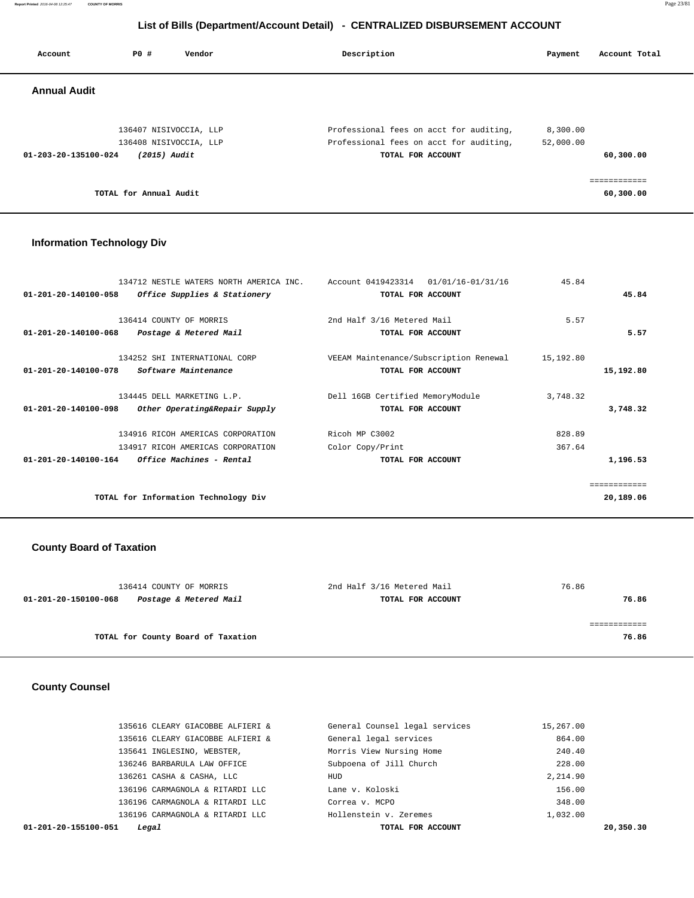# List of Bills (Department/Account Detail) - CENTRALIZED DISBURSEMENT ACCOUNT

| Account | PO # | Vendor | Description | Payment | Account Total |
|---|---|---|---|---|---|

## Annual Audit

| Account | PO # | Vendor | Description | Payment | Account Total |
|---|---|---|---|---|---|
| | 136407 | NISIVOCCIA, LLP | Professional fees on acct for auditing, | 8,300.00 | |
| | 136408 | NISIVOCCIA, LLP | Professional fees on acct for auditing, | 52,000.00 | |
| 01-203-20-135100-024 | | *(2015) Audit* | TOTAL FOR ACCOUNT | | 60,300.00 |
| | | TOTAL for Annual Audit | | | 60,300.00 |

## Information Technology Div

| Account | PO # | Vendor | Description | Payment | Account Total |
|---|---|---|---|---|---|
| | 134712 | NESTLE WATERS NORTH AMERICA INC. | Account 0419423314 01/01/16-01/31/16 | 45.84 | |
| 01-201-20-140100-058 | | *Office Supplies & Stationery* | TOTAL FOR ACCOUNT | | 45.84 |
| | 136414 | COUNTY OF MORRIS | 2nd Half 3/16 Metered Mail | 5.57 | |
| 01-201-20-140100-068 | | *Postage & Metered Mail* | TOTAL FOR ACCOUNT | | 5.57 |
| | 134252 | SHI INTERNATIONAL CORP | VEEAM Maintenance/Subscription Renewal | 15,192.80 | |
| 01-201-20-140100-078 | | *Software Maintenance* | TOTAL FOR ACCOUNT | | 15,192.80 |
| | 134445 | DELL MARKETING L.P. | Dell 16GB Certified MemoryModule | 3,748.32 | |
| 01-201-20-140100-098 | | *Other Operating&Repair Supply* | TOTAL FOR ACCOUNT | | 3,748.32 |
| | 134916 | RICOH AMERICAS CORPORATION | Ricoh MP C3002 | 828.89 | |
| | 134917 | RICOH AMERICAS CORPORATION | Color Copy/Print | 367.64 | |
| 01-201-20-140100-164 | | *Office Machines - Rental* | TOTAL FOR ACCOUNT | | 1,196.53 |
| | | TOTAL for Information Technology Div | | | 20,189.06 |

## County Board of Taxation

| Account | PO # | Vendor | Description | Payment | Account Total |
|---|---|---|---|---|---|
| | 136414 | COUNTY OF MORRIS | 2nd Half 3/16 Metered Mail | 76.86 | |
| 01-201-20-150100-068 | | *Postage & Metered Mail* | TOTAL FOR ACCOUNT | | 76.86 |
| | | TOTAL for County Board of Taxation | | | 76.86 |

## County Counsel

| Account | PO # | Vendor | Description | Payment | Account Total |
|---|---|---|---|---|---|
| | 135616 | CLEARY GIACOBBE ALFIERI & | General Counsel legal services | 15,267.00 | |
| | 135616 | CLEARY GIACOBBE ALFIERI & | General legal services | 864.00 | |
| | 135641 | INGLESINO, WEBSTER, | Morris View Nursing Home | 240.40 | |
| | 136246 | BARBARULA LAW OFFICE | Subpoena of Jill Church | 228.00 | |
| | 136261 | CASHA & CASHA, LLC | HUD | 2,214.90 | |
| | 136196 | CARMAGNOLA & RITARDI LLC | Lane v. Koloski | 156.00 | |
| | 136196 | CARMAGNOLA & RITARDI LLC | Correa v. MCPO | 348.00 | |
| | 136196 | CARMAGNOLA & RITARDI LLC | Hollenstein v. Zeremes | 1,032.00 | |
| 01-201-20-155100-051 | | *Legal* | TOTAL FOR ACCOUNT | | 20,350.30 |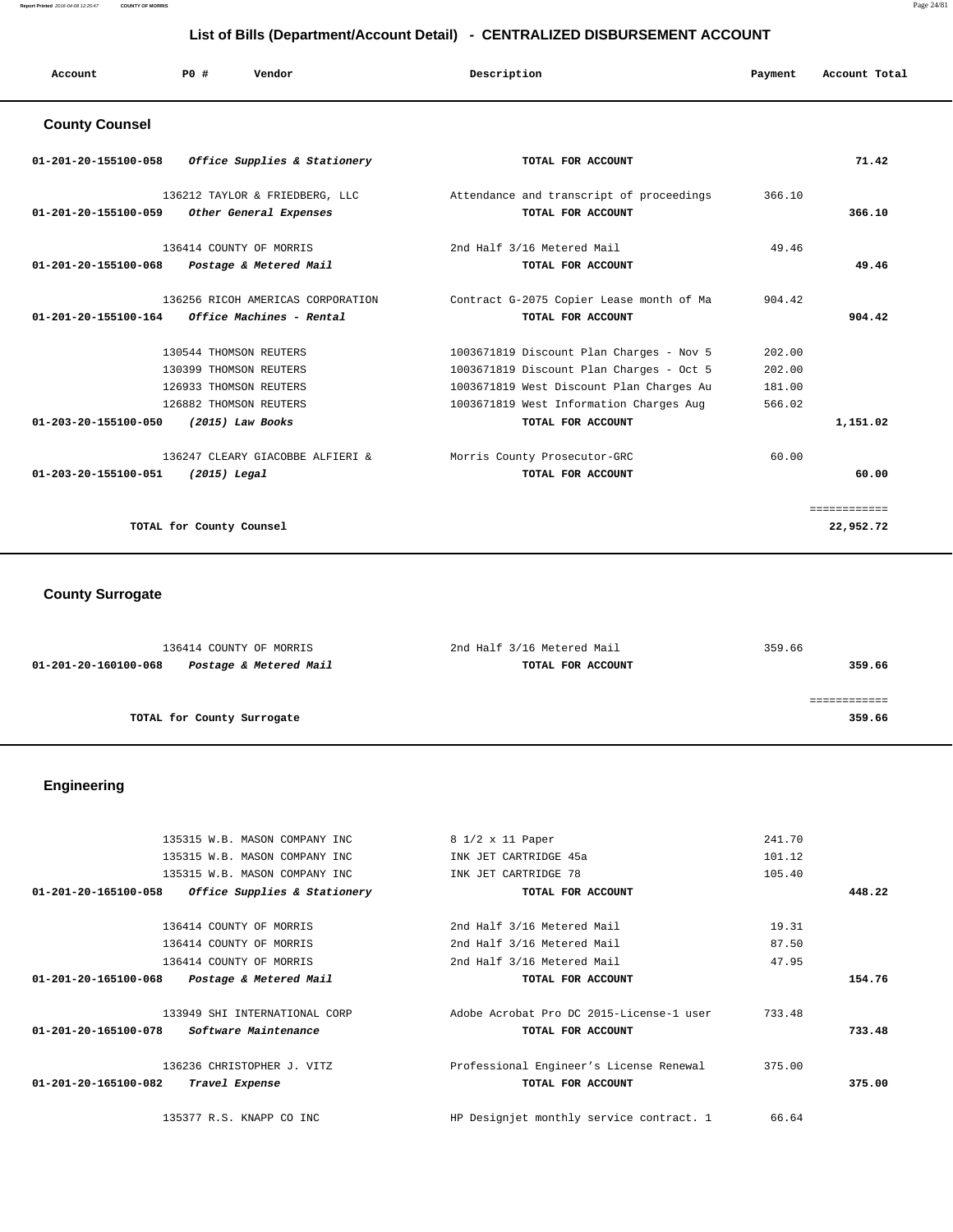## List of Bills (Department/Account Detail) - CENTRALIZED DISBURSEMENT ACCOUNT

| Account | P0 # | Vendor | Description | Payment | Account Total |
|---|---|---|---|---|---|

### County Counsel

| Account | P0 # | Vendor | Description | Payment | Account Total |
|---|---|---|---|---|---|
| 01-201-20-155100-058 | | *Office Supplies & Stationery* | **TOTAL FOR ACCOUNT** | | **71.42** |
| | 136212 | TAYLOR & FRIEDBERG, LLC | Attendance and transcript of proceedings | 366.10 | |
| 01-201-20-155100-059 | | *Other General Expenses* | **TOTAL FOR ACCOUNT** | | **366.10** |
| | 136414 | COUNTY OF MORRIS | 2nd Half 3/16 Metered Mail | 49.46 | |
| 01-201-20-155100-068 | | *Postage & Metered Mail* | **TOTAL FOR ACCOUNT** | | **49.46** |
| | 136256 | RICOH AMERICAS CORPORATION | Contract G-2075 Copier Lease month of Ma | 904.42 | |
| 01-201-20-155100-164 | | *Office Machines - Rental* | **TOTAL FOR ACCOUNT** | | **904.42** |
| | 130544 | THOMSON REUTERS | 1003671819 Discount Plan Charges - Nov 5 | 202.00 | |
| | 130399 | THOMSON REUTERS | 1003671819 Discount Plan Charges - Oct 5 | 202.00 | |
| | 126933 | THOMSON REUTERS | 1003671819 West Discount Plan Charges Au | 181.00 | |
| | 126882 | THOMSON REUTERS | 1003671819 West Information Charges Aug | 566.02 | |
| 01-203-20-155100-050 | | *(2015) Law Books* | **TOTAL FOR ACCOUNT** | | **1,151.02** |
| | 136247 | CLEARY GIACOBBE ALFIERI & | Morris County Prosecutor-GRC | 60.00 | |
| 01-203-20-155100-051 | | *(2015) Legal* | **TOTAL FOR ACCOUNT** | | **60.00** |
| | | **TOTAL for County Counsel** | | | **22,952.72** |

### County Surrogate

| Account | P0 # | Vendor | Description | Payment | Account Total |
|---|---|---|---|---|---|
| | 136414 | COUNTY OF MORRIS | 2nd Half 3/16 Metered Mail | 359.66 | |
| 01-201-20-160100-068 | | *Postage & Metered Mail* | **TOTAL FOR ACCOUNT** | | **359.66** |
| | | **TOTAL for County Surrogate** | | | **359.66** |

### Engineering

| Account | P0 # | Vendor | Description | Payment | Account Total |
|---|---|---|---|---|---|
| | 135315 | W.B. MASON COMPANY INC | 8 1/2 x 11 Paper | 241.70 | |
| | 135315 | W.B. MASON COMPANY INC | INK JET CARTRIDGE 45a | 101.12 | |
| | 135315 | W.B. MASON COMPANY INC | INK JET CARTRIDGE 78 | 105.40 | |
| 01-201-20-165100-058 | | *Office Supplies & Stationery* | **TOTAL FOR ACCOUNT** | | **448.22** |
| | 136414 | COUNTY OF MORRIS | 2nd Half 3/16 Metered Mail | 19.31 | |
| | 136414 | COUNTY OF MORRIS | 2nd Half 3/16 Metered Mail | 87.50 | |
| | 136414 | COUNTY OF MORRIS | 2nd Half 3/16 Metered Mail | 47.95 | |
| 01-201-20-165100-068 | | *Postage & Metered Mail* | **TOTAL FOR ACCOUNT** | | **154.76** |
| | 133949 | SHI INTERNATIONAL CORP | Adobe Acrobat Pro DC 2015-License-1 user | 733.48 | |
| 01-201-20-165100-078 | | *Software Maintenance* | **TOTAL FOR ACCOUNT** | | **733.48** |
| | 136236 | CHRISTOPHER J. VITZ | Professional Engineer's License Renewal | 375.00 | |
| 01-201-20-165100-082 | | *Travel Expense* | **TOTAL FOR ACCOUNT** | | **375.00** |
| | 135377 | R.S. KNAPP CO INC | HP Designjet monthly service contract. 1 | 66.64 | |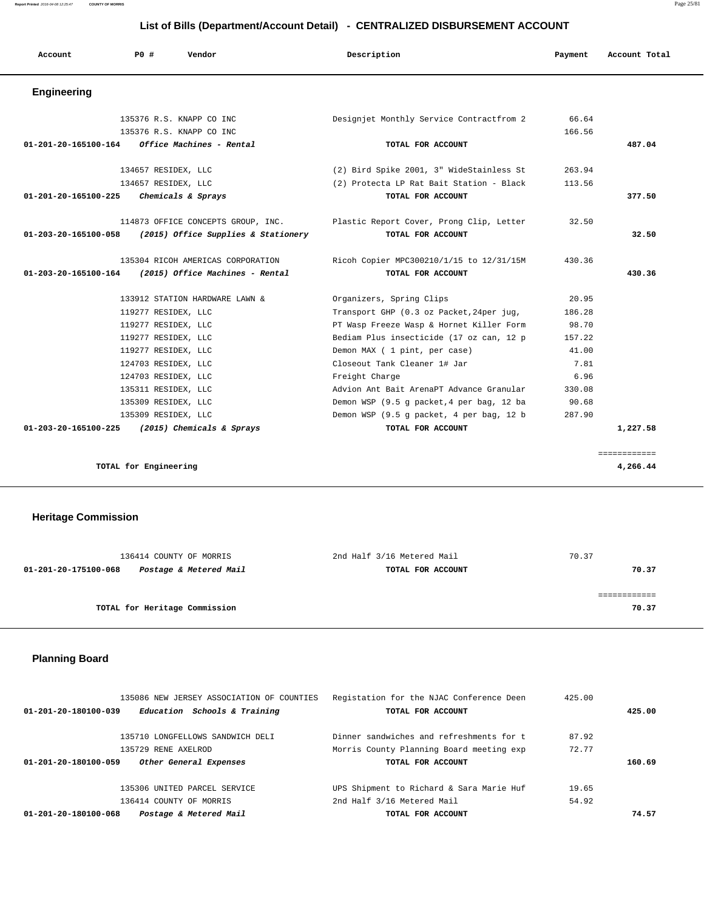## List of Bills (Department/Account Detail) - CENTRALIZED DISBURSEMENT ACCOUNT

| Account | PO # | Vendor | Description | Payment | Account Total |
|---|---|---|---|---|---|

### Engineering

| Account | PO # | Vendor | Description | Payment | Account Total |
|---|---|---|---|---|---|
| | 135376 | R.S. KNAPP CO INC | Designjet Monthly Service Contractfrom 2 | 66.64 | |
| | 135376 | R.S. KNAPP CO INC | | 166.56 | |
| **01-201-20-165100-164** | | ***Office Machines - Rental*** | **TOTAL FOR ACCOUNT** | | **487.04** |
| | 134657 | RESIDEX, LLC | (2) Bird Spike 2001, 3" WideStainless St | 263.94 | |
| | 134657 | RESIDEX, LLC | (2) Protecta LP Rat Bait Station - Black | 113.56 | |
| **01-201-20-165100-225** | | ***Chemicals & Sprays*** | **TOTAL FOR ACCOUNT** | | **377.50** |
| | 114873 | OFFICE CONCEPTS GROUP, INC. | Plastic Report Cover, Prong Clip, Letter | 32.50 | |
| **01-203-20-165100-058** | | ***(2015) Office Supplies & Stationery*** | **TOTAL FOR ACCOUNT** | | **32.50** |
| | 135304 | RICOH AMERICAS CORPORATION | Ricoh Copier MPC300210/1/15 to 12/31/15M | 430.36 | |
| **01-203-20-165100-164** | | ***(2015) Office Machines - Rental*** | **TOTAL FOR ACCOUNT** | | **430.36** |
| | 133912 | STATION HARDWARE LAWN & | Organizers, Spring Clips | 20.95 | |
| | 119277 | RESIDEX, LLC | Transport GHP (0.3 oz Packet,24per jug, | 186.28 | |
| | 119277 | RESIDEX, LLC | PT Wasp Freeze Wasp & Hornet Killer Form | 98.70 | |
| | 119277 | RESIDEX, LLC | Bediam Plus insecticide (17 oz can, 12 p | 157.22 | |
| | 119277 | RESIDEX, LLC | Demon MAX ( 1 pint, per case) | 41.00 | |
| | 124703 | RESIDEX, LLC | Closeout Tank Cleaner 1# Jar | 7.81 | |
| | 124703 | RESIDEX, LLC | Freight Charge | 6.96 | |
| | 135311 | RESIDEX, LLC | Advion Ant Bait ArenaPT Advance Granular | 330.08 | |
| | 135309 | RESIDEX, LLC | Demon WSP (9.5 g packet,4 per bag, 12 ba | 90.68 | |
| | 135309 | RESIDEX, LLC | Demon WSP (9.5 g packet, 4 per bag, 12 b | 287.90 | |
| **01-203-20-165100-225** | | ***(2015) Chemicals & Sprays*** | **TOTAL FOR ACCOUNT** | | **1,227.58** |
| | | **TOTAL for Engineering** | | | **4,266.44** |

### Heritage Commission

| Account | PO # | Vendor | Description | Payment | Account Total |
|---|---|---|---|---|---|
| | 136414 | COUNTY OF MORRIS | 2nd Half 3/16 Metered Mail | 70.37 | |
| **01-201-20-175100-068** | | ***Postage & Metered Mail*** | **TOTAL FOR ACCOUNT** | | **70.37** |
| | | **TOTAL for Heritage Commission** | | | **70.37** |

### Planning Board

| Account | PO # | Vendor | Description | Payment | Account Total |
|---|---|---|---|---|---|
| | 135086 | NEW JERSEY ASSOCIATION OF COUNTIES | Registation for the NJAC Conference Deen | 425.00 | |
| **01-201-20-180100-039** | | ***Education Schools & Training*** | **TOTAL FOR ACCOUNT** | | **425.00** |
| | 135710 | LONGFELLOWS SANDWICH DELI | Dinner sandwiches and refreshments for t | 87.92 | |
| | 135729 | RENE AXELROD | Morris County Planning Board meeting exp | 72.77 | |
| **01-201-20-180100-059** | | ***Other General Expenses*** | **TOTAL FOR ACCOUNT** | | **160.69** |
| | 135306 | UNITED PARCEL SERVICE | UPS Shipment to Richard & Sara Marie Huf | 19.65 | |
| | 136414 | COUNTY OF MORRIS | 2nd Half 3/16 Metered Mail | 54.92 | |
| **01-201-20-180100-068** | | ***Postage & Metered Mail*** | **TOTAL FOR ACCOUNT** | | **74.57** |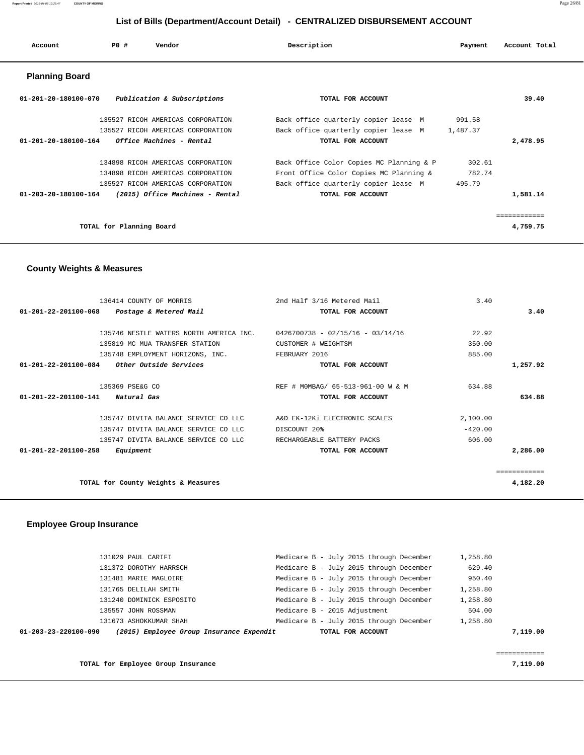## List of Bills (Department/Account Detail) - CENTRALIZED DISBURSEMENT ACCOUNT

| Account | PO # | Vendor | Description | Payment | Account Total |
|---|---|---|---|---|---|

### Planning Board

| Account | PO # | Vendor | Description | Payment | Account Total |
|---|---|---|---|---|---|
| 01-201-20-180100-070 | | *Publication & Subscriptions* | TOTAL FOR ACCOUNT | | 39.40 |
| | 135527 | RICOH AMERICAS CORPORATION | Back office quarterly copier lease M | 991.58 | |
| | 135527 | RICOH AMERICAS CORPORATION | Back office quarterly copier lease M | 1,487.37 | |
| 01-201-20-180100-164 | | *Office Machines - Rental* | TOTAL FOR ACCOUNT | | 2,478.95 |
| | 134898 | RICOH AMERICAS CORPORATION | Back Office Color Copies MC Planning & P | 302.61 | |
| | 134898 | RICOH AMERICAS CORPORATION | Front Office Color Copies MC Planning & | 782.74 | |
| | 135527 | RICOH AMERICAS CORPORATION | Back office quarterly copier lease M | 495.79 | |
| 01-203-20-180100-164 | | *(2015) Office Machines - Rental* | TOTAL FOR ACCOUNT | | 1,581.14 |
| | | TOTAL for Planning Board | | | 4,759.75 |

### County Weights & Measures

| Account | PO # | Vendor | Description | Payment | Account Total |
|---|---|---|---|---|---|
| | 136414 | COUNTY OF MORRIS | 2nd Half 3/16 Metered Mail | 3.40 | |
| 01-201-22-201100-068 | | *Postage & Metered Mail* | TOTAL FOR ACCOUNT | | 3.40 |
| | 135746 | NESTLE WATERS NORTH AMERICA INC. | 0426700738 - 02/15/16 - 03/14/16 | 22.92 | |
| | 135819 | MC MUA TRANSFER STATION | CUSTOMER # WEIGHTSM | 350.00 | |
| | 135748 | EMPLOYMENT HORIZONS, INC. | FEBRUARY 2016 | 885.00 | |
| 01-201-22-201100-084 | | *Other Outside Services* | TOTAL FOR ACCOUNT | | 1,257.92 |
| | 135369 | PSE&G CO | REF # M0MBAG/ 65-513-961-00 W & M | 634.88 | |
| 01-201-22-201100-141 | | *Natural Gas* | TOTAL FOR ACCOUNT | | 634.88 |
| | 135747 | DIVITA BALANCE SERVICE CO LLC | A&D EK-12Ki ELECTRONIC SCALES | 2,100.00 | |
| | 135747 | DIVITA BALANCE SERVICE CO LLC | DISCOUNT 20% | -420.00 | |
| | 135747 | DIVITA BALANCE SERVICE CO LLC | RECHARGEABLE BATTERY PACKS | 606.00 | |
| 01-201-22-201100-258 | | *Equipment* | TOTAL FOR ACCOUNT | | 2,286.00 |
| | | TOTAL for County Weights & Measures | | | 4,182.20 |

### Employee Group Insurance

| Account | PO # | Vendor | Description | Payment | Account Total |
|---|---|---|---|---|---|
| | 131029 | PAUL CARIFI | Medicare B - July 2015 through December | 1,258.80 | |
| | 131372 | DOROTHY HARRSCH | Medicare B - July 2015 through December | 629.40 | |
| | 131481 | MARIE MAGLOIRE | Medicare B - July 2015 through December | 950.40 | |
| | 131765 | DELILAH SMITH | Medicare B - July 2015 through December | 1,258.80 | |
| | 131240 | DOMINICK ESPOSITO | Medicare B - July 2015 through December | 1,258.80 | |
| | 135557 | JOHN ROSSMAN | Medicare B - 2015 Adjustment | 504.00 | |
| | 131673 | ASHOKKUMAR SHAH | Medicare B - July 2015 through December | 1,258.80 | |
| 01-203-23-220100-090 | | *(2015) Employee Group Insurance Expendit* | TOTAL FOR ACCOUNT | | 7,119.00 |
| | | TOTAL for Employee Group Insurance | | | 7,119.00 |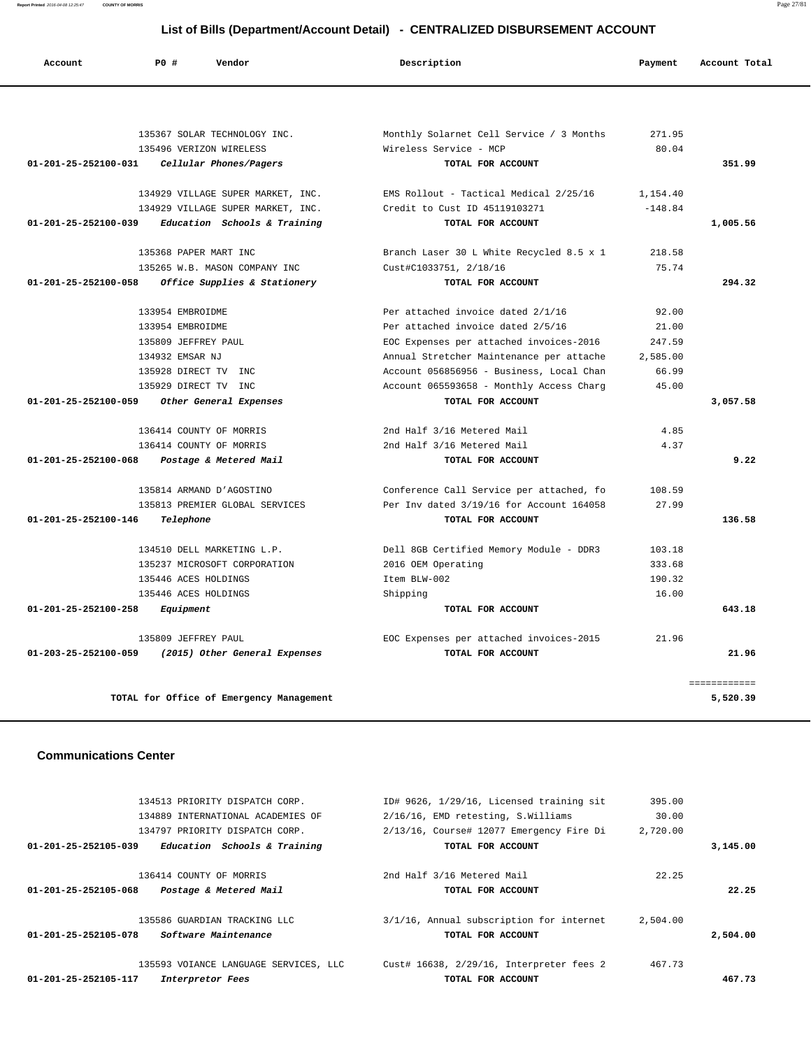## List of Bills (Department/Account Detail) - CENTRALIZED DISBURSEMENT ACCOUNT

| Account | PO # | Vendor | Description | Payment | Account Total |
|---|---|---|---|---|---|
| | 135367 | SOLAR TECHNOLOGY INC. | Monthly Solarnet Cell Service / 3 Months | 271.95 | |
| | 135496 | VERIZON WIRELESS | Wireless Service - MCP | 80.04 | |
| 01-201-25-252100-031 | | *Cellular Phones/Pagers* | TOTAL FOR ACCOUNT | | 351.99 |
| | 134929 | VILLAGE SUPER MARKET, INC. | EMS Rollout - Tactical Medical 2/25/16 | 1,154.40 | |
| | 134929 | VILLAGE SUPER MARKET, INC. | Credit to Cust ID 45119103271 | -148.84 | |
| 01-201-25-252100-039 | | *Education Schools & Training* | TOTAL FOR ACCOUNT | | 1,005.56 |
| | 135368 | PAPER MART INC | Branch Laser 30 L White Recycled 8.5 x 1 | 218.58 | |
| | 135265 | W.B. MASON COMPANY INC | Cust#C1033751, 2/18/16 | 75.74 | |
| 01-201-25-252100-058 | | *Office Supplies & Stationery* | TOTAL FOR ACCOUNT | | 294.32 |
| | 133954 | EMBROIDME | Per attached invoice dated 2/1/16 | 92.00 | |
| | 133954 | EMBROIDME | Per attached invoice dated 2/5/16 | 21.00 | |
| | 135809 | JEFFREY PAUL | EOC Expenses per attached invoices-2016 | 247.59 | |
| | 134932 | EMSAR NJ | Annual Stretcher Maintenance per attache | 2,585.00 | |
| | 135928 | DIRECT TV INC | Account 056856956 - Business, Local Chan | 66.99 | |
| | 135929 | DIRECT TV INC | Account 065593658 - Monthly Access Charg | 45.00 | |
| 01-201-25-252100-059 | | *Other General Expenses* | TOTAL FOR ACCOUNT | | 3,057.58 |
| | 136414 | COUNTY OF MORRIS | 2nd Half 3/16 Metered Mail | 4.85 | |
| | 136414 | COUNTY OF MORRIS | 2nd Half 3/16 Metered Mail | 4.37 | |
| 01-201-25-252100-068 | | *Postage & Metered Mail* | TOTAL FOR ACCOUNT | | 9.22 |
| | 135814 | ARMAND D'AGOSTINO | Conference Call Service per attached, fo | 108.59 | |
| | 135813 | PREMIER GLOBAL SERVICES | Per Inv dated 3/19/16 for Account 164058 | 27.99 | |
| 01-201-25-252100-146 | | *Telephone* | TOTAL FOR ACCOUNT | | 136.58 |
| | 134510 | DELL MARKETING L.P. | Dell 8GB Certified Memory Module - DDR3 | 103.18 | |
| | 135237 | MICROSOFT CORPORATION | 2016 OEM Operating | 333.68 | |
| | 135446 | ACES HOLDINGS | Item BLW-002 | 190.32 | |
| | 135446 | ACES HOLDINGS | Shipping | 16.00 | |
| 01-201-25-252100-258 | | *Equipment* | TOTAL FOR ACCOUNT | | 643.18 |
| | 135809 | JEFFREY PAUL | EOC Expenses per attached invoices-2015 | 21.96 | |
| 01-203-25-252100-059 | | *(2015) Other General Expenses* | TOTAL FOR ACCOUNT | | 21.96 |
| | | TOTAL for Office of Emergency Management | | | 5,520.39 |

### Communications Center

| Account | PO # | Vendor | Description | Payment | Account Total |
|---|---|---|---|---|---|
| | 134513 | PRIORITY DISPATCH CORP. | ID# 9626, 1/29/16, Licensed training sit | 395.00 | |
| | 134889 | INTERNATIONAL ACADEMIES OF | 2/16/16, EMD retesting, S.Williams | 30.00 | |
| | 134797 | PRIORITY DISPATCH CORP. | 2/13/16, Course# 12077 Emergency Fire Di | 2,720.00 | |
| 01-201-25-252105-039 | | *Education Schools & Training* | TOTAL FOR ACCOUNT | | 3,145.00 |
| | 136414 | COUNTY OF MORRIS | 2nd Half 3/16 Metered Mail | 22.25 | |
| 01-201-25-252105-068 | | *Postage & Metered Mail* | TOTAL FOR ACCOUNT | | 22.25 |
| | 135586 | GUARDIAN TRACKING LLC | 3/1/16, Annual subscription for internet | 2,504.00 | |
| 01-201-25-252105-078 | | *Software Maintenance* | TOTAL FOR ACCOUNT | | 2,504.00 |
| | 135593 | VOIANCE LANGUAGE SERVICES, LLC | Cust# 16638, 2/29/16, Interpreter fees 2 | 467.73 | |
| 01-201-25-252105-117 | | *Interpretor Fees* | TOTAL FOR ACCOUNT | | 467.73 |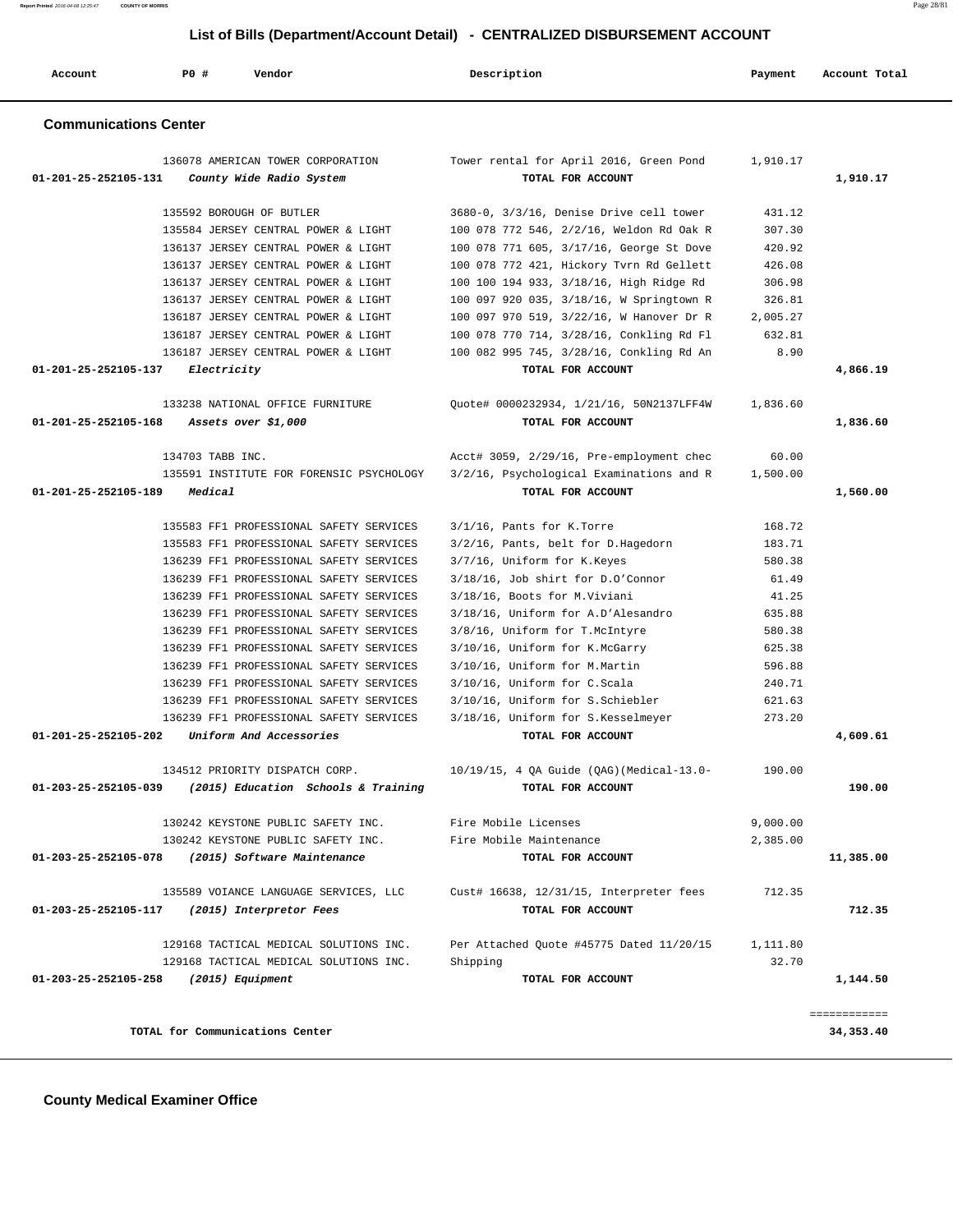# List of Bills (Department/Account Detail) - CENTRALIZED DISBURSEMENT ACCOUNT

| Account | PO # | Vendor | Description | Payment | Account Total |
|---|---|---|---|---|---|

## Communications Center

| Account | PO # | Vendor | Description | Payment | Account Total |
|---|---|---|---|---|---|
| | 136078 | AMERICAN TOWER CORPORATION | Tower rental for April 2016, Green Pond | 1,910.17 | |
| 01-201-25-252105-131 | | *County Wide Radio System* | TOTAL FOR ACCOUNT | | 1,910.17 |
| | 135592 | BOROUGH OF BUTLER | 3680-0, 3/3/16, Denise Drive cell tower | 431.12 | |
| | 135584 | JERSEY CENTRAL POWER & LIGHT | 100 078 772 546, 2/2/16, Weldon Rd Oak R | 307.30 | |
| | 136137 | JERSEY CENTRAL POWER & LIGHT | 100 078 771 605, 3/17/16, George St Dove | 420.92 | |
| | 136137 | JERSEY CENTRAL POWER & LIGHT | 100 078 772 421, Hickory Tvrn Rd Gellett | 426.08 | |
| | 136137 | JERSEY CENTRAL POWER & LIGHT | 100 100 194 933, 3/18/16, High Ridge Rd | 306.98 | |
| | 136137 | JERSEY CENTRAL POWER & LIGHT | 100 097 920 035, 3/18/16, W Springtown R | 326.81 | |
| | 136187 | JERSEY CENTRAL POWER & LIGHT | 100 097 970 519, 3/22/16, W Hanover Dr R | 2,005.27 | |
| | 136187 | JERSEY CENTRAL POWER & LIGHT | 100 078 770 714, 3/28/16, Conkling Rd Fl | 632.81 | |
| | 136187 | JERSEY CENTRAL POWER & LIGHT | 100 082 995 745, 3/28/16, Conkling Rd An | 8.90 | |
| 01-201-25-252105-137 | | *Electricity* | TOTAL FOR ACCOUNT | | 4,866.19 |
| | 133238 | NATIONAL OFFICE FURNITURE | Quote# 0000232934, 1/21/16, 50N2137LFF4W | 1,836.60 | |
| 01-201-25-252105-168 | | *Assets over $1,000* | TOTAL FOR ACCOUNT | | 1,836.60 |
| | 134703 | TABB INC. | Acct# 3059, 2/29/16, Pre-employment chec | 60.00 | |
| | 135591 | INSTITUTE FOR FORENSIC PSYCHOLOGY | 3/2/16, Psychological Examinations and R | 1,500.00 | |
| 01-201-25-252105-189 | | *Medical* | TOTAL FOR ACCOUNT | | 1,560.00 |
| | 135583 | FF1 PROFESSIONAL SAFETY SERVICES | 3/1/16, Pants for K.Torre | 168.72 | |
| | 135583 | FF1 PROFESSIONAL SAFETY SERVICES | 3/2/16, Pants, belt for D.Hagedorn | 183.71 | |
| | 136239 | FF1 PROFESSIONAL SAFETY SERVICES | 3/7/16, Uniform for K.Keyes | 580.38 | |
| | 136239 | FF1 PROFESSIONAL SAFETY SERVICES | 3/18/16, Job shirt for D.O'Connor | 61.49 | |
| | 136239 | FF1 PROFESSIONAL SAFETY SERVICES | 3/18/16, Boots for M.Viviani | 41.25 | |
| | 136239 | FF1 PROFESSIONAL SAFETY SERVICES | 3/18/16, Uniform for A.D'Alesandro | 635.88 | |
| | 136239 | FF1 PROFESSIONAL SAFETY SERVICES | 3/8/16, Uniform for T.McIntyre | 580.38 | |
| | 136239 | FF1 PROFESSIONAL SAFETY SERVICES | 3/10/16, Uniform for K.McGarry | 625.38 | |
| | 136239 | FF1 PROFESSIONAL SAFETY SERVICES | 3/10/16, Uniform for M.Martin | 596.88 | |
| | 136239 | FF1 PROFESSIONAL SAFETY SERVICES | 3/10/16, Uniform for C.Scala | 240.71 | |
| | 136239 | FF1 PROFESSIONAL SAFETY SERVICES | 3/10/16, Uniform for S.Schiebler | 621.63 | |
| | 136239 | FF1 PROFESSIONAL SAFETY SERVICES | 3/18/16, Uniform for S.Kesselmeyer | 273.20 | |
| 01-201-25-252105-202 | | *Uniform And Accessories* | TOTAL FOR ACCOUNT | | 4,609.61 |
| | 134512 | PRIORITY DISPATCH CORP. | 10/19/15, 4 QA Guide (QAG)(Medical-13.0- | 190.00 | |
| 01-203-25-252105-039 | | *(2015) Education Schools & Training* | TOTAL FOR ACCOUNT | | 190.00 |
| | 130242 | KEYSTONE PUBLIC SAFETY INC. | Fire Mobile Licenses | 9,000.00 | |
| | 130242 | KEYSTONE PUBLIC SAFETY INC. | Fire Mobile Maintenance | 2,385.00 | |
| 01-203-25-252105-078 | | *(2015) Software Maintenance* | TOTAL FOR ACCOUNT | | 11,385.00 |
| | 135589 | VOIANCE LANGUAGE SERVICES, LLC | Cust# 16638, 12/31/15, Interpreter fees | 712.35 | |
| 01-203-25-252105-117 | | *(2015) Interpretor Fees* | TOTAL FOR ACCOUNT | | 712.35 |
| | 129168 | TACTICAL MEDICAL SOLUTIONS INC. | Per Attached Quote #45775 Dated 11/20/15 | 1,111.80 | |
| | 129168 | TACTICAL MEDICAL SOLUTIONS INC. | Shipping | 32.70 | |
| 01-203-25-252105-258 | | *(2015) Equipment* | TOTAL FOR ACCOUNT | | 1,144.50 |
| | | **TOTAL for Communications Center** | | | **34,353.40** |

## County Medical Examiner Office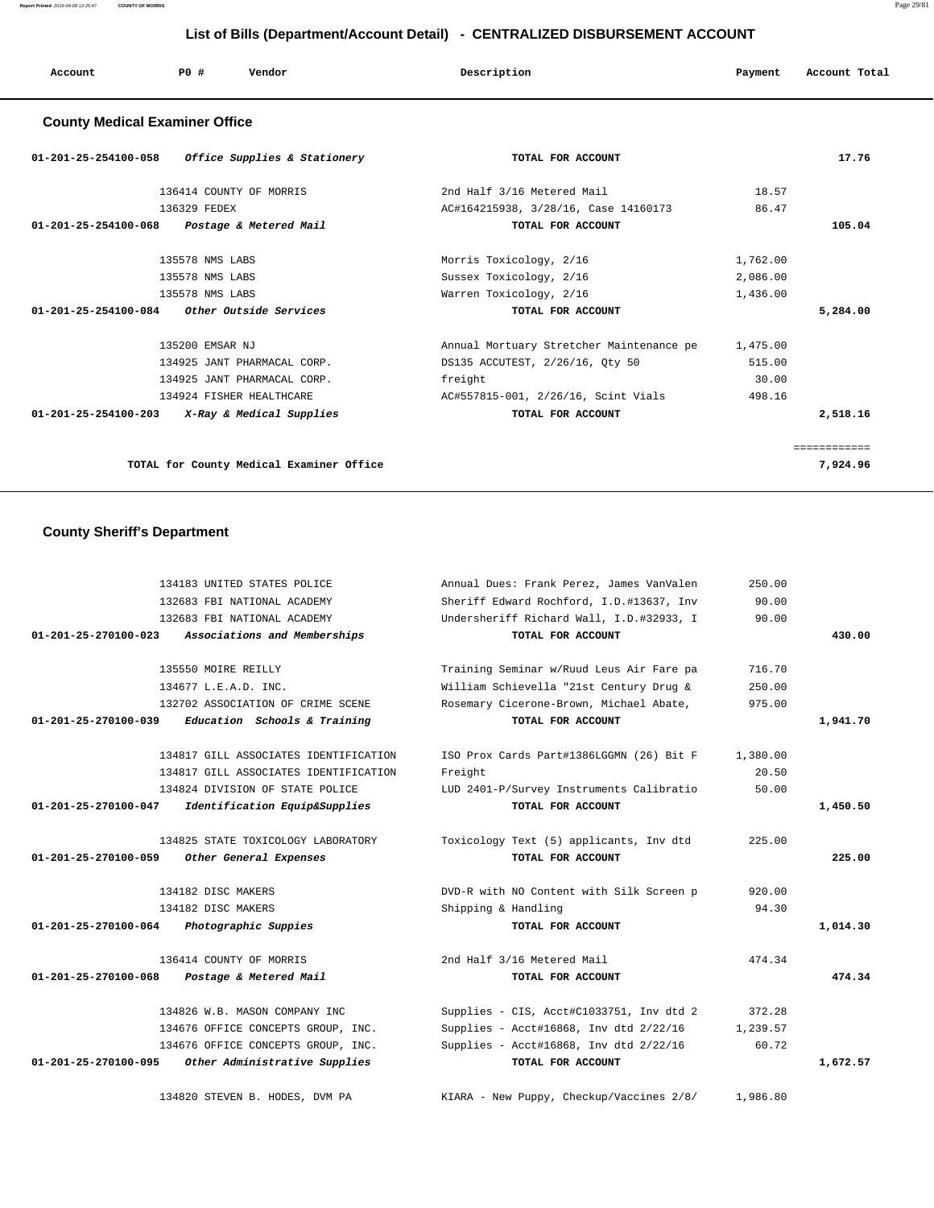## List of Bills (Department/Account Detail) - CENTRALIZED DISBURSEMENT ACCOUNT

| Account | PO # | Vendor | Description | Payment | Account Total |
|---|---|---|---|---|---|

### County Medical Examiner Office

| Account | PO # | Vendor | Description | Payment | Account Total |
|---|---|---|---|---|---|
| 01-201-25-254100-058 | | *Office Supplies & Stationery* | TOTAL FOR ACCOUNT | | 17.76 |
| | 136414 | COUNTY OF MORRIS | 2nd Half 3/16 Metered Mail | 18.57 | |
| | 136329 | FEDEX | AC#164215938, 3/28/16, Case 14160173 | 86.47 | |
| 01-201-25-254100-068 | | *Postage & Metered Mail* | TOTAL FOR ACCOUNT | | 105.04 |
| | 135578 | NMS LABS | Morris Toxicology, 2/16 | 1,762.00 | |
| | 135578 | NMS LABS | Sussex Toxicology, 2/16 | 2,086.00 | |
| | 135578 | NMS LABS | Warren Toxicology, 2/16 | 1,436.00 | |
| 01-201-25-254100-084 | | *Other Outside Services* | TOTAL FOR ACCOUNT | | 5,284.00 |
| | 135200 | EMSAR NJ | Annual Mortuary Stretcher Maintenance pe | 1,475.00 | |
| | 134925 | JANT PHARMACAL CORP. | DS135 ACCUTEST, 2/26/16, Qty 50 | 515.00 | |
| | 134925 | JANT PHARMACAL CORP. | freight | 30.00 | |
| | 134924 | FISHER HEALTHCARE | AC#557815-001, 2/26/16, Scint Vials | 498.16 | |
| 01-201-25-254100-203 | | *X-Ray & Medical Supplies* | TOTAL FOR ACCOUNT | | 2,518.16 |
| | | | | | ============ |
| | | TOTAL for County Medical Examiner Office | | | 7,924.96 |

### County Sheriff's Department

| Account | PO # | Vendor | Description | Payment | Account Total |
|---|---|---|---|---|---|
| | 134183 | UNITED STATES POLICE | Annual Dues: Frank Perez, James VanValen | 250.00 | |
| | 132683 | FBI NATIONAL ACADEMY | Sheriff Edward Rochford, I.D.#13637, Inv | 90.00 | |
| | 132683 | FBI NATIONAL ACADEMY | Undersheriff Richard Wall, I.D.#32933, I | 90.00 | |
| 01-201-25-270100-023 | | *Associations and Memberships* | TOTAL FOR ACCOUNT | | 430.00 |
| | 135550 | MOIRE REILLY | Training Seminar w/Ruud Leus Air Fare pa | 716.70 | |
| | 134677 | L.E.A.D. INC. | William Schievella "21st Century Drug & | 250.00 | |
| | 132702 | ASSOCIATION OF CRIME SCENE | Rosemary Cicerone-Brown, Michael Abate, | 975.00 | |
| 01-201-25-270100-039 | | *Education Schools & Training* | TOTAL FOR ACCOUNT | | 1,941.70 |
| | 134817 | GILL ASSOCIATES IDENTIFICATION | ISO Prox Cards Part#1386LGGMN (26) Bit F | 1,380.00 | |
| | 134817 | GILL ASSOCIATES IDENTIFICATION | Freight | 20.50 | |
| | 134824 | DIVISION OF STATE POLICE | LUD 2401-P/Survey Instruments Calibratio | 50.00 | |
| 01-201-25-270100-047 | | *Identification Equip&Supplies* | TOTAL FOR ACCOUNT | | 1,450.50 |
| | 134825 | STATE TOXICOLOGY LABORATORY | Toxicology Text (5) applicants, Inv dtd | 225.00 | |
| 01-201-25-270100-059 | | *Other General Expenses* | TOTAL FOR ACCOUNT | | 225.00 |
| | 134182 | DISC MAKERS | DVD-R with NO Content with Silk Screen p | 920.00 | |
| | 134182 | DISC MAKERS | Shipping & Handling | 94.30 | |
| 01-201-25-270100-064 | | *Photographic Suppies* | TOTAL FOR ACCOUNT | | 1,014.30 |
| | 136414 | COUNTY OF MORRIS | 2nd Half 3/16 Metered Mail | 474.34 | |
| 01-201-25-270100-068 | | *Postage & Metered Mail* | TOTAL FOR ACCOUNT | | 474.34 |
| | 134826 | W.B. MASON COMPANY INC | Supplies - CIS, Acct#C1033751, Inv dtd 2 | 372.28 | |
| | 134676 | OFFICE CONCEPTS GROUP, INC. | Supplies - Acct#16868, Inv dtd 2/22/16 | 1,239.57 | |
| | 134676 | OFFICE CONCEPTS GROUP, INC. | Supplies - Acct#16868, Inv dtd 2/22/16 | 60.72 | |
| 01-201-25-270100-095 | | *Other Administrative Supplies* | TOTAL FOR ACCOUNT | | 1,672.57 |
| | 134820 | STEVEN B. HODES, DVM PA | KIARA - New Puppy, Checkup/Vaccines 2/8/ | 1,986.80 | |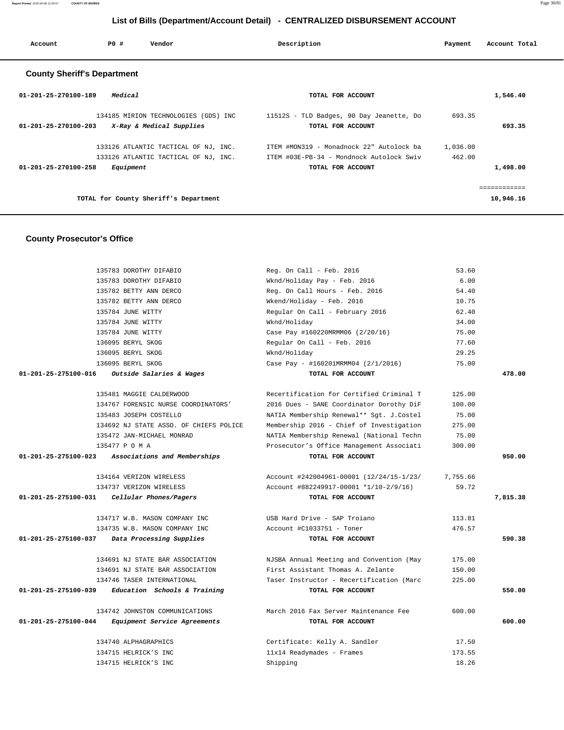# List of Bills (Department/Account Detail) - CENTRALIZED DISBURSEMENT ACCOUNT

| Account | PO # | Vendor | Description | Payment | Account Total |
|---|---|---|---|---|---|

## County Sheriff's Department

| Account | PO # | Vendor | Description | Payment | Account Total |
|---|---|---|---|---|---|
| 01-201-25-270100-189 | | *Medical* | TOTAL FOR ACCOUNT | | 1,546.40 |
| | 134185 | MIRION TECHNOLOGIES (GDS) INC | 11512S - TLD Badges, 90 Day Jeanette, Do | 693.35 | |
| 01-201-25-270100-203 | | *X-Ray & Medical Supplies* | TOTAL FOR ACCOUNT | | 693.35 |
| | 133126 | ATLANTIC TACTICAL OF NJ, INC. | ITEM #MON319 - Monadnock 22" Autolock ba | 1,036.00 | |
| | 133126 | ATLANTIC TACTICAL OF NJ, INC. | ITEM #03E-PB-34 - Mondnock Autolock Swiv | 462.00 | |
| 01-201-25-270100-258 | | *Equipment* | TOTAL FOR ACCOUNT | | 1,498.00 |
| | | | | | ============ |
| | | TOTAL for County Sheriff's Department | | | 10,946.16 |

## County Prosecutor's Office

| Account | PO # | Vendor | Description | Payment | Account Total |
|---|---|---|---|---|---|
| | 135783 | DOROTHY DIFABIO | Reg. On Call - Feb. 2016 | 53.60 | |
| | 135783 | DOROTHY DIFABIO | Wknd/Holiday Pay - Feb. 2016 | 6.00 | |
| | 135782 | BETTY ANN DERCO | Reg. On Call Hours - Feb. 2016 | 54.40 | |
| | 135782 | BETTY ANN DERCO | Wkend/Holiday - Feb. 2016 | 10.75 | |
| | 135784 | JUNE WITTY | Regular On Call - February 2016 | 62.40 | |
| | 135784 | JUNE WITTY | Wknd/Holiday | 34.00 | |
| | 135784 | JUNE WITTY | Case Pay #160220MRMM06 (2/20/16) | 75.00 | |
| | 136095 | BERYL SKOG | Regular On Call - Feb. 2016 | 77.60 | |
| | 136095 | BERYL SKOG | Wknd/Holiday | 29.25 | |
| | 136095 | BERYL SKOG | Case Pay - #160201MRMM04 (2/1/2016) | 75.00 | |
| 01-201-25-275100-016 | | *Outside Salaries & Wages* | TOTAL FOR ACCOUNT | | 478.00 |
| | 135481 | MAGGIE CALDERWOOD | Recertification for Certified Criminal T | 125.00 | |
| | 134767 | FORENSIC NURSE COORDINATORS' | 2016 Dues - SANE Coordinator Dorothy DiF | 100.00 | |
| | 135483 | JOSEPH COSTELLO | NATIA Membership Renewal** Sgt. J.Costel | 75.00 | |
| | 134692 | NJ STATE ASSO. OF CHIEFS POLICE | Membership 2016 - Chief of Investigation | 275.00 | |
| | 135472 | JAN-MICHAEL MONRAD | NATIA Membership Renewal (National Techn | 75.00 | |
| | 135477 | P O M A | Prosecutor's Office Management Associati | 300.00 | |
| 01-201-25-275100-023 | | *Associations and Memberships* | TOTAL FOR ACCOUNT | | 950.00 |
| | 134164 | VERIZON WIRELESS | Account #242004961-00001 (12/24/15-1/23/ | 7,755.66 | |
| | 134737 | VERIZON WIRELESS | Account #882249917-00001 *1/10-2/9/16) | 59.72 | |
| 01-201-25-275100-031 | | *Cellular Phones/Pagers* | TOTAL FOR ACCOUNT | | 7,815.38 |
| | 134717 | W.B. MASON COMPANY INC | USB Hard Drive - SAP Troiano | 113.81 | |
| | 134735 | W.B. MASON COMPANY INC | Account #C1033751 - Toner | 476.57 | |
| 01-201-25-275100-037 | | *Data Processing Supplies* | TOTAL FOR ACCOUNT | | 590.38 |
| | 134691 | NJ STATE BAR ASSOCIATION | NJSBA Annual Meeting and Convention (May | 175.00 | |
| | 134691 | NJ STATE BAR ASSOCIATION | First Assistant Thomas A. Zelante | 150.00 | |
| | 134746 | TASER INTERNATIONAL | Taser Instructor - Recertification (Marc | 225.00 | |
| 01-201-25-275100-039 | | *Education Schools & Training* | TOTAL FOR ACCOUNT | | 550.00 |
| | 134742 | JOHNSTON COMMUNICATIONS | March 2016 Fax Server Maintenance Fee | 600.00 | |
| 01-201-25-275100-044 | | *Equipment Service Agreements* | TOTAL FOR ACCOUNT | | 600.00 |
| | 134740 | ALPHAGRAPHICS | Certificate: Kelly A. Sandler | 17.50 | |
| | 134715 | HELRICK'S INC | 11x14 Readymades - Frames | 173.55 | |
| | 134715 | HELRICK'S INC | Shipping | 18.26 | |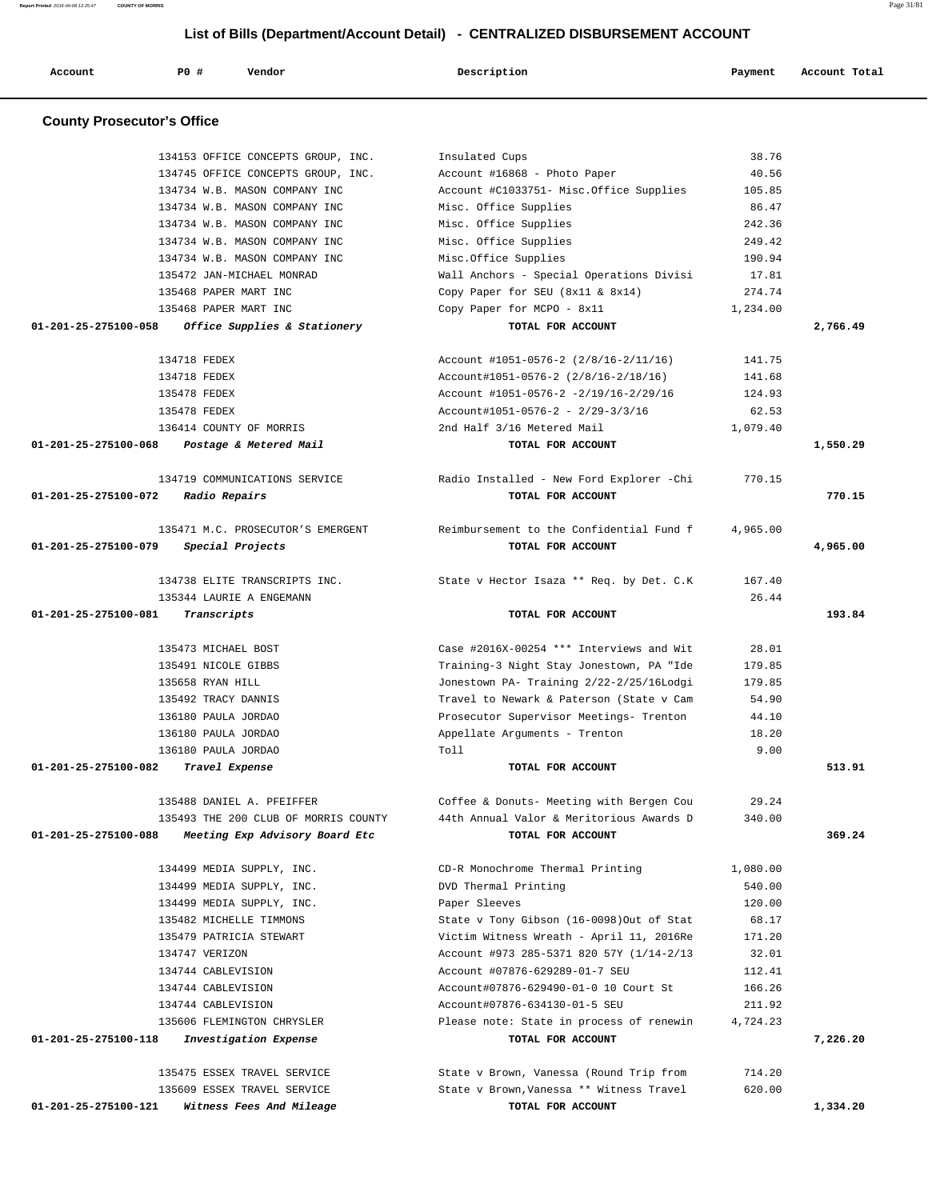# List of Bills (Department/Account Detail) - CENTRALIZED DISBURSEMENT ACCOUNT

| Account | PO # | Vendor | Description | Payment | Account Total |
|---|---|---|---|---|---|

## County Prosecutor's Office

| Account | PO # | Vendor | Description | Payment | Account Total |
|---|---|---|---|---|---|
| | 134153 | OFFICE CONCEPTS GROUP, INC. | Insulated Cups | 38.76 | |
| | 134745 | OFFICE CONCEPTS GROUP, INC. | Account #16868 - Photo Paper | 40.56 | |
| | 134734 | W.B. MASON COMPANY INC | Account #C1033751- Misc.Office Supplies | 105.85 | |
| | 134734 | W.B. MASON COMPANY INC | Misc. Office Supplies | 86.47 | |
| | 134734 | W.B. MASON COMPANY INC | Misc. Office Supplies | 242.36 | |
| | 134734 | W.B. MASON COMPANY INC | Misc. Office Supplies | 249.42 | |
| | 134734 | W.B. MASON COMPANY INC | Misc.Office Supplies | 190.94 | |
| | 135472 | JAN-MICHAEL MONRAD | Wall Anchors - Special Operations Divisi | 17.81 | |
| | 135468 | PAPER MART INC | Copy Paper for SEU (8x11 & 8x14) | 274.74 | |
| | 135468 | PAPER MART INC | Copy Paper for MCPO - 8x11 | 1,234.00 | |
| **01-201-25-275100-058** | | ***Office Supplies & Stationery*** | **TOTAL FOR ACCOUNT** | | **2,766.49** |
| | 134718 | FEDEX | Account #1051-0576-2 (2/8/16-2/11/16) | 141.75 | |
| | 134718 | FEDEX | Account#1051-0576-2 (2/8/16-2/18/16) | 141.68 | |
| | 135478 | FEDEX | Account #1051-0576-2 -2/19/16-2/29/16 | 124.93 | |
| | 135478 | FEDEX | Account#1051-0576-2 - 2/29-3/3/16 | 62.53 | |
| | 136414 | COUNTY OF MORRIS | 2nd Half 3/16 Metered Mail | 1,079.40 | |
| **01-201-25-275100-068** | | ***Postage & Metered Mail*** | **TOTAL FOR ACCOUNT** | | **1,550.29** |
| | 134719 | COMMUNICATIONS SERVICE | Radio Installed - New Ford Explorer -Chi | 770.15 | |
| **01-201-25-275100-072** | | ***Radio Repairs*** | **TOTAL FOR ACCOUNT** | | **770.15** |
| | 135471 | M.C. PROSECUTOR'S EMERGENT | Reimbursement to the Confidential Fund f | 4,965.00 | |
| **01-201-25-275100-079** | | ***Special Projects*** | **TOTAL FOR ACCOUNT** | | **4,965.00** |
| | 134738 | ELITE TRANSCRIPTS INC. | State v Hector Isaza ** Req. by Det. C.K | 167.40 | |
| | 135344 | LAURIE A ENGEMANN | | 26.44 | |
| **01-201-25-275100-081** | | ***Transcripts*** | **TOTAL FOR ACCOUNT** | | **193.84** |
| | 135473 | MICHAEL BOST | Case #2016X-00254 *** Interviews and Wit | 28.01 | |
| | 135491 | NICOLE GIBBS | Training-3 Night Stay Jonestown, PA "Ide | 179.85 | |
| | 135658 | RYAN HILL | Jonestown PA- Training 2/22-2/25/16Lodgi | 179.85 | |
| | 135492 | TRACY DANNIS | Travel to Newark & Paterson (State v Cam | 54.90 | |
| | 136180 | PAULA JORDAO | Prosecutor Supervisor Meetings- Trenton | 44.10 | |
| | 136180 | PAULA JORDAO | Appellate Arguments - Trenton | 18.20 | |
| | 136180 | PAULA JORDAO | Toll | 9.00 | |
| **01-201-25-275100-082** | | ***Travel Expense*** | **TOTAL FOR ACCOUNT** | | **513.91** |
| | 135488 | DANIEL A. PFEIFFER | Coffee & Donuts- Meeting with Bergen Cou | 29.24 | |
| | 135493 | THE 200 CLUB OF MORRIS COUNTY | 44th Annual Valor & Meritorious Awards D | 340.00 | |
| **01-201-25-275100-088** | | ***Meeting Exp Advisory Board Etc*** | **TOTAL FOR ACCOUNT** | | **369.24** |
| | 134499 | MEDIA SUPPLY, INC. | CD-R Monochrome Thermal Printing | 1,080.00 | |
| | 134499 | MEDIA SUPPLY, INC. | DVD Thermal Printing | 540.00 | |
| | 134499 | MEDIA SUPPLY, INC. | Paper Sleeves | 120.00 | |
| | 135482 | MICHELLE TIMMONS | State v Tony Gibson (16-0098)Out of Stat | 68.17 | |
| | 135479 | PATRICIA STEWART | Victim Witness Wreath - April 11, 2016Re | 171.20 | |
| | 134747 | VERIZON | Account #973 285-5371 820 57Y (1/14-2/13 | 32.01 | |
| | 134744 | CABLEVISION | Account #07876-629289-01-7 SEU | 112.41 | |
| | 134744 | CABLEVISION | Account#07876-629490-01-0 10 Court St | 166.26 | |
| | 134744 | CABLEVISION | Account#07876-634130-01-5 SEU | 211.92 | |
| | 135606 | FLEMINGTON CHRYSLER | Please note: State in process of renewin | 4,724.23 | |
| **01-201-25-275100-118** | | ***Investigation Expense*** | **TOTAL FOR ACCOUNT** | | **7,226.20** |
| | 135475 | ESSEX TRAVEL SERVICE | State v Brown, Vanessa (Round Trip from | 714.20 | |
| | 135609 | ESSEX TRAVEL SERVICE | State v Brown,Vanessa ** Witness Travel | 620.00 | |
| **01-201-25-275100-121** | | ***Witness Fees And Mileage*** | **TOTAL FOR ACCOUNT** | | **1,334.20** |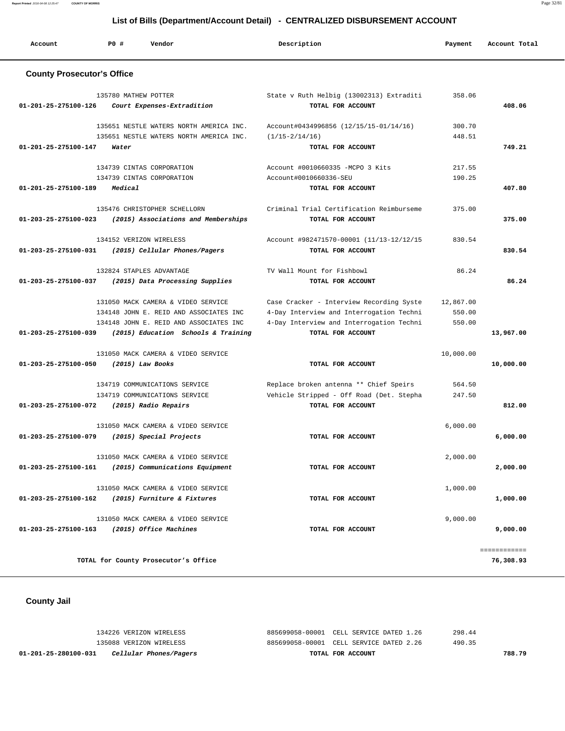# List of Bills (Department/Account Detail) - CENTRALIZED DISBURSEMENT ACCOUNT

| Account | PO # | Vendor | Description | Payment | Account Total |
|---|---|---|---|---|---|

## County Prosecutor's Office

| Account | PO # | Vendor | Description | Payment | Account Total |
|---|---|---|---|---|---|
| | 135780 | MATHEW POTTER | State v Ruth Helbig (13002313) Extraditi | 358.06 | |
| 01-201-25-275100-126 | | *Court Expenses-Extradition* | TOTAL FOR ACCOUNT | | 408.06 |
| | 135651 | NESTLE WATERS NORTH AMERICA INC. | Account#0434996856 (12/15/15-01/14/16) | 300.70 | |
| | 135651 | NESTLE WATERS NORTH AMERICA INC. | (1/15-2/14/16) | 448.51 | |
| 01-201-25-275100-147 | | *Water* | TOTAL FOR ACCOUNT | | 749.21 |
| | 134739 | CINTAS CORPORATION | Account #0010660335 -MCPO 3 Kits | 217.55 | |
| | 134739 | CINTAS CORPORATION | Account#0010660336-SEU | 190.25 | |
| 01-201-25-275100-189 | | *Medical* | TOTAL FOR ACCOUNT | | 407.80 |
| | 135476 | CHRISTOPHER SCHELLORN | Criminal Trial Certification Reimburseme | 375.00 | |
| 01-203-25-275100-023 | | *(2015) Associations and Memberships* | TOTAL FOR ACCOUNT | | 375.00 |
| | 134152 | VERIZON WIRELESS | Account #982471570-00001 (11/13-12/12/15 | 830.54 | |
| 01-203-25-275100-031 | | *(2015) Cellular Phones/Pagers* | TOTAL FOR ACCOUNT | | 830.54 |
| | 132824 | STAPLES ADVANTAGE | TV Wall Mount for Fishbowl | 86.24 | |
| 01-203-25-275100-037 | | *(2015) Data Processing Supplies* | TOTAL FOR ACCOUNT | | 86.24 |
| | 131050 | MACK CAMERA & VIDEO SERVICE | Case Cracker - Interview Recording Syste | 12,867.00 | |
| | 134148 | JOHN E. REID AND ASSOCIATES INC | 4-Day Interview and Interrogation Techni | 550.00 | |
| | 134148 | JOHN E. REID AND ASSOCIATES INC | 4-Day Interview and Interrogation Techni | 550.00 | |
| 01-203-25-275100-039 | | *(2015) Education Schools & Training* | TOTAL FOR ACCOUNT | | 13,967.00 |
| | 131050 | MACK CAMERA & VIDEO SERVICE | | 10,000.00 | |
| 01-203-25-275100-050 | | *(2015) Law Books* | TOTAL FOR ACCOUNT | | 10,000.00 |
| | 134719 | COMMUNICATIONS SERVICE | Replace broken antenna ** Chief Speirs | 564.50 | |
| | 134719 | COMMUNICATIONS SERVICE | Vehicle Stripped - Off Road (Det. Stepha | 247.50 | |
| 01-203-25-275100-072 | | *(2015) Radio Repairs* | TOTAL FOR ACCOUNT | | 812.00 |
| | 131050 | MACK CAMERA & VIDEO SERVICE | | 6,000.00 | |
| 01-203-25-275100-079 | | *(2015) Special Projects* | TOTAL FOR ACCOUNT | | 6,000.00 |
| | 131050 | MACK CAMERA & VIDEO SERVICE | | 2,000.00 | |
| 01-203-25-275100-161 | | *(2015) Communications Equipment* | TOTAL FOR ACCOUNT | | 2,000.00 |
| | 131050 | MACK CAMERA & VIDEO SERVICE | | 1,000.00 | |
| 01-203-25-275100-162 | | *(2015) Furniture & Fixtures* | TOTAL FOR ACCOUNT | | 1,000.00 |
| | 131050 | MACK CAMERA & VIDEO SERVICE | | 9,000.00 | |
| 01-203-25-275100-163 | | *(2015) Office Machines* | TOTAL FOR ACCOUNT | | 9,000.00 |
| | | | | | ============ |
| | | TOTAL for County Prosecutor's Office | | | 76,308.93 |

## County Jail

| Account | PO # | Vendor | Description | Payment | Account Total |
|---|---|---|---|---|---|
| | 134226 | VERIZON WIRELESS | 885699058-00001 CELL SERVICE DATED 1.26 | 298.44 | |
| | 135088 | VERIZON WIRELESS | 885699058-00001 CELL SERVICE DATED 2.26 | 490.35 | |
| 01-201-25-280100-031 | | *Cellular Phones/Pagers* | TOTAL FOR ACCOUNT | | 788.79 |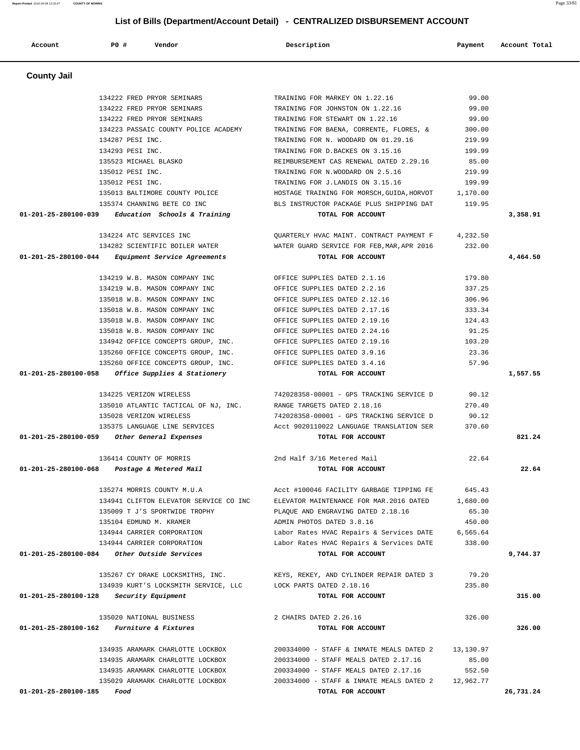## List of Bills (Department/Account Detail) - CENTRALIZED DISBURSEMENT ACCOUNT

| Account | PO # | Vendor | Description | Payment | Account Total |
|---|---|---|---|---|---|

### County Jail

| Account | PO # | Vendor | Description | Payment | Account Total |
|---|---|---|---|---|---|
| | 134222 | FRED PRYOR SEMINARS | TRAINING FOR MARKEY ON 1.22.16 | 99.00 | |
| | 134222 | FRED PRYOR SEMINARS | TRAINING FOR JOHNSTON ON 1.22.16 | 99.00 | |
| | 134222 | FRED PRYOR SEMINARS | TRAINING FOR STEWART ON 1.22.16 | 99.00 | |
| | 134223 | PASSAIC COUNTY POLICE ACADEMY | TRAINING FOR BAENA, CORRENTE, FLORES, & | 300.00 | |
| | 134287 | PESI INC. | TRAINING FOR N. WOODARD ON 01.29.16 | 219.99 | |
| | 134293 | PESI INC. | TRAINING FOR D.BACKES ON 3.15.16 | 199.99 | |
| | 135523 | MICHAEL BLASKO | REIMBURSEMENT CAS RENEWAL DATED 2.29.16 | 85.00 | |
| | 135012 | PESI INC. | TRAINING FOR N.WOODARD ON 2.5.16 | 219.99 | |
| | 135012 | PESI INC. | TRAINING FOR J.LANDIS ON 3.15.16 | 199.99 | |
| | 135013 | BALTIMORE COUNTY POLICE | HOSTAGE TRAINING FOR MORSCH,GUIDA,HORVOT | 1,170.00 | |
| | 135374 | CHANNING BETE CO INC | BLS INSTRUCTOR PACKAGE PLUS SHIPPING DAT | 119.95 | |
| **01-201-25-280100-039** | | ***Education Schools & Training*** | **TOTAL FOR ACCOUNT** | | **3,358.91** |
| | 134224 | ATC SERVICES INC | QUARTERLY HVAC MAINT. CONTRACT PAYMENT F | 4,232.50 | |
| | 134282 | SCIENTIFIC BOILER WATER | WATER GUARD SERVICE FOR FEB,MAR,APR 2016 | 232.00 | |
| **01-201-25-280100-044** | | ***Equipment Service Agreements*** | **TOTAL FOR ACCOUNT** | | **4,464.50** |
| | 134219 | W.B. MASON COMPANY INC | OFFICE SUPPLIES DATED 2.1.16 | 179.80 | |
| | 134219 | W.B. MASON COMPANY INC | OFFICE SUPPLIES DATED 2.2.16 | 337.25 | |
| | 135018 | W.B. MASON COMPANY INC | OFFICE SUPPLIES DATED 2.12.16 | 306.96 | |
| | 135018 | W.B. MASON COMPANY INC | OFFICE SUPPLIES DATED 2.17.16 | 333.34 | |
| | 135018 | W.B. MASON COMPANY INC | OFFICE SUPPLIES DATED 2.19.16 | 124.43 | |
| | 135018 | W.B. MASON COMPANY INC | OFFICE SUPPLIES DATED 2.24.16 | 91.25 | |
| | 134942 | OFFICE CONCEPTS GROUP, INC. | OFFICE SUPPLIES DATED 2.19.16 | 103.20 | |
| | 135260 | OFFICE CONCEPTS GROUP, INC. | OFFICE SUPPLIES DATED 3.9.16 | 23.36 | |
| | 135260 | OFFICE CONCEPTS GROUP, INC. | OFFICE SUPPLIES DATED 3.4.16 | 57.96 | |
| **01-201-25-280100-058** | | ***Office Supplies & Stationery*** | **TOTAL FOR ACCOUNT** | | **1,557.55** |
| | 134225 | VERIZON WIRELESS | 742028358-00001 - GPS TRACKING SERVICE D | 90.12 | |
| | 135010 | ATLANTIC TACTICAL OF NJ, INC. | RANGE TARGETS DATED 2.18.16 | 270.40 | |
| | 135028 | VERIZON WIRELESS | 742028358-00001 - GPS TRACKING SERVICE D | 90.12 | |
| | 135375 | LANGUAGE LINE SERVICES | Acct 9020110022 LANGUAGE TRANSLATION SER | 370.60 | |
| **01-201-25-280100-059** | | ***Other General Expenses*** | **TOTAL FOR ACCOUNT** | | **821.24** |
| | 136414 | COUNTY OF MORRIS | 2nd Half 3/16 Metered Mail | 22.64 | |
| **01-201-25-280100-068** | | ***Postage & Metered Mail*** | **TOTAL FOR ACCOUNT** | | **22.64** |
| | 135274 | MORRIS COUNTY M.U.A | Acct #100046 FACILITY GARBAGE TIPPING FE | 645.43 | |
| | 134941 | CLIFTON ELEVATOR SERVICE CO INC | ELEVATOR MAINTENANCE FOR MAR.2016 DATED | 1,680.00 | |
| | 135009 | T J'S SPORTWIDE TROPHY | PLAQUE AND ENGRAVING DATED 2.18.16 | 65.30 | |
| | 135104 | EDMUND M. KRAMER | ADMIN PHOTOS DATED 3.8.16 | 450.00 | |
| | 134944 | CARRIER CORPORATION | Labor Rates HVAC Repairs & Services DATE | 6,565.64 | |
| | 134944 | CARRIER CORPORATION | Labor Rates HVAC Repairs & Services DATE | 338.00 | |
| **01-201-25-280100-084** | | ***Other Outside Services*** | **TOTAL FOR ACCOUNT** | | **9,744.37** |
| | 135267 | CY DRAKE LOCKSMITHS, INC. | KEYS, REKEY, AND CYLINDER REPAIR DATED 3 | 79.20 | |
| | 134939 | KURT'S LOCKSMITH SERVICE, LLC | LOCK PARTS DATED 2.18.16 | 235.80 | |
| **01-201-25-280100-128** | | ***Security Equipment*** | **TOTAL FOR ACCOUNT** | | **315.00** |
| | 135020 | NATIONAL BUSINESS | 2 CHAIRS DATED 2.26.16 | 326.00 | |
| **01-201-25-280100-162** | | ***Furniture & Fixtures*** | **TOTAL FOR ACCOUNT** | | **326.00** |
| | 134935 | ARAMARK CHARLOTTE LOCKBOX | 200334000 - STAFF & INMATE MEALS DATED 2 | 13,130.97 | |
| | 134935 | ARAMARK CHARLOTTE LOCKBOX | 200334000 - STAFF MEALS DATED 2.17.16 | 85.00 | |
| | 134935 | ARAMARK CHARLOTTE LOCKBOX | 200334000 - STAFF MEALS DATED 2.17.16 | 552.50 | |
| | 135029 | ARAMARK CHARLOTTE LOCKBOX | 200334000 - STAFF & INMATE MEALS DATED 2 | 12,962.77 | |
| **01-201-25-280100-185** | | ***Food*** | **TOTAL FOR ACCOUNT** | | **26,731.24** |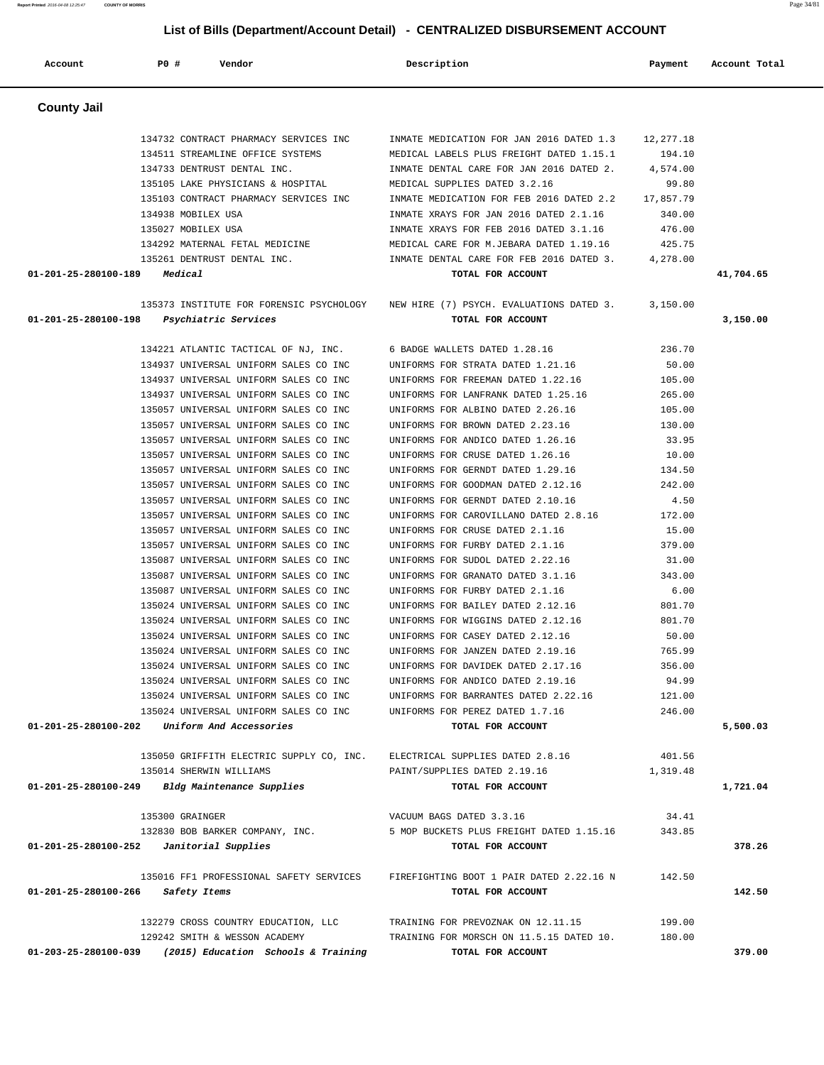## List of Bills (Department/Account Detail) - CENTRALIZED DISBURSEMENT ACCOUNT

| Account | PO # | Vendor | Description | Payment | Account Total |
|---|---|---|---|---|---|

### County Jail

| Account | PO # | Vendor | Description | Payment | Account Total |
|---|---|---|---|---|---|
| | 134732 | CONTRACT PHARMACY SERVICES INC | INMATE MEDICATION FOR JAN 2016 DATED 1.3 | 12,277.18 | |
| | 134511 | STREAMLINE OFFICE SYSTEMS | MEDICAL LABELS PLUS FREIGHT DATED 1.15.1 | 194.10 | |
| | 134733 | DENTRUST DENTAL INC. | INMATE DENTAL CARE FOR JAN 2016 DATED 2. | 4,574.00 | |
| | 135105 | LAKE PHYSICIANS & HOSPITAL | MEDICAL SUPPLIES DATED 3.2.16 | 99.80 | |
| | 135103 | CONTRACT PHARMACY SERVICES INC | INMATE MEDICATION FOR FEB 2016 DATED 2.2 | 17,857.79 | |
| | 134938 | MOBILEX USA | INMATE XRAYS FOR JAN 2016 DATED 2.1.16 | 340.00 | |
| | 135027 | MOBILEX USA | INMATE XRAYS FOR FEB 2016 DATED 3.1.16 | 476.00 | |
| | 134292 | MATERNAL FETAL MEDICINE | MEDICAL CARE FOR M.JEBARA DATED 1.19.16 | 425.75 | |
| | 135261 | DENTRUST DENTAL INC. | INMATE DENTAL CARE FOR FEB 2016 DATED 3. | 4,278.00 | |
| **01-201-25-280100-189** | | ***Medical*** | **TOTAL FOR ACCOUNT** | | **41,704.65** |
| | 135373 | INSTITUTE FOR FORENSIC PSYCHOLOGY | NEW HIRE (7) PSYCH. EVALUATIONS DATED 3. | 3,150.00 | |
| **01-201-25-280100-198** | | ***Psychiatric Services*** | **TOTAL FOR ACCOUNT** | | **3,150.00** |
| | 134221 | ATLANTIC TACTICAL OF NJ, INC. | 6 BADGE WALLETS DATED 1.28.16 | 236.70 | |
| | 134937 | UNIVERSAL UNIFORM SALES CO INC | UNIFORMS FOR STRATA DATED 1.21.16 | 50.00 | |
| | 134937 | UNIVERSAL UNIFORM SALES CO INC | UNIFORMS FOR FREEMAN DATED 1.22.16 | 105.00 | |
| | 134937 | UNIVERSAL UNIFORM SALES CO INC | UNIFORMS FOR LANFRANK DATED 1.25.16 | 265.00 | |
| | 135057 | UNIVERSAL UNIFORM SALES CO INC | UNIFORMS FOR ALBINO DATED 2.26.16 | 105.00 | |
| | 135057 | UNIVERSAL UNIFORM SALES CO INC | UNIFORMS FOR BROWN DATED 2.23.16 | 130.00 | |
| | 135057 | UNIVERSAL UNIFORM SALES CO INC | UNIFORMS FOR ANDICO DATED 1.26.16 | 33.95 | |
| | 135057 | UNIVERSAL UNIFORM SALES CO INC | UNIFORMS FOR CRUSE DATED 1.26.16 | 10.00 | |
| | 135057 | UNIVERSAL UNIFORM SALES CO INC | UNIFORMS FOR GERNDT DATED 1.29.16 | 134.50 | |
| | 135057 | UNIVERSAL UNIFORM SALES CO INC | UNIFORMS FOR GOODMAN DATED 2.12.16 | 242.00 | |
| | 135057 | UNIVERSAL UNIFORM SALES CO INC | UNIFORMS FOR GERNDT DATED 2.10.16 | 4.50 | |
| | 135057 | UNIVERSAL UNIFORM SALES CO INC | UNIFORMS FOR CAROVILLANO DATED 2.8.16 | 172.00 | |
| | 135057 | UNIVERSAL UNIFORM SALES CO INC | UNIFORMS FOR CRUSE DATED 2.1.16 | 15.00 | |
| | 135057 | UNIVERSAL UNIFORM SALES CO INC | UNIFORMS FOR FURBY DATED 2.1.16 | 379.00 | |
| | 135087 | UNIVERSAL UNIFORM SALES CO INC | UNIFORMS FOR SUDOL DATED 2.22.16 | 31.00 | |
| | 135087 | UNIVERSAL UNIFORM SALES CO INC | UNIFORMS FOR GRANATO DATED 3.1.16 | 343.00 | |
| | 135087 | UNIVERSAL UNIFORM SALES CO INC | UNIFORMS FOR FURBY DATED 2.1.16 | 6.00 | |
| | 135024 | UNIVERSAL UNIFORM SALES CO INC | UNIFORMS FOR BAILEY DATED 2.12.16 | 801.70 | |
| | 135024 | UNIVERSAL UNIFORM SALES CO INC | UNIFORMS FOR WIGGINS DATED 2.12.16 | 801.70 | |
| | 135024 | UNIVERSAL UNIFORM SALES CO INC | UNIFORMS FOR CASEY DATED 2.12.16 | 50.00 | |
| | 135024 | UNIVERSAL UNIFORM SALES CO INC | UNIFORMS FOR JANZEN DATED 2.19.16 | 765.99 | |
| | 135024 | UNIVERSAL UNIFORM SALES CO INC | UNIFORMS FOR DAVIDEK DATED 2.17.16 | 356.00 | |
| | 135024 | UNIVERSAL UNIFORM SALES CO INC | UNIFORMS FOR ANDICO DATED 2.19.16 | 94.99 | |
| | 135024 | UNIVERSAL UNIFORM SALES CO INC | UNIFORMS FOR BARRANTES DATED 2.22.16 | 121.00 | |
| | 135024 | UNIVERSAL UNIFORM SALES CO INC | UNIFORMS FOR PEREZ DATED 1.7.16 | 246.00 | |
| **01-201-25-280100-202** | | ***Uniform And Accessories*** | **TOTAL FOR ACCOUNT** | | **5,500.03** |
| | 135050 | GRIFFITH ELECTRIC SUPPLY CO, INC. | ELECTRICAL SUPPLIES DATED 2.8.16 | 401.56 | |
| | 135014 | SHERWIN WILLIAMS | PAINT/SUPPLIES DATED 2.19.16 | 1,319.48 | |
| **01-201-25-280100-249** | | ***Bldg Maintenance Supplies*** | **TOTAL FOR ACCOUNT** | | **1,721.04** |
| | 135300 | GRAINGER | VACUUM BAGS DATED 3.3.16 | 34.41 | |
| | 132830 | BOB BARKER COMPANY, INC. | 5 MOP BUCKETS PLUS FREIGHT DATED 1.15.16 | 343.85 | |
| **01-201-25-280100-252** | | ***Janitorial Supplies*** | **TOTAL FOR ACCOUNT** | | **378.26** |
| | 135016 | FF1 PROFESSIONAL SAFETY SERVICES | FIREFIGHTING BOOT 1 PAIR DATED 2.22.16 N | 142.50 | |
| **01-201-25-280100-266** | | ***Safety Items*** | **TOTAL FOR ACCOUNT** | | **142.50** |
| | 132279 | CROSS COUNTRY EDUCATION, LLC | TRAINING FOR PREVOZNAK ON 12.11.15 | 199.00 | |
| | 129242 | SMITH & WESSON ACADEMY | TRAINING FOR MORSCH ON 11.5.15 DATED 10. | 180.00 | |
| **01-203-25-280100-039** | | ***(2015) Education Schools & Training*** | **TOTAL FOR ACCOUNT** | | **379.00** |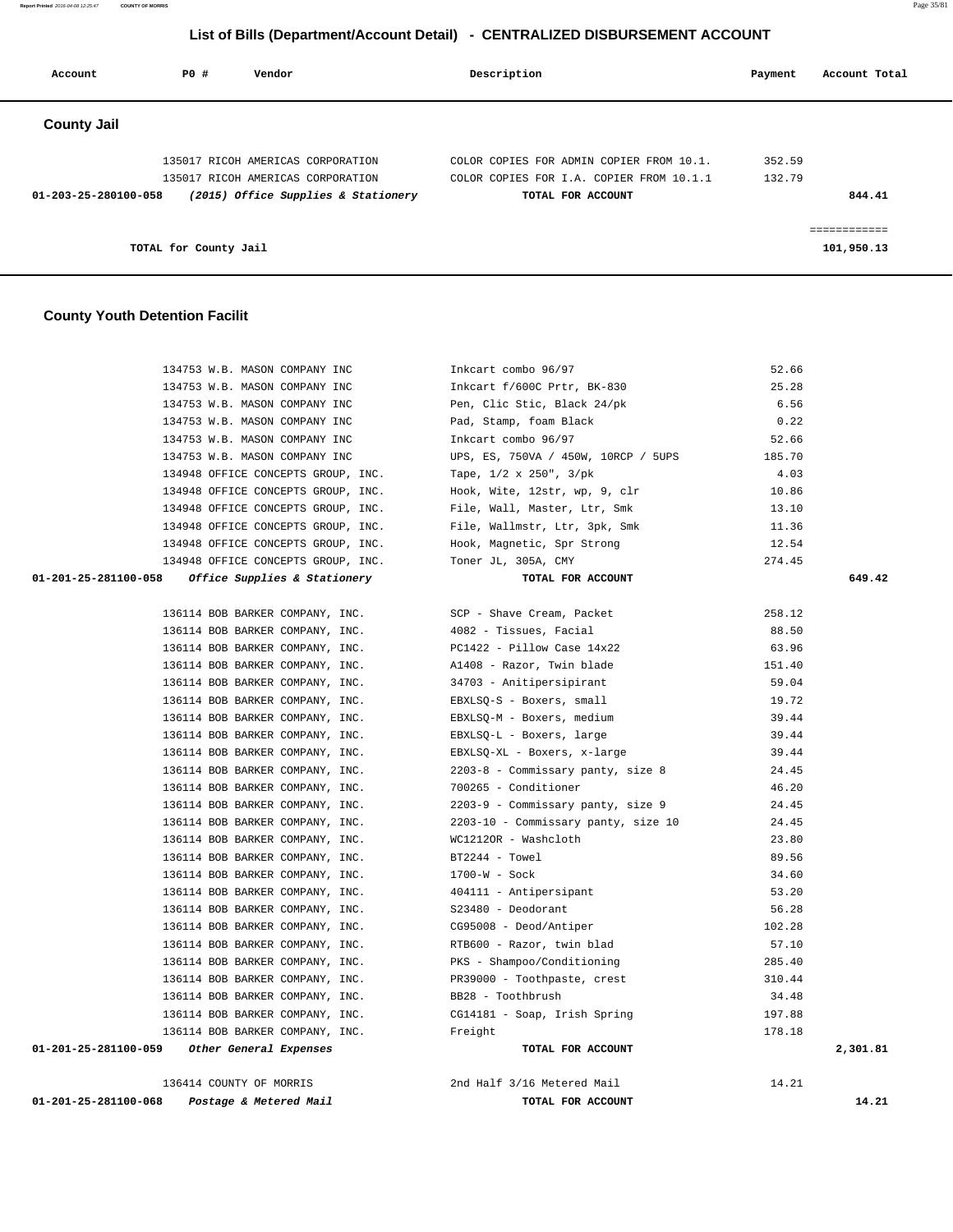# List of Bills (Department/Account Detail) - CENTRALIZED DISBURSEMENT ACCOUNT

| Account | PO # | Vendor | Description | Payment | Account Total |
|---|---|---|---|---|---|

## County Jail

| Account | PO # | Vendor | Description | Payment | Account Total |
|---|---|---|---|---|---|
| | 135017 | RICOH AMERICAS CORPORATION | COLOR COPIES FOR ADMIN COPIER FROM 10.1. | 352.59 | |
| | 135017 | RICOH AMERICAS CORPORATION | COLOR COPIES FOR I.A. COPIER FROM 10.1.1 | 132.79 | |
| 01-203-25-280100-058 | | *(2015) Office Supplies & Stationery* | TOTAL FOR ACCOUNT | | 844.41 |
| | | | | | ============ |
| | TOTAL for County Jail | | | | 101,950.13 |

## County Youth Detention Facilit

| Account | PO # | Vendor | Description | Payment | Account Total |
|---|---|---|---|---|---|
| | 134753 | W.B. MASON COMPANY INC | Inkcart combo 96/97 | 52.66 | |
| | 134753 | W.B. MASON COMPANY INC | Inkcart f/600C Prtr, BK-830 | 25.28 | |
| | 134753 | W.B. MASON COMPANY INC | Pen, Clic Stic, Black 24/pk | 6.56 | |
| | 134753 | W.B. MASON COMPANY INC | Pad, Stamp, foam Black | 0.22 | |
| | 134753 | W.B. MASON COMPANY INC | Inkcart combo 96/97 | 52.66 | |
| | 134753 | W.B. MASON COMPANY INC | UPS, ES, 750VA / 450W, 10RCP / 5UPS | 185.70 | |
| | 134948 | OFFICE CONCEPTS GROUP, INC. | Tape, 1/2 x 250", 3/pk | 4.03 | |
| | 134948 | OFFICE CONCEPTS GROUP, INC. | Hook, Wite, 12str, wp, 9, clr | 10.86 | |
| | 134948 | OFFICE CONCEPTS GROUP, INC. | File, Wall, Master, Ltr, Smk | 13.10 | |
| | 134948 | OFFICE CONCEPTS GROUP, INC. | File, Wallmstr, Ltr, 3pk, Smk | 11.36 | |
| | 134948 | OFFICE CONCEPTS GROUP, INC. | Hook, Magnetic, Spr Strong | 12.54 | |
| | 134948 | OFFICE CONCEPTS GROUP, INC. | Toner JL, 305A, CMY | 274.45 | |
| 01-201-25-281100-058 | | *Office Supplies & Stationery* | TOTAL FOR ACCOUNT | | 649.42 |
| | 136114 | BOB BARKER COMPANY, INC. | SCP - Shave Cream, Packet | 258.12 | |
| | 136114 | BOB BARKER COMPANY, INC. | 4082 - Tissues, Facial | 88.50 | |
| | 136114 | BOB BARKER COMPANY, INC. | PC1422 - Pillow Case 14x22 | 63.96 | |
| | 136114 | BOB BARKER COMPANY, INC. | A1408 - Razor, Twin blade | 151.40 | |
| | 136114 | BOB BARKER COMPANY, INC. | 34703 - Anitipersipirant | 59.04 | |
| | 136114 | BOB BARKER COMPANY, INC. | EBXLSQ-S - Boxers, small | 19.72 | |
| | 136114 | BOB BARKER COMPANY, INC. | EBXLSQ-M - Boxers, medium | 39.44 | |
| | 136114 | BOB BARKER COMPANY, INC. | EBXLSQ-L - Boxers, large | 39.44 | |
| | 136114 | BOB BARKER COMPANY, INC. | EBXLSQ-XL - Boxers, x-large | 39.44 | |
| | 136114 | BOB BARKER COMPANY, INC. | 2203-8 - Commissary panty, size 8 | 24.45 | |
| | 136114 | BOB BARKER COMPANY, INC. | 700265 - Conditioner | 46.20 | |
| | 136114 | BOB BARKER COMPANY, INC. | 2203-9 - Commissary panty, size 9 | 24.45 | |
| | 136114 | BOB BARKER COMPANY, INC. | 2203-10 - Commissary panty, size 10 | 24.45 | |
| | 136114 | BOB BARKER COMPANY, INC. | WC1212OR - Washcloth | 23.80 | |
| | 136114 | BOB BARKER COMPANY, INC. | BT2244 - Towel | 89.56 | |
| | 136114 | BOB BARKER COMPANY, INC. | 1700-W - Sock | 34.60 | |
| | 136114 | BOB BARKER COMPANY, INC. | 404111 - Antipersipant | 53.20 | |
| | 136114 | BOB BARKER COMPANY, INC. | S23480 - Deodorant | 56.28 | |
| | 136114 | BOB BARKER COMPANY, INC. | CG95008 - Deod/Antiper | 102.28 | |
| | 136114 | BOB BARKER COMPANY, INC. | RTB600 - Razor, twin blad | 57.10 | |
| | 136114 | BOB BARKER COMPANY, INC. | PKS - Shampoo/Conditioning | 285.40 | |
| | 136114 | BOB BARKER COMPANY, INC. | PR39000 - Toothpaste, crest | 310.44 | |
| | 136114 | BOB BARKER COMPANY, INC. | BB28 - Toothbrush | 34.48 | |
| | 136114 | BOB BARKER COMPANY, INC. | CG14181 - Soap, Irish Spring | 197.88 | |
| | 136114 | BOB BARKER COMPANY, INC. | Freight | 178.18 | |
| 01-201-25-281100-059 | | *Other General Expenses* | TOTAL FOR ACCOUNT | | 2,301.81 |
| | 136414 | COUNTY OF MORRIS | 2nd Half 3/16 Metered Mail | 14.21 | |
| 01-201-25-281100-068 | | *Postage & Metered Mail* | TOTAL FOR ACCOUNT | | 14.21 |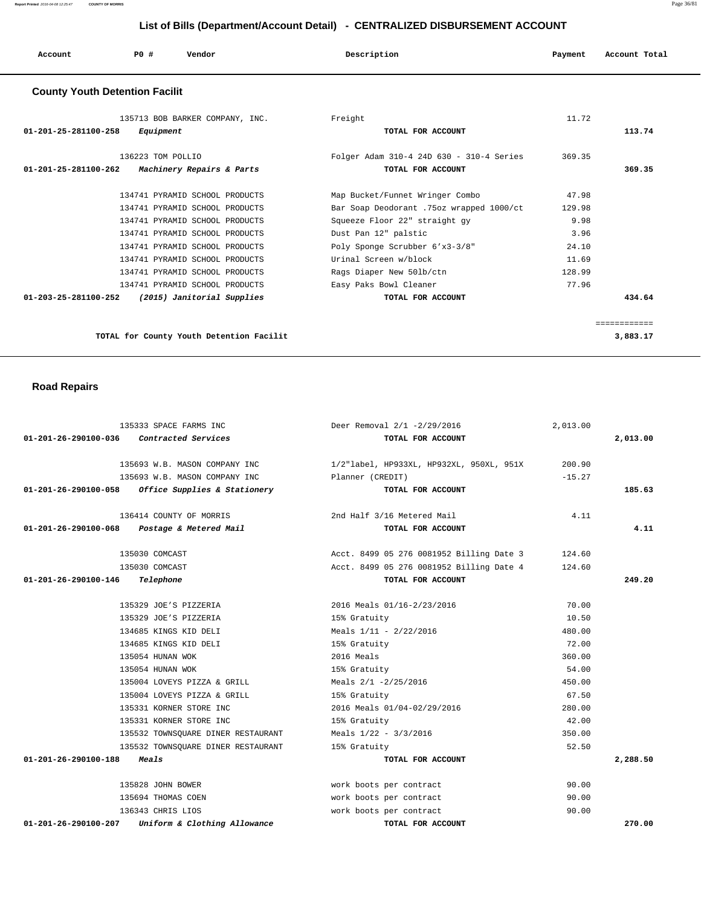# List of Bills (Department/Account Detail) - CENTRALIZED DISBURSEMENT ACCOUNT

| Account | PO # | Vendor | Description | Payment | Account Total |
|---|---|---|---|---|---|

## County Youth Detention Facilit

| Account | PO # | Vendor | Description | Payment | Account Total |
|---|---|---|---|---|---|
| | 135713 | BOB BARKER COMPANY, INC. | Freight | 11.72 | |
| 01-201-25-281100-258 | | *Equipment* | TOTAL FOR ACCOUNT | | 113.74 |
| | 136223 | TOM POLLIO | Folger Adam 310-4 24D 630 - 310-4 Series | 369.35 | |
| 01-201-25-281100-262 | | *Machinery Repairs & Parts* | TOTAL FOR ACCOUNT | | 369.35 |
| | 134741 | PYRAMID SCHOOL PRODUCTS | Map Bucket/Funnet Wringer Combo | 47.98 | |
| | 134741 | PYRAMID SCHOOL PRODUCTS | Bar Soap Deodorant .75oz wrapped 1000/ct | 129.98 | |
| | 134741 | PYRAMID SCHOOL PRODUCTS | Squeeze Floor 22" straight gy | 9.98 | |
| | 134741 | PYRAMID SCHOOL PRODUCTS | Dust Pan 12" palstic | 3.96 | |
| | 134741 | PYRAMID SCHOOL PRODUCTS | Poly Sponge Scrubber 6'x3-3/8" | 24.10 | |
| | 134741 | PYRAMID SCHOOL PRODUCTS | Urinal Screen w/block | 11.69 | |
| | 134741 | PYRAMID SCHOOL PRODUCTS | Rags Diaper New 50lb/ctn | 128.99 | |
| | 134741 | PYRAMID SCHOOL PRODUCTS | Easy Paks Bowl Cleaner | 77.96 | |
| 01-203-25-281100-252 | | *(2015) Janitorial Supplies* | TOTAL FOR ACCOUNT | | 434.64 |
| | | | | | ============ |
| | | TOTAL for County Youth Detention Facilit | | | 3,883.17 |

## Road Repairs

| Account | PO # | Vendor | Description | Payment | Account Total |
|---|---|---|---|---|---|
| | 135333 | SPACE FARMS INC | Deer Removal 2/1 -2/29/2016 | 2,013.00 | |
| 01-201-26-290100-036 | | *Contracted Services* | TOTAL FOR ACCOUNT | | 2,013.00 |
| | 135693 | W.B. MASON COMPANY INC | 1/2"label, HP933XL, HP932XL, 950XL, 951X | 200.90 | |
| | 135693 | W.B. MASON COMPANY INC | Planner (CREDIT) | -15.27 | |
| 01-201-26-290100-058 | | *Office Supplies & Stationery* | TOTAL FOR ACCOUNT | | 185.63 |
| | 136414 | COUNTY OF MORRIS | 2nd Half 3/16 Metered Mail | 4.11 | |
| 01-201-26-290100-068 | | *Postage & Metered Mail* | TOTAL FOR ACCOUNT | | 4.11 |
| | 135030 | COMCAST | Acct. 8499 05 276 0081952 Billing Date 3 | 124.60 | |
| | 135030 | COMCAST | Acct. 8499 05 276 0081952 Billing Date 4 | 124.60 | |
| 01-201-26-290100-146 | | *Telephone* | TOTAL FOR ACCOUNT | | 249.20 |
| | 135329 | JOE'S PIZZERIA | 2016 Meals 01/16-2/23/2016 | 70.00 | |
| | 135329 | JOE'S PIZZERIA | 15% Gratuity | 10.50 | |
| | 134685 | KINGS KID DELI | Meals 1/11 - 2/22/2016 | 480.00 | |
| | 134685 | KINGS KID DELI | 15% Gratuity | 72.00 | |
| | 135054 | HUNAN WOK | 2016 Meals | 360.00 | |
| | 135054 | HUNAN WOK | 15% Gratuity | 54.00 | |
| | 135004 | LOVEYS PIZZA & GRILL | Meals 2/1 -2/25/2016 | 450.00 | |
| | 135004 | LOVEYS PIZZA & GRILL | 15% Gratuity | 67.50 | |
| | 135331 | KORNER STORE INC | 2016 Meals 01/04-02/29/2016 | 280.00 | |
| | 135331 | KORNER STORE INC | 15% Gratuity | 42.00 | |
| | 135532 | TOWNSQUARE DINER RESTAURANT | Meals 1/22 - 3/3/2016 | 350.00 | |
| | 135532 | TOWNSQUARE DINER RESTAURANT | 15% Gratuity | 52.50 | |
| 01-201-26-290100-188 | | *Meals* | TOTAL FOR ACCOUNT | | 2,288.50 |
| | 135828 | JOHN BOWER | work boots per contract | 90.00 | |
| | 135694 | THOMAS COEN | work boots per contract | 90.00 | |
| | 136343 | CHRIS LIOS | work boots per contract | 90.00 | |
| 01-201-26-290100-207 | | *Uniform & Clothing Allowance* | TOTAL FOR ACCOUNT | | 270.00 |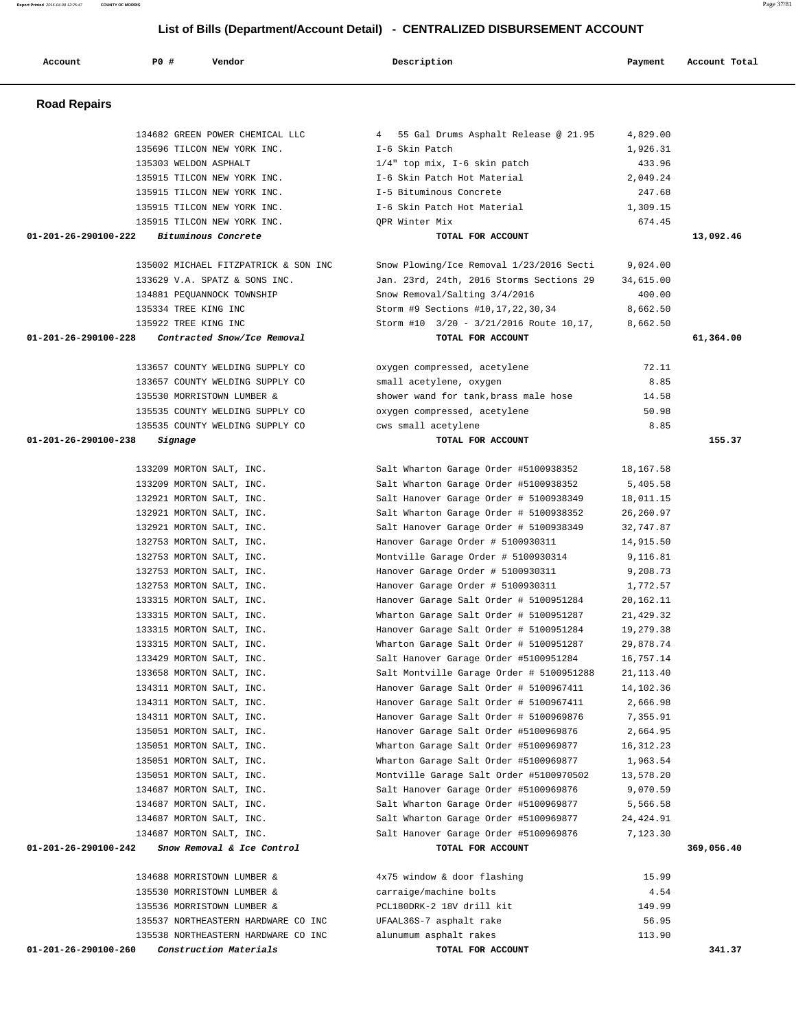# List of Bills (Department/Account Detail) - CENTRALIZED DISBURSEMENT ACCOUNT

| Account | PO # | Vendor | Description | Payment | Account Total |
|---|---|---|---|---|---|

## Road Repairs

| Account | PO # | Vendor | Description | Payment | Account Total |
|---|---|---|---|---|---|
| | 134682 | GREEN POWER CHEMICAL LLC | 4 55 Gal Drums Asphalt Release @ 21.95 | 4,829.00 | |
| | 135696 | TILCON NEW YORK INC. | I-6 Skin Patch | 1,926.31 | |
| | 135303 | WELDON ASPHALT | 1/4" top mix, I-6 skin patch | 433.96 | |
| | 135915 | TILCON NEW YORK INC. | I-6 Skin Patch Hot Material | 2,049.24 | |
| | 135915 | TILCON NEW YORK INC. | I-5 Bituminous Concrete | 247.68 | |
| | 135915 | TILCON NEW YORK INC. | I-6 Skin Patch Hot Material | 1,309.15 | |
| | 135915 | TILCON NEW YORK INC. | QPR Winter Mix | 674.45 | |
| **01-201-26-290100-222** | | ***Bituminous Concrete*** | **TOTAL FOR ACCOUNT** | | **13,092.46** |
| | 135002 | MICHAEL FITZPATRICK & SON INC | Snow Plowing/Ice Removal 1/23/2016 Secti | 9,024.00 | |
| | 133629 | V.A. SPATZ & SONS INC. | Jan. 23rd, 24th, 2016 Storms Sections 29 | 34,615.00 | |
| | 134881 | PEQUANNOCK TOWNSHIP | Snow Removal/Salting 3/4/2016 | 400.00 | |
| | 135334 | TREE KING INC | Storm #9 Sections #10,17,22,30,34 | 8,662.50 | |
| | 135922 | TREE KING INC | Storm #10 3/20 - 3/21/2016 Route 10,17, | 8,662.50 | |
| **01-201-26-290100-228** | | ***Contracted Snow/Ice Removal*** | **TOTAL FOR ACCOUNT** | | **61,364.00** |
| | 133657 | COUNTY WELDING SUPPLY CO | oxygen compressed, acetylene | 72.11 | |
| | 133657 | COUNTY WELDING SUPPLY CO | small acetylene, oxygen | 8.85 | |
| | 135530 | MORRISTOWN LUMBER & | shower wand for tank,brass male hose | 14.58 | |
| | 135535 | COUNTY WELDING SUPPLY CO | oxygen compressed, acetylene | 50.98 | |
| | 135535 | COUNTY WELDING SUPPLY CO | cws small acetylene | 8.85 | |
| **01-201-26-290100-238** | | ***Signage*** | **TOTAL FOR ACCOUNT** | | **155.37** |
| | 133209 | MORTON SALT, INC. | Salt Wharton Garage Order #5100938352 | 18,167.58 | |
| | 133209 | MORTON SALT, INC. | Salt Wharton Garage Order #5100938352 | 5,405.58 | |
| | 132921 | MORTON SALT, INC. | Salt Hanover Garage Order # 5100938349 | 18,011.15 | |
| | 132921 | MORTON SALT, INC. | Salt Wharton Garage Order # 5100938352 | 26,260.97 | |
| | 132921 | MORTON SALT, INC. | Salt Hanover Garage Order # 5100938349 | 32,747.87 | |
| | 132753 | MORTON SALT, INC. | Hanover Garage Order # 5100930311 | 14,915.50 | |
| | 132753 | MORTON SALT, INC. | Montville Garage Order # 5100930314 | 9,116.81 | |
| | 132753 | MORTON SALT, INC. | Hanover Garage Order # 5100930311 | 9,208.73 | |
| | 132753 | MORTON SALT, INC. | Hanover Garage Order # 5100930311 | 1,772.57 | |
| | 133315 | MORTON SALT, INC. | Hanover Garage Salt Order # 5100951284 | 20,162.11 | |
| | 133315 | MORTON SALT, INC. | Wharton Garage Salt Order # 5100951287 | 21,429.32 | |
| | 133315 | MORTON SALT, INC. | Hanover Garage Salt Order # 5100951284 | 19,279.38 | |
| | 133315 | MORTON SALT, INC. | Wharton Garage Salt Order # 5100951287 | 29,878.74 | |
| | 133429 | MORTON SALT, INC. | Salt Hanover Garage Order #5100951284 | 16,757.14 | |
| | 133658 | MORTON SALT, INC. | Salt Montville Garage Order # 5100951288 | 21,113.40 | |
| | 134311 | MORTON SALT, INC. | Hanover Garage Salt Order # 5100967411 | 14,102.36 | |
| | 134311 | MORTON SALT, INC. | Hanover Garage Salt Order # 5100967411 | 2,666.98 | |
| | 134311 | MORTON SALT, INC. | Hanover Garage Salt Order # 5100969876 | 7,355.91 | |
| | 135051 | MORTON SALT, INC. | Hanover Garage Salt Order #5100969876 | 2,664.95 | |
| | 135051 | MORTON SALT, INC. | Wharton Garage Salt Order #5100969877 | 16,312.23 | |
| | 135051 | MORTON SALT, INC. | Wharton Garage Salt Order #5100969877 | 1,963.54 | |
| | 135051 | MORTON SALT, INC. | Montville Garage Salt Order #5100970502 | 13,578.20 | |
| | 134687 | MORTON SALT, INC. | Salt Hanover Garage Order #5100969876 | 9,070.59 | |
| | 134687 | MORTON SALT, INC. | Salt Wharton Garage Order #5100969877 | 5,566.58 | |
| | 134687 | MORTON SALT, INC. | Salt Wharton Garage Order #5100969877 | 24,424.91 | |
| | 134687 | MORTON SALT, INC. | Salt Hanover Garage Order #5100969876 | 7,123.30 | |
| **01-201-26-290100-242** | | ***Snow Removal & Ice Control*** | **TOTAL FOR ACCOUNT** | | **369,056.40** |
| | 134688 | MORRISTOWN LUMBER & | 4x75 window & door flashing | 15.99 | |
| | 135530 | MORRISTOWN LUMBER & | carraige/machine bolts | 4.54 | |
| | 135536 | MORRISTOWN LUMBER & | PCL180DRK-2 18V drill kit | 149.99 | |
| | 135537 | NORTHEASTERN HARDWARE CO INC | UFAAL36S-7 asphalt rake | 56.95 | |
| | 135538 | NORTHEASTERN HARDWARE CO INC | alunumum asphalt rakes | 113.90 | |
| **01-201-26-290100-260** | | ***Construction Materials*** | **TOTAL FOR ACCOUNT** | | **341.37** |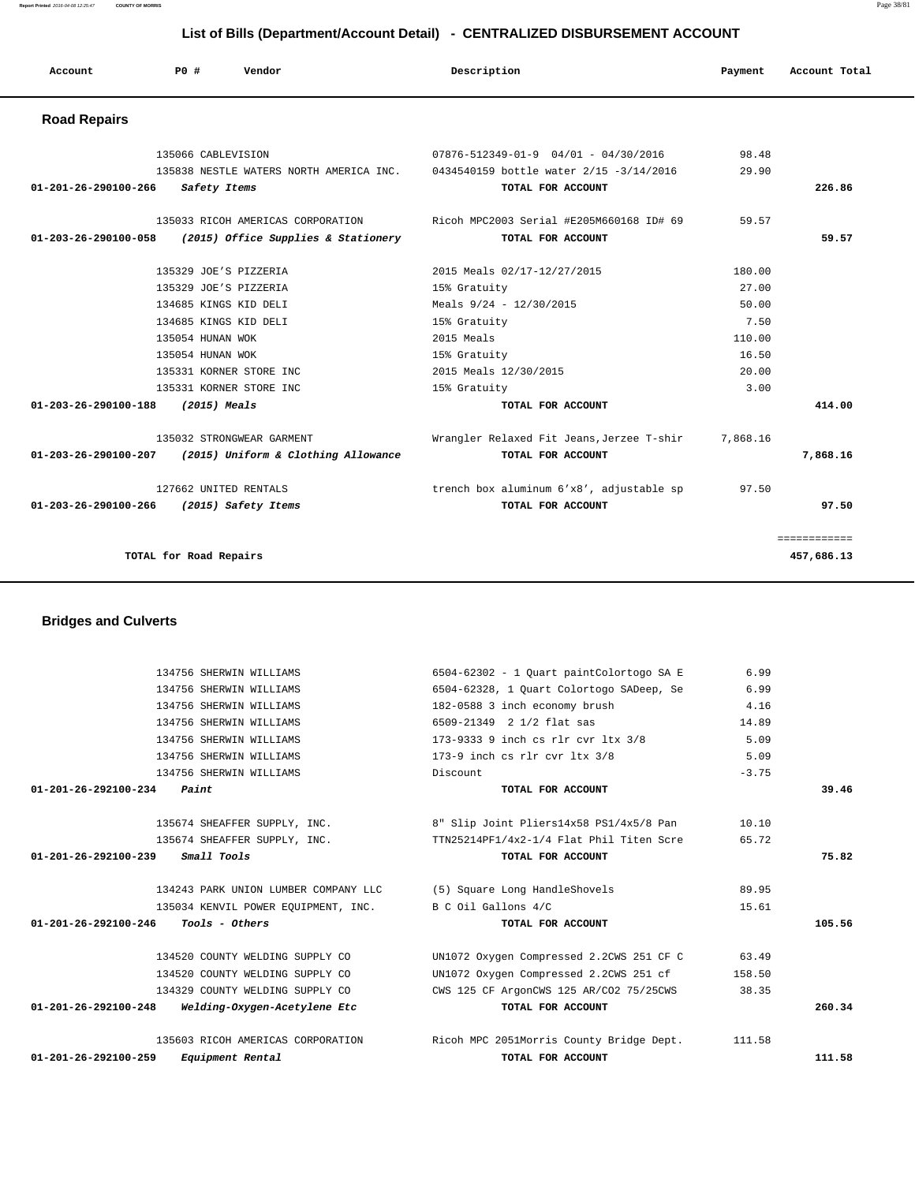# List of Bills (Department/Account Detail) - CENTRALIZED DISBURSEMENT ACCOUNT

| Account | PO # | Vendor | Description | Payment | Account Total |
|---|---|---|---|---|---|

## Road Repairs

| Account | PO # | Vendor | Description | Payment | Account Total |
|---|---|---|---|---|---|
| | 135066 | CABLEVISION | 07876-512349-01-9 04/01 - 04/30/2016 | 98.48 | |
| | 135838 | NESTLE WATERS NORTH AMERICA INC. | 0434540159 bottle water 2/15 -3/14/2016 | 29.90 | |
| 01-201-26-290100-266 | | *Safety Items* | TOTAL FOR ACCOUNT | | 226.86 |
| | 135033 | RICOH AMERICAS CORPORATION | Ricoh MPC2003 Serial #E205M660168 ID# 69 | 59.57 | |
| 01-203-26-290100-058 | | *(2015) Office Supplies & Stationery* | TOTAL FOR ACCOUNT | | 59.57 |
| | 135329 | JOE'S PIZZERIA | 2015 Meals 02/17-12/27/2015 | 180.00 | |
| | 135329 | JOE'S PIZZERIA | 15% Gratuity | 27.00 | |
| | 134685 | KINGS KID DELI | Meals 9/24 - 12/30/2015 | 50.00 | |
| | 134685 | KINGS KID DELI | 15% Gratuity | 7.50 | |
| | 135054 | HUNAN WOK | 2015 Meals | 110.00 | |
| | 135054 | HUNAN WOK | 15% Gratuity | 16.50 | |
| | 135331 | KORNER STORE INC | 2015 Meals 12/30/2015 | 20.00 | |
| | 135331 | KORNER STORE INC | 15% Gratuity | 3.00 | |
| 01-203-26-290100-188 | | *(2015) Meals* | TOTAL FOR ACCOUNT | | 414.00 |
| | 135032 | STRONGWEAR GARMENT | Wrangler Relaxed Fit Jeans,Jerzee T-shir | 7,868.16 | |
| 01-203-26-290100-207 | | *(2015) Uniform & Clothing Allowance* | TOTAL FOR ACCOUNT | | 7,868.16 |
| | 127662 | UNITED RENTALS | trench box aluminum 6'x8', adjustable sp | 97.50 | |
| 01-203-26-290100-266 | | *(2015) Safety Items* | TOTAL FOR ACCOUNT | | 97.50 |
| | | | | | ============ |
| | | TOTAL for Road Repairs | | | 457,686.13 |

## Bridges and Culverts

| Account | PO # | Vendor | Description | Payment | Account Total |
|---|---|---|---|---|---|
| | 134756 | SHERWIN WILLIAMS | 6504-62302 - 1 Quart paintColortogo SA E | 6.99 | |
| | 134756 | SHERWIN WILLIAMS | 6504-62328, 1 Quart Colortogo SADeep, Se | 6.99 | |
| | 134756 | SHERWIN WILLIAMS | 182-0588 3 inch economy brush | 4.16 | |
| | 134756 | SHERWIN WILLIAMS | 6509-21349 2 1/2 flat sas | 14.89 | |
| | 134756 | SHERWIN WILLIAMS | 173-9333 9 inch cs rlr cvr ltx 3/8 | 5.09 | |
| | 134756 | SHERWIN WILLIAMS | 173-9 inch cs rlr cvr ltx 3/8 | 5.09 | |
| | 134756 | SHERWIN WILLIAMS | Discount | -3.75 | |
| 01-201-26-292100-234 | | *Paint* | TOTAL FOR ACCOUNT | | 39.46 |
| | 135674 | SHEAFFER SUPPLY, INC. | 8" Slip Joint Pliers14x58 PS1/4x5/8 Pan | 10.10 | |
| | 135674 | SHEAFFER SUPPLY, INC. | TTN25214PF1/4x2-1/4 Flat Phil Titen Scre | 65.72 | |
| 01-201-26-292100-239 | | *Small Tools* | TOTAL FOR ACCOUNT | | 75.82 |
| | 134243 | PARK UNION LUMBER COMPANY LLC | (5) Square Long HandleShovels | 89.95 | |
| | 135034 | KENVIL POWER EQUIPMENT, INC. | B C Oil Gallons 4/C | 15.61 | |
| 01-201-26-292100-246 | | *Tools - Others* | TOTAL FOR ACCOUNT | | 105.56 |
| | 134520 | COUNTY WELDING SUPPLY CO | UN1072 Oxygen Compressed 2.2CWS 251 CF C | 63.49 | |
| | 134520 | COUNTY WELDING SUPPLY CO | UN1072 Oxygen Compressed 2.2CWS 251 cf | 158.50 | |
| | 134329 | COUNTY WELDING SUPPLY CO | CWS 125 CF ArgonCWS 125 AR/CO2 75/25CWS | 38.35 | |
| 01-201-26-292100-248 | | *Welding-Oxygen-Acetylene Etc* | TOTAL FOR ACCOUNT | | 260.34 |
| | 135603 | RICOH AMERICAS CORPORATION | Ricoh MPC 2051Morris County Bridge Dept. | 111.58 | |
| 01-201-26-292100-259 | | *Equipment Rental* | TOTAL FOR ACCOUNT | | 111.58 |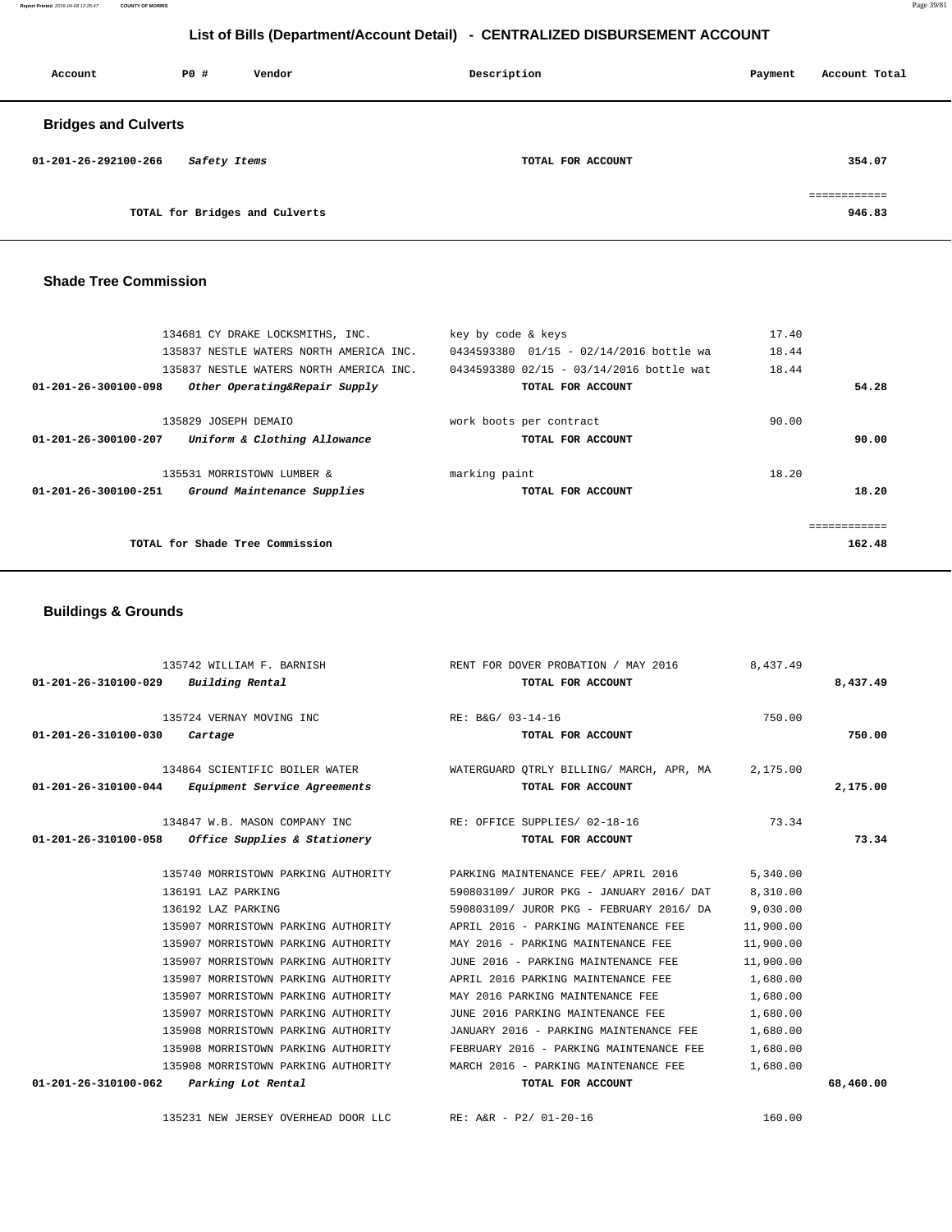# List of Bills (Department/Account Detail) - CENTRALIZED DISBURSEMENT ACCOUNT

| Account | PO # | Vendor | Description | Payment | Account Total |
|---|---|---|---|---|---|

## Bridges and Culverts

| Account | PO # | Vendor | Description | Payment | Account Total |
|---|---|---|---|---|---|
| 01-201-26-292100-266 | | *Safety Items* | TOTAL FOR ACCOUNT | | 354.07 |
| | | | | | ============ |
| | | TOTAL for Bridges and Culverts | | | 946.83 |

## Shade Tree Commission

| Account | PO # | Vendor | Description | Payment | Account Total |
|---|---|---|---|---|---|
| | 134681 | CY DRAKE LOCKSMITHS, INC. | key by code & keys | 17.40 | |
| | 135837 | NESTLE WATERS NORTH AMERICA INC. | 0434593380 01/15 - 02/14/2016 bottle wa | 18.44 | |
| | 135837 | NESTLE WATERS NORTH AMERICA INC. | 0434593380 02/15 - 03/14/2016 bottle wat | 18.44 | |
| 01-201-26-300100-098 | | *Other Operating&Repair Supply* | TOTAL FOR ACCOUNT | | 54.28 |
| | 135829 | JOSEPH DEMAIO | work boots per contract | 90.00 | |
| 01-201-26-300100-207 | | *Uniform & Clothing Allowance* | TOTAL FOR ACCOUNT | | 90.00 |
| | 135531 | MORRISTOWN LUMBER & | marking paint | 18.20 | |
| 01-201-26-300100-251 | | *Ground Maintenance Supplies* | TOTAL FOR ACCOUNT | | 18.20 |
| | | | | | ============ |
| | | TOTAL for Shade Tree Commission | | | 162.48 |

## Buildings & Grounds

| Account | PO # | Vendor | Description | Payment | Account Total |
|---|---|---|---|---|---|
| | 135742 | WILLIAM F. BARNISH | RENT FOR DOVER PROBATION / MAY 2016 | 8,437.49 | |
| 01-201-26-310100-029 | | *Building Rental* | TOTAL FOR ACCOUNT | | 8,437.49 |
| | 135724 | VERNAY MOVING INC | RE: B&G/ 03-14-16 | 750.00 | |
| 01-201-26-310100-030 | | *Cartage* | TOTAL FOR ACCOUNT | | 750.00 |
| | 134864 | SCIENTIFIC BOILER WATER | WATERGUARD QTRLY BILLING/ MARCH, APR, MA | 2,175.00 | |
| 01-201-26-310100-044 | | *Equipment Service Agreements* | TOTAL FOR ACCOUNT | | 2,175.00 |
| | 134847 | W.B. MASON COMPANY INC | RE: OFFICE SUPPLIES/ 02-18-16 | 73.34 | |
| 01-201-26-310100-058 | | *Office Supplies & Stationery* | TOTAL FOR ACCOUNT | | 73.34 |
| | 135740 | MORRISTOWN PARKING AUTHORITY | PARKING MAINTENANCE FEE/ APRIL 2016 | 5,340.00 | |
| | 136191 | LAZ PARKING | 590803109/ JUROR PKG - JANUARY 2016/ DAT | 8,310.00 | |
| | 136192 | LAZ PARKING | 590803109/ JUROR PKG - FEBRUARY 2016/ DA | 9,030.00 | |
| | 135907 | MORRISTOWN PARKING AUTHORITY | APRIL 2016 - PARKING MAINTENANCE FEE | 11,900.00 | |
| | 135907 | MORRISTOWN PARKING AUTHORITY | MAY 2016 - PARKING MAINTENANCE FEE | 11,900.00 | |
| | 135907 | MORRISTOWN PARKING AUTHORITY | JUNE 2016 - PARKING MAINTENANCE FEE | 11,900.00 | |
| | 135907 | MORRISTOWN PARKING AUTHORITY | APRIL 2016 PARKING MAINTENANCE FEE | 1,680.00 | |
| | 135907 | MORRISTOWN PARKING AUTHORITY | MAY 2016 PARKING MAINTENANCE FEE | 1,680.00 | |
| | 135907 | MORRISTOWN PARKING AUTHORITY | JUNE 2016 PARKING MAINTENANCE FEE | 1,680.00 | |
| | 135908 | MORRISTOWN PARKING AUTHORITY | JANUARY 2016 - PARKING MAINTENANCE FEE | 1,680.00 | |
| | 135908 | MORRISTOWN PARKING AUTHORITY | FEBRUARY 2016 - PARKING MAINTENANCE FEE | 1,680.00 | |
| | 135908 | MORRISTOWN PARKING AUTHORITY | MARCH 2016 - PARKING MAINTENANCE FEE | 1,680.00 | |
| 01-201-26-310100-062 | | *Parking Lot Rental* | TOTAL FOR ACCOUNT | | 68,460.00 |
| | 135231 | NEW JERSEY OVERHEAD DOOR LLC | RE: A&R - P2/ 01-20-16 | 160.00 | |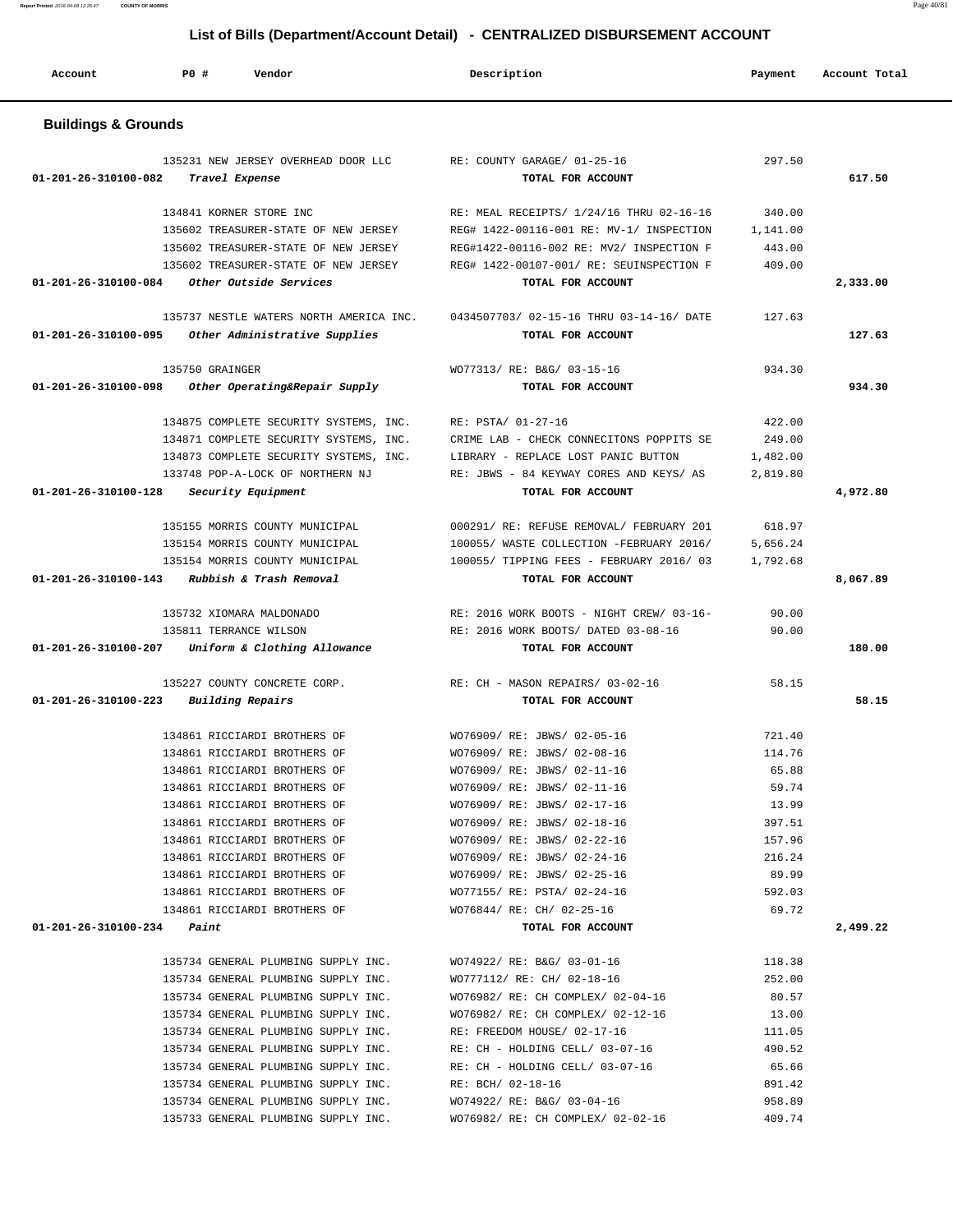# List of Bills (Department/Account Detail) - CENTRALIZED DISBURSEMENT ACCOUNT

| Account | PO # | Vendor | Description | Payment | Account Total |
|---|---|---|---|---|---|

## Buildings & Grounds

| Account | PO # | Vendor | Description | Payment | Account Total |
|---|---|---|---|---|---|
| | 135231 | NEW JERSEY OVERHEAD DOOR LLC | RE: COUNTY GARAGE/ 01-25-16 | 297.50 | |
| 01-201-26-310100-082 | | *Travel Expense* | TOTAL FOR ACCOUNT | | 617.50 |
| | 134841 | KORNER STORE INC | RE: MEAL RECEIPTS/ 1/24/16 THRU 02-16-16 | 340.00 | |
| | 135602 | TREASURER-STATE OF NEW JERSEY | REG# 1422-00116-001 RE: MV-1/ INSPECTION | 1,141.00 | |
| | 135602 | TREASURER-STATE OF NEW JERSEY | REG#1422-00116-002 RE: MV2/ INSPECTION F | 443.00 | |
| | 135602 | TREASURER-STATE OF NEW JERSEY | REG# 1422-00107-001/ RE: SEUINSPECTION F | 409.00 | |
| 01-201-26-310100-084 | | *Other Outside Services* | TOTAL FOR ACCOUNT | | 2,333.00 |
| | 135737 | NESTLE WATERS NORTH AMERICA INC. | 0434507703/ 02-15-16 THRU 03-14-16/ DATE | 127.63 | |
| 01-201-26-310100-095 | | *Other Administrative Supplies* | TOTAL FOR ACCOUNT | | 127.63 |
| | 135750 | GRAINGER | WO77313/ RE: B&G/ 03-15-16 | 934.30 | |
| 01-201-26-310100-098 | | *Other Operating&Repair Supply* | TOTAL FOR ACCOUNT | | 934.30 |
| | 134875 | COMPLETE SECURITY SYSTEMS, INC. | RE: PSTA/ 01-27-16 | 422.00 | |
| | 134871 | COMPLETE SECURITY SYSTEMS, INC. | CRIME LAB - CHECK CONNECITONS POPPITS SE | 249.00 | |
| | 134873 | COMPLETE SECURITY SYSTEMS, INC. | LIBRARY - REPLACE LOST PANIC BUTTON | 1,482.00 | |
| | 133748 | POP-A-LOCK OF NORTHERN NJ | RE: JBWS - 84 KEYWAY CORES AND KEYS/ AS | 2,819.80 | |
| 01-201-26-310100-128 | | *Security Equipment* | TOTAL FOR ACCOUNT | | 4,972.80 |
| | 135155 | MORRIS COUNTY MUNICIPAL | 000291/ RE: REFUSE REMOVAL/ FEBRUARY 201 | 618.97 | |
| | 135154 | MORRIS COUNTY MUNICIPAL | 100055/ WASTE COLLECTION -FEBRUARY 2016/ | 5,656.24 | |
| | 135154 | MORRIS COUNTY MUNICIPAL | 100055/ TIPPING FEES - FEBRUARY 2016/ 03 | 1,792.68 | |
| 01-201-26-310100-143 | | *Rubbish & Trash Removal* | TOTAL FOR ACCOUNT | | 8,067.89 |
| | 135732 | XIOMARA MALDONADO | RE: 2016 WORK BOOTS - NIGHT CREW/ 03-16- | 90.00 | |
| | 135811 | TERRANCE WILSON | RE: 2016 WORK BOOTS/ DATED 03-08-16 | 90.00 | |
| 01-201-26-310100-207 | | *Uniform & Clothing Allowance* | TOTAL FOR ACCOUNT | | 180.00 |
| | 135227 | COUNTY CONCRETE CORP. | RE: CH - MASON REPAIRS/ 03-02-16 | 58.15 | |
| 01-201-26-310100-223 | | *Building Repairs* | TOTAL FOR ACCOUNT | | 58.15 |
| | 134861 | RICCIARDI BROTHERS OF | WO76909/ RE: JBWS/ 02-05-16 | 721.40 | |
| | 134861 | RICCIARDI BROTHERS OF | WO76909/ RE: JBWS/ 02-08-16 | 114.76 | |
| | 134861 | RICCIARDI BROTHERS OF | WO76909/ RE: JBWS/ 02-11-16 | 65.88 | |
| | 134861 | RICCIARDI BROTHERS OF | WO76909/ RE: JBWS/ 02-11-16 | 59.74 | |
| | 134861 | RICCIARDI BROTHERS OF | WO76909/ RE: JBWS/ 02-17-16 | 13.99 | |
| | 134861 | RICCIARDI BROTHERS OF | WO76909/ RE: JBWS/ 02-18-16 | 397.51 | |
| | 134861 | RICCIARDI BROTHERS OF | WO76909/ RE: JBWS/ 02-22-16 | 157.96 | |
| | 134861 | RICCIARDI BROTHERS OF | WO76909/ RE: JBWS/ 02-24-16 | 216.24 | |
| | 134861 | RICCIARDI BROTHERS OF | WO76909/ RE: JBWS/ 02-25-16 | 89.99 | |
| | 134861 | RICCIARDI BROTHERS OF | WO77155/ RE: PSTA/ 02-24-16 | 592.03 | |
| | 134861 | RICCIARDI BROTHERS OF | WO76844/ RE: CH/ 02-25-16 | 69.72 | |
| 01-201-26-310100-234 | | *Paint* | TOTAL FOR ACCOUNT | | 2,499.22 |
| | 135734 | GENERAL PLUMBING SUPPLY INC. | WO74922/ RE: B&G/ 03-01-16 | 118.38 | |
| | 135734 | GENERAL PLUMBING SUPPLY INC. | WO777112/ RE: CH/ 02-18-16 | 252.00 | |
| | 135734 | GENERAL PLUMBING SUPPLY INC. | WO76982/ RE: CH COMPLEX/ 02-04-16 | 80.57 | |
| | 135734 | GENERAL PLUMBING SUPPLY INC. | WO76982/ RE: CH COMPLEX/ 02-12-16 | 13.00 | |
| | 135734 | GENERAL PLUMBING SUPPLY INC. | RE: FREEDOM HOUSE/ 02-17-16 | 111.05 | |
| | 135734 | GENERAL PLUMBING SUPPLY INC. | RE: CH - HOLDING CELL/ 03-07-16 | 490.52 | |
| | 135734 | GENERAL PLUMBING SUPPLY INC. | RE: CH - HOLDING CELL/ 03-07-16 | 65.66 | |
| | 135734 | GENERAL PLUMBING SUPPLY INC. | RE: BCH/ 02-18-16 | 891.42 | |
| | 135734 | GENERAL PLUMBING SUPPLY INC. | WO74922/ RE: B&G/ 03-04-16 | 958.89 | |
| | 135733 | GENERAL PLUMBING SUPPLY INC. | WO76982/ RE: CH COMPLEX/ 02-02-16 | 409.74 | |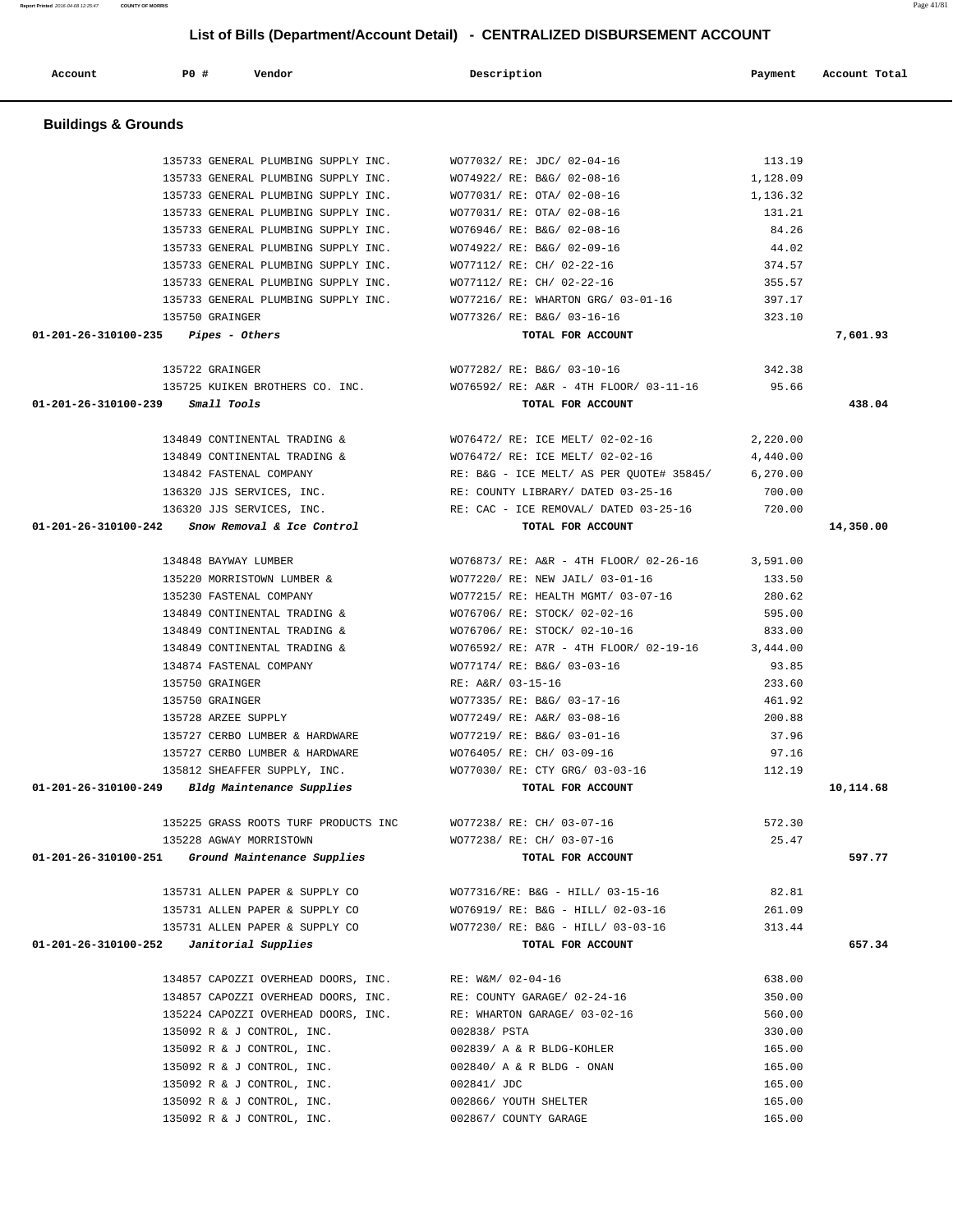# List of Bills (Department/Account Detail) - CENTRALIZED DISBURSEMENT ACCOUNT

| Account | PO # | Vendor | Description | Payment | Account Total |
|---|---|---|---|---|---|

## Buildings & Grounds

| Account | PO # | Vendor | Description | Payment | Account Total |
|---|---|---|---|---|---|
| | 135733 | GENERAL PLUMBING SUPPLY INC. | WO77032/ RE: JDC/ 02-04-16 | 113.19 | |
| | 135733 | GENERAL PLUMBING SUPPLY INC. | WO74922/ RE: B&G/ 02-08-16 | 1,128.09 | |
| | 135733 | GENERAL PLUMBING SUPPLY INC. | WO77031/ RE: OTA/ 02-08-16 | 1,136.32 | |
| | 135733 | GENERAL PLUMBING SUPPLY INC. | WO77031/ RE: OTA/ 02-08-16 | 131.21 | |
| | 135733 | GENERAL PLUMBING SUPPLY INC. | WO76946/ RE: B&G/ 02-08-16 | 84.26 | |
| | 135733 | GENERAL PLUMBING SUPPLY INC. | WO74922/ RE: B&G/ 02-09-16 | 44.02 | |
| | 135733 | GENERAL PLUMBING SUPPLY INC. | WO77112/ RE: CH/ 02-22-16 | 374.57 | |
| | 135733 | GENERAL PLUMBING SUPPLY INC. | WO77112/ RE: CH/ 02-22-16 | 355.57 | |
| | 135733 | GENERAL PLUMBING SUPPLY INC. | WO77216/ RE: WHARTON GRG/ 03-01-16 | 397.17 | |
| | 135750 | GRAINGER | WO77326/ RE: B&G/ 03-16-16 | 323.10 | |
| **01-201-26-310100-235** | | *Pipes - Others* | **TOTAL FOR ACCOUNT** | | **7,601.93** |
| | 135722 | GRAINGER | WO77282/ RE: B&G/ 03-10-16 | 342.38 | |
| | 135725 | KUIKEN BROTHERS CO. INC. | WO76592/ RE: A&R - 4TH FLOOR/ 03-11-16 | 95.66 | |
| **01-201-26-310100-239** | | *Small Tools* | **TOTAL FOR ACCOUNT** | | **438.04** |
| | 134849 | CONTINENTAL TRADING & | WO76472/ RE: ICE MELT/ 02-02-16 | 2,220.00 | |
| | 134849 | CONTINENTAL TRADING & | WO76472/ RE: ICE MELT/ 02-02-16 | 4,440.00 | |
| | 134842 | FASTENAL COMPANY | RE: B&G - ICE MELT/ AS PER QUOTE# 35845/ | 6,270.00 | |
| | 136320 | JJS SERVICES, INC. | RE: COUNTY LIBRARY/ DATED 03-25-16 | 700.00 | |
| | 136320 | JJS SERVICES, INC. | RE: CAC - ICE REMOVAL/ DATED 03-25-16 | 720.00 | |
| **01-201-26-310100-242** | | *Snow Removal & Ice Control* | **TOTAL FOR ACCOUNT** | | **14,350.00** |
| | 134848 | BAYWAY LUMBER | WO76873/ RE: A&R - 4TH FLOOR/ 02-26-16 | 3,591.00 | |
| | 135220 | MORRISTOWN LUMBER & | WO77220/ RE: NEW JAIL/ 03-01-16 | 133.50 | |
| | 135230 | FASTENAL COMPANY | WO77215/ RE: HEALTH MGMT/ 03-07-16 | 280.62 | |
| | 134849 | CONTINENTAL TRADING & | WO76706/ RE: STOCK/ 02-02-16 | 595.00 | |
| | 134849 | CONTINENTAL TRADING & | WO76706/ RE: STOCK/ 02-10-16 | 833.00 | |
| | 134849 | CONTINENTAL TRADING & | WO76592/ RE: A7R - 4TH FLOOR/ 02-19-16 | 3,444.00 | |
| | 134874 | FASTENAL COMPANY | WO77174/ RE: B&G/ 03-03-16 | 93.85 | |
| | 135750 | GRAINGER | RE: A&R/ 03-15-16 | 233.60 | |
| | 135750 | GRAINGER | WO77335/ RE: B&G/ 03-17-16 | 461.92 | |
| | 135728 | ARZEE SUPPLY | WO77249/ RE: A&R/ 03-08-16 | 200.88 | |
| | 135727 | CERBO LUMBER & HARDWARE | WO77219/ RE: B&G/ 03-01-16 | 37.96 | |
| | 135727 | CERBO LUMBER & HARDWARE | WO76405/ RE: CH/ 03-09-16 | 97.16 | |
| | 135812 | SHEAFFER SUPPLY, INC. | WO77030/ RE: CTY GRG/ 03-03-16 | 112.19 | |
| **01-201-26-310100-249** | | *Bldg Maintenance Supplies* | **TOTAL FOR ACCOUNT** | | **10,114.68** |
| | 135225 | GRASS ROOTS TURF PRODUCTS INC | WO77238/ RE: CH/ 03-07-16 | 572.30 | |
| | 135228 | AGWAY MORRISTOWN | WO77238/ RE: CH/ 03-07-16 | 25.47 | |
| **01-201-26-310100-251** | | *Ground Maintenance Supplies* | **TOTAL FOR ACCOUNT** | | **597.77** |
| | 135731 | ALLEN PAPER & SUPPLY CO | WO77316/RE: B&G - HILL/ 03-15-16 | 82.81 | |
| | 135731 | ALLEN PAPER & SUPPLY CO | WO76919/ RE: B&G - HILL/ 02-03-16 | 261.09 | |
| | 135731 | ALLEN PAPER & SUPPLY CO | WO77230/ RE: B&G - HILL/ 03-03-16 | 313.44 | |
| **01-201-26-310100-252** | | *Janitorial Supplies* | **TOTAL FOR ACCOUNT** | | **657.34** |
| | 134857 | CAPOZZI OVERHEAD DOORS, INC. | RE: W&M/ 02-04-16 | 638.00 | |
| | 134857 | CAPOZZI OVERHEAD DOORS, INC. | RE: COUNTY GARAGE/ 02-24-16 | 350.00 | |
| | 135224 | CAPOZZI OVERHEAD DOORS, INC. | RE: WHARTON GARAGE/ 03-02-16 | 560.00 | |
| | 135092 | R & J CONTROL, INC. | 002838/ PSTA | 330.00 | |
| | 135092 | R & J CONTROL, INC. | 002839/ A & R BLDG-KOHLER | 165.00 | |
| | 135092 | R & J CONTROL, INC. | 002840/ A & R BLDG - ONAN | 165.00 | |
| | 135092 | R & J CONTROL, INC. | 002841/ JDC | 165.00 | |
| | 135092 | R & J CONTROL, INC. | 002866/ YOUTH SHELTER | 165.00 | |
| | 135092 | R & J CONTROL, INC. | 002867/ COUNTY GARAGE | 165.00 | |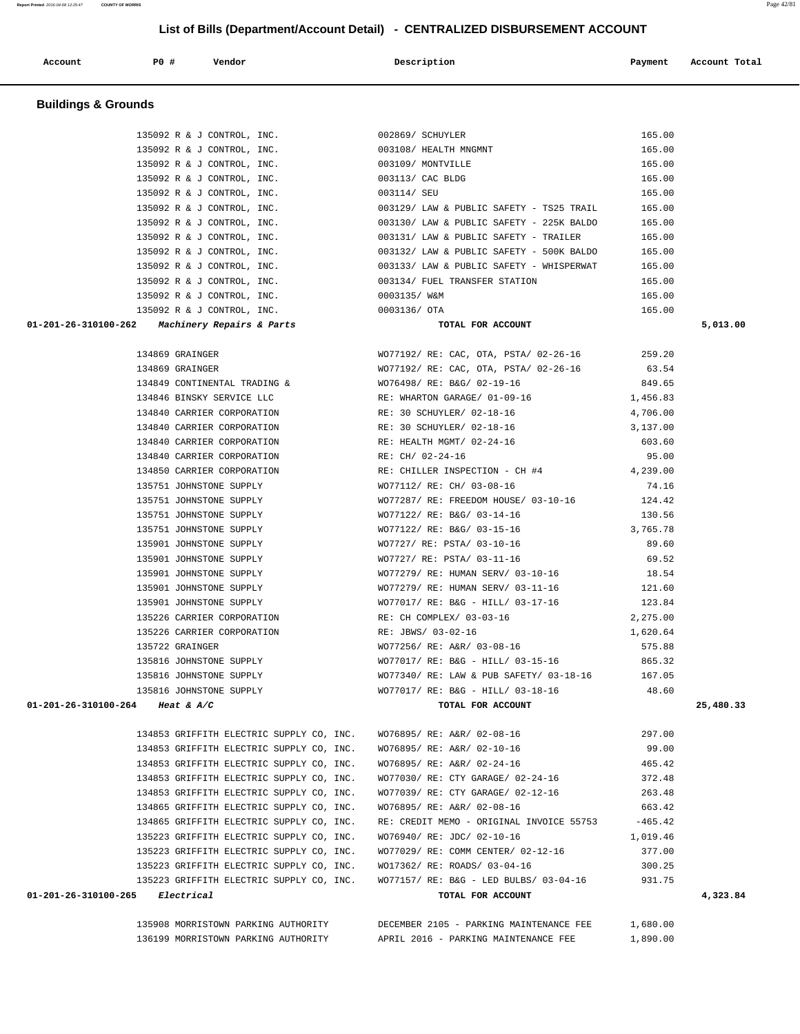## List of Bills (Department/Account Detail) - CENTRALIZED DISBURSEMENT ACCOUNT

| Account | PO # | Vendor | Description | Payment | Account Total |
|---|---|---|---|---|---|

### Buildings & Grounds

| Account | PO # | Vendor | Description | Payment | Account Total |
|---|---|---|---|---|---|
| | 135092 | R & J CONTROL, INC. | 002869/ SCHUYLER | 165.00 | |
| | 135092 | R & J CONTROL, INC. | 003108/ HEALTH MNGMNT | 165.00 | |
| | 135092 | R & J CONTROL, INC. | 003109/ MONTVILLE | 165.00 | |
| | 135092 | R & J CONTROL, INC. | 003113/ CAC BLDG | 165.00 | |
| | 135092 | R & J CONTROL, INC. | 003114/ SEU | 165.00 | |
| | 135092 | R & J CONTROL, INC. | 003129/ LAW & PUBLIC SAFETY - TS25 TRAIL | 165.00 | |
| | 135092 | R & J CONTROL, INC. | 003130/ LAW & PUBLIC SAFETY - 225K BALDO | 165.00 | |
| | 135092 | R & J CONTROL, INC. | 003131/ LAW & PUBLIC SAFETY - TRAILER | 165.00 | |
| | 135092 | R & J CONTROL, INC. | 003132/ LAW & PUBLIC SAFETY - 500K BALDO | 165.00 | |
| | 135092 | R & J CONTROL, INC. | 003133/ LAW & PUBLIC SAFETY - WHISPERWAT | 165.00 | |
| | 135092 | R & J CONTROL, INC. | 003134/ FUEL TRANSFER STATION | 165.00 | |
| | 135092 | R & J CONTROL, INC. | 0003135/ W&M | 165.00 | |
| | 135092 | R & J CONTROL, INC. | 0003136/ OTA | 165.00 | |
| **01-201-26-310100-262** | | *Machinery Repairs & Parts* | **TOTAL FOR ACCOUNT** | | **5,013.00** |
| | 134869 | GRAINGER | WO77192/ RE: CAC, OTA, PSTA/ 02-26-16 | 259.20 | |
| | 134869 | GRAINGER | WO77192/ RE: CAC, OTA, PSTA/ 02-26-16 | 63.54 | |
| | 134849 | CONTINENTAL TRADING & | WO76498/ RE: B&G/ 02-19-16 | 849.65 | |
| | 134846 | BINSKY SERVICE LLC | RE: WHARTON GARAGE/ 01-09-16 | 1,456.83 | |
| | 134840 | CARRIER CORPORATION | RE: 30 SCHUYLER/ 02-18-16 | 4,706.00 | |
| | 134840 | CARRIER CORPORATION | RE: 30 SCHUYLER/ 02-18-16 | 3,137.00 | |
| | 134840 | CARRIER CORPORATION | RE: HEALTH MGMT/ 02-24-16 | 603.60 | |
| | 134840 | CARRIER CORPORATION | RE: CH/ 02-24-16 | 95.00 | |
| | 134850 | CARRIER CORPORATION | RE: CHILLER INSPECTION - CH #4 | 4,239.00 | |
| | 135751 | JOHNSTONE SUPPLY | WO77112/ RE: CH/ 03-08-16 | 74.16 | |
| | 135751 | JOHNSTONE SUPPLY | WO77287/ RE: FREEDOM HOUSE/ 03-10-16 | 124.42 | |
| | 135751 | JOHNSTONE SUPPLY | WO77122/ RE: B&G/ 03-14-16 | 130.56 | |
| | 135751 | JOHNSTONE SUPPLY | WO77122/ RE: B&G/ 03-15-16 | 3,765.78 | |
| | 135901 | JOHNSTONE SUPPLY | WO7727/ RE: PSTA/ 03-10-16 | 89.60 | |
| | 135901 | JOHNSTONE SUPPLY | WO7727/ RE: PSTA/ 03-11-16 | 69.52 | |
| | 135901 | JOHNSTONE SUPPLY | WO77279/ RE: HUMAN SERV/ 03-10-16 | 18.54 | |
| | 135901 | JOHNSTONE SUPPLY | WO77279/ RE: HUMAN SERV/ 03-11-16 | 121.60 | |
| | 135901 | JOHNSTONE SUPPLY | WO77017/ RE: B&G - HILL/ 03-17-16 | 123.84 | |
| | 135226 | CARRIER CORPORATION | RE: CH COMPLEX/ 03-03-16 | 2,275.00 | |
| | 135226 | CARRIER CORPORATION | RE: JBWS/ 03-02-16 | 1,620.64 | |
| | 135722 | GRAINGER | WO77256/ RE: A&R/ 03-08-16 | 575.88 | |
| | 135816 | JOHNSTONE SUPPLY | WO77017/ RE: B&G - HILL/ 03-15-16 | 865.32 | |
| | 135816 | JOHNSTONE SUPPLY | WO77340/ RE: LAW & PUB SAFETY/ 03-18-16 | 167.05 | |
| | 135816 | JOHNSTONE SUPPLY | WO77017/ RE: B&G - HILL/ 03-18-16 | 48.60 | |
| **01-201-26-310100-264** | | *Heat & A/C* | **TOTAL FOR ACCOUNT** | | **25,480.33** |
| | 134853 | GRIFFITH ELECTRIC SUPPLY CO, INC. | WO76895/ RE: A&R/ 02-08-16 | 297.00 | |
| | 134853 | GRIFFITH ELECTRIC SUPPLY CO, INC. | WO76895/ RE: A&R/ 02-10-16 | 99.00 | |
| | 134853 | GRIFFITH ELECTRIC SUPPLY CO, INC. | WO76895/ RE: A&R/ 02-24-16 | 465.42 | |
| | 134853 | GRIFFITH ELECTRIC SUPPLY CO, INC. | WO77030/ RE: CTY GARAGE/ 02-24-16 | 372.48 | |
| | 134853 | GRIFFITH ELECTRIC SUPPLY CO, INC. | WO77039/ RE: CTY GARAGE/ 02-12-16 | 263.48 | |
| | 134865 | GRIFFITH ELECTRIC SUPPLY CO, INC. | WO76895/ RE: A&R/ 02-08-16 | 663.42 | |
| | 134865 | GRIFFITH ELECTRIC SUPPLY CO, INC. | RE: CREDIT MEMO - ORIGINAL INVOICE 55753 | -465.42 | |
| | 135223 | GRIFFITH ELECTRIC SUPPLY CO, INC. | WO76940/ RE: JDC/ 02-10-16 | 1,019.46 | |
| | 135223 | GRIFFITH ELECTRIC SUPPLY CO, INC. | WO77029/ RE: COMM CENTER/ 02-12-16 | 377.00 | |
| | 135223 | GRIFFITH ELECTRIC SUPPLY CO, INC. | WO17362/ RE: ROADS/ 03-04-16 | 300.25 | |
| | 135223 | GRIFFITH ELECTRIC SUPPLY CO, INC. | WO77157/ RE: B&G - LED BULBS/ 03-04-16 | 931.75 | |
| **01-201-26-310100-265** | | *Electrical* | **TOTAL FOR ACCOUNT** | | **4,323.84** |
| | 135908 | MORRISTOWN PARKING AUTHORITY | DECEMBER 2105 - PARKING MAINTENANCE FEE | 1,680.00 | |
| | 136199 | MORRISTOWN PARKING AUTHORITY | APRIL 2016 - PARKING MAINTENANCE FEE | 1,890.00 | |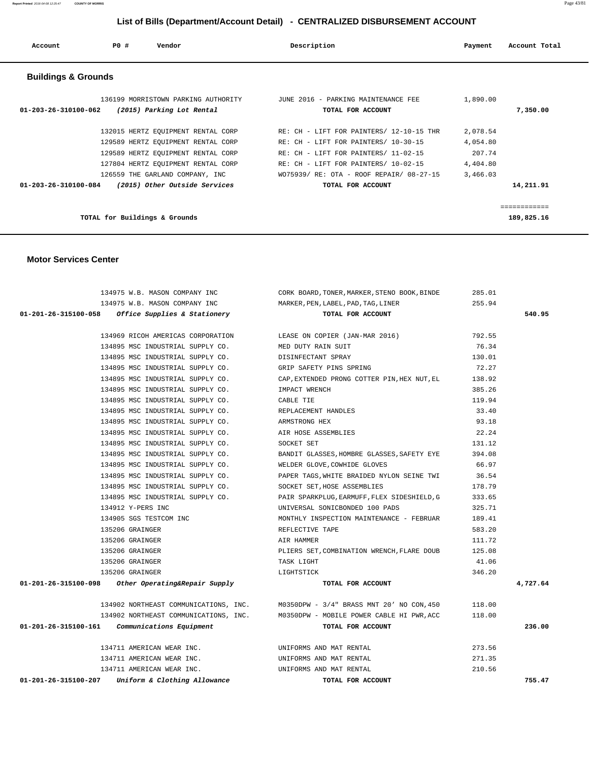## List of Bills (Department/Account Detail) - CENTRALIZED DISBURSEMENT ACCOUNT

| Account | PO # | Vendor | Description | Payment | Account Total |
|---|---|---|---|---|---|

### Buildings & Grounds

| Account | PO # | Vendor | Description | Payment | Account Total |
|---|---|---|---|---|---|
| | 136199 | MORRISTOWN PARKING AUTHORITY | JUNE 2016 - PARKING MAINTENANCE FEE | 1,890.00 | |
| **01-203-26-310100-062** | | ***(2015) Parking Lot Rental*** | **TOTAL FOR ACCOUNT** | | **7,350.00** |
| | 132015 | HERTZ EQUIPMENT RENTAL CORP | RE: CH - LIFT FOR PAINTERS/ 12-10-15 THR | 2,078.54 | |
| | 129589 | HERTZ EQUIPMENT RENTAL CORP | RE: CH - LIFT FOR PAINTERS/ 10-30-15 | 4,054.80 | |
| | 129589 | HERTZ EQUIPMENT RENTAL CORP | RE: CH - LIFT FOR PAINTERS/ 11-02-15 | 207.74 | |
| | 127804 | HERTZ EQUIPMENT RENTAL CORP | RE: CH - LIFT FOR PAINTERS/ 10-02-15 | 4,404.80 | |
| | 126559 | THE GARLAND COMPANY, INC | WO75939/ RE: OTA - ROOF REPAIR/ 08-27-15 | 3,466.03 | |
| **01-203-26-310100-084** | | ***(2015) Other Outside Services*** | **TOTAL FOR ACCOUNT** | | **14,211.91** |
| | | | | | ============ |
| | | **TOTAL for Buildings & Grounds** | | | **189,825.16** |

### Motor Services Center

| Account | PO # | Vendor | Description | Payment | Account Total |
|---|---|---|---|---|---|
| | 134975 | W.B. MASON COMPANY INC | CORK BOARD,TONER,MARKER,STENO BOOK,BINDE | 285.01 | |
| | 134975 | W.B. MASON COMPANY INC | MARKER,PEN,LABEL,PAD,TAG,LINER | 255.94 | |
| **01-201-26-315100-058** | | ***Office Supplies & Stationery*** | **TOTAL FOR ACCOUNT** | | **540.95** |
| | 134969 | RICOH AMERICAS CORPORATION | LEASE ON COPIER (JAN-MAR 2016) | 792.55 | |
| | 134895 | MSC INDUSTRIAL SUPPLY CO. | MED DUTY RAIN SUIT | 76.34 | |
| | 134895 | MSC INDUSTRIAL SUPPLY CO. | DISINFECTANT SPRAY | 130.01 | |
| | 134895 | MSC INDUSTRIAL SUPPLY CO. | GRIP SAFETY PINS SPRING | 72.27 | |
| | 134895 | MSC INDUSTRIAL SUPPLY CO. | CAP,EXTENDED PRONG COTTER PIN,HEX NUT,EL | 138.92 | |
| | 134895 | MSC INDUSTRIAL SUPPLY CO. | IMPACT WRENCH | 385.26 | |
| | 134895 | MSC INDUSTRIAL SUPPLY CO. | CABLE TIE | 119.94 | |
| | 134895 | MSC INDUSTRIAL SUPPLY CO. | REPLACEMENT HANDLES | 33.40 | |
| | 134895 | MSC INDUSTRIAL SUPPLY CO. | ARMSTRONG HEX | 93.18 | |
| | 134895 | MSC INDUSTRIAL SUPPLY CO. | AIR HOSE ASSEMBLIES | 22.24 | |
| | 134895 | MSC INDUSTRIAL SUPPLY CO. | SOCKET SET | 131.12 | |
| | 134895 | MSC INDUSTRIAL SUPPLY CO. | BANDIT GLASSES,HOMBRE GLASSES,SAFETY EYE | 394.08 | |
| | 134895 | MSC INDUSTRIAL SUPPLY CO. | WELDER GLOVE,COWHIDE GLOVES | 66.97 | |
| | 134895 | MSC INDUSTRIAL SUPPLY CO. | PAPER TAGS,WHITE BRAIDED NYLON SEINE TWI | 36.54 | |
| | 134895 | MSC INDUSTRIAL SUPPLY CO. | SOCKET SET,HOSE ASSEMBLIES | 178.79 | |
| | 134895 | MSC INDUSTRIAL SUPPLY CO. | PAIR SPARKPLUG,EARMUFF,FLEX SIDESHIELD,G | 333.65 | |
| | 134912 | Y-PERS INC | UNIVERSAL SONICBONDED 100 PADS | 325.71 | |
| | 134905 | SGS TESTCOM INC | MONTHLY INSPECTION MAINTENANCE - FEBRUAR | 189.41 | |
| | 135206 | GRAINGER | REFLECTIVE TAPE | 583.20 | |
| | 135206 | GRAINGER | AIR HAMMER | 111.72 | |
| | 135206 | GRAINGER | PLIERS SET,COMBINATION WRENCH,FLARE DOUB | 125.08 | |
| | 135206 | GRAINGER | TASK LIGHT | 41.06 | |
| | 135206 | GRAINGER | LIGHTSTICK | 346.20 | |
| **01-201-26-315100-098** | | ***Other Operating&Repair Supply*** | **TOTAL FOR ACCOUNT** | | **4,727.64** |
| | 134902 | NORTHEAST COMMUNICATIONS, INC. | M0350DPW - 3/4" BRASS MNT 20' NO CON,450 | 118.00 | |
| | 134902 | NORTHEAST COMMUNICATIONS, INC. | M0350DPW - MOBILE POWER CABLE HI PWR,ACC | 118.00 | |
| **01-201-26-315100-161** | | ***Communications Equipment*** | **TOTAL FOR ACCOUNT** | | **236.00** |
| | 134711 | AMERICAN WEAR INC. | UNIFORMS AND MAT RENTAL | 273.56 | |
| | 134711 | AMERICAN WEAR INC. | UNIFORMS AND MAT RENTAL | 271.35 | |
| | 134711 | AMERICAN WEAR INC. | UNIFORMS AND MAT RENTAL | 210.56 | |
| **01-201-26-315100-207** | | ***Uniform & Clothing Allowance*** | **TOTAL FOR ACCOUNT** | | **755.47** |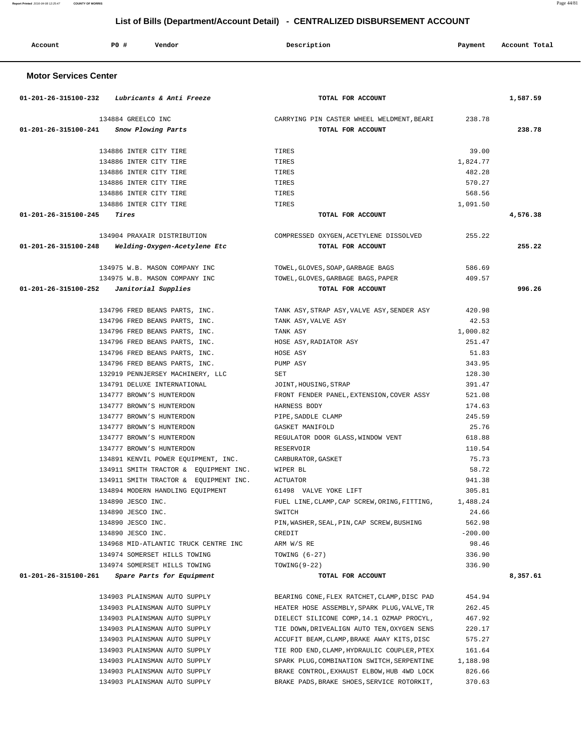# List of Bills (Department/Account Detail) - CENTRALIZED DISBURSEMENT ACCOUNT

| Account | PO # | Vendor | Description | Payment | Account Total |
|---|---|---|---|---|---|

## Motor Services Center

| Account | PO # | Vendor | Description | Payment | Account Total |
|---|---|---|---|---|---|
| 01-201-26-315100-232 *Lubricants & Anti Freeze* | | | TOTAL FOR ACCOUNT | | 1,587.59 |
| | 134884 | GREELCO INC | CARRYING PIN CASTER WHEEL WELDMENT,BEARI | 238.78 | |
| 01-201-26-315100-241 *Snow Plowing Parts* | | | TOTAL FOR ACCOUNT | | 238.78 |
| | 134886 | INTER CITY TIRE | TIRES | 39.00 | |
| | 134886 | INTER CITY TIRE | TIRES | 1,824.77 | |
| | 134886 | INTER CITY TIRE | TIRES | 482.28 | |
| | 134886 | INTER CITY TIRE | TIRES | 570.27 | |
| | 134886 | INTER CITY TIRE | TIRES | 568.56 | |
| | 134886 | INTER CITY TIRE | TIRES | 1,091.50 | |
| 01-201-26-315100-245 *Tires* | | | TOTAL FOR ACCOUNT | | 4,576.38 |
| | 134904 | PRAXAIR DISTRIBUTION | COMPRESSED OXYGEN,ACETYLENE DISSOLVED | 255.22 | |
| 01-201-26-315100-248 *Welding-Oxygen-Acetylene Etc* | | | TOTAL FOR ACCOUNT | | 255.22 |
| | 134975 | W.B. MASON COMPANY INC | TOWEL,GLOVES,SOAP,GARBAGE BAGS | 586.69 | |
| | 134975 | W.B. MASON COMPANY INC | TOWEL,GLOVES,GARBAGE BAGS,PAPER | 409.57 | |
| 01-201-26-315100-252 *Janitorial Supplies* | | | TOTAL FOR ACCOUNT | | 996.26 |
| | 134796 | FRED BEANS PARTS, INC. | TANK ASY,STRAP ASY,VALVE ASY,SENDER ASY | 420.98 | |
| | 134796 | FRED BEANS PARTS, INC. | TANK ASY,VALVE ASY | 42.53 | |
| | 134796 | FRED BEANS PARTS, INC. | TANK ASY | 1,000.82 | |
| | 134796 | FRED BEANS PARTS, INC. | HOSE ASY,RADIATOR ASY | 251.47 | |
| | 134796 | FRED BEANS PARTS, INC. | HOSE ASY | 51.83 | |
| | 134796 | FRED BEANS PARTS, INC. | PUMP ASY | 343.95 | |
| | 132919 | PENNJERSEY MACHINERY, LLC | SET | 128.30 | |
| | 134791 | DELUXE INTERNATIONAL | JOINT,HOUSING,STRAP | 391.47 | |
| | 134777 | BROWN'S HUNTERDON | FRONT FENDER PANEL,EXTENSION,COVER ASSY | 521.08 | |
| | 134777 | BROWN'S HUNTERDON | HARNESS BODY | 174.63 | |
| | 134777 | BROWN'S HUNTERDON | PIPE,SADDLE CLAMP | 245.59 | |
| | 134777 | BROWN'S HUNTERDON | GASKET MANIFOLD | 25.76 | |
| | 134777 | BROWN'S HUNTERDON | REGULATOR DOOR GLASS,WINDOW VENT | 618.88 | |
| | 134777 | BROWN'S HUNTERDON | RESERVOIR | 110.54 | |
| | 134891 | KENVIL POWER EQUIPMENT, INC. | CARBURATOR,GASKET | 75.73 | |
| | 134911 | SMITH TRACTOR & EQUIPMENT INC. | WIPER BL | 58.72 | |
| | 134911 | SMITH TRACTOR & EQUIPMENT INC. | ACTUATOR | 941.38 | |
| | 134894 | MODERN HANDLING EQUIPMENT | 61498 VALVE YOKE LIFT | 305.81 | |
| | 134890 | JESCO INC. | FUEL LINE,CLAMP,CAP SCREW,ORING,FITTING, | 1,488.24 | |
| | 134890 | JESCO INC. | SWITCH | 24.66 | |
| | 134890 | JESCO INC. | PIN,WASHER,SEAL,PIN,CAP SCREW,BUSHING | 562.98 | |
| | 134890 | JESCO INC. | CREDIT | -200.00 | |
| | 134968 | MID-ATLANTIC TRUCK CENTRE INC | ARM W/S RE | 98.46 | |
| | 134974 | SOMERSET HILLS TOWING | TOWING (6-27) | 336.90 | |
| | 134974 | SOMERSET HILLS TOWING | TOWING(9-22) | 336.90 | |
| 01-201-26-315100-261 *Spare Parts for Equipment* | | | TOTAL FOR ACCOUNT | | 8,357.61 |
| | 134903 | PLAINSMAN AUTO SUPPLY | BEARING CONE,FLEX RATCHET,CLAMP,DISC PAD | 454.94 | |
| | 134903 | PLAINSMAN AUTO SUPPLY | HEATER HOSE ASSEMBLY,SPARK PLUG,VALVE,TR | 262.45 | |
| | 134903 | PLAINSMAN AUTO SUPPLY | DIELECT SILICONE COMP,14.1 OZMAP PROCYL, | 467.92 | |
| | 134903 | PLAINSMAN AUTO SUPPLY | TIE DOWN,DRIVEALIGN AUTO TEN,OXYGEN SENS | 220.17 | |
| | 134903 | PLAINSMAN AUTO SUPPLY | ACCUFIT BEAM,CLAMP,BRAKE AWAY KITS,DISC | 575.27 | |
| | 134903 | PLAINSMAN AUTO SUPPLY | TIE ROD END,CLAMP,HYDRAULIC COUPLER,PTEX | 161.64 | |
| | 134903 | PLAINSMAN AUTO SUPPLY | SPARK PLUG,COMBINATION SWITCH,SERPENTINE | 1,188.98 | |
| | 134903 | PLAINSMAN AUTO SUPPLY | BRAKE CONTROL,EXHAUST ELBOW,HUB 4WD LOCK | 826.66 | |
| | 134903 | PLAINSMAN AUTO SUPPLY | BRAKE PADS,BRAKE SHOES,SERVICE ROTORKIT, | 370.63 | |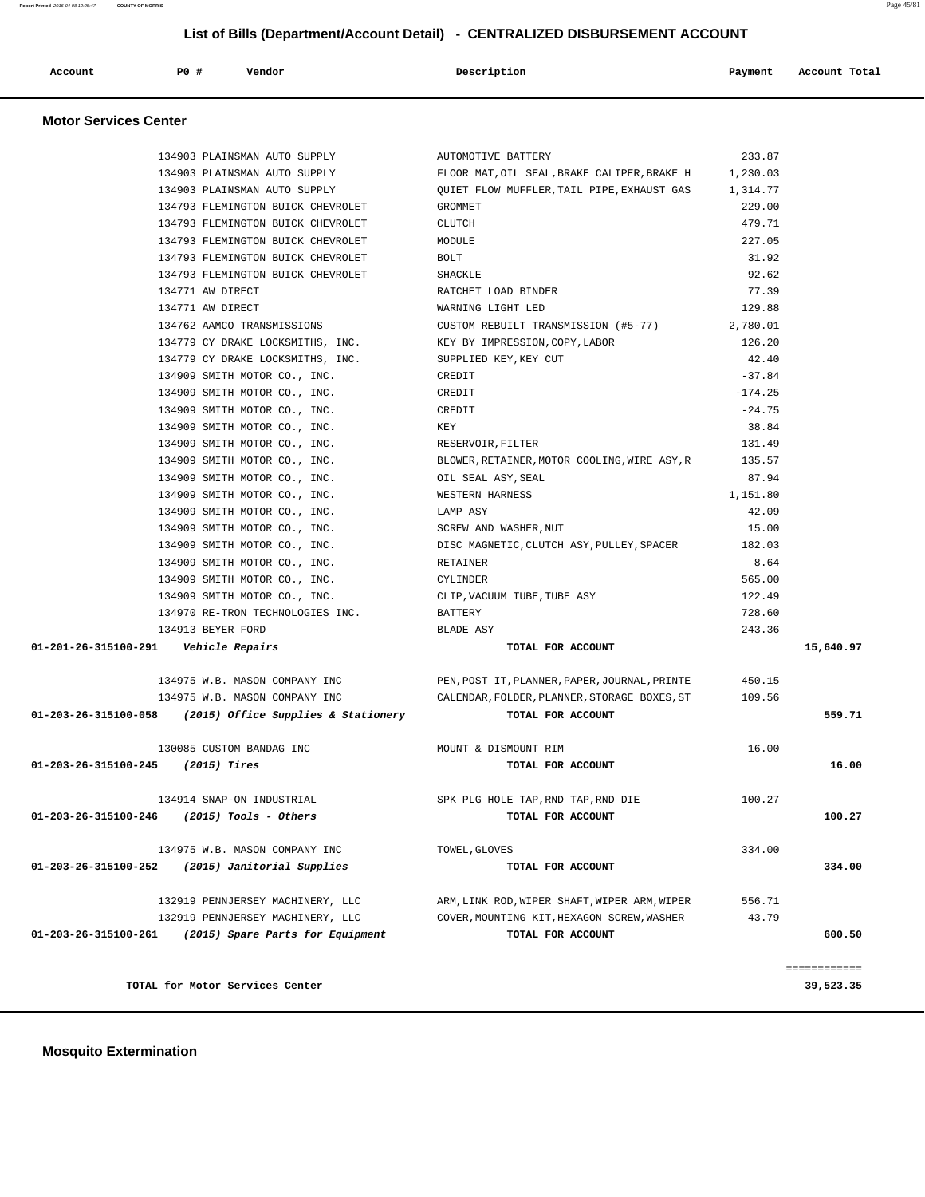## List of Bills (Department/Account Detail) - CENTRALIZED DISBURSEMENT ACCOUNT

| Account | PO # | Vendor | Description | Payment | Account Total |
|---|---|---|---|---|---|

### Motor Services Center

| Account | PO # | Vendor | Description | Payment | Account Total |
|---|---|---|---|---|---|
| | 134903 | PLAINSMAN AUTO SUPPLY | AUTOMOTIVE BATTERY | 233.87 | |
| | 134903 | PLAINSMAN AUTO SUPPLY | FLOOR MAT,OIL SEAL,BRAKE CALIPER,BRAKE H | 1,230.03 | |
| | 134903 | PLAINSMAN AUTO SUPPLY | QUIET FLOW MUFFLER,TAIL PIPE,EXHAUST GAS | 1,314.77 | |
| | 134793 | FLEMINGTON BUICK CHEVROLET | GROMMET | 229.00 | |
| | 134793 | FLEMINGTON BUICK CHEVROLET | CLUTCH | 479.71 | |
| | 134793 | FLEMINGTON BUICK CHEVROLET | MODULE | 227.05 | |
| | 134793 | FLEMINGTON BUICK CHEVROLET | BOLT | 31.92 | |
| | 134793 | FLEMINGTON BUICK CHEVROLET | SHACKLE | 92.62 | |
| | 134771 | AW DIRECT | RATCHET LOAD BINDER | 77.39 | |
| | 134771 | AW DIRECT | WARNING LIGHT LED | 129.88 | |
| | 134762 | AAMCO TRANSMISSIONS | CUSTOM REBUILT TRANSMISSION (#5-77) | 2,780.01 | |
| | 134779 | CY DRAKE LOCKSMITHS, INC. | KEY BY IMPRESSION,COPY,LABOR | 126.20 | |
| | 134779 | CY DRAKE LOCKSMITHS, INC. | SUPPLIED KEY,KEY CUT | 42.40 | |
| | 134909 | SMITH MOTOR CO., INC. | CREDIT | -37.84 | |
| | 134909 | SMITH MOTOR CO., INC. | CREDIT | -174.25 | |
| | 134909 | SMITH MOTOR CO., INC. | CREDIT | -24.75 | |
| | 134909 | SMITH MOTOR CO., INC. | KEY | 38.84 | |
| | 134909 | SMITH MOTOR CO., INC. | RESERVOIR,FILTER | 131.49 | |
| | 134909 | SMITH MOTOR CO., INC. | BLOWER,RETAINER,MOTOR COOLING,WIRE ASY,R | 135.57 | |
| | 134909 | SMITH MOTOR CO., INC. | OIL SEAL ASY,SEAL | 87.94 | |
| | 134909 | SMITH MOTOR CO., INC. | WESTERN HARNESS | 1,151.80 | |
| | 134909 | SMITH MOTOR CO., INC. | LAMP ASY | 42.09 | |
| | 134909 | SMITH MOTOR CO., INC. | SCREW AND WASHER,NUT | 15.00 | |
| | 134909 | SMITH MOTOR CO., INC. | DISC MAGNETIC,CLUTCH ASY,PULLEY,SPACER | 182.03 | |
| | 134909 | SMITH MOTOR CO., INC. | RETAINER | 8.64 | |
| | 134909 | SMITH MOTOR CO., INC. | CYLINDER | 565.00 | |
| | 134909 | SMITH MOTOR CO., INC. | CLIP,VACUUM TUBE,TUBE ASY | 122.49 | |
| | 134970 | RE-TRON TECHNOLOGIES INC. | BATTERY | 728.60 | |
| | 134913 | BEYER FORD | BLADE ASY | 243.36 | |
| **01-201-26-315100-291** | | ***Vehicle Repairs*** | **TOTAL FOR ACCOUNT** | | **15,640.97** |
| | 134975 | W.B. MASON COMPANY INC | PEN,POST IT,PLANNER,PAPER,JOURNAL,PRINTE | 450.15 | |
| | 134975 | W.B. MASON COMPANY INC | CALENDAR,FOLDER,PLANNER,STORAGE BOXES,ST | 109.56 | |
| **01-203-26-315100-058** | | ***(2015) Office Supplies & Stationery*** | **TOTAL FOR ACCOUNT** | | **559.71** |
| | 130085 | CUSTOM BANDAG INC | MOUNT & DISMOUNT RIM | 16.00 | |
| **01-203-26-315100-245** | | ***(2015) Tires*** | **TOTAL FOR ACCOUNT** | | **16.00** |
| | 134914 | SNAP-ON INDUSTRIAL | SPK PLG HOLE TAP,RND TAP,RND DIE | 100.27 | |
| **01-203-26-315100-246** | | ***(2015) Tools - Others*** | **TOTAL FOR ACCOUNT** | | **100.27** |
| | 134975 | W.B. MASON COMPANY INC | TOWEL,GLOVES | 334.00 | |
| **01-203-26-315100-252** | | ***(2015) Janitorial Supplies*** | **TOTAL FOR ACCOUNT** | | **334.00** |
| | 132919 | PENNJERSEY MACHINERY, LLC | ARM,LINK ROD,WIPER SHAFT,WIPER ARM,WIPER | 556.71 | |
| | 132919 | PENNJERSEY MACHINERY, LLC | COVER,MOUNTING KIT,HEXAGON SCREW,WASHER | 43.79 | |
| **01-203-26-315100-261** | | ***(2015) Spare Parts for Equipment*** | **TOTAL FOR ACCOUNT** | | **600.50** |
| | | | | | ============ |
| **TOTAL for Motor Services Center** | | | | | **39,523.35** |

### Mosquito Extermination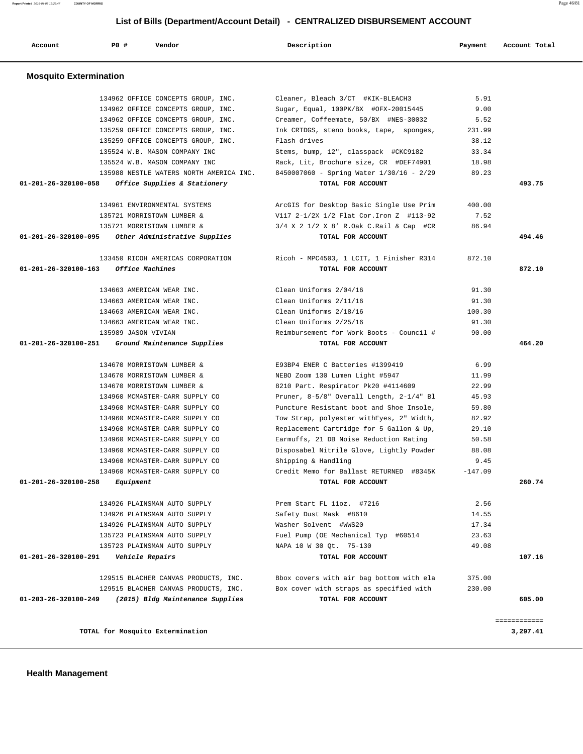## List of Bills (Department/Account Detail) - CENTRALIZED DISBURSEMENT ACCOUNT

| Account | PO # | Vendor | Description | Payment | Account Total |
|---|---|---|---|---|---|

### Mosquito Extermination

| Account | PO # | Vendor | Description | Payment | Account Total |
|---|---|---|---|---|---|
| | 134962 | OFFICE CONCEPTS GROUP, INC. | Cleaner, Bleach 3/CT #KIK-BLEACH3 | 5.91 | |
| | 134962 | OFFICE CONCEPTS GROUP, INC. | Sugar, Equal, 100PK/BX #OFX-20015445 | 9.00 | |
| | 134962 | OFFICE CONCEPTS GROUP, INC. | Creamer, Coffeemate, 50/BX #NES-30032 | 5.52 | |
| | 135259 | OFFICE CONCEPTS GROUP, INC. | Ink CRTDGS, steno books, tape, sponges, | 231.99 | |
| | 135259 | OFFICE CONCEPTS GROUP, INC. | Flash drives | 38.12 | |
| | 135524 | W.B. MASON COMPANY INC | Stems, bump, 12", classpack #CKC9182 | 33.34 | |
| | 135524 | W.B. MASON COMPANY INC | Rack, Lit, Brochure size, CR #DEF74901 | 18.98 | |
| | 135988 | NESTLE WATERS NORTH AMERICA INC. | 8450007060 - Spring Water 1/30/16 - 2/29 | 89.23 | |
| 01-201-26-320100-058 | | *Office Supplies & Stationery* | TOTAL FOR ACCOUNT | | 493.75 |
| | 134961 | ENVIRONMENTAL SYSTEMS | ArcGIS for Desktop Basic Single Use Prim | 400.00 | |
| | 135721 | MORRISTOWN LUMBER & | V117 2-1/2X 1/2 Flat Cor.Iron Z #113-92 | 7.52 | |
| | 135721 | MORRISTOWN LUMBER & | 3/4 X 2 1/2 X 8' R.Oak C.Rail & Cap #CR | 86.94 | |
| 01-201-26-320100-095 | | *Other Administrative Supplies* | TOTAL FOR ACCOUNT | | 494.46 |
| | 133450 | RICOH AMERICAS CORPORATION | Ricoh - MPC4503, 1 LCIT, 1 Finisher R314 | 872.10 | |
| 01-201-26-320100-163 | | *Office Machines* | TOTAL FOR ACCOUNT | | 872.10 |
| | 134663 | AMERICAN WEAR INC. | Clean Uniforms 2/04/16 | 91.30 | |
| | 134663 | AMERICAN WEAR INC. | Clean Uniforms 2/11/16 | 91.30 | |
| | 134663 | AMERICAN WEAR INC. | Clean Uniforms 2/18/16 | 100.30 | |
| | 134663 | AMERICAN WEAR INC. | Clean Uniforms 2/25/16 | 91.30 | |
| | 135989 | JASON VIVIAN | Reimbursement for Work Boots - Council # | 90.00 | |
| 01-201-26-320100-251 | | *Ground Maintenance Supplies* | TOTAL FOR ACCOUNT | | 464.20 |
| | 134670 | MORRISTOWN LUMBER & | E93BP4 ENER C Batteries #1399419 | 6.99 | |
| | 134670 | MORRISTOWN LUMBER & | NEBO Zoom 130 Lumen Light #5947 | 11.99 | |
| | 134670 | MORRISTOWN LUMBER & | 8210 Part. Respirator Pk20 #4114609 | 22.99 | |
| | 134960 | MCMASTER-CARR SUPPLY CO | Pruner, 8-5/8" Overall Length, 2-1/4" Bl | 45.93 | |
| | 134960 | MCMASTER-CARR SUPPLY CO | Puncture Resistant boot and Shoe Insole, | 59.80 | |
| | 134960 | MCMASTER-CARR SUPPLY CO | Tow Strap, polyester withEyes, 2" Width, | 82.92 | |
| | 134960 | MCMASTER-CARR SUPPLY CO | Replacement Cartridge for 5 Gallon & Up, | 29.10 | |
| | 134960 | MCMASTER-CARR SUPPLY CO | Earmuffs, 21 DB Noise Reduction Rating | 50.58 | |
| | 134960 | MCMASTER-CARR SUPPLY CO | Disposabel Nitrile Glove, Lightly Powder | 88.08 | |
| | 134960 | MCMASTER-CARR SUPPLY CO | Shipping & Handling | 9.45 | |
| | 134960 | MCMASTER-CARR SUPPLY CO | Credit Memo for Ballast RETURNED #8345K | -147.09 | |
| 01-201-26-320100-258 | | *Equipment* | TOTAL FOR ACCOUNT | | 260.74 |
| | 134926 | PLAINSMAN AUTO SUPPLY | Prem Start FL 11oz. #7216 | 2.56 | |
| | 134926 | PLAINSMAN AUTO SUPPLY | Safety Dust Mask #8610 | 14.55 | |
| | 134926 | PLAINSMAN AUTO SUPPLY | Washer Solvent #WWS20 | 17.34 | |
| | 135723 | PLAINSMAN AUTO SUPPLY | Fuel Pump (OE Mechanical Typ #60514 | 23.63 | |
| | 135723 | PLAINSMAN AUTO SUPPLY | NAPA 10 W 30 Qt. 75-130 | 49.08 | |
| 01-201-26-320100-291 | | *Vehicle Repairs* | TOTAL FOR ACCOUNT | | 107.16 |
| | 129515 | BLACHER CANVAS PRODUCTS, INC. | Bbox covers with air bag bottom with ela | 375.00 | |
| | 129515 | BLACHER CANVAS PRODUCTS, INC. | Box cover with straps as specified with | 230.00 | |
| 01-203-26-320100-249 | | *(2015) Bldg Maintenance Supplies* | TOTAL FOR ACCOUNT | | 605.00 |

============

**TOTAL for Mosquito Extermination** 3,297.41

### Health Management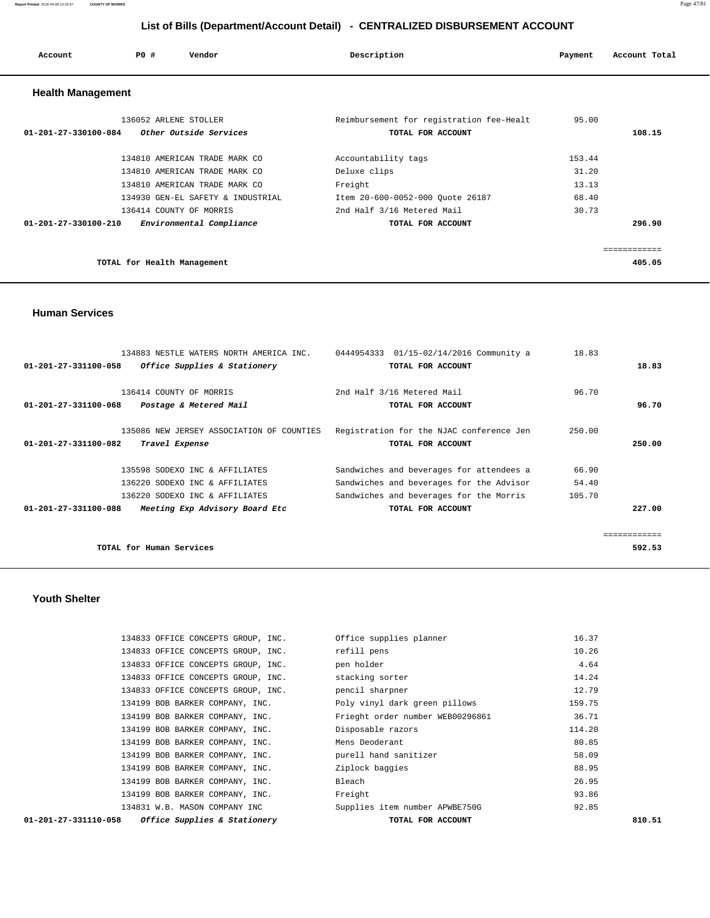# List of Bills (Department/Account Detail) - CENTRALIZED DISBURSEMENT ACCOUNT

| Account | PO # | Vendor | Description | Payment | Account Total |
|---|---|---|---|---|---|

## Health Management

| Account | PO # | Vendor | Description | Payment | Account Total |
|---|---|---|---|---|---|
| | 136052 | ARLENE STOLLER | Reimbursement for registration fee-Healt | 95.00 | |
| 01-201-27-330100-084 | | *Other Outside Services* | TOTAL FOR ACCOUNT | | 108.15 |
| | 134810 | AMERICAN TRADE MARK CO | Accountability tags | 153.44 | |
| | 134810 | AMERICAN TRADE MARK CO | Deluxe clips | 31.20 | |
| | 134810 | AMERICAN TRADE MARK CO | Freight | 13.13 | |
| | 134930 | GEN-EL SAFETY & INDUSTRIAL | Item 20-600-0052-000 Quote 26187 | 68.40 | |
| | 136414 | COUNTY OF MORRIS | 2nd Half 3/16 Metered Mail | 30.73 | |
| 01-201-27-330100-210 | | *Environmental Compliance* | TOTAL FOR ACCOUNT | | 296.90 |
| | | TOTAL for Health Management | | | 405.05 |

## Human Services

| Account | PO # | Vendor | Description | Payment | Account Total |
|---|---|---|---|---|---|
| | 134883 | NESTLE WATERS NORTH AMERICA INC. | 0444954333 01/15-02/14/2016 Community a | 18.83 | |
| 01-201-27-331100-058 | | *Office Supplies & Stationery* | TOTAL FOR ACCOUNT | | 18.83 |
| | 136414 | COUNTY OF MORRIS | 2nd Half 3/16 Metered Mail | 96.70 | |
| 01-201-27-331100-068 | | *Postage & Metered Mail* | TOTAL FOR ACCOUNT | | 96.70 |
| | 135086 | NEW JERSEY ASSOCIATION OF COUNTIES | Registration for the NJAC conference Jen | 250.00 | |
| 01-201-27-331100-082 | | *Travel Expense* | TOTAL FOR ACCOUNT | | 250.00 |
| | 135598 | SODEXO INC & AFFILIATES | Sandwiches and beverages for attendees a | 66.90 | |
| | 136220 | SODEXO INC & AFFILIATES | Sandwiches and beverages for the Advisor | 54.40 | |
| | 136220 | SODEXO INC & AFFILIATES | Sandwiches and beverages for the Morris | 105.70 | |
| 01-201-27-331100-088 | | *Meeting Exp Advisory Board Etc* | TOTAL FOR ACCOUNT | | 227.00 |
| | | TOTAL for Human Services | | | 592.53 |

## Youth Shelter

| Account | PO # | Vendor | Description | Payment | Account Total |
|---|---|---|---|---|---|
| | 134833 | OFFICE CONCEPTS GROUP, INC. | Office supplies planner | 16.37 | |
| | 134833 | OFFICE CONCEPTS GROUP, INC. | refill pens | 10.26 | |
| | 134833 | OFFICE CONCEPTS GROUP, INC. | pen holder | 4.64 | |
| | 134833 | OFFICE CONCEPTS GROUP, INC. | stacking sorter | 14.24 | |
| | 134833 | OFFICE CONCEPTS GROUP, INC. | pencil sharpner | 12.79 | |
| | 134199 | BOB BARKER COMPANY, INC. | Poly vinyl dark green pillows | 159.75 | |
| | 134199 | BOB BARKER COMPANY, INC. | Frieght order number WEB00296861 | 36.71 | |
| | 134199 | BOB BARKER COMPANY, INC. | Disposable razors | 114.20 | |
| | 134199 | BOB BARKER COMPANY, INC. | Mens Deoderant | 80.85 | |
| | 134199 | BOB BARKER COMPANY, INC. | purell hand sanitizer | 58.09 | |
| | 134199 | BOB BARKER COMPANY, INC. | Ziplock baggies | 88.95 | |
| | 134199 | BOB BARKER COMPANY, INC. | Bleach | 26.95 | |
| | 134199 | BOB BARKER COMPANY, INC. | Freight | 93.86 | |
| | 134831 | W.B. MASON COMPANY INC | Supplies item number APWBE750G | 92.85 | |
| 01-201-27-331110-058 | | *Office Supplies & Stationery* | TOTAL FOR ACCOUNT | | 810.51 |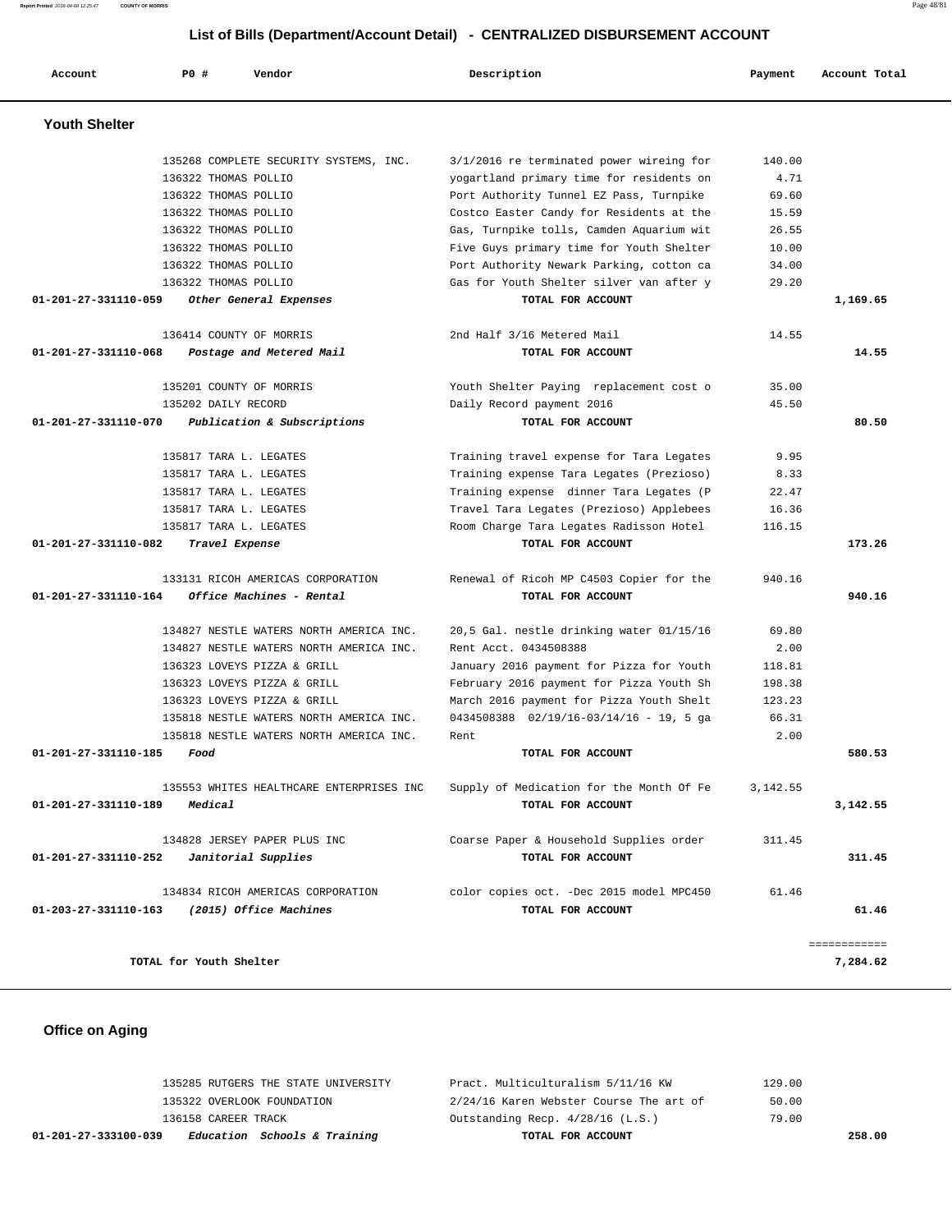## List of Bills (Department/Account Detail) - CENTRALIZED DISBURSEMENT ACCOUNT

| Account | PO # | Vendor | Description | Payment | Account Total |
|---|---|---|---|---|---|

### Youth Shelter

| Account | PO # | Vendor | Description | Payment | Account Total |
|---|---|---|---|---|---|
| | 135268 | COMPLETE SECURITY SYSTEMS, INC. | 3/1/2016 re terminated power wireing for | 140.00 | |
| | 136322 | THOMAS POLLIO | yogartland primary time for residents on | 4.71 | |
| | 136322 | THOMAS POLLIO | Port Authority Tunnel EZ Pass, Turnpike | 69.60 | |
| | 136322 | THOMAS POLLIO | Costco Easter Candy for Residents at the | 15.59 | |
| | 136322 | THOMAS POLLIO | Gas, Turnpike tolls, Camden Aquarium wit | 26.55 | |
| | 136322 | THOMAS POLLIO | Five Guys primary time for Youth Shelter | 10.00 | |
| | 136322 | THOMAS POLLIO | Port Authority Newark Parking, cotton ca | 34.00 | |
| | 136322 | THOMAS POLLIO | Gas for Youth Shelter silver van after y | 29.20 | |
| **01-201-27-331110-059** | | ***Other General Expenses*** | **TOTAL FOR ACCOUNT** | | **1,169.65** |
| | 136414 | COUNTY OF MORRIS | 2nd Half 3/16 Metered Mail | 14.55 | |
| **01-201-27-331110-068** | | ***Postage and Metered Mail*** | **TOTAL FOR ACCOUNT** | | **14.55** |
| | 135201 | COUNTY OF MORRIS | Youth Shelter Paying replacement cost o | 35.00 | |
| | 135202 | DAILY RECORD | Daily Record payment 2016 | 45.50 | |
| **01-201-27-331110-070** | | ***Publication & Subscriptions*** | **TOTAL FOR ACCOUNT** | | **80.50** |
| | 135817 | TARA L. LEGATES | Training travel expense for Tara Legates | 9.95 | |
| | 135817 | TARA L. LEGATES | Training expense Tara Legates (Prezioso) | 8.33 | |
| | 135817 | TARA L. LEGATES | Training expense dinner Tara Legates (P | 22.47 | |
| | 135817 | TARA L. LEGATES | Travel Tara Legates (Prezioso) Applebees | 16.36 | |
| | 135817 | TARA L. LEGATES | Room Charge Tara Legates Radisson Hotel | 116.15 | |
| **01-201-27-331110-082** | | ***Travel Expense*** | **TOTAL FOR ACCOUNT** | | **173.26** |
| | 133131 | RICOH AMERICAS CORPORATION | Renewal of Ricoh MP C4503 Copier for the | 940.16 | |
| **01-201-27-331110-164** | | ***Office Machines - Rental*** | **TOTAL FOR ACCOUNT** | | **940.16** |
| | 134827 | NESTLE WATERS NORTH AMERICA INC. | 20,5 Gal. nestle drinking water 01/15/16 | 69.80 | |
| | 134827 | NESTLE WATERS NORTH AMERICA INC. | Rent Acct. 0434508388 | 2.00 | |
| | 136323 | LOVEYS PIZZA & GRILL | January 2016 payment for Pizza for Youth | 118.81 | |
| | 136323 | LOVEYS PIZZA & GRILL | February 2016 payment for Pizza Youth Sh | 198.38 | |
| | 136323 | LOVEYS PIZZA & GRILL | March 2016 payment for Pizza Youth Shelt | 123.23 | |
| | 135818 | NESTLE WATERS NORTH AMERICA INC. | 0434508388 02/19/16-03/14/16 - 19, 5 ga | 66.31 | |
| | 135818 | NESTLE WATERS NORTH AMERICA INC. | Rent | 2.00 | |
| **01-201-27-331110-185** | | ***Food*** | **TOTAL FOR ACCOUNT** | | **580.53** |
| | 135553 | WHITES HEALTHCARE ENTERPRISES INC | Supply of Medication for the Month Of Fe | 3,142.55 | |
| **01-201-27-331110-189** | | ***Medical*** | **TOTAL FOR ACCOUNT** | | **3,142.55** |
| | 134828 | JERSEY PAPER PLUS INC | Coarse Paper & Household Supplies order | 311.45 | |
| **01-201-27-331110-252** | | ***Janitorial Supplies*** | **TOTAL FOR ACCOUNT** | | **311.45** |
| | 134834 | RICOH AMERICAS CORPORATION | color copies oct. -Dec 2015 model MPC450 | 61.46 | |
| **01-203-27-331110-163** | | ***(2015) Office Machines*** | **TOTAL FOR ACCOUNT** | | **61.46** |
| | | | | | ============ |
| **TOTAL for Youth Shelter** | | | | | **7,284.62** |

### Office on Aging

| Account | PO # | Vendor | Description | Payment | Account Total |
|---|---|---|---|---|---|
| | 135285 | RUTGERS THE STATE UNIVERSITY | Pract. Multiculturalism 5/11/16 KW | 129.00 | |
| | 135322 | OVERLOOK FOUNDATION | 2/24/16 Karen Webster Course The art of | 50.00 | |
| | 136158 | CAREER TRACK | Outstanding Recp. 4/28/16 (L.S.) | 79.00 | |
| **01-201-27-333100-039** | | ***Education Schools & Training*** | **TOTAL FOR ACCOUNT** | | **258.00** |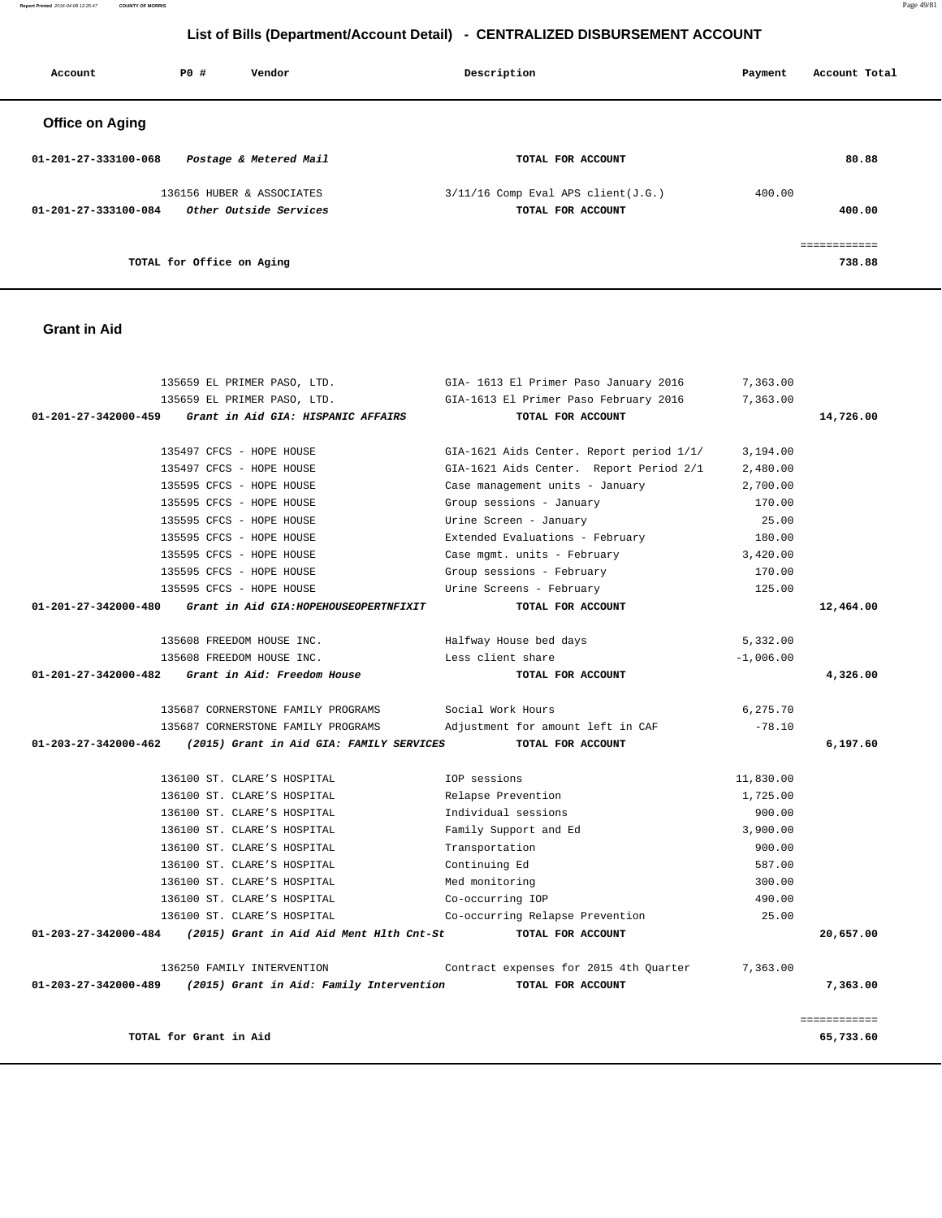# List of Bills (Department/Account Detail) - CENTRALIZED DISBURSEMENT ACCOUNT

| Account | PO # | Vendor | Description | Payment | Account Total |
|---|---|---|---|---|---|

## Office on Aging

| Account | PO # | Vendor | Description | Payment | Account Total |
|---|---|---|---|---|---|
| 01-201-27-333100-068 | | *Postage & Metered Mail* | **TOTAL FOR ACCOUNT** | | **80.88** |
| | 136156 | HUBER & ASSOCIATES | 3/11/16 Comp Eval APS client(J.G.) | 400.00 | |
| 01-201-27-333100-084 | | *Other Outside Services* | **TOTAL FOR ACCOUNT** | | **400.00** |
| | | | | | ============ |
| | | **TOTAL for Office on Aging** | | | **738.88** |

## Grant in Aid

| Account | PO # | Vendor | Description | Payment | Account Total |
|---|---|---|---|---|---|
| | 135659 | EL PRIMER PASO, LTD. | GIA- 1613 El Primer Paso January 2016 | 7,363.00 | |
| | 135659 | EL PRIMER PASO, LTD. | GIA-1613 El Primer Paso February 2016 | 7,363.00 | |
| 01-201-27-342000-459 | | *Grant in Aid GIA: HISPANIC AFFAIRS* | **TOTAL FOR ACCOUNT** | | **14,726.00** |
| | 135497 | CFCS - HOPE HOUSE | GIA-1621 Aids Center. Report period 1/1/ | 3,194.00 | |
| | 135497 | CFCS - HOPE HOUSE | GIA-1621 Aids Center. Report Period 2/1 | 2,480.00 | |
| | 135595 | CFCS - HOPE HOUSE | Case management units - January | 2,700.00 | |
| | 135595 | CFCS - HOPE HOUSE | Group sessions - January | 170.00 | |
| | 135595 | CFCS - HOPE HOUSE | Urine Screen - January | 25.00 | |
| | 135595 | CFCS - HOPE HOUSE | Extended Evaluations - February | 180.00 | |
| | 135595 | CFCS - HOPE HOUSE | Case mgmt. units - February | 3,420.00 | |
| | 135595 | CFCS - HOPE HOUSE | Group sessions - February | 170.00 | |
| | 135595 | CFCS - HOPE HOUSE | Urine Screens - February | 125.00 | |
| 01-201-27-342000-480 | | *Grant in Aid GIA:HOPEHOUSEOPERTNFIXIT* | **TOTAL FOR ACCOUNT** | | **12,464.00** |
| | 135608 | FREEDOM HOUSE INC. | Halfway House bed days | 5,332.00 | |
| | 135608 | FREEDOM HOUSE INC. | Less client share | -1,006.00 | |
| 01-201-27-342000-482 | | *Grant in Aid: Freedom House* | **TOTAL FOR ACCOUNT** | | **4,326.00** |
| | 135687 | CORNERSTONE FAMILY PROGRAMS | Social Work Hours | 6,275.70 | |
| | 135687 | CORNERSTONE FAMILY PROGRAMS | Adjustment for amount left in CAF | -78.10 | |
| 01-203-27-342000-462 | | *(2015) Grant in Aid GIA: FAMILY SERVICES* | **TOTAL FOR ACCOUNT** | | **6,197.60** |
| | 136100 | ST. CLARE'S HOSPITAL | IOP sessions | 11,830.00 | |
| | 136100 | ST. CLARE'S HOSPITAL | Relapse Prevention | 1,725.00 | |
| | 136100 | ST. CLARE'S HOSPITAL | Individual sessions | 900.00 | |
| | 136100 | ST. CLARE'S HOSPITAL | Family Support and Ed | 3,900.00 | |
| | 136100 | ST. CLARE'S HOSPITAL | Transportation | 900.00 | |
| | 136100 | ST. CLARE'S HOSPITAL | Continuing Ed | 587.00 | |
| | 136100 | ST. CLARE'S HOSPITAL | Med monitoring | 300.00 | |
| | 136100 | ST. CLARE'S HOSPITAL | Co-occurring IOP | 490.00 | |
| | 136100 | ST. CLARE'S HOSPITAL | Co-occurring Relapse Prevention | 25.00 | |
| 01-203-27-342000-484 | | *(2015) Grant in Aid Aid Ment Hlth Cnt-St* | **TOTAL FOR ACCOUNT** | | **20,657.00** |
| | 136250 | FAMILY INTERVENTION | Contract expenses for 2015 4th Quarter | 7,363.00 | |
| 01-203-27-342000-489 | | *(2015) Grant in Aid: Family Intervention* | **TOTAL FOR ACCOUNT** | | **7,363.00** |
| | | | | | ============ |
| | | **TOTAL for Grant in Aid** | | | **65,733.60** |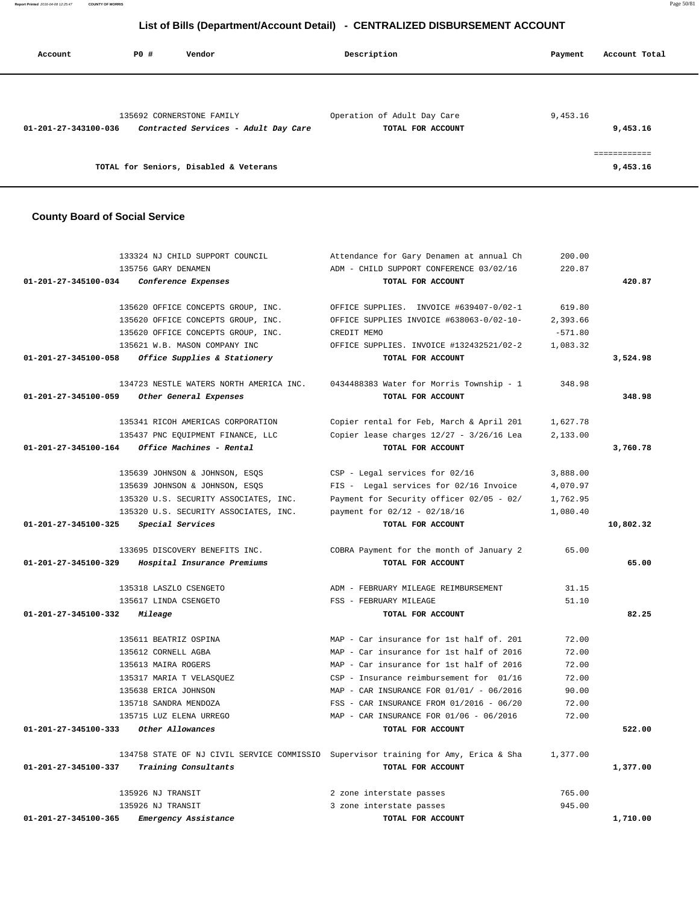## List of Bills (Department/Account Detail) - CENTRALIZED DISBURSEMENT ACCOUNT

| Account | PO # | Vendor | Description | Payment | Account Total |
|---|---|---|---|---|---|
| | 135692 | CORNERSTONE FAMILY | Operation of Adult Day Care | 9,453.16 | |
| 01-201-27-343100-036 | | *Contracted Services - Adult Day Care* | TOTAL FOR ACCOUNT | | 9,453.16 |
| | | | | | ============ |
| | | TOTAL for Seniors, Disabled & Veterans | | | 9,453.16 |

### County Board of Social Service

| Account | PO # | Vendor | Description | Payment | Account Total |
|---|---|---|---|---|---|
| | 133324 | NJ CHILD SUPPORT COUNCIL | Attendance for Gary Denamen at annual Ch | 200.00 | |
| | 135756 | GARY DENAMEN | ADM - CHILD SUPPORT CONFERENCE 03/02/16 | 220.87 | |
| 01-201-27-345100-034 | | *Conference Expenses* | TOTAL FOR ACCOUNT | | 420.87 |
| | 135620 | OFFICE CONCEPTS GROUP, INC. | OFFICE SUPPLIES. INVOICE #639407-0/02-1 | 619.80 | |
| | 135620 | OFFICE CONCEPTS GROUP, INC. | OFFICE SUPPLIES INVOICE #638063-0/02-10- | 2,393.66 | |
| | 135620 | OFFICE CONCEPTS GROUP, INC. | CREDIT MEMO | -571.80 | |
| | 135621 | W.B. MASON COMPANY INC | OFFICE SUPPLIES. INVOICE #132432521/02-2 | 1,083.32 | |
| 01-201-27-345100-058 | | *Office Supplies & Stationery* | TOTAL FOR ACCOUNT | | 3,524.98 |
| | 134723 | NESTLE WATERS NORTH AMERICA INC. | 0434488383 Water for Morris Township - 1 | 348.98 | |
| 01-201-27-345100-059 | | *Other General Expenses* | TOTAL FOR ACCOUNT | | 348.98 |
| | 135341 | RICOH AMERICAS CORPORATION | Copier rental for Feb, March & April 201 | 1,627.78 | |
| | 135437 | PNC EQUIPMENT FINANCE, LLC | Copier lease charges 12/27 - 3/26/16 Lea | 2,133.00 | |
| 01-201-27-345100-164 | | *Office Machines - Rental* | TOTAL FOR ACCOUNT | | 3,760.78 |
| | 135639 | JOHNSON & JOHNSON, ESQS | CSP - Legal services for 02/16 | 3,888.00 | |
| | 135639 | JOHNSON & JOHNSON, ESQS | FIS - Legal services for 02/16 Invoice | 4,070.97 | |
| | 135320 | U.S. SECURITY ASSOCIATES, INC. | Payment for Security officer 02/05 - 02/ | 1,762.95 | |
| | 135320 | U.S. SECURITY ASSOCIATES, INC. | payment for 02/12 - 02/18/16 | 1,080.40 | |
| 01-201-27-345100-325 | | *Special Services* | TOTAL FOR ACCOUNT | | 10,802.32 |
| | 133695 | DISCOVERY BENEFITS INC. | COBRA Payment for the month of January 2 | 65.00 | |
| 01-201-27-345100-329 | | *Hospital Insurance Premiums* | TOTAL FOR ACCOUNT | | 65.00 |
| | 135318 | LASZLO CSENGETO | ADM - FEBRUARY MILEAGE REIMBURSEMENT | 31.15 | |
| | 135617 | LINDA CSENGETO | FSS - FEBRUARY MILEAGE | 51.10 | |
| 01-201-27-345100-332 | | *Mileage* | TOTAL FOR ACCOUNT | | 82.25 |
| | 135611 | BEATRIZ OSPINA | MAP - Car insurance for 1st half of. 201 | 72.00 | |
| | 135612 | CORNELL AGBA | MAP - Car insurance for 1st half of 2016 | 72.00 | |
| | 135613 | MAIRA ROGERS | MAP - Car insurance for 1st half of 2016 | 72.00 | |
| | 135317 | MARIA T VELASQUEZ | CSP - Insurance reimbursement for 01/16 | 72.00 | |
| | 135638 | ERICA JOHNSON | MAP - CAR INSURANCE FOR 01/01/ - 06/2016 | 90.00 | |
| | 135718 | SANDRA MENDOZA | FSS - CAR INSURANCE FROM 01/2016 - 06/20 | 72.00 | |
| | 135715 | LUZ ELENA URREGO | MAP - CAR INSURANCE FOR 01/06 - 06/2016 | 72.00 | |
| 01-201-27-345100-333 | | *Other Allowances* | TOTAL FOR ACCOUNT | | 522.00 |
| | 134758 | STATE OF NJ CIVIL SERVICE COMMISSIO | Supervisor training for Amy, Erica & Sha | 1,377.00 | |
| 01-201-27-345100-337 | | *Training Consultants* | TOTAL FOR ACCOUNT | | 1,377.00 |
| | 135926 | NJ TRANSIT | 2 zone interstate passes | 765.00 | |
| | 135926 | NJ TRANSIT | 3 zone interstate passes | 945.00 | |
| 01-201-27-345100-365 | | *Emergency Assistance* | TOTAL FOR ACCOUNT | | 1,710.00 |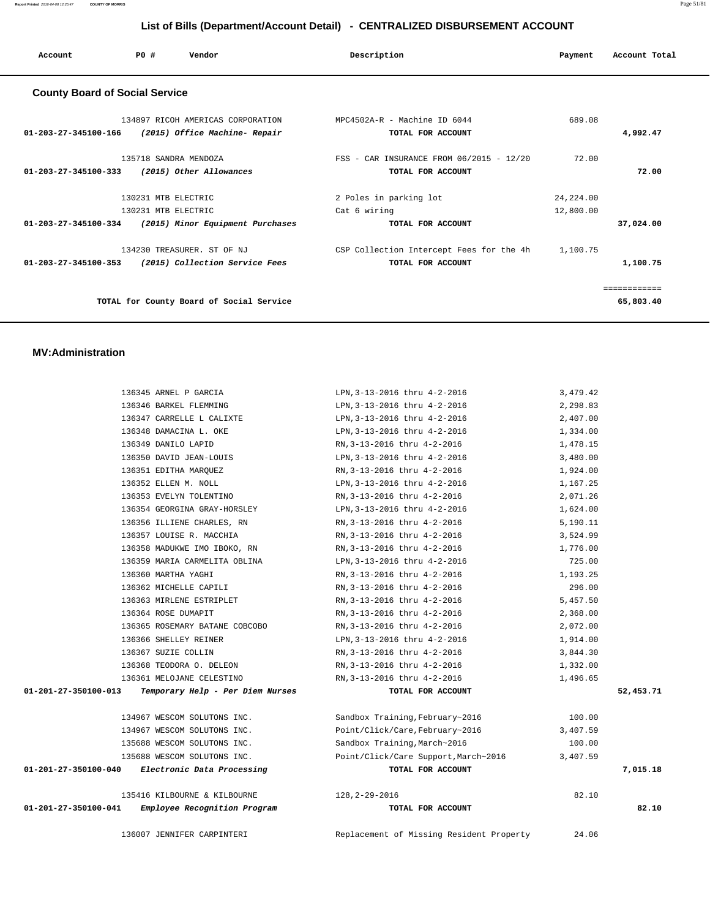# List of Bills (Department/Account Detail) - CENTRALIZED DISBURSEMENT ACCOUNT

| Account | PO # | Vendor | Description | Payment | Account Total |
|---|---|---|---|---|---|

## County Board of Social Service

| Account | PO # | Vendor | Description | Payment | Account Total |
|---|---|---|---|---|---|
| | 134897 | RICOH AMERICAS CORPORATION | MPC4502A-R - Machine ID 6044 | 689.08 | |
| **01-203-27-345100-166** | | ***(2015) Office Machine- Repair*** | **TOTAL FOR ACCOUNT** | | **4,992.47** |
| | 135718 | SANDRA MENDOZA | FSS - CAR INSURANCE FROM 06/2015 - 12/20 | 72.00 | |
| **01-203-27-345100-333** | | ***(2015) Other Allowances*** | **TOTAL FOR ACCOUNT** | | **72.00** |
| | 130231 | MTB ELECTRIC | 2 Poles in parking lot | 24,224.00 | |
| | 130231 | MTB ELECTRIC | Cat 6 wiring | 12,800.00 | |
| **01-203-27-345100-334** | | ***(2015) Minor Equipment Purchases*** | **TOTAL FOR ACCOUNT** | | **37,024.00** |
| | 134230 | TREASURER. ST OF NJ | CSP Collection Intercept Fees for the 4h | 1,100.75 | |
| **01-203-27-345100-353** | | ***(2015) Collection Service Fees*** | **TOTAL FOR ACCOUNT** | | **1,100.75** |
| | | | | | ============ |
| | | **TOTAL for County Board of Social Service** | | | **65,803.40** |

## MV:Administration

| Account | PO # | Vendor | Description | Payment | Account Total |
|---|---|---|---|---|---|
| | 136345 | ARNEL P GARCIA | LPN,3-13-2016 thru 4-2-2016 | 3,479.42 | |
| | 136346 | BARKEL FLEMMING | LPN,3-13-2016 thru 4-2-2016 | 2,298.83 | |
| | 136347 | CARRELLE L CALIXTE | LPN,3-13-2016 thru 4-2-2016 | 2,407.00 | |
| | 136348 | DAMACINA L. OKE | LPN,3-13-2016 thru 4-2-2016 | 1,334.00 | |
| | 136349 | DANILO LAPID | RN,3-13-2016 thru 4-2-2016 | 1,478.15 | |
| | 136350 | DAVID JEAN-LOUIS | LPN,3-13-2016 thru 4-2-2016 | 3,480.00 | |
| | 136351 | EDITHA MARQUEZ | RN,3-13-2016 thru 4-2-2016 | 1,924.00 | |
| | 136352 | ELLEN M. NOLL | LPN,3-13-2016 thru 4-2-2016 | 1,167.25 | |
| | 136353 | EVELYN TOLENTINO | RN,3-13-2016 thru 4-2-2016 | 2,071.26 | |
| | 136354 | GEORGINA GRAY-HORSLEY | LPN,3-13-2016 thru 4-2-2016 | 1,624.00 | |
| | 136356 | ILLIENE CHARLES, RN | RN,3-13-2016 thru 4-2-2016 | 5,190.11 | |
| | 136357 | LOUISE R. MACCHIA | RN,3-13-2016 thru 4-2-2016 | 3,524.99 | |
| | 136358 | MADUKWE IMO IBOKO, RN | RN,3-13-2016 thru 4-2-2016 | 1,776.00 | |
| | 136359 | MARIA CARMELITA OBLINA | LPN,3-13-2016 thru 4-2-2016 | 725.00 | |
| | 136360 | MARTHA YAGHI | RN,3-13-2016 thru 4-2-2016 | 1,193.25 | |
| | 136362 | MICHELLE CAPILI | RN,3-13-2016 thru 4-2-2016 | 296.00 | |
| | 136363 | MIRLENE ESTRIPLET | RN,3-13-2016 thru 4-2-2016 | 5,457.50 | |
| | 136364 | ROSE DUMAPIT | RN,3-13-2016 thru 4-2-2016 | 2,368.00 | |
| | 136365 | ROSEMARY BATANE COBCOBO | RN,3-13-2016 thru 4-2-2016 | 2,072.00 | |
| | 136366 | SHELLEY REINER | LPN,3-13-2016 thru 4-2-2016 | 1,914.00 | |
| | 136367 | SUZIE COLLIN | RN,3-13-2016 thru 4-2-2016 | 3,844.30 | |
| | 136368 | TEODORA O. DELEON | RN,3-13-2016 thru 4-2-2016 | 1,332.00 | |
| | 136361 | MELOJANE CELESTINO | RN,3-13-2016 thru 4-2-2016 | 1,496.65 | |
| **01-201-27-350100-013** | | ***Temporary Help - Per Diem Nurses*** | **TOTAL FOR ACCOUNT** | | **52,453.71** |
| | 134967 | WESCOM SOLUTONS INC. | Sandbox Training,February~2016 | 100.00 | |
| | 134967 | WESCOM SOLUTONS INC. | Point/Click/Care,February~2016 | 3,407.59 | |
| | 135688 | WESCOM SOLUTONS INC. | Sandbox Training,March~2016 | 100.00 | |
| | 135688 | WESCOM SOLUTONS INC. | Point/Click/Care Support,March~2016 | 3,407.59 | |
| **01-201-27-350100-040** | | ***Electronic Data Processing*** | **TOTAL FOR ACCOUNT** | | **7,015.18** |
| | 135416 | KILBOURNE & KILBOURNE | 128,2-29-2016 | 82.10 | |
| **01-201-27-350100-041** | | ***Employee Recognition Program*** | **TOTAL FOR ACCOUNT** | | **82.10** |
| | 136007 | JENNIFER CARPINTERI | Replacement of Missing Resident Property | 24.06 | |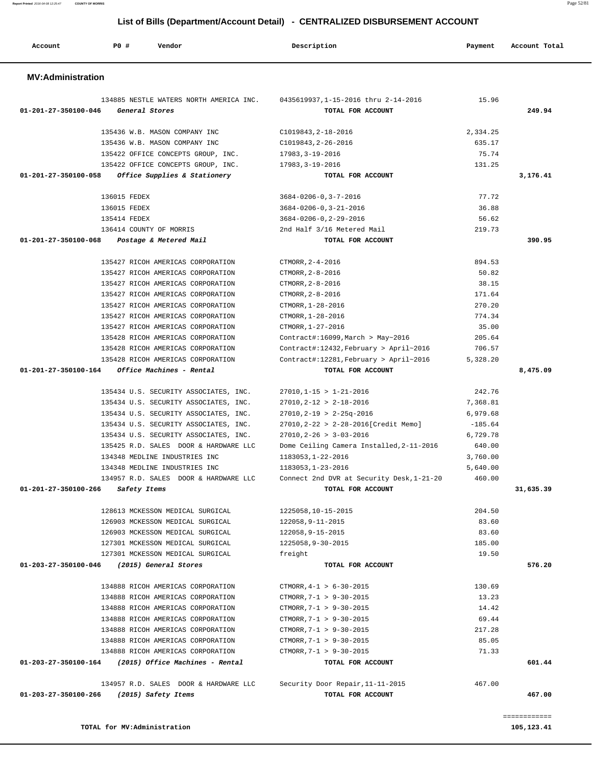# List of Bills (Department/Account Detail) - CENTRALIZED DISBURSEMENT ACCOUNT

| Account | PO # | Vendor | Description | Payment | Account Total |
|---|---|---|---|---|---|

## MV:Administration

| Account | PO # | Vendor | Description | Payment | Account Total |
|---|---|---|---|---|---|
| | 134885 | NESTLE WATERS NORTH AMERICA INC. | 0435619937,1-15-2016 thru 2-14-2016 | 15.96 | |
| 01-201-27-350100-046 | | *General Stores* | TOTAL FOR ACCOUNT | | 249.94 |
| | 135436 | W.B. MASON COMPANY INC | C1019843,2-18-2016 | 2,334.25 | |
| | 135436 | W.B. MASON COMPANY INC | C1019843,2-26-2016 | 635.17 | |
| | 135422 | OFFICE CONCEPTS GROUP, INC. | 17983,3-19-2016 | 75.74 | |
| | 135422 | OFFICE CONCEPTS GROUP, INC. | 17983,3-19-2016 | 131.25 | |
| 01-201-27-350100-058 | | *Office Supplies & Stationery* | TOTAL FOR ACCOUNT | | 3,176.41 |
| | 136015 | FEDEX | 3684-0206-0,3-7-2016 | 77.72 | |
| | 136015 | FEDEX | 3684-0206-0,3-21-2016 | 36.88 | |
| | 135414 | FEDEX | 3684-0206-0,2-29-2016 | 56.62 | |
| | 136414 | COUNTY OF MORRIS | 2nd Half 3/16 Metered Mail | 219.73 | |
| 01-201-27-350100-068 | | *Postage & Metered Mail* | TOTAL FOR ACCOUNT | | 390.95 |
| | 135427 | RICOH AMERICAS CORPORATION | CTMORR,2-4-2016 | 894.53 | |
| | 135427 | RICOH AMERICAS CORPORATION | CTMORR,2-8-2016 | 50.82 | |
| | 135427 | RICOH AMERICAS CORPORATION | CTMORR,2-8-2016 | 38.15 | |
| | 135427 | RICOH AMERICAS CORPORATION | CTMORR,2-8-2016 | 171.64 | |
| | 135427 | RICOH AMERICAS CORPORATION | CTMORR,1-28-2016 | 270.20 | |
| | 135427 | RICOH AMERICAS CORPORATION | CTMORR,1-28-2016 | 774.34 | |
| | 135427 | RICOH AMERICAS CORPORATION | CTMORR,1-27-2016 | 35.00 | |
| | 135428 | RICOH AMERICAS CORPORATION | Contract#:16099,March > May~2016 | 205.64 | |
| | 135428 | RICOH AMERICAS CORPORATION | Contract#:12432,February > April~2016 | 706.57 | |
| | 135428 | RICOH AMERICAS CORPORATION | Contract#:12281,February > April~2016 | 5,328.20 | |
| 01-201-27-350100-164 | | *Office Machines - Rental* | TOTAL FOR ACCOUNT | | 8,475.09 |
| | 135434 | U.S. SECURITY ASSOCIATES, INC. | 27010,1-15 > 1-21-2016 | 242.76 | |
| | 135434 | U.S. SECURITY ASSOCIATES, INC. | 27010,2-12 > 2-18-2016 | 7,368.81 | |
| | 135434 | U.S. SECURITY ASSOCIATES, INC. | 27010,2-19 > 2-25q-2016 | 6,979.68 | |
| | 135434 | U.S. SECURITY ASSOCIATES, INC. | 27010,2-22 > 2-28-2016[Credit Memo] | -185.64 | |
| | 135434 | U.S. SECURITY ASSOCIATES, INC. | 27010,2-26 > 3-03-2016 | 6,729.78 | |
| | 135425 | R.D. SALES DOOR & HARDWARE LLC | Dome Ceiling Camera Installed,2-11-2016 | 640.00 | |
| | 134348 | MEDLINE INDUSTRIES INC | 1183053,1-22-2016 | 3,760.00 | |
| | 134348 | MEDLINE INDUSTRIES INC | 1183053,1-23-2016 | 5,640.00 | |
| | 134957 | R.D. SALES DOOR & HARDWARE LLC | Connect 2nd DVR at Security Desk,1-21-20 | 460.00 | |
| 01-201-27-350100-266 | | *Safety Items* | TOTAL FOR ACCOUNT | | 31,635.39 |
| | 128613 | MCKESSON MEDICAL SURGICAL | 1225058,10-15-2015 | 204.50 | |
| | 126903 | MCKESSON MEDICAL SURGICAL | 122058,9-11-2015 | 83.60 | |
| | 126903 | MCKESSON MEDICAL SURGICAL | 122058,9-15-2015 | 83.60 | |
| | 127301 | MCKESSON MEDICAL SURGICAL | 1225058,9-30-2015 | 185.00 | |
| | 127301 | MCKESSON MEDICAL SURGICAL | freight | 19.50 | |
| 01-203-27-350100-046 | | *(2015) General Stores* | TOTAL FOR ACCOUNT | | 576.20 |
| | 134888 | RICOH AMERICAS CORPORATION | CTMORR,4-1 > 6-30-2015 | 130.69 | |
| | 134888 | RICOH AMERICAS CORPORATION | CTMORR,7-1 > 9-30-2015 | 13.23 | |
| | 134888 | RICOH AMERICAS CORPORATION | CTMORR,7-1 > 9-30-2015 | 14.42 | |
| | 134888 | RICOH AMERICAS CORPORATION | CTMORR,7-1 > 9-30-2015 | 69.44 | |
| | 134888 | RICOH AMERICAS CORPORATION | CTMORR,7-1 > 9-30-2015 | 217.28 | |
| | 134888 | RICOH AMERICAS CORPORATION | CTMORR,7-1 > 9-30-2015 | 85.05 | |
| | 134888 | RICOH AMERICAS CORPORATION | CTMORR,7-1 > 9-30-2015 | 71.33 | |
| 01-203-27-350100-164 | | *(2015) Office Machines - Rental* | TOTAL FOR ACCOUNT | | 601.44 |
| | 134957 | R.D. SALES DOOR & HARDWARE LLC | Security Door Repair,11-11-2015 | 467.00 | |
| 01-203-27-350100-266 | | *(2015) Safety Items* | TOTAL FOR ACCOUNT | | 467.00 |

**TOTAL for MV:Administration** 105,123.41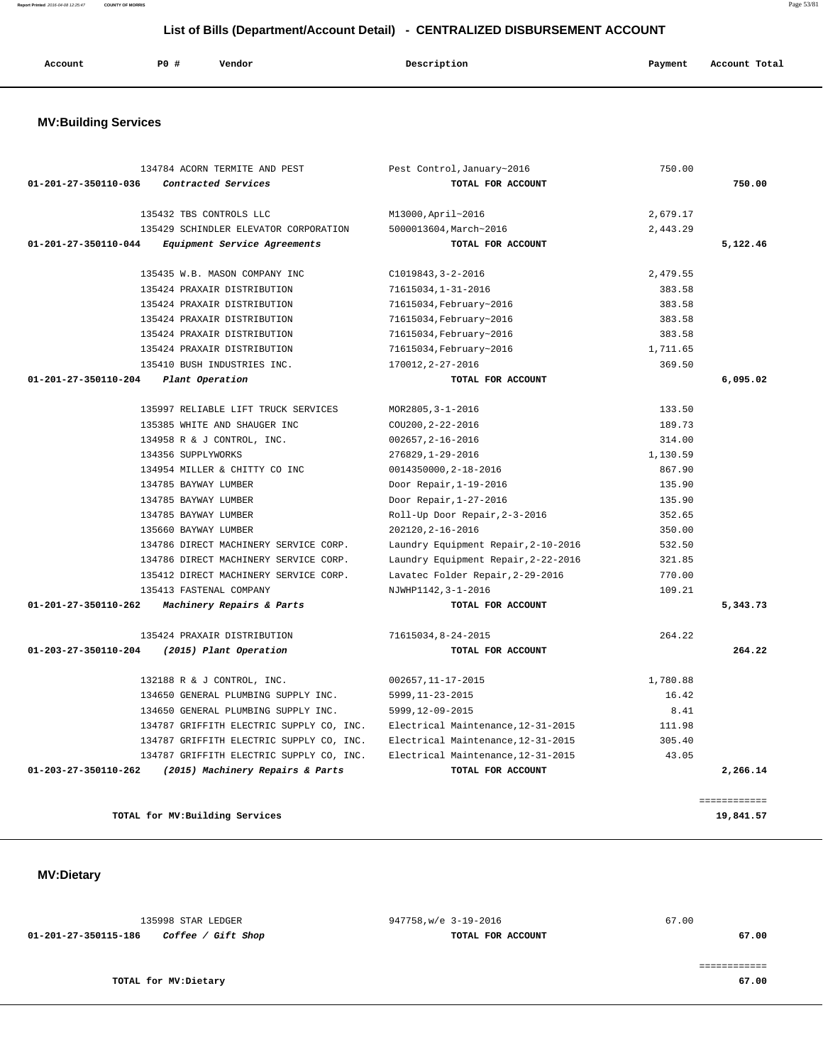## List of Bills (Department/Account Detail) - CENTRALIZED DISBURSEMENT ACCOUNT

| Account | PO # | Vendor | Description | Payment | Account Total |
|---|---|---|---|---|---|

### MV:Building Services

| Account | PO # | Vendor | Description | Payment | Account Total |
|---|---|---|---|---|---|
| | 134784 | ACORN TERMITE AND PEST | Pest Control,January~2016 | 750.00 | |
| 01-201-27-350110-036 | | *Contracted Services* | TOTAL FOR ACCOUNT | | 750.00 |
| | 135432 | TBS CONTROLS LLC | M13000,April~2016 | 2,679.17 | |
| | 135429 | SCHINDLER ELEVATOR CORPORATION | 5000013604,March~2016 | 2,443.29 | |
| 01-201-27-350110-044 | | *Equipment Service Agreements* | TOTAL FOR ACCOUNT | | 5,122.46 |
| | 135435 | W.B. MASON COMPANY INC | C1019843,3-2-2016 | 2,479.55 | |
| | 135424 | PRAXAIR DISTRIBUTION | 71615034,1-31-2016 | 383.58 | |
| | 135424 | PRAXAIR DISTRIBUTION | 71615034,February~2016 | 383.58 | |
| | 135424 | PRAXAIR DISTRIBUTION | 71615034,February~2016 | 383.58 | |
| | 135424 | PRAXAIR DISTRIBUTION | 71615034,February~2016 | 383.58 | |
| | 135424 | PRAXAIR DISTRIBUTION | 71615034,February~2016 | 1,711.65 | |
| | 135410 | BUSH INDUSTRIES INC. | 170012,2-27-2016 | 369.50 | |
| 01-201-27-350110-204 | | *Plant Operation* | TOTAL FOR ACCOUNT | | 6,095.02 |
| | 135997 | RELIABLE LIFT TRUCK SERVICES | MOR2805,3-1-2016 | 133.50 | |
| | 135385 | WHITE AND SHAUGER INC | COU200,2-22-2016 | 189.73 | |
| | 134958 | R & J CONTROL, INC. | 002657,2-16-2016 | 314.00 | |
| | 134356 | SUPPLYWORKS | 276829,1-29-2016 | 1,130.59 | |
| | 134954 | MILLER & CHITTY CO INC | 0014350000,2-18-2016 | 867.90 | |
| | 134785 | BAYWAY LUMBER | Door Repair,1-19-2016 | 135.90 | |
| | 134785 | BAYWAY LUMBER | Door Repair,1-27-2016 | 135.90 | |
| | 134785 | BAYWAY LUMBER | Roll-Up Door Repair,2-3-2016 | 352.65 | |
| | 135660 | BAYWAY LUMBER | 202120,2-16-2016 | 350.00 | |
| | 134786 | DIRECT MACHINERY SERVICE CORP. | Laundry Equipment Repair,2-10-2016 | 532.50 | |
| | 134786 | DIRECT MACHINERY SERVICE CORP. | Laundry Equipment Repair,2-22-2016 | 321.85 | |
| | 135412 | DIRECT MACHINERY SERVICE CORP. | Lavatec Folder Repair,2-29-2016 | 770.00 | |
| | 135413 | FASTENAL COMPANY | NJWHP1142,3-1-2016 | 109.21 | |
| 01-201-27-350110-262 | | *Machinery Repairs & Parts* | TOTAL FOR ACCOUNT | | 5,343.73 |
| | 135424 | PRAXAIR DISTRIBUTION | 71615034,8-24-2015 | 264.22 | |
| 01-203-27-350110-204 | | *(2015) Plant Operation* | TOTAL FOR ACCOUNT | | 264.22 |
| | 132188 | R & J CONTROL, INC. | 002657,11-17-2015 | 1,780.88 | |
| | 134650 | GENERAL PLUMBING SUPPLY INC. | 5999,11-23-2015 | 16.42 | |
| | 134650 | GENERAL PLUMBING SUPPLY INC. | 5999,12-09-2015 | 8.41 | |
| | 134787 | GRIFFITH ELECTRIC SUPPLY CO, INC. | Electrical Maintenance,12-31-2015 | 111.98 | |
| | 134787 | GRIFFITH ELECTRIC SUPPLY CO, INC. | Electrical Maintenance,12-31-2015 | 305.40 | |
| | 134787 | GRIFFITH ELECTRIC SUPPLY CO, INC. | Electrical Maintenance,12-31-2015 | 43.05 | |
| 01-203-27-350110-262 | | *(2015) Machinery Repairs & Parts* | TOTAL FOR ACCOUNT | | 2,266.14 |

**TOTAL for MV:Building Services** — **19,841.57**

### MV:Dietary

| Account | PO # | Vendor | Description | Payment | Account Total |
|---|---|---|---|---|---|
| | 135998 | STAR LEDGER | 947758,w/e 3-19-2016 | 67.00 | |
| 01-201-27-350115-186 | | *Coffee / Gift Shop* | TOTAL FOR ACCOUNT | | 67.00 |

**TOTAL for MV:Dietary** — **67.00**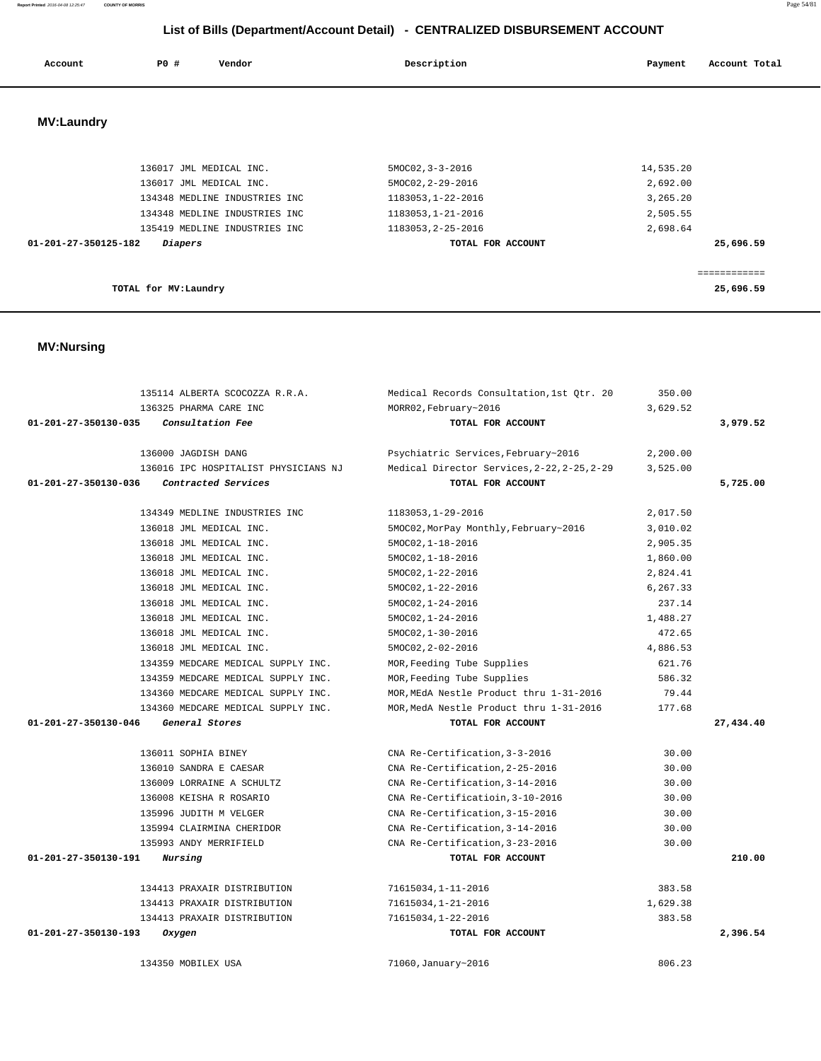# List of Bills (Department/Account Detail) - CENTRALIZED DISBURSEMENT ACCOUNT

| Account | PO # | Vendor | Description | Payment | Account Total |
|---|---|---|---|---|---|

## MV:Laundry

| Account | PO # | Vendor | Description | Payment | Account Total |
|---|---|---|---|---|---|
| | 136017 | JML MEDICAL INC. | 5MOC02,3-3-2016 | 14,535.20 | |
| | 136017 | JML MEDICAL INC. | 5MOC02,2-29-2016 | 2,692.00 | |
| | 134348 | MEDLINE INDUSTRIES INC | 1183053,1-22-2016 | 3,265.20 | |
| | 134348 | MEDLINE INDUSTRIES INC | 1183053,1-21-2016 | 2,505.55 | |
| | 135419 | MEDLINE INDUSTRIES INC | 1183053,2-25-2016 | 2,698.64 | |
| **01-201-27-350125-182** | | ***Diapers*** | **TOTAL FOR ACCOUNT** | | **25,696.59** |
| | | | | | ============ |
| | **TOTAL for MV:Laundry** | | | | **25,696.59** |

## MV:Nursing

| Account | PO # | Vendor | Description | Payment | Account Total |
|---|---|---|---|---|---|
| | 135114 | ALBERTA SCOCOZZA R.R.A. | Medical Records Consultation,1st Qtr. 20 | 350.00 | |
| | 136325 | PHARMA CARE INC | MORR02,February~2016 | 3,629.52 | |
| **01-201-27-350130-035** | | ***Consultation Fee*** | **TOTAL FOR ACCOUNT** | | **3,979.52** |
| | 136000 | JAGDISH DANG | Psychiatric Services,February~2016 | 2,200.00 | |
| | 136016 | IPC HOSPITALIST PHYSICIANS NJ | Medical Director Services,2-22,2-25,2-29 | 3,525.00 | |
| **01-201-27-350130-036** | | ***Contracted Services*** | **TOTAL FOR ACCOUNT** | | **5,725.00** |
| | 134349 | MEDLINE INDUSTRIES INC | 1183053,1-29-2016 | 2,017.50 | |
| | 136018 | JML MEDICAL INC. | 5MOC02,MorPay Monthly,February~2016 | 3,010.02 | |
| | 136018 | JML MEDICAL INC. | 5MOC02,1-18-2016 | 2,905.35 | |
| | 136018 | JML MEDICAL INC. | 5MOC02,1-18-2016 | 1,860.00 | |
| | 136018 | JML MEDICAL INC. | 5MOC02,1-22-2016 | 2,824.41 | |
| | 136018 | JML MEDICAL INC. | 5MOC02,1-22-2016 | 6,267.33 | |
| | 136018 | JML MEDICAL INC. | 5MOC02,1-24-2016 | 237.14 | |
| | 136018 | JML MEDICAL INC. | 5MOC02,1-24-2016 | 1,488.27 | |
| | 136018 | JML MEDICAL INC. | 5MOC02,1-30-2016 | 472.65 | |
| | 136018 | JML MEDICAL INC. | 5MOC02,2-02-2016 | 4,886.53 | |
| | 134359 | MEDCARE MEDICAL SUPPLY INC. | MOR,Feeding Tube Supplies | 621.76 | |
| | 134359 | MEDCARE MEDICAL SUPPLY INC. | MOR,Feeding Tube Supplies | 586.32 | |
| | 134360 | MEDCARE MEDICAL SUPPLY INC. | MOR,MEdA Nestle Product thru 1-31-2016 | 79.44 | |
| | 134360 | MEDCARE MEDICAL SUPPLY INC. | MOR,MedA Nestle Product thru 1-31-2016 | 177.68 | |
| **01-201-27-350130-046** | | ***General Stores*** | **TOTAL FOR ACCOUNT** | | **27,434.40** |
| | 136011 | SOPHIA BINEY | CNA Re-Certification,3-3-2016 | 30.00 | |
| | 136010 | SANDRA E CAESAR | CNA Re-Certification,2-25-2016 | 30.00 | |
| | 136009 | LORRAINE A SCHULTZ | CNA Re-Certification,3-14-2016 | 30.00 | |
| | 136008 | KEISHA R ROSARIO | CNA Re-Certificatioin,3-10-2016 | 30.00 | |
| | 135996 | JUDITH M VELGER | CNA Re-Certification,3-15-2016 | 30.00 | |
| | 135994 | CLAIRMINA CHERIDOR | CNA Re-Certification,3-14-2016 | 30.00 | |
| | 135993 | ANDY MERRIFIELD | CNA Re-Certification,3-23-2016 | 30.00 | |
| **01-201-27-350130-191** | | ***Nursing*** | **TOTAL FOR ACCOUNT** | | **210.00** |
| | 134413 | PRAXAIR DISTRIBUTION | 71615034,1-11-2016 | 383.58 | |
| | 134413 | PRAXAIR DISTRIBUTION | 71615034,1-21-2016 | 1,629.38 | |
| | 134413 | PRAXAIR DISTRIBUTION | 71615034,1-22-2016 | 383.58 | |
| **01-201-27-350130-193** | | ***Oxygen*** | **TOTAL FOR ACCOUNT** | | **2,396.54** |
| | 134350 | MOBILEX USA | 71060,January~2016 | 806.23 | |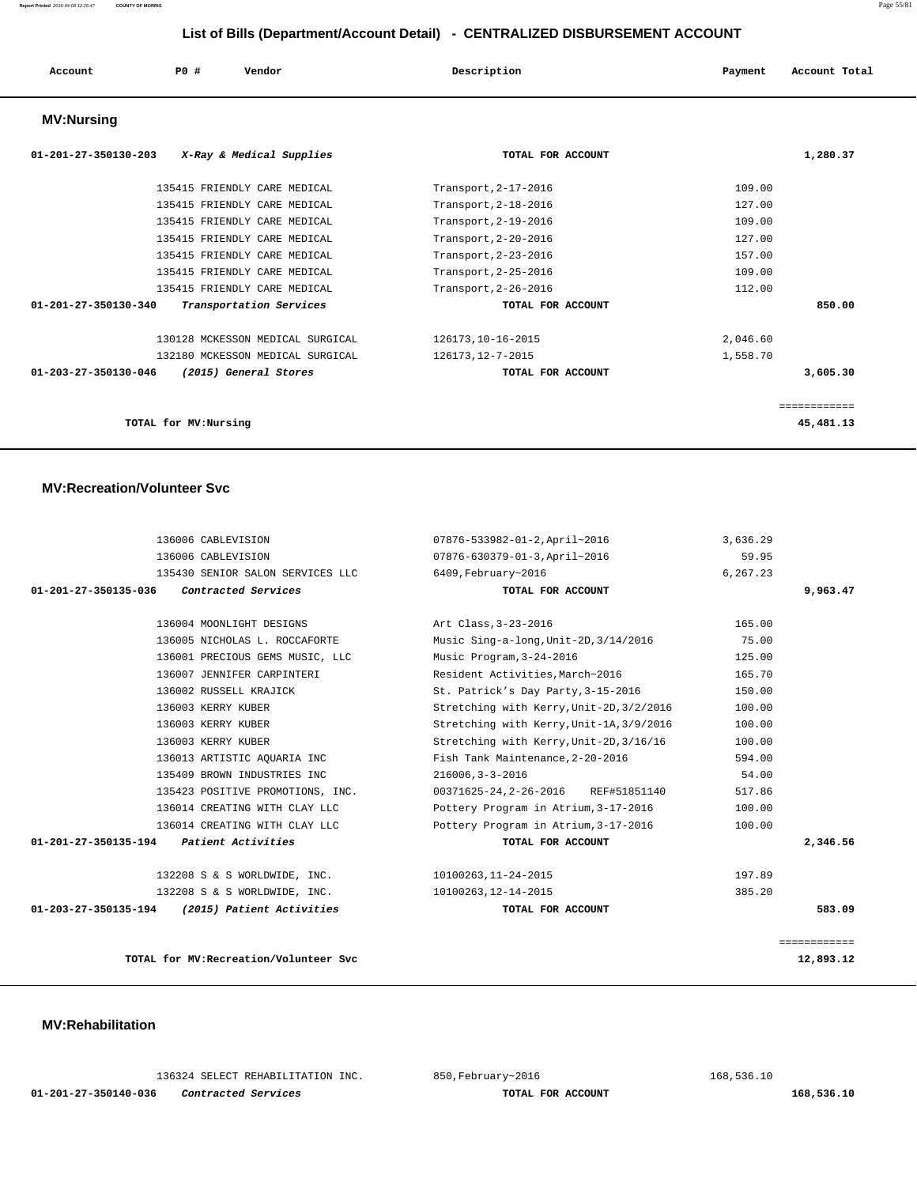## List of Bills (Department/Account Detail) - CENTRALIZED DISBURSEMENT ACCOUNT

| Account | PO # | Vendor | Description | Payment | Account Total |
|---|---|---|---|---|---|

### MV:Nursing

| Account | PO # | Vendor | Description | Payment | Account Total |
|---|---|---|---|---|---|
| 01-201-27-350130-203 | | *X-Ray & Medical Supplies* | TOTAL FOR ACCOUNT | | 1,280.37 |
| | 135415 | FRIENDLY CARE MEDICAL | Transport,2-17-2016 | 109.00 | |
| | 135415 | FRIENDLY CARE MEDICAL | Transport,2-18-2016 | 127.00 | |
| | 135415 | FRIENDLY CARE MEDICAL | Transport,2-19-2016 | 109.00 | |
| | 135415 | FRIENDLY CARE MEDICAL | Transport,2-20-2016 | 127.00 | |
| | 135415 | FRIENDLY CARE MEDICAL | Transport,2-23-2016 | 157.00 | |
| | 135415 | FRIENDLY CARE MEDICAL | Transport,2-25-2016 | 109.00 | |
| | 135415 | FRIENDLY CARE MEDICAL | Transport,2-26-2016 | 112.00 | |
| 01-201-27-350130-340 | | *Transportation Services* | TOTAL FOR ACCOUNT | | 850.00 |
| | 130128 | MCKESSON MEDICAL SURGICAL | 126173,10-16-2015 | 2,046.60 | |
| | 132180 | MCKESSON MEDICAL SURGICAL | 126173,12-7-2015 | 1,558.70 | |
| 01-203-27-350130-046 | | *(2015) General Stores* | TOTAL FOR ACCOUNT | | 3,605.30 |
| | | | | | ============ |
| | | TOTAL for MV:Nursing | | | 45,481.13 |

### MV:Recreation/Volunteer Svc

| Account | PO # | Vendor | Description | Payment | Account Total |
|---|---|---|---|---|---|
| | 136006 | CABLEVISION | 07876-533982-01-2,April~2016 | 3,636.29 | |
| | 136006 | CABLEVISION | 07876-630379-01-3,April~2016 | 59.95 | |
| | 135430 | SENIOR SALON SERVICES LLC | 6409,February~2016 | 6,267.23 | |
| 01-201-27-350135-036 | | *Contracted Services* | TOTAL FOR ACCOUNT | | 9,963.47 |
| | 136004 | MOONLIGHT DESIGNS | Art Class,3-23-2016 | 165.00 | |
| | 136005 | NICHOLAS L. ROCCAFORTE | Music Sing-a-long,Unit-2D,3/14/2016 | 75.00 | |
| | 136001 | PRECIOUS GEMS MUSIC, LLC | Music Program,3-24-2016 | 125.00 | |
| | 136007 | JENNIFER CARPINTERI | Resident Activities,March~2016 | 165.70 | |
| | 136002 | RUSSELL KRAJICK | St. Patrick's Day Party,3-15-2016 | 150.00 | |
| | 136003 | KERRY KUBER | Stretching with Kerry,Unit-2D,3/2/2016 | 100.00 | |
| | 136003 | KERRY KUBER | Stretching with Kerry,Unit-1A,3/9/2016 | 100.00 | |
| | 136003 | KERRY KUBER | Stretching with Kerry,Unit-2D,3/16/16 | 100.00 | |
| | 136013 | ARTISTIC AQUARIA INC | Fish Tank Maintenance,2-20-2016 | 594.00 | |
| | 135409 | BROWN INDUSTRIES INC | 216006,3-3-2016 | 54.00 | |
| | 135423 | POSITIVE PROMOTIONS, INC. | 00371625-24,2-26-2016 REF#51851140 | 517.86 | |
| | 136014 | CREATING WITH CLAY LLC | Pottery Program in Atrium,3-17-2016 | 100.00 | |
| | 136014 | CREATING WITH CLAY LLC | Pottery Program in Atrium,3-17-2016 | 100.00 | |
| 01-201-27-350135-194 | | *Patient Activities* | TOTAL FOR ACCOUNT | | 2,346.56 |
| | 132208 | S & S WORLDWIDE, INC. | 10100263,11-24-2015 | 197.89 | |
| | 132208 | S & S WORLDWIDE, INC. | 10100263,12-14-2015 | 385.20 | |
| 01-203-27-350135-194 | | *(2015) Patient Activities* | TOTAL FOR ACCOUNT | | 583.09 |
| | | | | | ============ |
| | | TOTAL for MV:Recreation/Volunteer Svc | | | 12,893.12 |

### MV:Rehabilitation

| Account | PO # | Vendor | Description | Payment | Account Total |
|---|---|---|---|---|---|
| | 136324 | SELECT REHABILITATION INC. | 850,February~2016 | 168,536.10 | |
| 01-201-27-350140-036 | | *Contracted Services* | TOTAL FOR ACCOUNT | | 168,536.10 |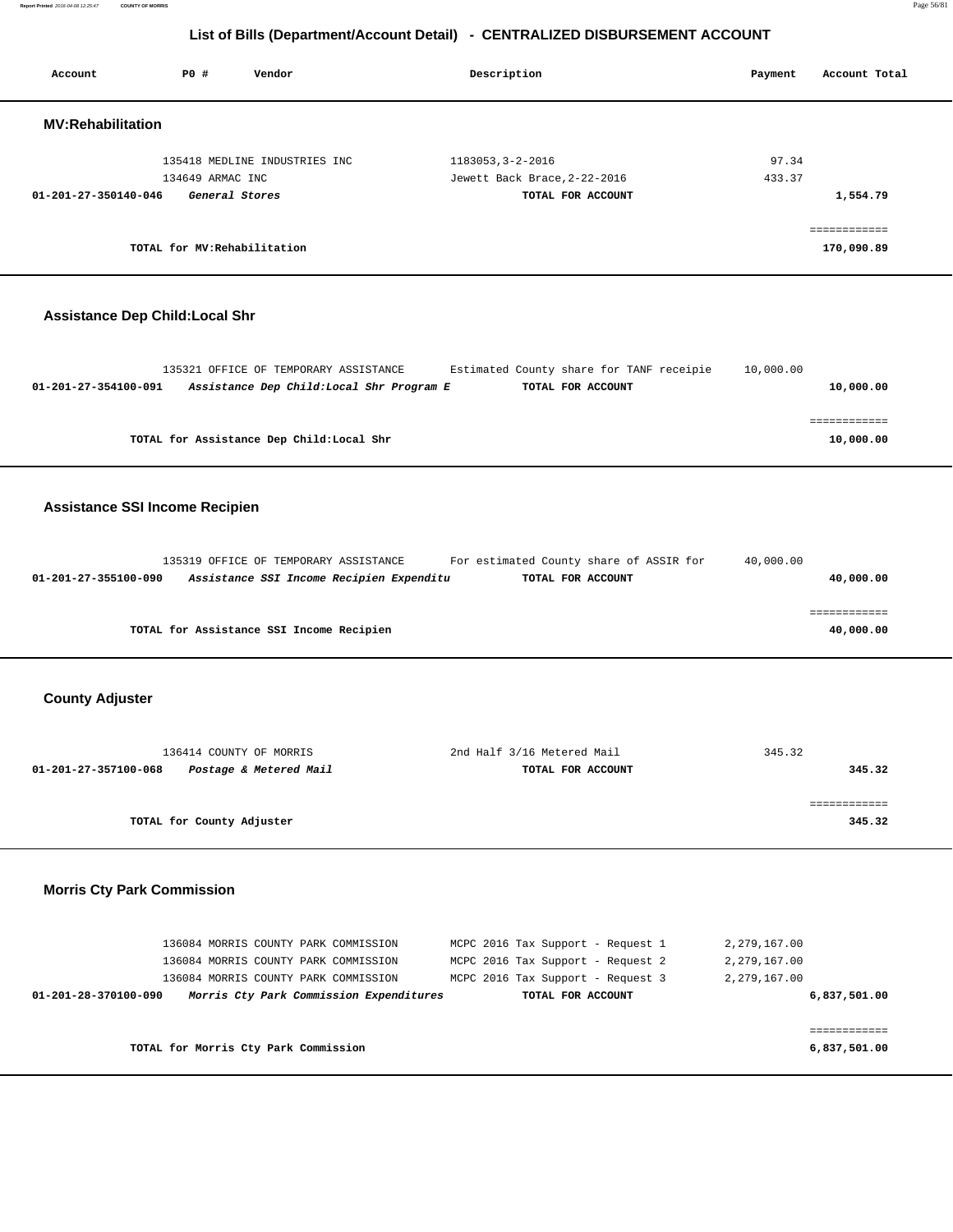## List of Bills (Department/Account Detail) - CENTRALIZED DISBURSEMENT ACCOUNT

| Account | PO # | Vendor | Description | Payment | Account Total |
|---|---|---|---|---|---|

### MV:Rehabilitation

| Account | PO # | Vendor | Description | Payment | Account Total |
|---|---|---|---|---|---|
| | 135418 | MEDLINE INDUSTRIES INC | 1183053,3-2-2016 | 97.34 | |
| | 134649 | ARMAC INC | Jewett Back Brace,2-22-2016 | 433.37 | |
| **01-201-27-350140-046** | | ***General Stores*** | **TOTAL FOR ACCOUNT** | | **1,554.79** |

**TOTAL for MV:Rehabilitation** — **170,090.89**

### Assistance Dep Child:Local Shr

| Account | PO # | Vendor | Description | Payment | Account Total |
|---|---|---|---|---|---|
| | 135321 | OFFICE OF TEMPORARY ASSISTANCE | Estimated County share for TANF receipie | 10,000.00 | |
| **01-201-27-354100-091** | | ***Assistance Dep Child:Local Shr Program E*** | **TOTAL FOR ACCOUNT** | | **10,000.00** |

**TOTAL for Assistance Dep Child:Local Shr** — **10,000.00**

### Assistance SSI Income Recipien

| Account | PO # | Vendor | Description | Payment | Account Total |
|---|---|---|---|---|---|
| | 135319 | OFFICE OF TEMPORARY ASSISTANCE | For estimated County share of ASSIR for | 40,000.00 | |
| **01-201-27-355100-090** | | ***Assistance SSI Income Recipien Expenditu*** | **TOTAL FOR ACCOUNT** | | **40,000.00** |

**TOTAL for Assistance SSI Income Recipien** — **40,000.00**

### County Adjuster

| Account | PO # | Vendor | Description | Payment | Account Total |
|---|---|---|---|---|---|
| | 136414 | COUNTY OF MORRIS | 2nd Half 3/16 Metered Mail | 345.32 | |
| **01-201-27-357100-068** | | ***Postage & Metered Mail*** | **TOTAL FOR ACCOUNT** | | **345.32** |

**TOTAL for County Adjuster** — **345.32**

### Morris Cty Park Commission

| Account | PO # | Vendor | Description | Payment | Account Total |
|---|---|---|---|---|---|
| | 136084 | MORRIS COUNTY PARK COMMISSION | MCPC 2016 Tax Support - Request 1 | 2,279,167.00 | |
| | 136084 | MORRIS COUNTY PARK COMMISSION | MCPC 2016 Tax Support - Request 2 | 2,279,167.00 | |
| | 136084 | MORRIS COUNTY PARK COMMISSION | MCPC 2016 Tax Support - Request 3 | 2,279,167.00 | |
| **01-201-28-370100-090** | | ***Morris Cty Park Commission Expenditures*** | **TOTAL FOR ACCOUNT** | | **6,837,501.00** |

**TOTAL for Morris Cty Park Commission** — **6,837,501.00**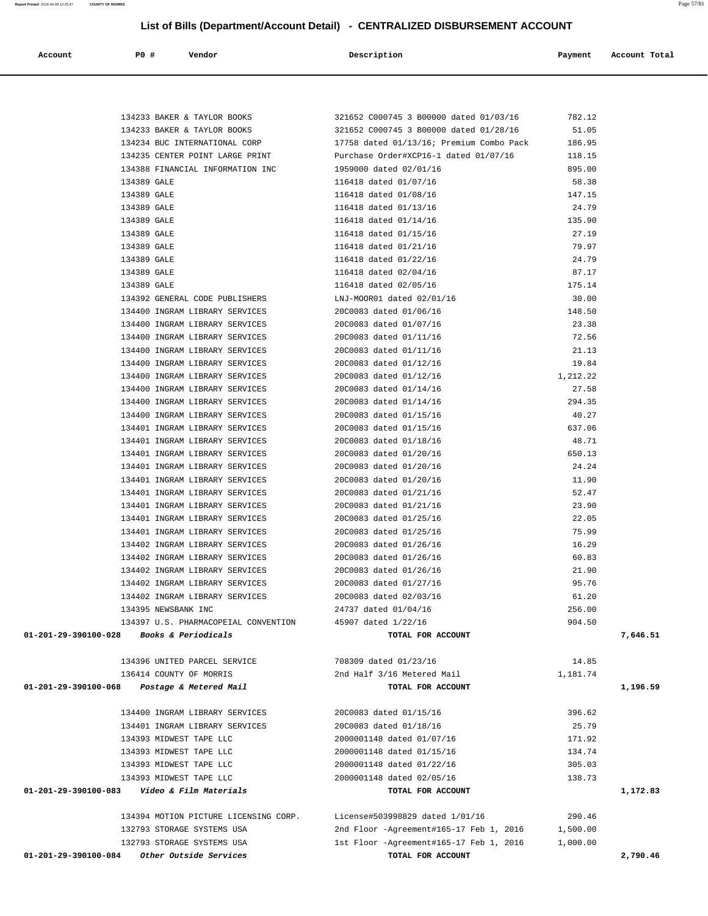# List of Bills (Department/Account Detail) - CENTRALIZED DISBURSEMENT ACCOUNT

| Account | PO # | Vendor | Description | Payment | Account Total |
|---|---|---|---|---|---|
| | 134233 | BAKER & TAYLOR BOOKS | 321652 C000745 3 B00000 dated 01/03/16 | 782.12 | |
| | 134233 | BAKER & TAYLOR BOOKS | 321652 C000745 3 B00000 dated 01/28/16 | 51.05 | |
| | 134234 | BUC INTERNATIONAL CORP | 17758 dated 01/13/16; Premium Combo Pack | 186.95 | |
| | 134235 | CENTER POINT LARGE PRINT | Purchase Order#XCP16-1 dated 01/07/16 | 118.15 | |
| | 134388 | FINANCIAL INFORMATION INC | 1959000 dated 02/01/16 | 895.00 | |
| | 134389 | GALE | 116418 dated 01/07/16 | 58.38 | |
| | 134389 | GALE | 116418 dated 01/08/16 | 147.15 | |
| | 134389 | GALE | 116418 dated 01/13/16 | 24.79 | |
| | 134389 | GALE | 116418 dated 01/14/16 | 135.90 | |
| | 134389 | GALE | 116418 dated 01/15/16 | 27.19 | |
| | 134389 | GALE | 116418 dated 01/21/16 | 79.97 | |
| | 134389 | GALE | 116418 dated 01/22/16 | 24.79 | |
| | 134389 | GALE | 116418 dated 02/04/16 | 87.17 | |
| | 134389 | GALE | 116418 dated 02/05/16 | 175.14 | |
| | 134392 | GENERAL CODE PUBLISHERS | LNJ-MOOR01 dated 02/01/16 | 30.00 | |
| | 134400 | INGRAM LIBRARY SERVICES | 20C0083 dated 01/06/16 | 148.50 | |
| | 134400 | INGRAM LIBRARY SERVICES | 20C0083 dated 01/07/16 | 23.38 | |
| | 134400 | INGRAM LIBRARY SERVICES | 20C0083 dated 01/11/16 | 72.56 | |
| | 134400 | INGRAM LIBRARY SERVICES | 20C0083 dated 01/11/16 | 21.13 | |
| | 134400 | INGRAM LIBRARY SERVICES | 20C0083 dated 01/12/16 | 19.84 | |
| | 134400 | INGRAM LIBRARY SERVICES | 20C0083 dated 01/12/16 | 1,212.22 | |
| | 134400 | INGRAM LIBRARY SERVICES | 20C0083 dated 01/14/16 | 27.58 | |
| | 134400 | INGRAM LIBRARY SERVICES | 20C0083 dated 01/14/16 | 294.35 | |
| | 134400 | INGRAM LIBRARY SERVICES | 20C0083 dated 01/15/16 | 40.27 | |
| | 134401 | INGRAM LIBRARY SERVICES | 20C0083 dated 01/15/16 | 637.06 | |
| | 134401 | INGRAM LIBRARY SERVICES | 20C0083 dated 01/18/16 | 48.71 | |
| | 134401 | INGRAM LIBRARY SERVICES | 20C0083 dated 01/20/16 | 650.13 | |
| | 134401 | INGRAM LIBRARY SERVICES | 20C0083 dated 01/20/16 | 24.24 | |
| | 134401 | INGRAM LIBRARY SERVICES | 20C0083 dated 01/20/16 | 11.90 | |
| | 134401 | INGRAM LIBRARY SERVICES | 20C0083 dated 01/21/16 | 52.47 | |
| | 134401 | INGRAM LIBRARY SERVICES | 20C0083 dated 01/21/16 | 23.90 | |
| | 134401 | INGRAM LIBRARY SERVICES | 20C0083 dated 01/25/16 | 22.05 | |
| | 134401 | INGRAM LIBRARY SERVICES | 20C0083 dated 01/25/16 | 75.99 | |
| | 134402 | INGRAM LIBRARY SERVICES | 20C0083 dated 01/26/16 | 16.29 | |
| | 134402 | INGRAM LIBRARY SERVICES | 20C0083 dated 01/26/16 | 60.83 | |
| | 134402 | INGRAM LIBRARY SERVICES | 20C0083 dated 01/26/16 | 21.90 | |
| | 134402 | INGRAM LIBRARY SERVICES | 20C0083 dated 01/27/16 | 95.76 | |
| | 134402 | INGRAM LIBRARY SERVICES | 20C0083 dated 02/03/16 | 61.20 | |
| | 134395 | NEWSBANK INC | 24737 dated 01/04/16 | 256.00 | |
| | 134397 | U.S. PHARMACOPEIAL CONVENTION | 45907 dated 1/22/16 | 904.50 | |
| **01-201-29-390100-028** | | ***Books & Periodicals*** | **TOTAL FOR ACCOUNT** | | **7,646.51** |
| | 134396 | UNITED PARCEL SERVICE | 708309 dated 01/23/16 | 14.85 | |
| | 136414 | COUNTY OF MORRIS | 2nd Half 3/16 Metered Mail | 1,181.74 | |
| **01-201-29-390100-068** | | ***Postage & Metered Mail*** | **TOTAL FOR ACCOUNT** | | **1,196.59** |
| | 134400 | INGRAM LIBRARY SERVICES | 20C0083 dated 01/15/16 | 396.62 | |
| | 134401 | INGRAM LIBRARY SERVICES | 20C0083 dated 01/18/16 | 25.79 | |
| | 134393 | MIDWEST TAPE LLC | 2000001148 dated 01/07/16 | 171.92 | |
| | 134393 | MIDWEST TAPE LLC | 2000001148 dated 01/15/16 | 134.74 | |
| | 134393 | MIDWEST TAPE LLC | 2000001148 dated 01/22/16 | 305.03 | |
| | 134393 | MIDWEST TAPE LLC | 2000001148 dated 02/05/16 | 138.73 | |
| **01-201-29-390100-083** | | ***Video & Film Materials*** | **TOTAL FOR ACCOUNT** | | **1,172.83** |
| | 134394 | MOTION PICTURE LICENSING CORP. | License#503998829 dated 1/01/16 | 290.46 | |
| | 132793 | STORAGE SYSTEMS USA | 2nd Floor -Agreement#165-17 Feb 1, 2016 | 1,500.00 | |
| | 132793 | STORAGE SYSTEMS USA | 1st Floor -Agreement#165-17 Feb 1, 2016 | 1,000.00 | |
| **01-201-29-390100-084** | | ***Other Outside Services*** | **TOTAL FOR ACCOUNT** | | **2,790.46** |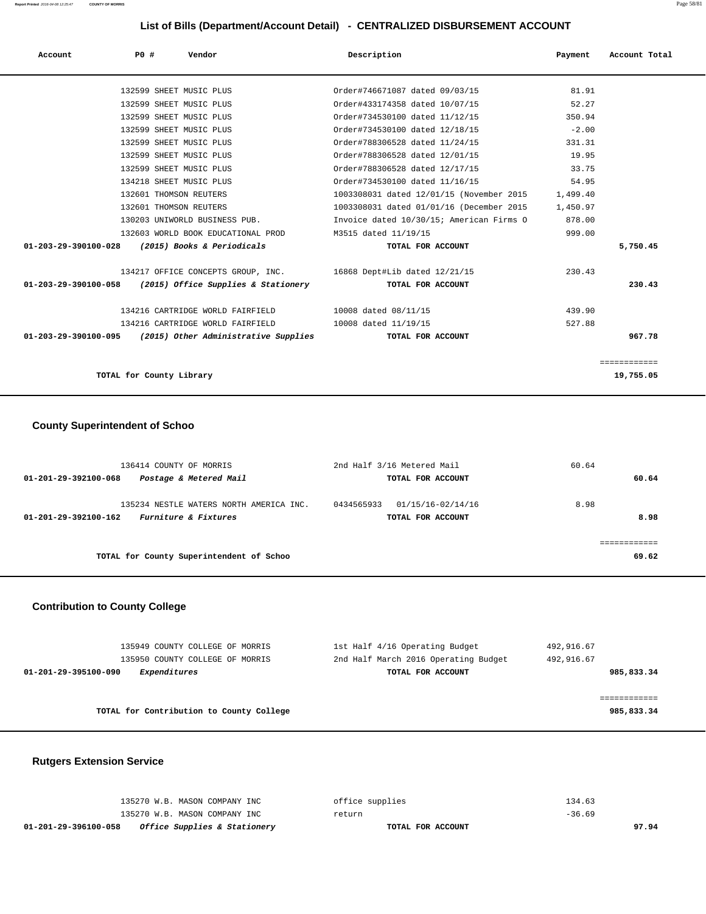## List of Bills (Department/Account Detail) - CENTRALIZED DISBURSEMENT ACCOUNT

| Account | PO # | Vendor | Description | Payment | Account Total |
|---|---|---|---|---|---|
| | 132599 | SHEET MUSIC PLUS | Order#746671087 dated 09/03/15 | 81.91 | |
| | 132599 | SHEET MUSIC PLUS | Order#433174358 dated 10/07/15 | 52.27 | |
| | 132599 | SHEET MUSIC PLUS | Order#734530100 dated 11/12/15 | 350.94 | |
| | 132599 | SHEET MUSIC PLUS | Order#734530100 dated 12/18/15 | -2.00 | |
| | 132599 | SHEET MUSIC PLUS | Order#788306528 dated 11/24/15 | 331.31 | |
| | 132599 | SHEET MUSIC PLUS | Order#788306528 dated 12/01/15 | 19.95 | |
| | 132599 | SHEET MUSIC PLUS | Order#788306528 dated 12/17/15 | 33.75 | |
| | 134218 | SHEET MUSIC PLUS | Order#734530100 dated 11/16/15 | 54.95 | |
| | 132601 | THOMSON REUTERS | 1003308031 dated 12/01/15 (November 2015 | 1,499.40 | |
| | 132601 | THOMSON REUTERS | 1003308031 dated 01/01/16 (December 2015 | 1,450.97 | |
| | 130203 | UNIWORLD BUSINESS PUB. | Invoice dated 10/30/15; American Firms O | 878.00 | |
| | 132603 | WORLD BOOK EDUCATIONAL PROD | M3515 dated 11/19/15 | 999.00 | |
| **01-203-29-390100-028** | | ***(2015) Books & Periodicals*** | **TOTAL FOR ACCOUNT** | | **5,750.45** |
| | 134217 | OFFICE CONCEPTS GROUP, INC. | 16868 Dept#Lib dated 12/21/15 | 230.43 | |
| **01-203-29-390100-058** | | ***(2015) Office Supplies & Stationery*** | **TOTAL FOR ACCOUNT** | | **230.43** |
| | 134216 | CARTRIDGE WORLD FAIRFIELD | 10008 dated 08/11/15 | 439.90 | |
| | 134216 | CARTRIDGE WORLD FAIRFIELD | 10008 dated 11/19/15 | 527.88 | |
| **01-203-29-390100-095** | | ***(2015) Other Administrative Supplies*** | **TOTAL FOR ACCOUNT** | | **967.78** |
| | | | | | ============ |
| | | **TOTAL for County Library** | | | **19,755.05** |

### County Superintendent of Schoo

| Account | PO # | Vendor | Description | Payment | Account Total |
|---|---|---|---|---|---|
| | 136414 | COUNTY OF MORRIS | 2nd Half 3/16 Metered Mail | 60.64 | |
| **01-201-29-392100-068** | | ***Postage & Metered Mail*** | **TOTAL FOR ACCOUNT** | | **60.64** |
| | 135234 | NESTLE WATERS NORTH AMERICA INC. | 0434565933 01/15/16-02/14/16 | 8.98 | |
| **01-201-29-392100-162** | | ***Furniture & Fixtures*** | **TOTAL FOR ACCOUNT** | | **8.98** |
| | | | | | ============ |
| | | **TOTAL for County Superintendent of Schoo** | | | **69.62** |

### Contribution to County College

| Account | PO # | Vendor | Description | Payment | Account Total |
|---|---|---|---|---|---|
| | 135949 | COUNTY COLLEGE OF MORRIS | 1st Half 4/16 Operating Budget | 492,916.67 | |
| | 135950 | COUNTY COLLEGE OF MORRIS | 2nd Half March 2016 Operating Budget | 492,916.67 | |
| **01-201-29-395100-090** | | ***Expenditures*** | **TOTAL FOR ACCOUNT** | | **985,833.34** |
| | | | | | ============ |
| | | **TOTAL for Contribution to County College** | | | **985,833.34** |

### Rutgers Extension Service

| Account | PO # | Vendor | Description | Payment | Account Total |
|---|---|---|---|---|---|
| | 135270 | W.B. MASON COMPANY INC | office supplies | 134.63 | |
| | 135270 | W.B. MASON COMPANY INC | return | -36.69 | |
| **01-201-29-396100-058** | | ***Office Supplies & Stationery*** | **TOTAL FOR ACCOUNT** | | **97.94** |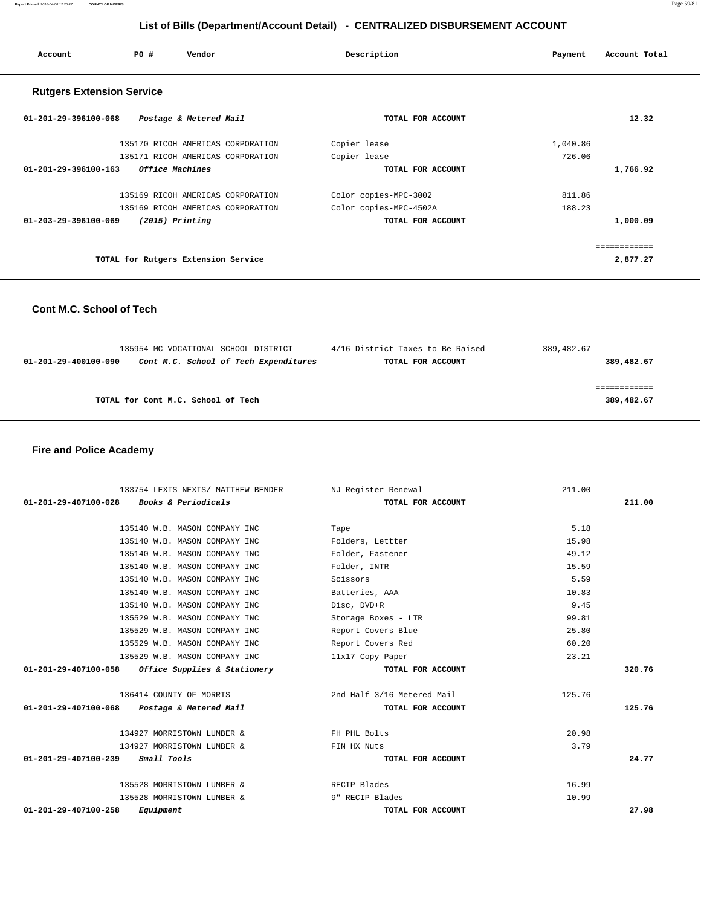# List of Bills (Department/Account Detail) - CENTRALIZED DISBURSEMENT ACCOUNT

| Account | PO # | Vendor | Description | Payment | Account Total |
|---|---|---|---|---|---|

## Rutgers Extension Service

| Account | PO # | Vendor | Description | Payment | Account Total |
|---|---|---|---|---|---|
| 01-201-29-396100-068 | | *Postage & Metered Mail* | TOTAL FOR ACCOUNT | | 12.32 |
| | 135170 | RICOH AMERICAS CORPORATION | Copier lease | 1,040.86 | |
| | 135171 | RICOH AMERICAS CORPORATION | Copier lease | 726.06 | |
| 01-201-29-396100-163 | | *Office Machines* | TOTAL FOR ACCOUNT | | 1,766.92 |
| | 135169 | RICOH AMERICAS CORPORATION | Color copies-MPC-3002 | 811.86 | |
| | 135169 | RICOH AMERICAS CORPORATION | Color copies-MPC-4502A | 188.23 | |
| 01-203-29-396100-069 | | *(2015) Printing* | TOTAL FOR ACCOUNT | | 1,000.09 |
| | | | | | ============ |
| | | TOTAL for Rutgers Extension Service | | | 2,877.27 |

## Cont M.C. School of Tech

| Account | PO # | Vendor | Description | Payment | Account Total |
|---|---|---|---|---|---|
| | 135954 | MC VOCATIONAL SCHOOL DISTRICT | 4/16 District Taxes to Be Raised | 389,482.67 | |
| 01-201-29-400100-090 | | *Cont M.C. School of Tech Expenditures* | TOTAL FOR ACCOUNT | | 389,482.67 |
| | | | | | ============ |
| | | TOTAL for Cont M.C. School of Tech | | | 389,482.67 |

## Fire and Police Academy

| Account | PO # | Vendor | Description | Payment | Account Total |
|---|---|---|---|---|---|
| | 133754 | LEXIS NEXIS/ MATTHEW BENDER | NJ Register Renewal | 211.00 | |
| 01-201-29-407100-028 | | *Books & Periodicals* | TOTAL FOR ACCOUNT | | 211.00 |
| | 135140 | W.B. MASON COMPANY INC | Tape | 5.18 | |
| | 135140 | W.B. MASON COMPANY INC | Folders, Lettter | 15.98 | |
| | 135140 | W.B. MASON COMPANY INC | Folder, Fastener | 49.12 | |
| | 135140 | W.B. MASON COMPANY INC | Folder, INTR | 15.59 | |
| | 135140 | W.B. MASON COMPANY INC | Scissors | 5.59 | |
| | 135140 | W.B. MASON COMPANY INC | Batteries, AAA | 10.83 | |
| | 135140 | W.B. MASON COMPANY INC | Disc, DVD+R | 9.45 | |
| | 135529 | W.B. MASON COMPANY INC | Storage Boxes - LTR | 99.81 | |
| | 135529 | W.B. MASON COMPANY INC | Report Covers Blue | 25.80 | |
| | 135529 | W.B. MASON COMPANY INC | Report Covers Red | 60.20 | |
| | 135529 | W.B. MASON COMPANY INC | 11x17 Copy Paper | 23.21 | |
| 01-201-29-407100-058 | | *Office Supplies & Stationery* | TOTAL FOR ACCOUNT | | 320.76 |
| | 136414 | COUNTY OF MORRIS | 2nd Half 3/16 Metered Mail | 125.76 | |
| 01-201-29-407100-068 | | *Postage & Metered Mail* | TOTAL FOR ACCOUNT | | 125.76 |
| | 134927 | MORRISTOWN LUMBER & | FH PHL Bolts | 20.98 | |
| | 134927 | MORRISTOWN LUMBER & | FIN HX Nuts | 3.79 | |
| 01-201-29-407100-239 | | *Small Tools* | TOTAL FOR ACCOUNT | | 24.77 |
| | 135528 | MORRISTOWN LUMBER & | RECIP Blades | 16.99 | |
| | 135528 | MORRISTOWN LUMBER & | 9" RECIP Blades | 10.99 | |
| 01-201-29-407100-258 | | *Equipment* | TOTAL FOR ACCOUNT | | 27.98 |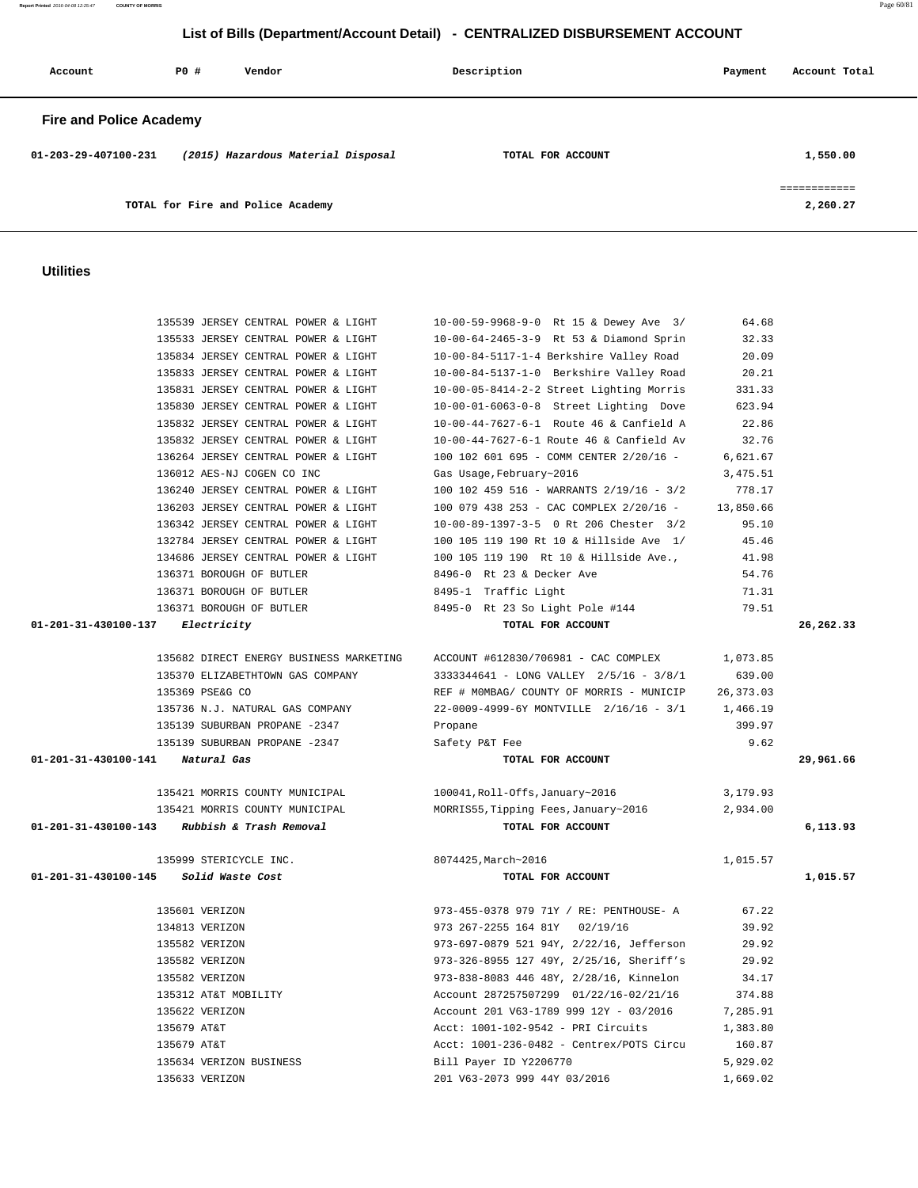# List of Bills (Department/Account Detail) - CENTRALIZED DISBURSEMENT ACCOUNT

| Account | PO # | Vendor | Description | Payment | Account Total |
|---|---|---|---|---|---|

## Fire and Police Academy

| Account | PO # | Vendor | Description | Payment | Account Total |
|---|---|---|---|---|---|
| 01-203-29-407100-231 | | *(2015) Hazardous Material Disposal* | TOTAL FOR ACCOUNT | | 1,550.00 |
| | | | | | ============ |
| | | TOTAL for Fire and Police Academy | | | 2,260.27 |

## Utilities

| Account | PO # | Vendor | Description | Payment | Account Total |
|---|---|---|---|---|---|
| | 135539 | JERSEY CENTRAL POWER & LIGHT | 10-00-59-9968-9-0 Rt 15 & Dewey Ave 3/ | 64.68 | |
| | 135533 | JERSEY CENTRAL POWER & LIGHT | 10-00-64-2465-3-9 Rt 53 & Diamond Sprin | 32.33 | |
| | 135834 | JERSEY CENTRAL POWER & LIGHT | 10-00-84-5117-1-4 Berkshire Valley Road | 20.09 | |
| | 135833 | JERSEY CENTRAL POWER & LIGHT | 10-00-84-5137-1-0 Berkshire Valley Road | 20.21 | |
| | 135831 | JERSEY CENTRAL POWER & LIGHT | 10-00-05-8414-2-2 Street Lighting Morris | 331.33 | |
| | 135830 | JERSEY CENTRAL POWER & LIGHT | 10-00-01-6063-0-8 Street Lighting Dove | 623.94 | |
| | 135832 | JERSEY CENTRAL POWER & LIGHT | 10-00-44-7627-6-1 Route 46 & Canfield A | 22.86 | |
| | 135832 | JERSEY CENTRAL POWER & LIGHT | 10-00-44-7627-6-1 Route 46 & Canfield Av | 32.76 | |
| | 136264 | JERSEY CENTRAL POWER & LIGHT | 100 102 601 695 - COMM CENTER 2/20/16 - | 6,621.67 | |
| | 136012 | AES-NJ COGEN CO INC | Gas Usage,February~2016 | 3,475.51 | |
| | 136240 | JERSEY CENTRAL POWER & LIGHT | 100 102 459 516 - WARRANTS 2/19/16 - 3/2 | 778.17 | |
| | 136203 | JERSEY CENTRAL POWER & LIGHT | 100 079 438 253 - CAC COMPLEX 2/20/16 - | 13,850.66 | |
| | 136342 | JERSEY CENTRAL POWER & LIGHT | 10-00-89-1397-3-5 0 Rt 206 Chester 3/2 | 95.10 | |
| | 132784 | JERSEY CENTRAL POWER & LIGHT | 100 105 119 190 Rt 10 & Hillside Ave 1/ | 45.46 | |
| | 134686 | JERSEY CENTRAL POWER & LIGHT | 100 105 119 190 Rt 10 & Hillside Ave., | 41.98 | |
| | 136371 | BOROUGH OF BUTLER | 8496-0 Rt 23 & Decker Ave | 54.76 | |
| | 136371 | BOROUGH OF BUTLER | 8495-1 Traffic Light | 71.31 | |
| | 136371 | BOROUGH OF BUTLER | 8495-0 Rt 23 So Light Pole #144 | 79.51 | |
| 01-201-31-430100-137 | | *Electricity* | TOTAL FOR ACCOUNT | | 26,262.33 |
| | 135682 | DIRECT ENERGY BUSINESS MARKETING | ACCOUNT #612830/706981 - CAC COMPLEX | 1,073.85 | |
| | 135370 | ELIZABETHTOWN GAS COMPANY | 3333344641 - LONG VALLEY 2/5/16 - 3/8/1 | 639.00 | |
| | 135369 | PSE&G CO | REF # M0MBAG/ COUNTY OF MORRIS - MUNICIP | 26,373.03 | |
| | 135736 | N.J. NATURAL GAS COMPANY | 22-0009-4999-6Y MONTVILLE 2/16/16 - 3/1 | 1,466.19 | |
| | 135139 | SUBURBAN PROPANE -2347 | Propane | 399.97 | |
| | 135139 | SUBURBAN PROPANE -2347 | Safety P&T Fee | 9.62 | |
| 01-201-31-430100-141 | | *Natural Gas* | TOTAL FOR ACCOUNT | | 29,961.66 |
| | 135421 | MORRIS COUNTY MUNICIPAL | 100041,Roll-Offs,January~2016 | 3,179.93 | |
| | 135421 | MORRIS COUNTY MUNICIPAL | MORRIS55,Tipping Fees,January~2016 | 2,934.00 | |
| 01-201-31-430100-143 | | *Rubbish & Trash Removal* | TOTAL FOR ACCOUNT | | 6,113.93 |
| | 135999 | STERICYCLE INC. | 8074425,March~2016 | 1,015.57 | |
| 01-201-31-430100-145 | | *Solid Waste Cost* | TOTAL FOR ACCOUNT | | 1,015.57 |
| | 135601 | VERIZON | 973-455-0378 979 71Y / RE: PENTHOUSE- A | 67.22 | |
| | 134813 | VERIZON | 973 267-2255 164 81Y 02/19/16 | 39.92 | |
| | 135582 | VERIZON | 973-697-0879 521 94Y, 2/22/16, Jefferson | 29.92 | |
| | 135582 | VERIZON | 973-326-8955 127 49Y, 2/25/16, Sheriff's | 29.92 | |
| | 135582 | VERIZON | 973-838-8083 446 48Y, 2/28/16, Kinnelon | 34.17 | |
| | 135312 | AT&T MOBILITY | Account 287257507299 01/22/16-02/21/16 | 374.88 | |
| | 135622 | VERIZON | Account 201 V63-1789 999 12Y - 03/2016 | 7,285.91 | |
| | 135679 | AT&T | Acct: 1001-102-9542 - PRI Circuits | 1,383.80 | |
| | 135679 | AT&T | Acct: 1001-236-0482 - Centrex/POTS Circu | 160.87 | |
| | 135634 | VERIZON BUSINESS | Bill Payer ID Y2206770 | 5,929.02 | |
| | 135633 | VERIZON | 201 V63-2073 999 44Y 03/2016 | 1,669.02 | |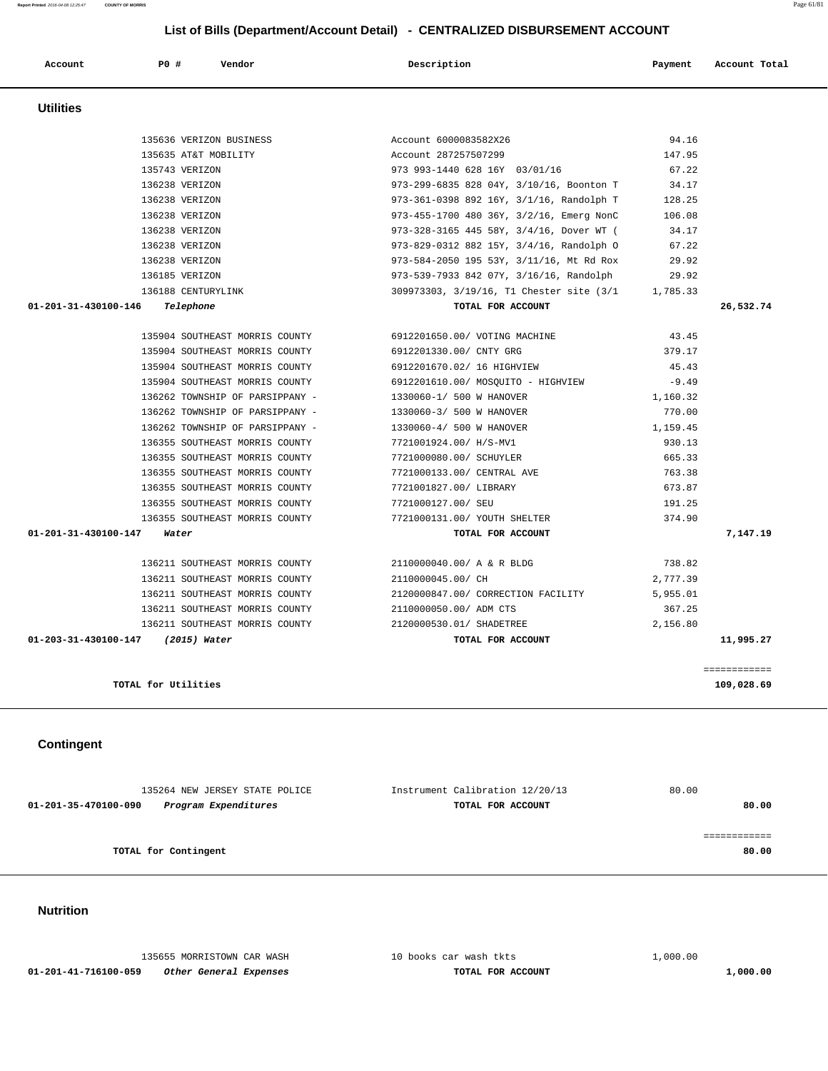## List of Bills (Department/Account Detail) - CENTRALIZED DISBURSEMENT ACCOUNT

| Account | PO # | Vendor | Description | Payment | Account Total |
|---|---|---|---|---|---|

### Utilities

| Account | PO # | Vendor | Description | Payment | Account Total |
|---|---|---|---|---|---|
| | 135636 | VERIZON BUSINESS | Account 6000083582X26 | 94.16 | |
| | 135635 | AT&T MOBILITY | Account 287257507299 | 147.95 | |
| | 135743 | VERIZON | 973 993-1440 628 16Y 03/01/16 | 67.22 | |
| | 136238 | VERIZON | 973-299-6835 828 04Y, 3/10/16, Boonton T | 34.17 | |
| | 136238 | VERIZON | 973-361-0398 892 16Y, 3/1/16, Randolph T | 128.25 | |
| | 136238 | VERIZON | 973-455-1700 480 36Y, 3/2/16, Emerg NonC | 106.08 | |
| | 136238 | VERIZON | 973-328-3165 445 58Y, 3/4/16, Dover WT ( | 34.17 | |
| | 136238 | VERIZON | 973-829-0312 882 15Y, 3/4/16, Randolph O | 67.22 | |
| | 136238 | VERIZON | 973-584-2050 195 53Y, 3/11/16, Mt Rd Rox | 29.92 | |
| | 136185 | VERIZON | 973-539-7933 842 07Y, 3/16/16, Randolph | 29.92 | |
| | 136188 | CENTURYLINK | 309973303, 3/19/16, T1 Chester site (3/1 | 1,785.33 | |
| **01-201-31-430100-146** | | ***Telephone*** | **TOTAL FOR ACCOUNT** | | **26,532.74** |
| | 135904 | SOUTHEAST MORRIS COUNTY | 6912201650.00/ VOTING MACHINE | 43.45 | |
| | 135904 | SOUTHEAST MORRIS COUNTY | 6912201330.00/ CNTY GRG | 379.17 | |
| | 135904 | SOUTHEAST MORRIS COUNTY | 6912201670.02/ 16 HIGHVIEW | 45.43 | |
| | 135904 | SOUTHEAST MORRIS COUNTY | 6912201610.00/ MOSQUITO - HIGHVIEW | -9.49 | |
| | 136262 | TOWNSHIP OF PARSIPPANY - | 1330060-1/ 500 W HANOVER | 1,160.32 | |
| | 136262 | TOWNSHIP OF PARSIPPANY - | 1330060-3/ 500 W HANOVER | 770.00 | |
| | 136262 | TOWNSHIP OF PARSIPPANY - | 1330060-4/ 500 W HANOVER | 1,159.45 | |
| | 136355 | SOUTHEAST MORRIS COUNTY | 7721001924.00/ H/S-MV1 | 930.13 | |
| | 136355 | SOUTHEAST MORRIS COUNTY | 7721000080.00/ SCHUYLER | 665.33 | |
| | 136355 | SOUTHEAST MORRIS COUNTY | 7721000133.00/ CENTRAL AVE | 763.38 | |
| | 136355 | SOUTHEAST MORRIS COUNTY | 7721001827.00/ LIBRARY | 673.87 | |
| | 136355 | SOUTHEAST MORRIS COUNTY | 7721000127.00/ SEU | 191.25 | |
| | 136355 | SOUTHEAST MORRIS COUNTY | 7721000131.00/ YOUTH SHELTER | 374.90 | |
| **01-201-31-430100-147** | | ***Water*** | **TOTAL FOR ACCOUNT** | | **7,147.19** |
| | 136211 | SOUTHEAST MORRIS COUNTY | 2110000040.00/ A & R BLDG | 738.82 | |
| | 136211 | SOUTHEAST MORRIS COUNTY | 2110000045.00/ CH | 2,777.39 | |
| | 136211 | SOUTHEAST MORRIS COUNTY | 2120000847.00/ CORRECTION FACILITY | 5,955.01 | |
| | 136211 | SOUTHEAST MORRIS COUNTY | 2110000050.00/ ADM CTS | 367.25 | |
| | 136211 | SOUTHEAST MORRIS COUNTY | 2120000530.01/ SHADETREE | 2,156.80 | |
| **01-203-31-430100-147** | | ***(2015) Water*** | **TOTAL FOR ACCOUNT** | | **11,995.27** |
| | | | | | ============ |
| | **TOTAL for Utilities** | | | | **109,028.69** |

### Contingent

| Account | PO # | Vendor | Description | Payment | Account Total |
|---|---|---|---|---|---|
| | 135264 | NEW JERSEY STATE POLICE | Instrument Calibration 12/20/13 | 80.00 | |
| **01-201-35-470100-090** | | ***Program Expenditures*** | **TOTAL FOR ACCOUNT** | | **80.00** |
| | | | | | ============ |
| | **TOTAL for Contingent** | | | | **80.00** |

### Nutrition

| Account | PO # | Vendor | Description | Payment | Account Total |
|---|---|---|---|---|---|
| | 135655 | MORRISTOWN CAR WASH | 10 books car wash tkts | 1,000.00 | |
| **01-201-41-716100-059** | | ***Other General Expenses*** | **TOTAL FOR ACCOUNT** | | **1,000.00** |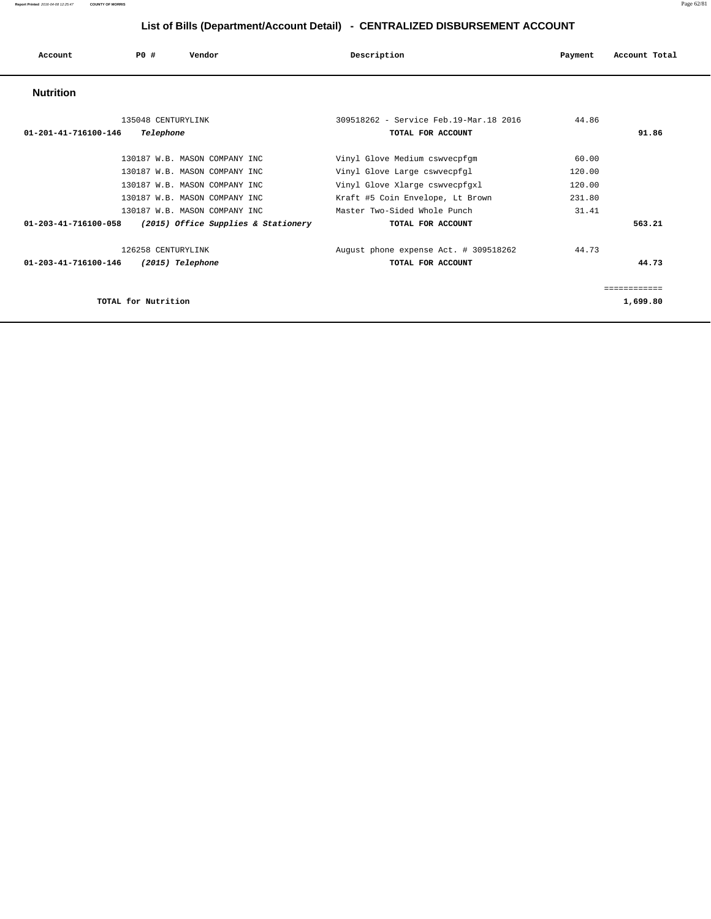# List of Bills (Department/Account Detail) - CENTRALIZED DISBURSEMENT ACCOUNT

| Account | PO # | Vendor | Description | Payment | Account Total |
|---|---|---|---|---|---|

## Nutrition

| Account | PO # | Vendor | Description | Payment | Account Total |
|---|---|---|---|---|---|
| | 135048 | CENTURYLINK | 309518262 - Service Feb.19-Mar.18 2016 | 44.86 | |
| **01-201-41-716100-146** | ***Telephone*** | | **TOTAL FOR ACCOUNT** | | **91.86** |
| | 130187 | W.B. MASON COMPANY INC | Vinyl Glove Medium cswvecpfgm | 60.00 | |
| | 130187 | W.B. MASON COMPANY INC | Vinyl Glove Large cswvecpfgl | 120.00 | |
| | 130187 | W.B. MASON COMPANY INC | Vinyl Glove Xlarge cswvecpfgxl | 120.00 | |
| | 130187 | W.B. MASON COMPANY INC | Kraft #5 Coin Envelope, Lt Brown | 231.80 | |
| | 130187 | W.B. MASON COMPANY INC | Master Two-Sided Whole Punch | 31.41 | |
| **01-203-41-716100-058** | ***(2015) Office Supplies & Stationery*** | | **TOTAL FOR ACCOUNT** | | **563.21** |
| | 126258 | CENTURYLINK | August phone expense Act. # 309518262 | 44.73 | |
| **01-203-41-716100-146** | ***(2015) Telephone*** | | **TOTAL FOR ACCOUNT** | | **44.73** |
| | | | | | ============ |
| **TOTAL for Nutrition** | | | | | **1,699.80** |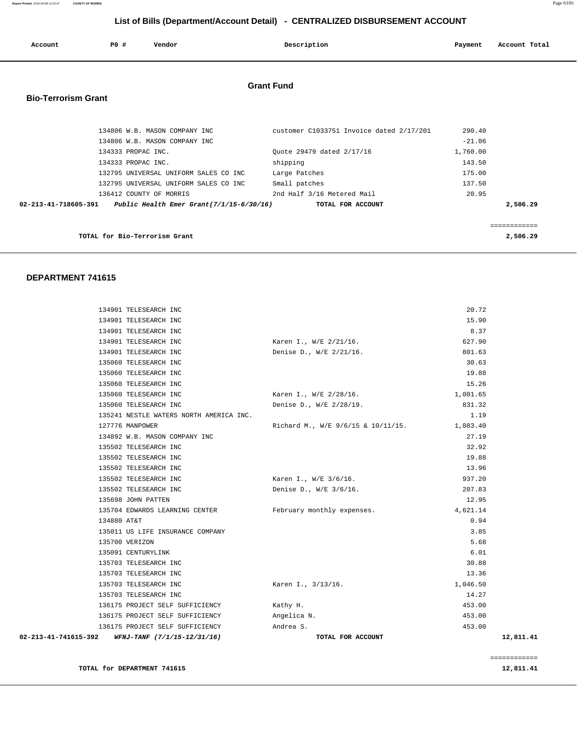# List of Bills (Department/Account Detail) - CENTRALIZED DISBURSEMENT ACCOUNT

| Account | PO # | Vendor | Description | Payment | Account Total |
|---|---|---|---|---|---|

## Grant Fund

### Bio-Terrorism Grant

| Account | PO # | Vendor | Description | Payment | Account Total |
|---|---|---|---|---|---|
| | 134806 | W.B. MASON COMPANY INC | customer C1033751 Invoice dated 2/17/201 | 290.40 | |
| | 134806 | W.B. MASON COMPANY INC | | -21.06 | |
| | 134333 | PROPAC INC. | Quote 29479 dated 2/17/16 | 1,760.00 | |
| | 134333 | PROPAC INC. | shipping | 143.50 | |
| | 132795 | UNIVERSAL UNIFORM SALES CO INC | Large Patches | 175.00 | |
| | 132795 | UNIVERSAL UNIFORM SALES CO INC | Small patches | 137.50 | |
| | 136412 | COUNTY OF MORRIS | 2nd Half 3/16 Metered Mail | 20.95 | |
| 02-213-41-718605-391 | | *Public Health Emer Grant(7/1/15-6/30/16)* | TOTAL FOR ACCOUNT | | 2,506.29 |

**TOTAL for Bio-Terrorism Grant** 2,506.29

### DEPARTMENT 741615

| Account | PO # | Vendor | Description | Payment | Account Total |
|---|---|---|---|---|---|
| | 134901 | TELESEARCH INC | | 20.72 | |
| | 134901 | TELESEARCH INC | | 15.90 | |
| | 134901 | TELESEARCH INC | | 8.37 | |
| | 134901 | TELESEARCH INC | Karen I., W/E 2/21/16. | 627.90 | |
| | 134901 | TELESEARCH INC | Denise D., W/E 2/21/16. | 801.63 | |
| | 135060 | TELESEARCH INC | | 30.63 | |
| | 135060 | TELESEARCH INC | | 19.88 | |
| | 135060 | TELESEARCH INC | | 15.26 | |
| | 135060 | TELESEARCH INC | Karen I., W/E 2/28/16. | 1,001.65 | |
| | 135060 | TELESEARCH INC | Denise D., W/E 2/28/19. | 831.32 | |
| | 135241 | NESTLE WATERS NORTH AMERICA INC. | | 1.19 | |
| | 127776 | MANPOWER | Richard M., W/E 9/6/15 & 10/11/15. | 1,083.40 | |
| | 134892 | W.B. MASON COMPANY INC | | 27.19 | |
| | 135502 | TELESEARCH INC | | 32.92 | |
| | 135502 | TELESEARCH INC | | 19.88 | |
| | 135502 | TELESEARCH INC | | 13.96 | |
| | 135502 | TELESEARCH INC | Karen I., W/E 3/6/16. | 937.20 | |
| | 135502 | TELESEARCH INC | Denise D., W/E 3/6/16. | 207.83 | |
| | 135698 | JOHN PATTEN | | 12.95 | |
| | 135704 | EDWARDS LEARNING CENTER | February monthly expenses. | 4,621.14 | |
| | 134880 | AT&T | | 0.94 | |
| | 135011 | US LIFE INSURANCE COMPANY | | 3.85 | |
| | 135700 | VERIZON | | 5.68 | |
| | 135091 | CENTURYLINK | | 6.01 | |
| | 135703 | TELESEARCH INC | | 30.88 | |
| | 135703 | TELESEARCH INC | | 13.36 | |
| | 135703 | TELESEARCH INC | Karen I., 3/13/16. | 1,046.50 | |
| | 135703 | TELESEARCH INC | | 14.27 | |
| | 136175 | PROJECT SELF SUFFICIENCY | Kathy H. | 453.00 | |
| | 136175 | PROJECT SELF SUFFICIENCY | Angelica N. | 453.00 | |
| | 136175 | PROJECT SELF SUFFICIENCY | Andrea S. | 453.00 | |
| 02-213-41-741615-392 | | *WFNJ-TANF (7/1/15-12/31/16)* | TOTAL FOR ACCOUNT | | 12,811.41 |

**TOTAL for DEPARTMENT 741615** 12,811.41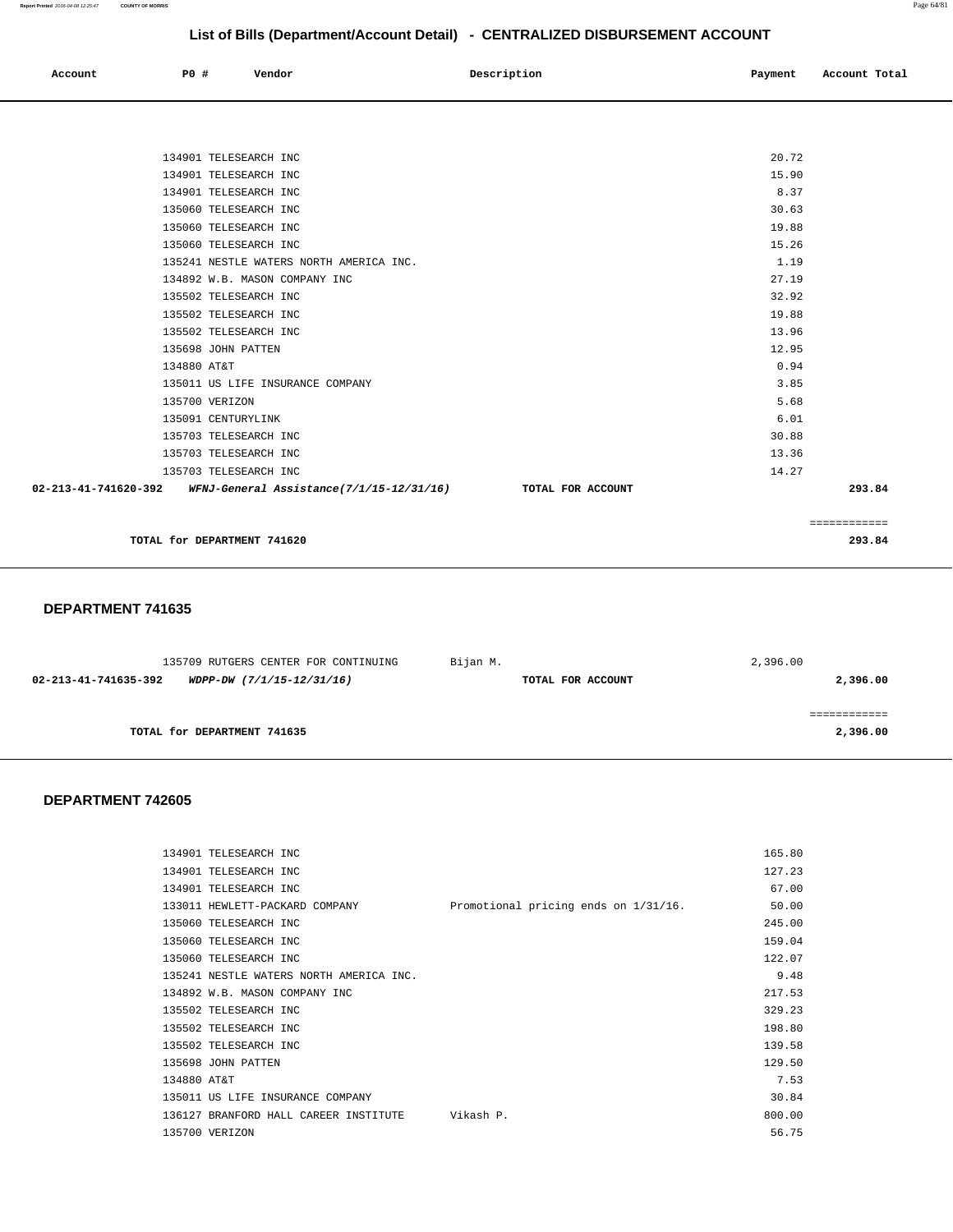## List of Bills (Department/Account Detail) - CENTRALIZED DISBURSEMENT ACCOUNT

| Account | PO # | Vendor | Description | Payment | Account Total |
|---|---|---|---|---|---|
| | 134901 | TELESEARCH INC | | 20.72 | |
| | 134901 | TELESEARCH INC | | 15.90 | |
| | 134901 | TELESEARCH INC | | 8.37 | |
| | 135060 | TELESEARCH INC | | 30.63 | |
| | 135060 | TELESEARCH INC | | 19.88 | |
| | 135060 | TELESEARCH INC | | 15.26 | |
| | 135241 | NESTLE WATERS NORTH AMERICA INC. | | 1.19 | |
| | 134892 | W.B. MASON COMPANY INC | | 27.19 | |
| | 135502 | TELESEARCH INC | | 32.92 | |
| | 135502 | TELESEARCH INC | | 19.88 | |
| | 135502 | TELESEARCH INC | | 13.96 | |
| | 135698 | JOHN PATTEN | | 12.95 | |
| | 134880 | AT&T | | 0.94 | |
| | 135011 | US LIFE INSURANCE COMPANY | | 3.85 | |
| | 135700 | VERIZON | | 5.68 | |
| | 135091 | CENTURYLINK | | 6.01 | |
| | 135703 | TELESEARCH INC | | 30.88 | |
| | 135703 | TELESEARCH INC | | 13.36 | |
| | 135703 | TELESEARCH INC | | 14.27 | |
| **02-213-41-741620-392** | | ***WFNJ-General Assistance(7/1/15-12/31/16)*** | **TOTAL FOR ACCOUNT** | | **293.84** |

**TOTAL for DEPARTMENT 741620** — **293.84**

### DEPARTMENT 741635

| Account | PO # | Vendor | Description | Payment | Account Total |
|---|---|---|---|---|---|
| | 135709 | RUTGERS CENTER FOR CONTINUING | Bijan M. | 2,396.00 | |
| **02-213-41-741635-392** | | ***WDPP-DW (7/1/15-12/31/16)*** | **TOTAL FOR ACCOUNT** | | **2,396.00** |

**TOTAL for DEPARTMENT 741635** — **2,396.00**

### DEPARTMENT 742605

| Account | PO # | Vendor | Description | Payment | Account Total |
|---|---|---|---|---|---|
| | 134901 | TELESEARCH INC | | 165.80 | |
| | 134901 | TELESEARCH INC | | 127.23 | |
| | 134901 | TELESEARCH INC | | 67.00 | |
| | 133011 | HEWLETT-PACKARD COMPANY | Promotional pricing ends on 1/31/16. | 50.00 | |
| | 135060 | TELESEARCH INC | | 245.00 | |
| | 135060 | TELESEARCH INC | | 159.04 | |
| | 135060 | TELESEARCH INC | | 122.07 | |
| | 135241 | NESTLE WATERS NORTH AMERICA INC. | | 9.48 | |
| | 134892 | W.B. MASON COMPANY INC | | 217.53 | |
| | 135502 | TELESEARCH INC | | 329.23 | |
| | 135502 | TELESEARCH INC | | 198.80 | |
| | 135502 | TELESEARCH INC | | 139.58 | |
| | 135698 | JOHN PATTEN | | 129.50 | |
| | 134880 | AT&T | | 7.53 | |
| | 135011 | US LIFE INSURANCE COMPANY | | 30.84 | |
| | 136127 | BRANFORD HALL CAREER INSTITUTE | Vikash P. | 800.00 | |
| | 135700 | VERIZON | | 56.75 | |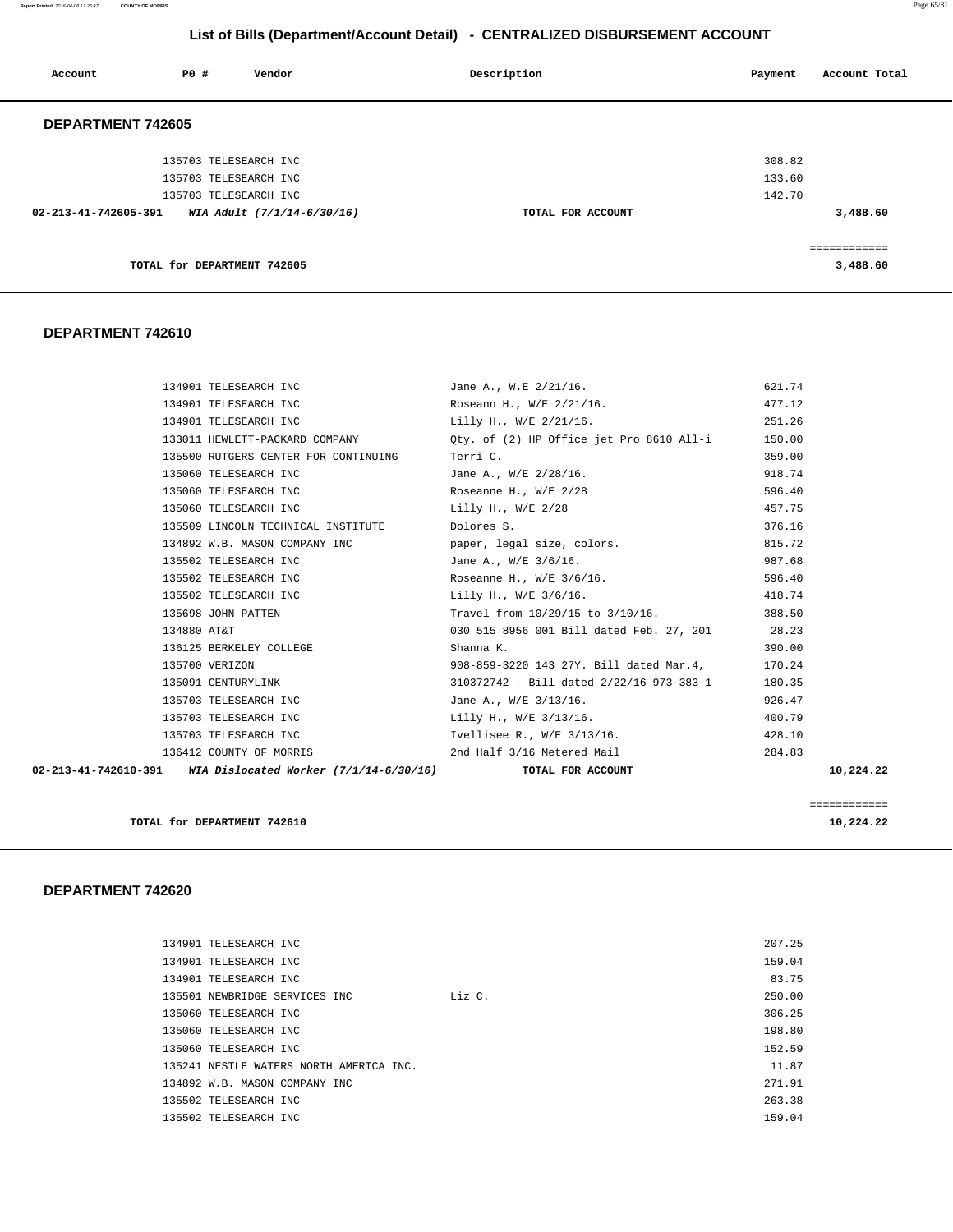## List of Bills (Department/Account Detail) - CENTRALIZED DISBURSEMENT ACCOUNT

| Account | PO # | Vendor | Description | Payment | Account Total |
|---|---|---|---|---|---|

### DEPARTMENT 742605

| Account | PO # | Vendor | Description | Payment | Account Total |
|---|---|---|---|---|---|
| | 135703 | TELESEARCH INC | | 308.82 | |
| | 135703 | TELESEARCH INC | | 133.60 | |
| | 135703 | TELESEARCH INC | | 142.70 | |
| 02-213-41-742605-391 | | *WIA Adult (7/1/14-6/30/16)* | **TOTAL FOR ACCOUNT** | | **3,488.60** |
| | | | | | ============ |
| | | **TOTAL for DEPARTMENT 742605** | | | **3,488.60** |

### DEPARTMENT 742610

| Account | PO # | Vendor | Description | Payment | Account Total |
|---|---|---|---|---|---|
| | 134901 | TELESEARCH INC | Jane A., W.E 2/21/16. | 621.74 | |
| | 134901 | TELESEARCH INC | Roseann H., W/E 2/21/16. | 477.12 | |
| | 134901 | TELESEARCH INC | Lilly H., W/E 2/21/16. | 251.26 | |
| | 133011 | HEWLETT-PACKARD COMPANY | Qty. of (2) HP Office jet Pro 8610 All-i | 150.00 | |
| | 135500 | RUTGERS CENTER FOR CONTINUING | Terri C. | 359.00 | |
| | 135060 | TELESEARCH INC | Jane A., W/E 2/28/16. | 918.74 | |
| | 135060 | TELESEARCH INC | Roseanne H., W/E 2/28 | 596.40 | |
| | 135060 | TELESEARCH INC | Lilly H., W/E 2/28 | 457.75 | |
| | 135509 | LINCOLN TECHNICAL INSTITUTE | Dolores S. | 376.16 | |
| | 134892 | W.B. MASON COMPANY INC | paper, legal size, colors. | 815.72 | |
| | 135502 | TELESEARCH INC | Jane A., W/E 3/6/16. | 987.68 | |
| | 135502 | TELESEARCH INC | Roseanne H., W/E 3/6/16. | 596.40 | |
| | 135502 | TELESEARCH INC | Lilly H., W/E 3/6/16. | 418.74 | |
| | 135698 | JOHN PATTEN | Travel from 10/29/15 to 3/10/16. | 388.50 | |
| | 134880 | AT&T | 030 515 8956 001 Bill dated Feb. 27, 201 | 28.23 | |
| | 136125 | BERKELEY COLLEGE | Shanna K. | 390.00 | |
| | 135700 | VERIZON | 908-859-3220 143 27Y. Bill dated Mar.4, | 170.24 | |
| | 135091 | CENTURYLINK | 310372742 - Bill dated 2/22/16 973-383-1 | 180.35 | |
| | 135703 | TELESEARCH INC | Jane A., W/E 3/13/16. | 926.47 | |
| | 135703 | TELESEARCH INC | Lilly H., W/E 3/13/16. | 400.79 | |
| | 135703 | TELESEARCH INC | Ivellisee R., W/E 3/13/16. | 428.10 | |
| | 136412 | COUNTY OF MORRIS | 2nd Half 3/16 Metered Mail | 284.83 | |
| 02-213-41-742610-391 | | *WIA Dislocated Worker (7/1/14-6/30/16)* | **TOTAL FOR ACCOUNT** | | **10,224.22** |
| | | | | | ============ |
| | | **TOTAL for DEPARTMENT 742610** | | | **10,224.22** |

### DEPARTMENT 742620

| Account | PO # | Vendor | Description | Payment | Account Total |
|---|---|---|---|---|---|
| | 134901 | TELESEARCH INC | | 207.25 | |
| | 134901 | TELESEARCH INC | | 159.04 | |
| | 134901 | TELESEARCH INC | | 83.75 | |
| | 135501 | NEWBRIDGE SERVICES INC | Liz C. | 250.00 | |
| | 135060 | TELESEARCH INC | | 306.25 | |
| | 135060 | TELESEARCH INC | | 198.80 | |
| | 135060 | TELESEARCH INC | | 152.59 | |
| | 135241 | NESTLE WATERS NORTH AMERICA INC. | | 11.87 | |
| | 134892 | W.B. MASON COMPANY INC | | 271.91 | |
| | 135502 | TELESEARCH INC | | 263.38 | |
| | 135502 | TELESEARCH INC | | 159.04 | |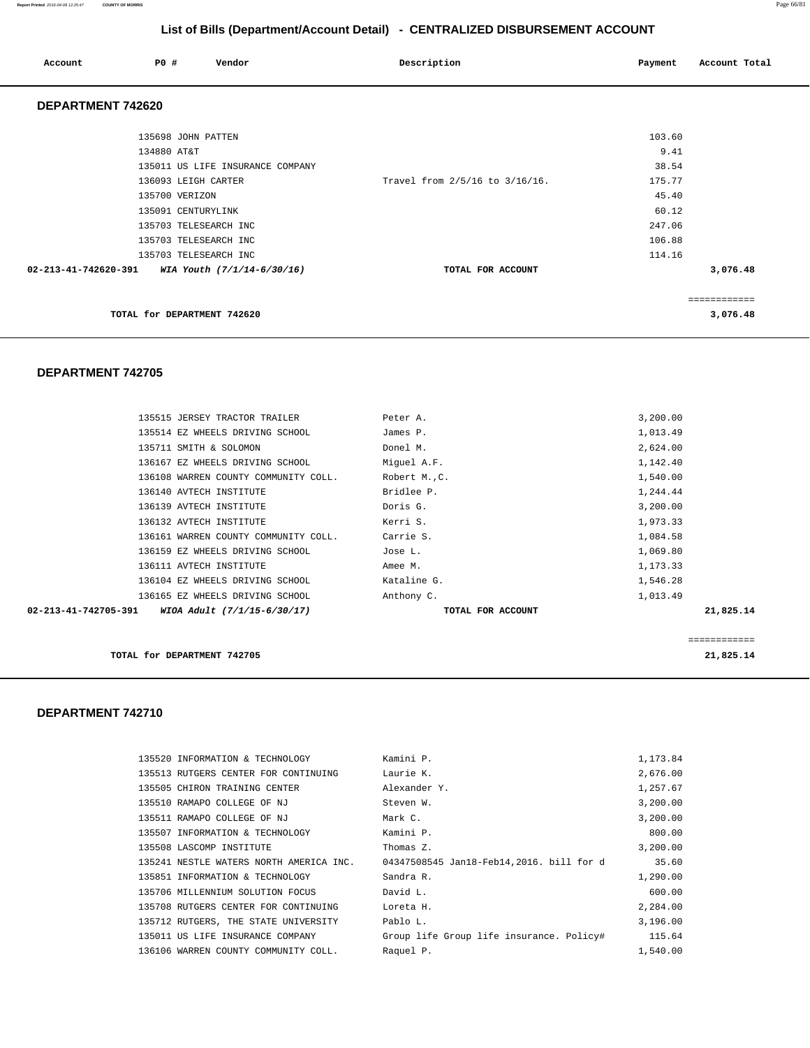## List of Bills (Department/Account Detail) - CENTRALIZED DISBURSEMENT ACCOUNT

| Account | PO # | Vendor | Description | Payment | Account Total |
|---|---|---|---|---|---|

### DEPARTMENT 742620

| Account | PO # | Vendor | Description | Payment | Account Total |
|---|---|---|---|---|---|
| | 135698 | JOHN PATTEN | | 103.60 | |
| | 134880 | AT&T | | 9.41 | |
| | 135011 | US LIFE INSURANCE COMPANY | | 38.54 | |
| | 136093 | LEIGH CARTER | Travel from 2/5/16 to 3/16/16. | 175.77 | |
| | 135700 | VERIZON | | 45.40 | |
| | 135091 | CENTURYLINK | | 60.12 | |
| | 135703 | TELESEARCH INC | | 247.06 | |
| | 135703 | TELESEARCH INC | | 106.88 | |
| | 135703 | TELESEARCH INC | | 114.16 | |
| 02-213-41-742620-391 | | *WIA Youth (7/1/14-6/30/16)* | TOTAL FOR ACCOUNT | | 3,076.48 |

TOTAL for DEPARTMENT 742620 — 3,076.48

### DEPARTMENT 742705

| Account | PO # | Vendor | Description | Payment | Account Total |
|---|---|---|---|---|---|
| | 135515 | JERSEY TRACTOR TRAILER | Peter A. | 3,200.00 | |
| | 135514 | EZ WHEELS DRIVING SCHOOL | James P. | 1,013.49 | |
| | 135711 | SMITH & SOLOMON | Donel M. | 2,624.00 | |
| | 136167 | EZ WHEELS DRIVING SCHOOL | Miguel A.F. | 1,142.40 | |
| | 136108 | WARREN COUNTY COMMUNITY COLL. | Robert M.,C. | 1,540.00 | |
| | 136140 | AVTECH INSTITUTE | Bridlee P. | 1,244.44 | |
| | 136139 | AVTECH INSTITUTE | Doris G. | 3,200.00 | |
| | 136132 | AVTECH INSTITUTE | Kerri S. | 1,973.33 | |
| | 136161 | WARREN COUNTY COMMUNITY COLL. | Carrie S. | 1,084.58 | |
| | 136159 | EZ WHEELS DRIVING SCHOOL | Jose L. | 1,069.80 | |
| | 136111 | AVTECH INSTITUTE | Amee M. | 1,173.33 | |
| | 136104 | EZ WHEELS DRIVING SCHOOL | Kataline G. | 1,546.28 | |
| | 136165 | EZ WHEELS DRIVING SCHOOL | Anthony C. | 1,013.49 | |
| 02-213-41-742705-391 | | *WIOA Adult (7/1/15-6/30/17)* | TOTAL FOR ACCOUNT | | 21,825.14 |

TOTAL for DEPARTMENT 742705 — 21,825.14

### DEPARTMENT 742710

| Account | PO # | Vendor | Description | Payment | Account Total |
|---|---|---|---|---|---|
| | 135520 | INFORMATION & TECHNOLOGY | Kamini P. | 1,173.84 | |
| | 135513 | RUTGERS CENTER FOR CONTINUING | Laurie K. | 2,676.00 | |
| | 135505 | CHIRON TRAINING CENTER | Alexander Y. | 1,257.67 | |
| | 135510 | RAMAPO COLLEGE OF NJ | Steven W. | 3,200.00 | |
| | 135511 | RAMAPO COLLEGE OF NJ | Mark C. | 3,200.00 | |
| | 135507 | INFORMATION & TECHNOLOGY | Kamini P. | 800.00 | |
| | 135508 | LASCOMP INSTITUTE | Thomas Z. | 3,200.00 | |
| | 135241 | NESTLE WATERS NORTH AMERICA INC. | 04347508545 Jan18-Feb14,2016. bill for d | 35.60 | |
| | 135851 | INFORMATION & TECHNOLOGY | Sandra R. | 1,290.00 | |
| | 135706 | MILLENNIUM SOLUTION FOCUS | David L. | 600.00 | |
| | 135708 | RUTGERS CENTER FOR CONTINUING | Loreta H. | 2,284.00 | |
| | 135712 | RUTGERS, THE STATE UNIVERSITY | Pablo L. | 3,196.00 | |
| | 135011 | US LIFE INSURANCE COMPANY | Group life Group life insurance. Policy# | 115.64 | |
| | 136106 | WARREN COUNTY COMMUNITY COLL. | Raquel P. | 1,540.00 | |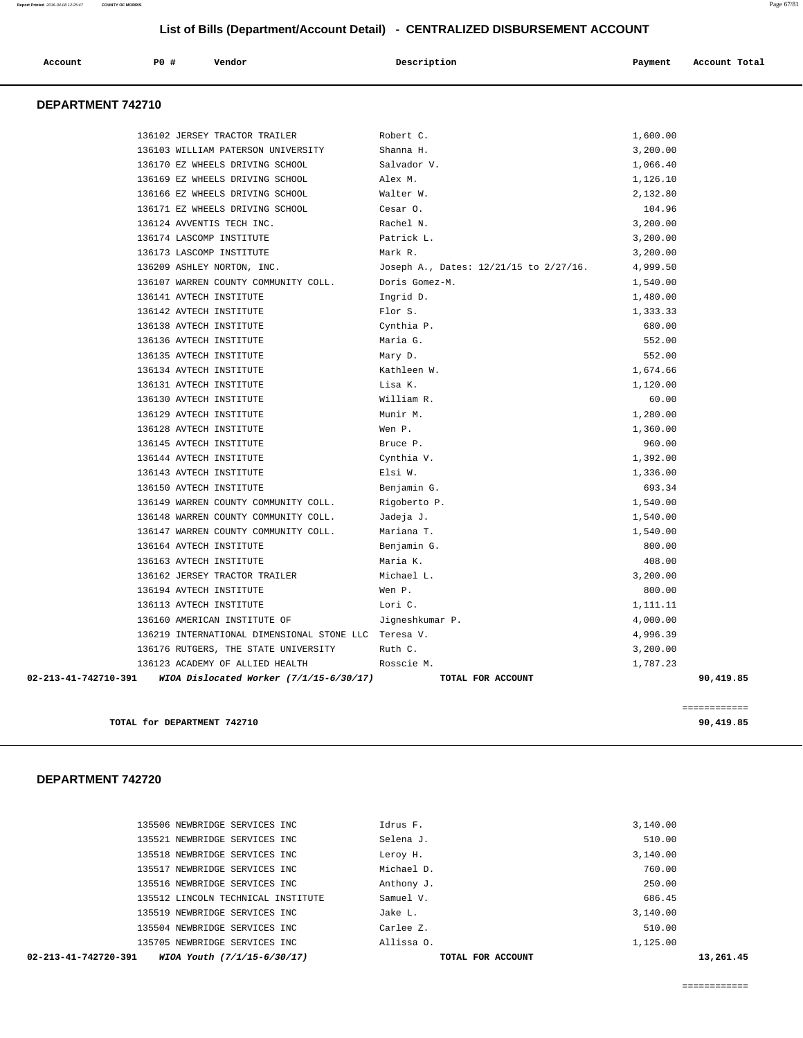# List of Bills (Department/Account Detail) - CENTRALIZED DISBURSEMENT ACCOUNT

| Account | PO # | Vendor | Description | Payment | Account Total |
|---|---|---|---|---|---|

## DEPARTMENT 742710

| Account | PO # | Vendor | Description | Payment | Account Total |
|---|---|---|---|---|---|
| | 136102 | JERSEY TRACTOR TRAILER | Robert C. | 1,600.00 | |
| | 136103 | WILLIAM PATERSON UNIVERSITY | Shanna H. | 3,200.00 | |
| | 136170 | EZ WHEELS DRIVING SCHOOL | Salvador V. | 1,066.40 | |
| | 136169 | EZ WHEELS DRIVING SCHOOL | Alex M. | 1,126.10 | |
| | 136166 | EZ WHEELS DRIVING SCHOOL | Walter W. | 2,132.80 | |
| | 136171 | EZ WHEELS DRIVING SCHOOL | Cesar O. | 104.96 | |
| | 136124 | AVVENTIS TECH INC. | Rachel N. | 3,200.00 | |
| | 136174 | LASCOMP INSTITUTE | Patrick L. | 3,200.00 | |
| | 136173 | LASCOMP INSTITUTE | Mark R. | 3,200.00 | |
| | 136209 | ASHLEY NORTON, INC. | Joseph A., Dates: 12/21/15 to 2/27/16. | 4,999.50 | |
| | 136107 | WARREN COUNTY COMMUNITY COLL. | Doris Gomez-M. | 1,540.00 | |
| | 136141 | AVTECH INSTITUTE | Ingrid D. | 1,480.00 | |
| | 136142 | AVTECH INSTITUTE | Flor S. | 1,333.33 | |
| | 136138 | AVTECH INSTITUTE | Cynthia P. | 680.00 | |
| | 136136 | AVTECH INSTITUTE | Maria G. | 552.00 | |
| | 136135 | AVTECH INSTITUTE | Mary D. | 552.00 | |
| | 136134 | AVTECH INSTITUTE | Kathleen W. | 1,674.66 | |
| | 136131 | AVTECH INSTITUTE | Lisa K. | 1,120.00 | |
| | 136130 | AVTECH INSTITUTE | William R. | 60.00 | |
| | 136129 | AVTECH INSTITUTE | Munir M. | 1,280.00 | |
| | 136128 | AVTECH INSTITUTE | Wen P. | 1,360.00 | |
| | 136145 | AVTECH INSTITUTE | Bruce P. | 960.00 | |
| | 136144 | AVTECH INSTITUTE | Cynthia V. | 1,392.00 | |
| | 136143 | AVTECH INSTITUTE | Elsi W. | 1,336.00 | |
| | 136150 | AVTECH INSTITUTE | Benjamin G. | 693.34 | |
| | 136149 | WARREN COUNTY COMMUNITY COLL. | Rigoberto P. | 1,540.00 | |
| | 136148 | WARREN COUNTY COMMUNITY COLL. | Jadeja J. | 1,540.00 | |
| | 136147 | WARREN COUNTY COMMUNITY COLL. | Mariana T. | 1,540.00 | |
| | 136164 | AVTECH INSTITUTE | Benjamin G. | 800.00 | |
| | 136163 | AVTECH INSTITUTE | Maria K. | 408.00 | |
| | 136162 | JERSEY TRACTOR TRAILER | Michael L. | 3,200.00 | |
| | 136194 | AVTECH INSTITUTE | Wen P. | 800.00 | |
| | 136113 | AVTECH INSTITUTE | Lori C. | 1,111.11 | |
| | 136160 | AMERICAN INSTITUTE OF | Jigneshkumar P. | 4,000.00 | |
| | 136219 | INTERNATIONAL DIMENSIONAL STONE LLC | Teresa V. | 4,996.39 | |
| | 136176 | RUTGERS, THE STATE UNIVERSITY | Ruth C. | 3,200.00 | |
| | 136123 | ACADEMY OF ALLIED HEALTH | Rosscie M. | 1,787.23 | |
| **02-213-41-742710-391** | | ***WIOA Dislocated Worker (7/1/15-6/30/17)*** | **TOTAL FOR ACCOUNT** | | **90,419.85** |

============

**TOTAL for DEPARTMENT 742710** **90,419.85**

## DEPARTMENT 742720

| Account | PO # | Vendor | Description | Payment | Account Total |
|---|---|---|---|---|---|
| | 135506 | NEWBRIDGE SERVICES INC | Idrus F. | 3,140.00 | |
| | 135521 | NEWBRIDGE SERVICES INC | Selena J. | 510.00 | |
| | 135518 | NEWBRIDGE SERVICES INC | Leroy H. | 3,140.00 | |
| | 135517 | NEWBRIDGE SERVICES INC | Michael D. | 760.00 | |
| | 135516 | NEWBRIDGE SERVICES INC | Anthony J. | 250.00 | |
| | 135512 | LINCOLN TECHNICAL INSTITUTE | Samuel V. | 686.45 | |
| | 135519 | NEWBRIDGE SERVICES INC | Jake L. | 3,140.00 | |
| | 135504 | NEWBRIDGE SERVICES INC | Carlee Z. | 510.00 | |
| | 135705 | NEWBRIDGE SERVICES INC | Allissa O. | 1,125.00 | |
| **02-213-41-742720-391** | | ***WIOA Youth (7/1/15-6/30/17)*** | **TOTAL FOR ACCOUNT** | | **13,261.45** |

============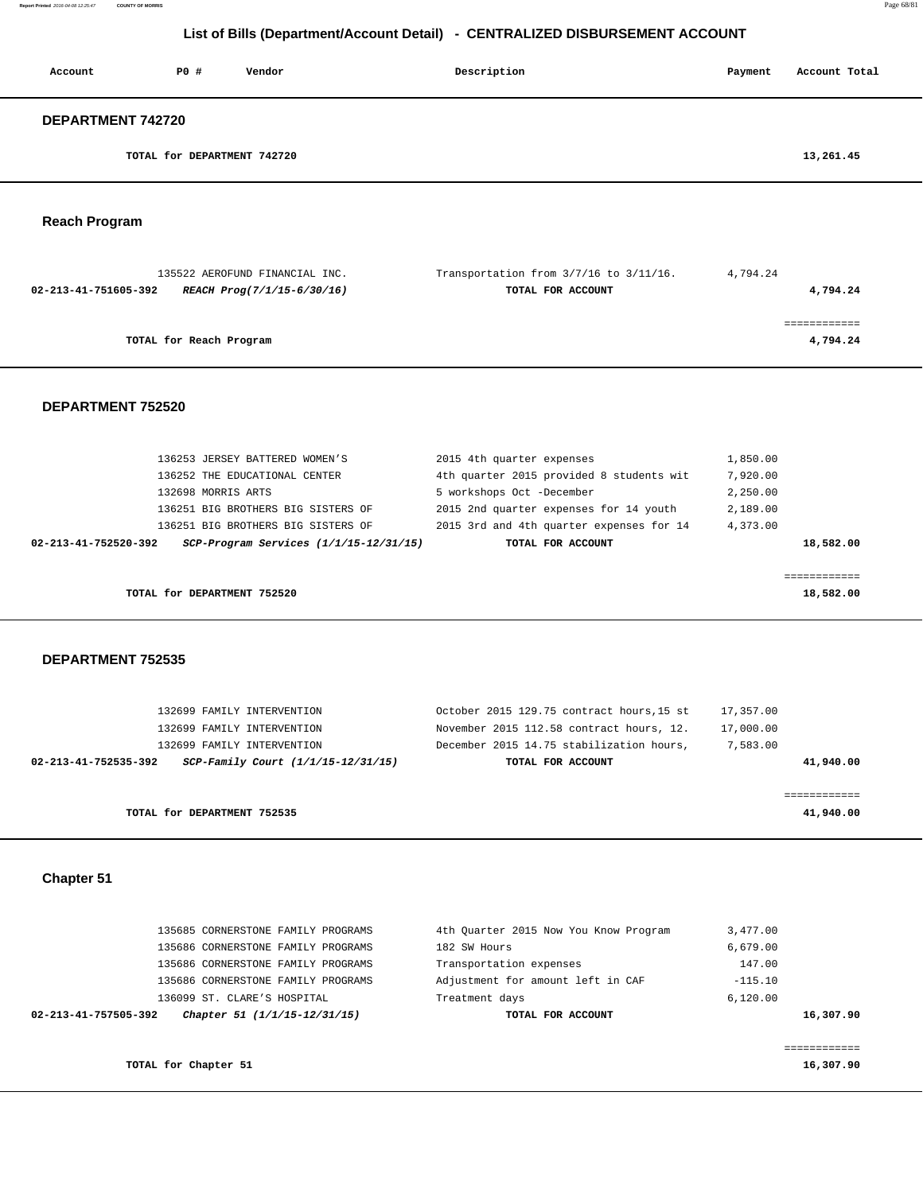## List of Bills (Department/Account Detail) - CENTRALIZED DISBURSEMENT ACCOUNT

| Account | PO # | Vendor | Description | Payment | Account Total |
|---|---|---|---|---|---|

### DEPARTMENT 742720

| | | | | | |
|---|---|---|---|---|---|
| | TOTAL for DEPARTMENT 742720 | | | | 13,261.45 |

### Reach Program

| Account | PO # | Vendor | Description | Payment | Account Total |
|---|---|---|---|---|---|
| | 135522 | AEROFUND FINANCIAL INC. | Transportation from 3/7/16 to 3/11/16. | 4,794.24 | |
| 02-213-41-751605-392 | | *REACH Prog(7/1/15-6/30/16)* | TOTAL FOR ACCOUNT | | 4,794.24 |
| | | | | | ============ |
| | TOTAL for Reach Program | | | | 4,794.24 |

### DEPARTMENT 752520

| Account | PO # | Vendor | Description | Payment | Account Total |
|---|---|---|---|---|---|
| | 136253 | JERSEY BATTERED WOMEN'S | 2015 4th quarter expenses | 1,850.00 | |
| | 136252 | THE EDUCATIONAL CENTER | 4th quarter 2015 provided 8 students wit | 7,920.00 | |
| | 132698 | MORRIS ARTS | 5 workshops Oct -December | 2,250.00 | |
| | 136251 | BIG BROTHERS BIG SISTERS OF | 2015 2nd quarter expenses for 14 youth | 2,189.00 | |
| | 136251 | BIG BROTHERS BIG SISTERS OF | 2015 3rd and 4th quarter expenses for 14 | 4,373.00 | |
| 02-213-41-752520-392 | | *SCP-Program Services (1/1/15-12/31/15)* | TOTAL FOR ACCOUNT | | 18,582.00 |
| | | | | | ============ |
| | TOTAL for DEPARTMENT 752520 | | | | 18,582.00 |

### DEPARTMENT 752535

| Account | PO # | Vendor | Description | Payment | Account Total |
|---|---|---|---|---|---|
| | 132699 | FAMILY INTERVENTION | October 2015 129.75 contract hours,15 st | 17,357.00 | |
| | 132699 | FAMILY INTERVENTION | November 2015 112.58 contract hours, 12. | 17,000.00 | |
| | 132699 | FAMILY INTERVENTION | December 2015 14.75 stabilization hours, | 7,583.00 | |
| 02-213-41-752535-392 | | *SCP-Family Court (1/1/15-12/31/15)* | TOTAL FOR ACCOUNT | | 41,940.00 |
| | | | | | ============ |
| | TOTAL for DEPARTMENT 752535 | | | | 41,940.00 |

### Chapter 51

| Account | PO # | Vendor | Description | Payment | Account Total |
|---|---|---|---|---|---|
| | 135685 | CORNERSTONE FAMILY PROGRAMS | 4th Quarter 2015 Now You Know Program | 3,477.00 | |
| | 135686 | CORNERSTONE FAMILY PROGRAMS | 182 SW Hours | 6,679.00 | |
| | 135686 | CORNERSTONE FAMILY PROGRAMS | Transportation expenses | 147.00 | |
| | 135686 | CORNERSTONE FAMILY PROGRAMS | Adjustment for amount left in CAF | -115.10 | |
| | 136099 | ST. CLARE'S HOSPITAL | Treatment days | 6,120.00 | |
| 02-213-41-757505-392 | | *Chapter 51 (1/1/15-12/31/15)* | TOTAL FOR ACCOUNT | | 16,307.90 |
| | | | | | ============ |
| | TOTAL for Chapter 51 | | | | 16,307.90 |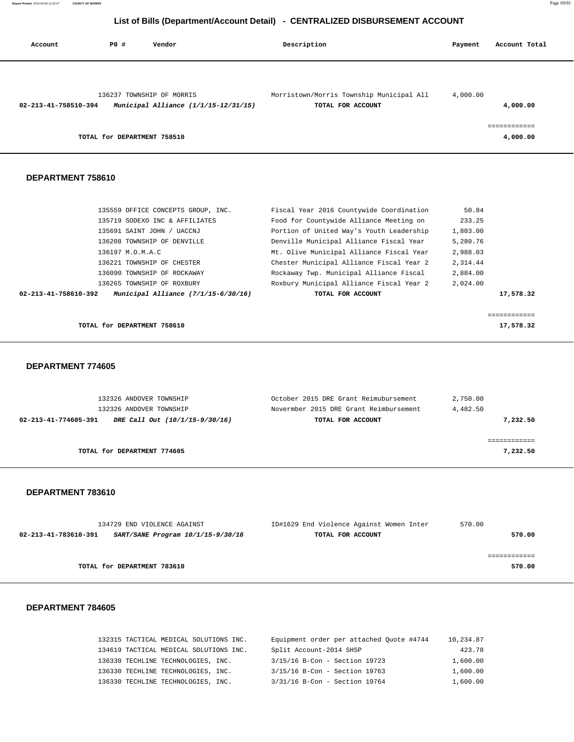## List of Bills (Department/Account Detail) - CENTRALIZED DISBURSEMENT ACCOUNT

| Account | PO # | Vendor | Description | Payment | Account Total |
|---|---|---|---|---|---|
| | 136237 | TOWNSHIP OF MORRIS | Morristown/Morris Township Municipal All | 4,000.00 | |
| **02-213-41-758510-394** | | ***Municipal Alliance (1/1/15-12/31/15)*** | **TOTAL FOR ACCOUNT** | | **4,000.00** |
| | | | | | ============ |
| | **TOTAL for DEPARTMENT 758510** | | | | **4,000.00** |

### DEPARTMENT 758610

| Account | PO # | Vendor | Description | Payment | Account Total |
|---|---|---|---|---|---|
| | 135559 | OFFICE CONCEPTS GROUP, INC. | Fiscal Year 2016 Countywide Coordination | 50.84 | |
| | 135719 | SODEXO INC & AFFILIATES | Food for Countywide Alliance Meeting on | 233.25 | |
| | 135691 | SAINT JOHN / UACCNJ | Portion of United Way's Youth Leadership | 1,803.00 | |
| | 136208 | TOWNSHIP OF DENVILLE | Denville Municipal Alliance Fiscal Year | 5,280.76 | |
| | 136197 | M.O.M.A.C | Mt. Olive Municipal Alliance Fiscal Year | 2,988.03 | |
| | 136221 | TOWNSHIP OF CHESTER | Chester Municipal Alliance Fiscal Year 2 | 2,314.44 | |
| | 136090 | TOWNSHIP OF ROCKAWAY | Rockaway Twp. Municipal Alliance Fiscal | 2,884.00 | |
| | 136265 | TOWNSHIP OF ROXBURY | Roxbury Municipal Alliance Fiscal Year 2 | 2,024.00 | |
| **02-213-41-758610-392** | | ***Municipal Alliance (7/1/15-6/30/16)*** | **TOTAL FOR ACCOUNT** | | **17,578.32** |
| | | | | | ============ |
| | **TOTAL for DEPARTMENT 758610** | | | | **17,578.32** |

### DEPARTMENT 774605

| Account | PO # | Vendor | Description | Payment | Account Total |
|---|---|---|---|---|---|
| | 132326 | ANDOVER TOWNSHIP | October 2015 DRE Grant Reimubursement | 2,750.00 | |
| | 132326 | ANDOVER TOWNSHIP | Novermber 2015 DRE Grant Reimbursement | 4,482.50 | |
| **02-213-41-774605-391** | | ***DRE Call Out (10/1/15-9/30/16)*** | **TOTAL FOR ACCOUNT** | | **7,232.50** |
| | | | | | ============ |
| | **TOTAL for DEPARTMENT 774605** | | | | **7,232.50** |

### DEPARTMENT 783610

| Account | PO # | Vendor | Description | Payment | Account Total |
|---|---|---|---|---|---|
| | 134729 | END VIOLENCE AGAINST | ID#1629 End Violence Against Women Inter | 570.00 | |
| **02-213-41-783610-391** | | ***SART/SANE Program 10/1/15-9/30/16*** | **TOTAL FOR ACCOUNT** | | **570.00** |
| | | | | | ============ |
| | **TOTAL for DEPARTMENT 783610** | | | | **570.00** |

### DEPARTMENT 784605

| Account | PO # | Vendor | Description | Payment | Account Total |
|---|---|---|---|---|---|
| | 132315 | TACTICAL MEDICAL SOLUTIONS INC. | Equipment order per attached Quote #4744 | 10,234.87 | |
| | 134619 | TACTICAL MEDICAL SOLUTIONS INC. | Split Account-2014 SHSP | 423.78 | |
| | 136330 | TECHLINE TECHNOLOGIES, INC. | 3/15/16 B-Con - Section 19723 | 1,600.00 | |
| | 136330 | TECHLINE TECHNOLOGIES, INC. | 3/15/16 B-Con - Section 19763 | 1,600.00 | |
| | 136330 | TECHLINE TECHNOLOGIES, INC. | 3/31/16 B-Con - Section 19764 | 1,600.00 | |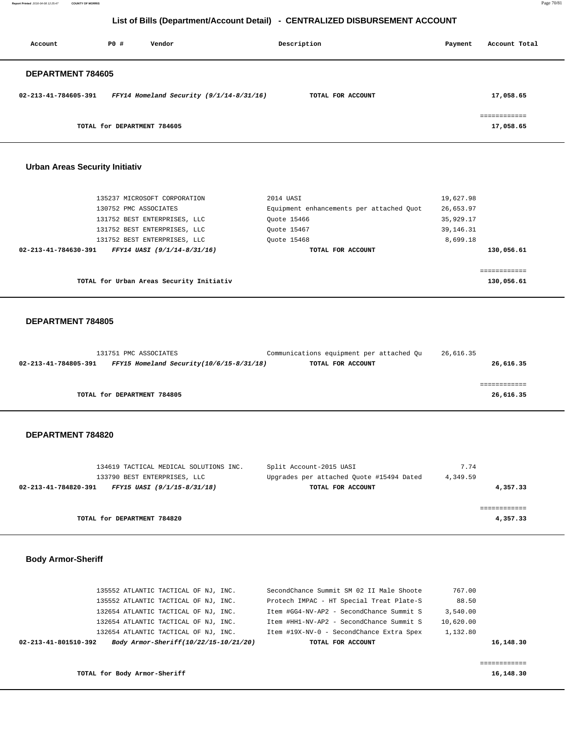# List of Bills (Department/Account Detail) - CENTRALIZED DISBURSEMENT ACCOUNT

| Account | PO # | Vendor | Description | Payment | Account Total |
|---|---|---|---|---|---|

## DEPARTMENT 784605

| Account | PO # | Vendor | Description | Payment | Account Total |
|---|---|---|---|---|---|
| **02-213-41-784605-391** | | ***FFY14 Homeland Security (9/1/14-8/31/16)*** | **TOTAL FOR ACCOUNT** | | **17,058.65** |
| | | | | | ============ |
| | | **TOTAL for DEPARTMENT 784605** | | | **17,058.65** |

## Urban Areas Security Initiativ

| Account | PO # | Vendor | Description | Payment | Account Total |
|---|---|---|---|---|---|
| | 135237 | MICROSOFT CORPORATION | 2014 UASI | 19,627.98 | |
| | 130752 | PMC ASSOCIATES | Equipment enhancements per attached Quot | 26,653.97 | |
| | 131752 | BEST ENTERPRISES, LLC | Quote 15466 | 35,929.17 | |
| | 131752 | BEST ENTERPRISES, LLC | Quote 15467 | 39,146.31 | |
| | 131752 | BEST ENTERPRISES, LLC | Quote 15468 | 8,699.18 | |
| **02-213-41-784630-391** | | ***FFY14 UASI (9/1/14-8/31/16)*** | **TOTAL FOR ACCOUNT** | | **130,056.61** |
| | | | | | ============ |
| | | **TOTAL for Urban Areas Security Initiativ** | | | **130,056.61** |

## DEPARTMENT 784805

| Account | PO # | Vendor | Description | Payment | Account Total |
|---|---|---|---|---|---|
| | 131751 | PMC ASSOCIATES | Communications equipment per attached Qu | 26,616.35 | |
| **02-213-41-784805-391** | | ***FFY15 Homeland Security(10/6/15-8/31/18)*** | **TOTAL FOR ACCOUNT** | | **26,616.35** |
| | | | | | ============ |
| | | **TOTAL for DEPARTMENT 784805** | | | **26,616.35** |

## DEPARTMENT 784820

| Account | PO # | Vendor | Description | Payment | Account Total |
|---|---|---|---|---|---|
| | 134619 | TACTICAL MEDICAL SOLUTIONS INC. | Split Account-2015 UASI | 7.74 | |
| | 133790 | BEST ENTERPRISES, LLC | Upgrades per attached Quote #15494 Dated | 4,349.59 | |
| **02-213-41-784820-391** | | ***FFY15 UASI (9/1/15-8/31/18)*** | **TOTAL FOR ACCOUNT** | | **4,357.33** |
| | | | | | ============ |
| | | **TOTAL for DEPARTMENT 784820** | | | **4,357.33** |

## Body Armor-Sheriff

| Account | PO # | Vendor | Description | Payment | Account Total |
|---|---|---|---|---|---|
| | 135552 | ATLANTIC TACTICAL OF NJ, INC. | SecondChance Summit SM 02 II Male Shoote | 767.00 | |
| | 135552 | ATLANTIC TACTICAL OF NJ, INC. | Protech IMPAC - HT Special Treat Plate-S | 88.50 | |
| | 132654 | ATLANTIC TACTICAL OF NJ, INC. | Item #GG4-NV-AP2 - SecondChance Summit S | 3,540.00 | |
| | 132654 | ATLANTIC TACTICAL OF NJ, INC. | Item #HH1-NV-AP2 - SecondChance Summit S | 10,620.00 | |
| | 132654 | ATLANTIC TACTICAL OF NJ, INC. | Item #19X-NV-0 - SecondChance Extra Spex | 1,132.80 | |
| **02-213-41-801510-392** | | ***Body Armor-Sheriff(10/22/15-10/21/20)*** | **TOTAL FOR ACCOUNT** | | **16,148.30** |
| | | | | | ============ |
| | | **TOTAL for Body Armor-Sheriff** | | | **16,148.30** |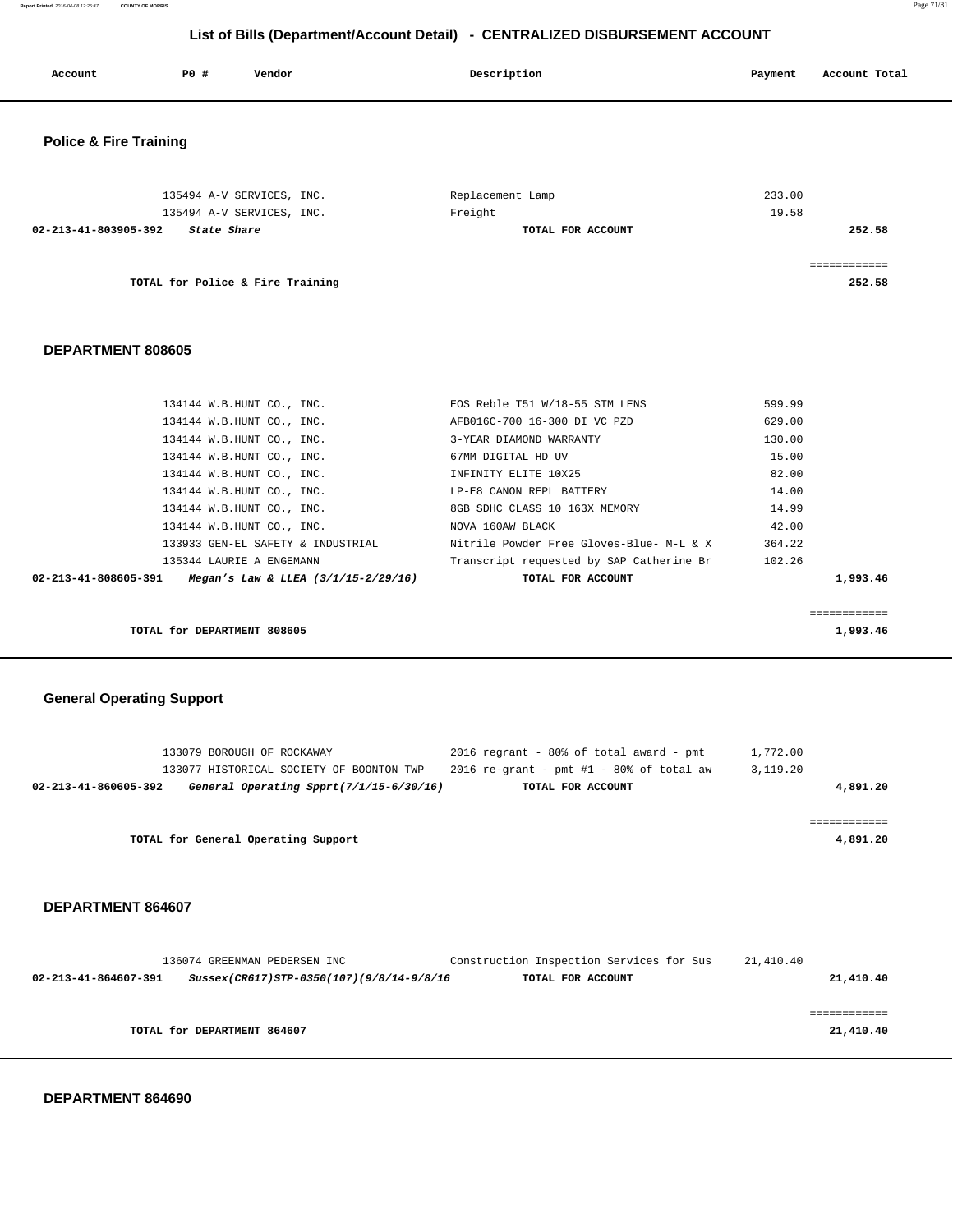## List of Bills (Department/Account Detail) - CENTRALIZED DISBURSEMENT ACCOUNT

| Account | PO # | Vendor | Description | Payment | Account Total |
|---|---|---|---|---|---|

### Police & Fire Training

| Account | PO # | Vendor | Description | Payment | Account Total |
|---|---|---|---|---|---|
| | 135494 | A-V SERVICES, INC. | Replacement Lamp | 233.00 | |
| | 135494 | A-V SERVICES, INC. | Freight | 19.58 | |
| **02-213-41-803905-392** | | ***State Share*** | **TOTAL FOR ACCOUNT** | | **252.58** |
| | | | | | ============ |
| | | **TOTAL for Police & Fire Training** | | | **252.58** |

### DEPARTMENT 808605

| Account | PO # | Vendor | Description | Payment | Account Total |
|---|---|---|---|---|---|
| | 134144 | W.B.HUNT CO., INC. | EOS Reble T51 W/18-55 STM LENS | 599.99 | |
| | 134144 | W.B.HUNT CO., INC. | AFB016C-700 16-300 DI VC PZD | 629.00 | |
| | 134144 | W.B.HUNT CO., INC. | 3-YEAR DIAMOND WARRANTY | 130.00 | |
| | 134144 | W.B.HUNT CO., INC. | 67MM DIGITAL HD UV | 15.00 | |
| | 134144 | W.B.HUNT CO., INC. | INFINITY ELITE 10X25 | 82.00 | |
| | 134144 | W.B.HUNT CO., INC. | LP-E8 CANON REPL BATTERY | 14.00 | |
| | 134144 | W.B.HUNT CO., INC. | 8GB SDHC CLASS 10 163X MEMORY | 14.99 | |
| | 134144 | W.B.HUNT CO., INC. | NOVA 160AW BLACK | 42.00 | |
| | 133933 | GEN-EL SAFETY & INDUSTRIAL | Nitrile Powder Free Gloves-Blue- M-L & X | 364.22 | |
| | 135344 | LAURIE A ENGEMANN | Transcript requested by SAP Catherine Br | 102.26 | |
| **02-213-41-808605-391** | | ***Megan's Law & LLEA (3/1/15-2/29/16)*** | **TOTAL FOR ACCOUNT** | | **1,993.46** |
| | | | | | ============ |
| | | **TOTAL for DEPARTMENT 808605** | | | **1,993.46** |

### General Operating Support

| Account | PO # | Vendor | Description | Payment | Account Total |
|---|---|---|---|---|---|
| | 133079 | BOROUGH OF ROCKAWAY | 2016 regrant - 80% of total award - pmt | 1,772.00 | |
| | 133077 | HISTORICAL SOCIETY OF BOONTON TWP | 2016 re-grant - pmt #1 - 80% of total aw | 3,119.20 | |
| **02-213-41-860605-392** | | ***General Operating Spprt(7/1/15-6/30/16)*** | **TOTAL FOR ACCOUNT** | | **4,891.20** |
| | | | | | ============ |
| | | **TOTAL for General Operating Support** | | | **4,891.20** |

### DEPARTMENT 864607

| Account | PO # | Vendor | Description | Payment | Account Total |
|---|---|---|---|---|---|
| | 136074 | GREENMAN PEDERSEN INC | Construction Inspection Services for Sus | 21,410.40 | |
| **02-213-41-864607-391** | | ***Sussex(CR617)STP-0350(107)(9/8/14-9/8/16*** | **TOTAL FOR ACCOUNT** | | **21,410.40** |
| | | | | | ============ |
| | | **TOTAL for DEPARTMENT 864607** | | | **21,410.40** |

### DEPARTMENT 864690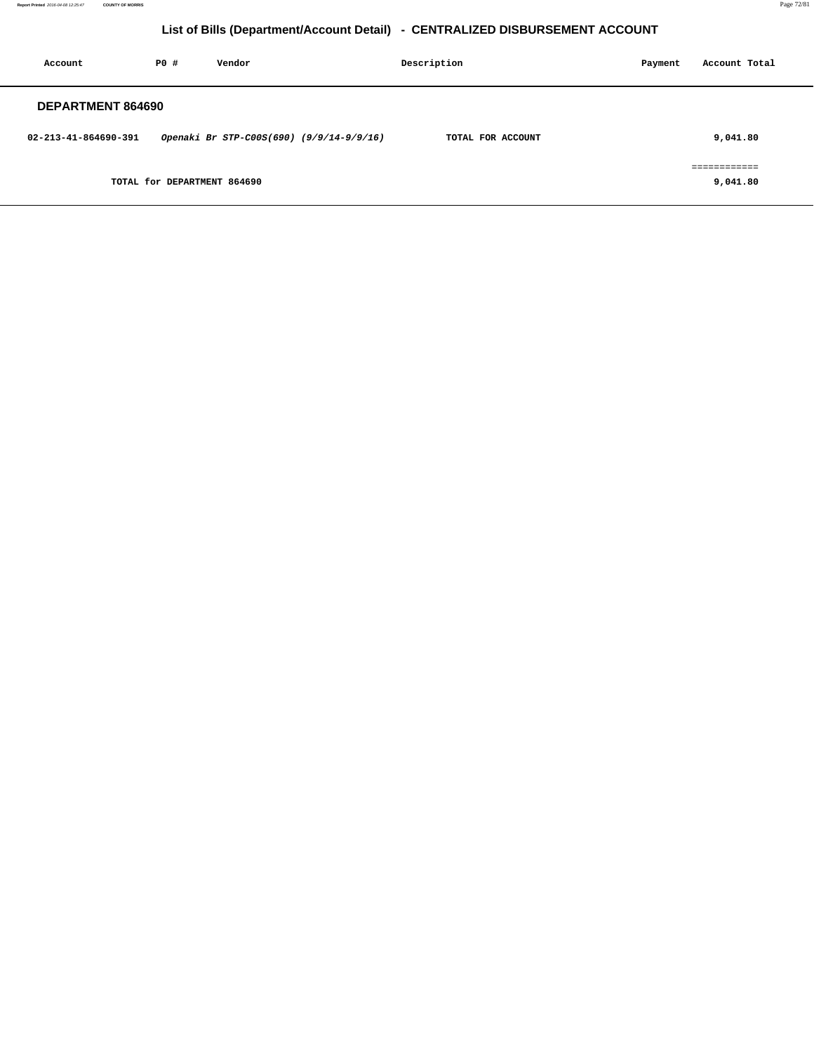# List of Bills (Department/Account Detail) - CENTRALIZED DISBURSEMENT ACCOUNT

| Account | PO # | Vendor | Description | Payment | Account Total |
|---|---|---|---|---|---|

## DEPARTMENT 864690

| Account | PO # | Vendor | Description | Payment | Account Total |
|---|---|---|---|---|---|
| 02-213-41-864690-391 | | *Openaki Br STP-C00S(690) (9/9/14-9/9/16)* | TOTAL FOR ACCOUNT | | 9,041.80 |
| | | | | | ============ |
| TOTAL for DEPARTMENT 864690 | | | | | 9,041.80 |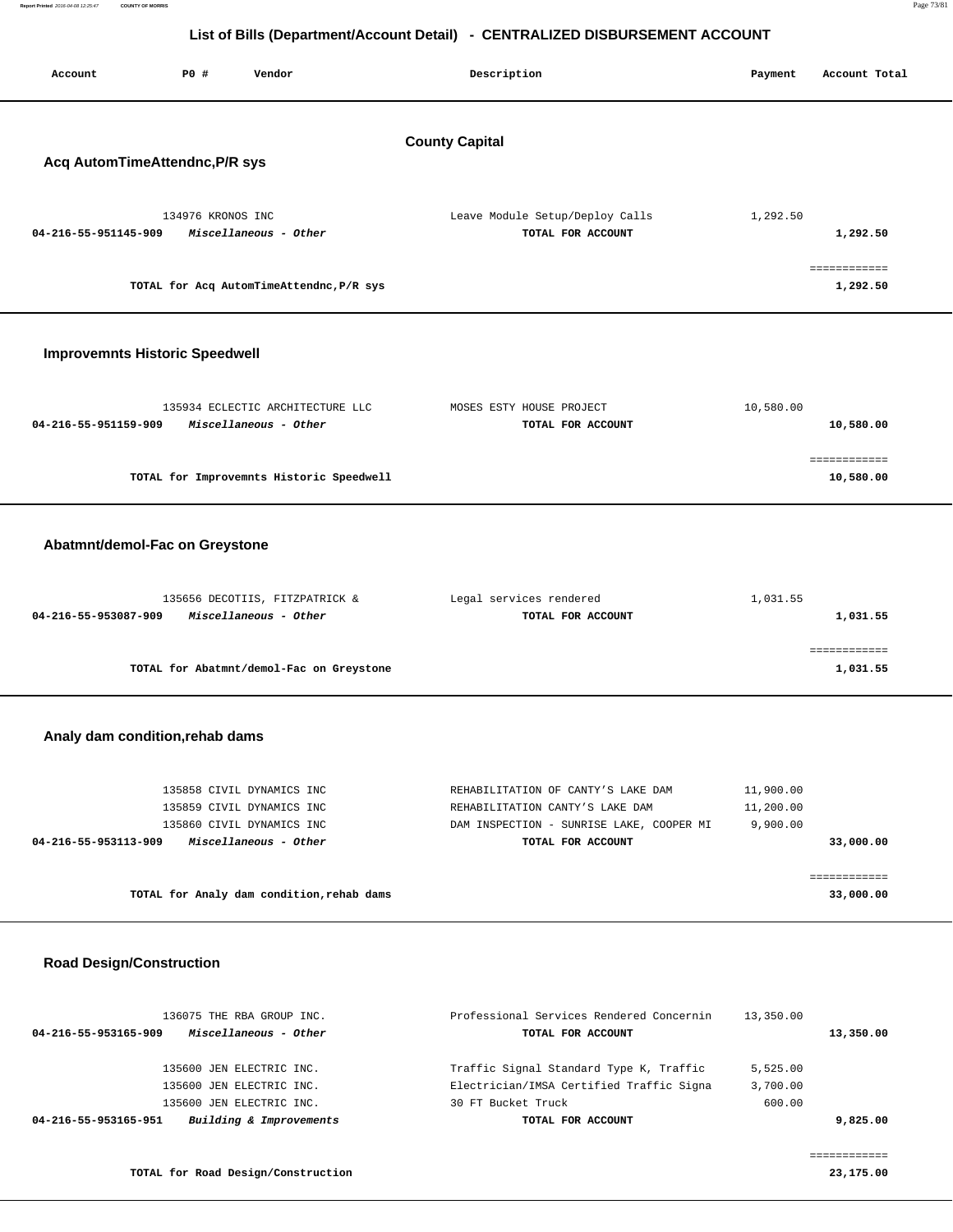# List of Bills (Department/Account Detail) - CENTRALIZED DISBURSEMENT ACCOUNT

| Account | PO # | Vendor | Description | Payment | Account Total |
|---|---|---|---|---|---|

## County Capital

### Acq AutomTimeAttendnc,P/R sys

| Account | PO # | Vendor | Description | Payment | Account Total |
|---|---|---|---|---|---|
| | 134976 | KRONOS INC | Leave Module Setup/Deploy Calls | 1,292.50 | |
| 04-216-55-951145-909 | | *Miscellaneous - Other* | TOTAL FOR ACCOUNT | | 1,292.50 |
| | | TOTAL for Acq AutomTimeAttendnc,P/R sys | | | 1,292.50 |

### Improvemnts Historic Speedwell

| Account | PO # | Vendor | Description | Payment | Account Total |
|---|---|---|---|---|---|
| | 135934 | ECLECTIC ARCHITECTURE LLC | MOSES ESTY HOUSE PROJECT | 10,580.00 | |
| 04-216-55-951159-909 | | *Miscellaneous - Other* | TOTAL FOR ACCOUNT | | 10,580.00 |
| | | TOTAL for Improvemnts Historic Speedwell | | | 10,580.00 |

### Abatmnt/demol-Fac on Greystone

| Account | PO # | Vendor | Description | Payment | Account Total |
|---|---|---|---|---|---|
| | 135656 | DECOTIIS, FITZPATRICK & | Legal services rendered | 1,031.55 | |
| 04-216-55-953087-909 | | *Miscellaneous - Other* | TOTAL FOR ACCOUNT | | 1,031.55 |
| | | TOTAL for Abatmnt/demol-Fac on Greystone | | | 1,031.55 |

### Analy dam condition,rehab dams

| Account | PO # | Vendor | Description | Payment | Account Total |
|---|---|---|---|---|---|
| | 135858 | CIVIL DYNAMICS INC | REHABILITATION OF CANTY'S LAKE DAM | 11,900.00 | |
| | 135859 | CIVIL DYNAMICS INC | REHABILITATION CANTY'S LAKE DAM | 11,200.00 | |
| | 135860 | CIVIL DYNAMICS INC | DAM INSPECTION - SUNRISE LAKE, COOPER MI | 9,900.00 | |
| 04-216-55-953113-909 | | *Miscellaneous - Other* | TOTAL FOR ACCOUNT | | 33,000.00 |
| | | TOTAL for Analy dam condition,rehab dams | | | 33,000.00 |

### Road Design/Construction

| Account | PO # | Vendor | Description | Payment | Account Total |
|---|---|---|---|---|---|
| | 136075 | THE RBA GROUP INC. | Professional Services Rendered Concernin | 13,350.00 | |
| 04-216-55-953165-909 | | *Miscellaneous - Other* | TOTAL FOR ACCOUNT | | 13,350.00 |
| | 135600 | JEN ELECTRIC INC. | Traffic Signal Standard Type K, Traffic | 5,525.00 | |
| | 135600 | JEN ELECTRIC INC. | Electrician/IMSA Certified Traffic Signa | 3,700.00 | |
| | 135600 | JEN ELECTRIC INC. | 30 FT Bucket Truck | 600.00 | |
| 04-216-55-953165-951 | | *Building & Improvements* | TOTAL FOR ACCOUNT | | 9,825.00 |
| | | TOTAL for Road Design/Construction | | | 23,175.00 |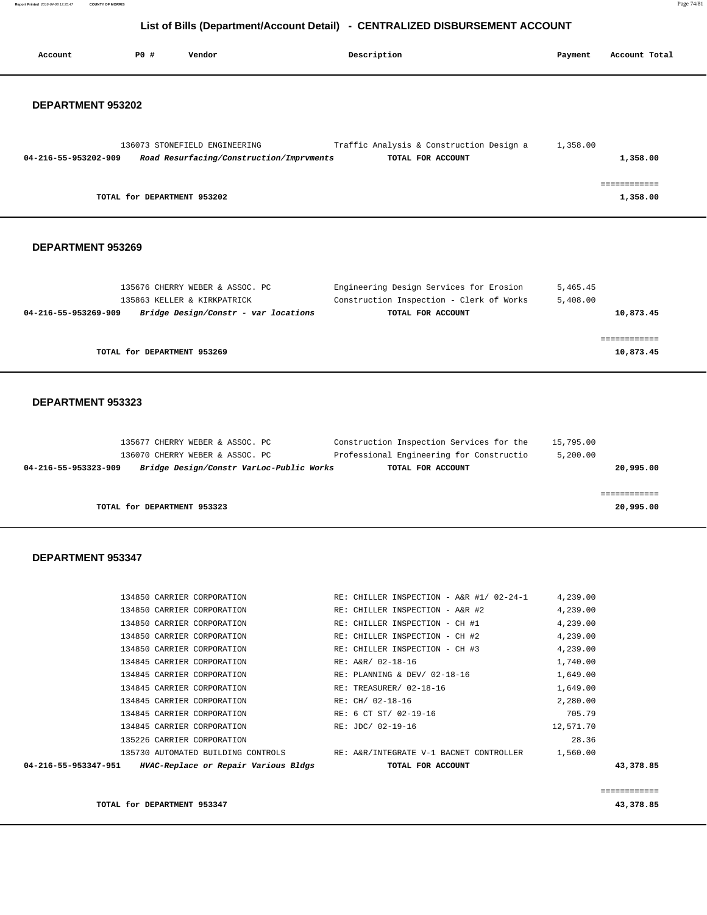## List of Bills (Department/Account Detail) - CENTRALIZED DISBURSEMENT ACCOUNT

| Account | PO # | Vendor | Description | Payment | Account Total |
|---|---|---|---|---|---|

### DEPARTMENT 953202

| Account | PO # | Vendor | Description | Payment | Account Total |
|---|---|---|---|---|---|
| | 136073 | STONEFIELD ENGINEERING | Traffic Analysis & Construction Design a | 1,358.00 | |
| **04-216-55-953202-909** | | ***Road Resurfacing/Construction/Imprvments*** | **TOTAL FOR ACCOUNT** | | **1,358.00** |
| | | | | | ============ |
| | | **TOTAL for DEPARTMENT 953202** | | | **1,358.00** |

### DEPARTMENT 953269

| Account | PO # | Vendor | Description | Payment | Account Total |
|---|---|---|---|---|---|
| | 135676 | CHERRY WEBER & ASSOC. PC | Engineering Design Services for Erosion | 5,465.45 | |
| | 135863 | KELLER & KIRKPATRICK | Construction Inspection - Clerk of Works | 5,408.00 | |
| **04-216-55-953269-909** | | ***Bridge Design/Constr - var locations*** | **TOTAL FOR ACCOUNT** | | **10,873.45** |
| | | | | | ============ |
| | | **TOTAL for DEPARTMENT 953269** | | | **10,873.45** |

### DEPARTMENT 953323

| Account | PO # | Vendor | Description | Payment | Account Total |
|---|---|---|---|---|---|
| | 135677 | CHERRY WEBER & ASSOC. PC | Construction Inspection Services for the | 15,795.00 | |
| | 136070 | CHERRY WEBER & ASSOC. PC | Professional Engineering for Constructio | 5,200.00 | |
| **04-216-55-953323-909** | | ***Bridge Design/Constr VarLoc-Public Works*** | **TOTAL FOR ACCOUNT** | | **20,995.00** |
| | | | | | ============ |
| | | **TOTAL for DEPARTMENT 953323** | | | **20,995.00** |

### DEPARTMENT 953347

| Account | PO # | Vendor | Description | Payment | Account Total |
|---|---|---|---|---|---|
| | 134850 | CARRIER CORPORATION | RE: CHILLER INSPECTION - A&R #1/ 02-24-1 | 4,239.00 | |
| | 134850 | CARRIER CORPORATION | RE: CHILLER INSPECTION - A&R #2 | 4,239.00 | |
| | 134850 | CARRIER CORPORATION | RE: CHILLER INSPECTION - CH #1 | 4,239.00 | |
| | 134850 | CARRIER CORPORATION | RE: CHILLER INSPECTION - CH #2 | 4,239.00 | |
| | 134850 | CARRIER CORPORATION | RE: CHILLER INSPECTION - CH #3 | 4,239.00 | |
| | 134845 | CARRIER CORPORATION | RE: A&R/ 02-18-16 | 1,740.00 | |
| | 134845 | CARRIER CORPORATION | RE: PLANNING & DEV/ 02-18-16 | 1,649.00 | |
| | 134845 | CARRIER CORPORATION | RE: TREASURER/ 02-18-16 | 1,649.00 | |
| | 134845 | CARRIER CORPORATION | RE: CH/ 02-18-16 | 2,280.00 | |
| | 134845 | CARRIER CORPORATION | RE: 6 CT ST/ 02-19-16 | 705.79 | |
| | 134845 | CARRIER CORPORATION | RE: JDC/ 02-19-16 | 12,571.70 | |
| | 135226 | CARRIER CORPORATION | | 28.36 | |
| | 135730 | AUTOMATED BUILDING CONTROLS | RE: A&R/INTEGRATE V-1 BACNET CONTROLLER | 1,560.00 | |
| **04-216-55-953347-951** | | ***HVAC-Replace or Repair Various Bldgs*** | **TOTAL FOR ACCOUNT** | | **43,378.85** |
| | | | | | ============ |
| | | **TOTAL for DEPARTMENT 953347** | | | **43,378.85** |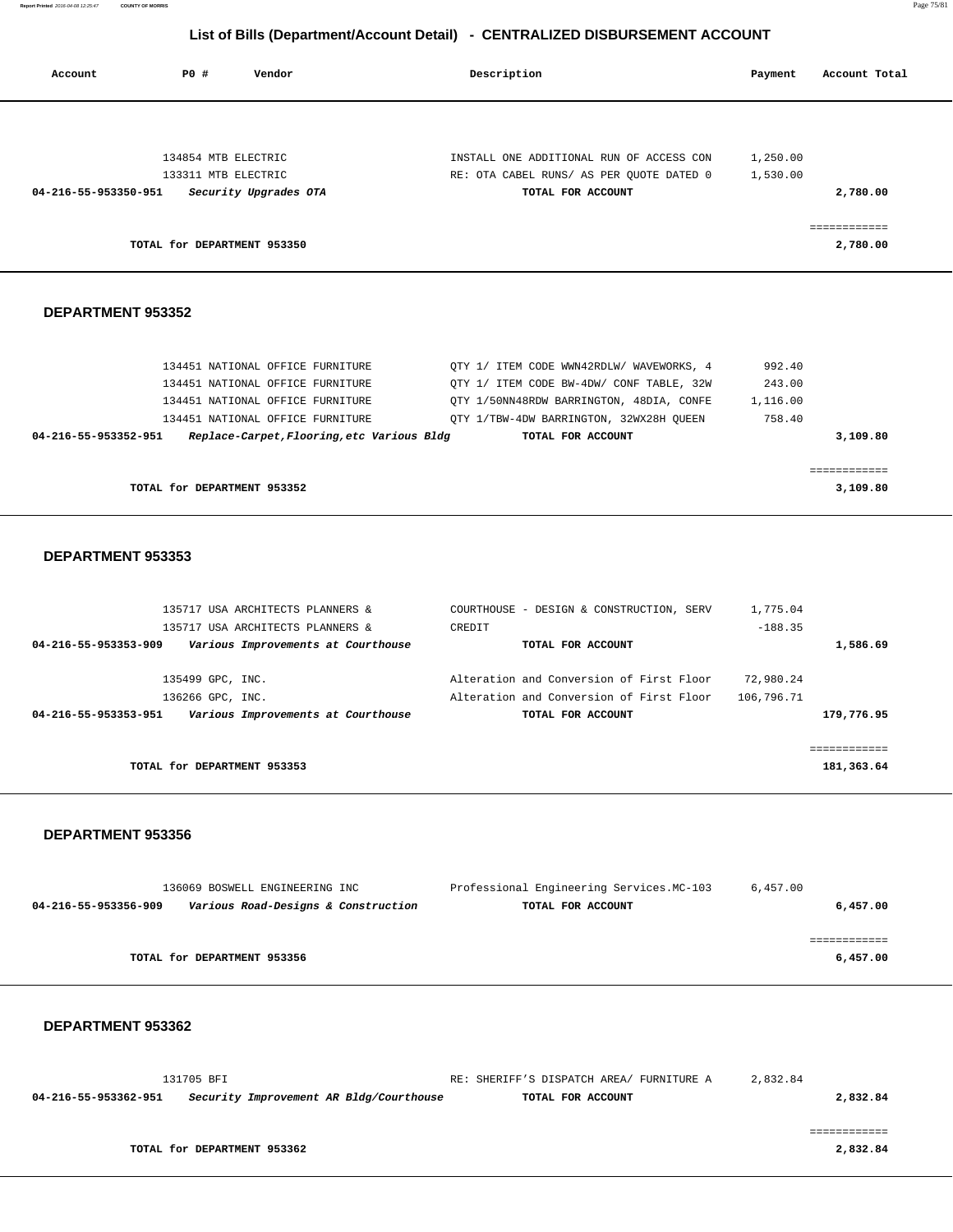## List of Bills (Department/Account Detail) - CENTRALIZED DISBURSEMENT ACCOUNT

| Account | PO # | Vendor | Description | Payment | Account Total |
|---|---|---|---|---|---|
| | 134854 | MTB ELECTRIC | INSTALL ONE ADDITIONAL RUN OF ACCESS CON | 1,250.00 | |
| | 133311 | MTB ELECTRIC | RE: OTA CABEL RUNS/ AS PER QUOTE DATED 0 | 1,530.00 | |
| **04-216-55-953350-951** | | ***Security Upgrades OTA*** | **TOTAL FOR ACCOUNT** | | **2,780.00** |
| | | | | | ============ |
| | | **TOTAL for DEPARTMENT 953350** | | | **2,780.00** |

### DEPARTMENT 953352

| Account | PO # | Vendor | Description | Payment | Account Total |
|---|---|---|---|---|---|
| | 134451 | NATIONAL OFFICE FURNITURE | QTY 1/ ITEM CODE WWN42RDLW/ WAVEWORKS, 4 | 992.40 | |
| | 134451 | NATIONAL OFFICE FURNITURE | QTY 1/ ITEM CODE BW-4DW/ CONF TABLE, 32W | 243.00 | |
| | 134451 | NATIONAL OFFICE FURNITURE | QTY 1/50NN48RDW BARRINGTON, 48DIA, CONFE | 1,116.00 | |
| | 134451 | NATIONAL OFFICE FURNITURE | QTY 1/TBW-4DW BARRINGTON, 32WX28H QUEEN | 758.40 | |
| **04-216-55-953352-951** | | ***Replace-Carpet,Flooring,etc Various Bldg*** | **TOTAL FOR ACCOUNT** | | **3,109.80** |
| | | | | | ============ |
| | | **TOTAL for DEPARTMENT 953352** | | | **3,109.80** |

### DEPARTMENT 953353

| Account | PO # | Vendor | Description | Payment | Account Total |
|---|---|---|---|---|---|
| | 135717 | USA ARCHITECTS PLANNERS & | COURTHOUSE - DESIGN & CONSTRUCTION, SERV | 1,775.04 | |
| | 135717 | USA ARCHITECTS PLANNERS & | CREDIT | -188.35 | |
| **04-216-55-953353-909** | | ***Various Improvements at Courthouse*** | **TOTAL FOR ACCOUNT** | | **1,586.69** |
| | 135499 | GPC, INC. | Alteration and Conversion of First Floor | 72,980.24 | |
| | 136266 | GPC, INC. | Alteration and Conversion of First Floor | 106,796.71 | |
| **04-216-55-953353-951** | | ***Various Improvements at Courthouse*** | **TOTAL FOR ACCOUNT** | | **179,776.95** |
| | | | | | ============ |
| | | **TOTAL for DEPARTMENT 953353** | | | **181,363.64** |

### DEPARTMENT 953356

| Account | PO # | Vendor | Description | Payment | Account Total |
|---|---|---|---|---|---|
| | 136069 | BOSWELL ENGINEERING INC | Professional Engineering Services.MC-103 | 6,457.00 | |
| **04-216-55-953356-909** | | ***Various Road-Designs & Construction*** | **TOTAL FOR ACCOUNT** | | **6,457.00** |
| | | | | | ============ |
| | | **TOTAL for DEPARTMENT 953356** | | | **6,457.00** |

### DEPARTMENT 953362

| Account | PO # | Vendor | Description | Payment | Account Total |
|---|---|---|---|---|---|
| | 131705 | BFI | RE: SHERIFF'S DISPATCH AREA/ FURNITURE A | 2,832.84 | |
| **04-216-55-953362-951** | | ***Security Improvement AR Bldg/Courthouse*** | **TOTAL FOR ACCOUNT** | | **2,832.84** |
| | | | | | ============ |
| | | **TOTAL for DEPARTMENT 953362** | | | **2,832.84** |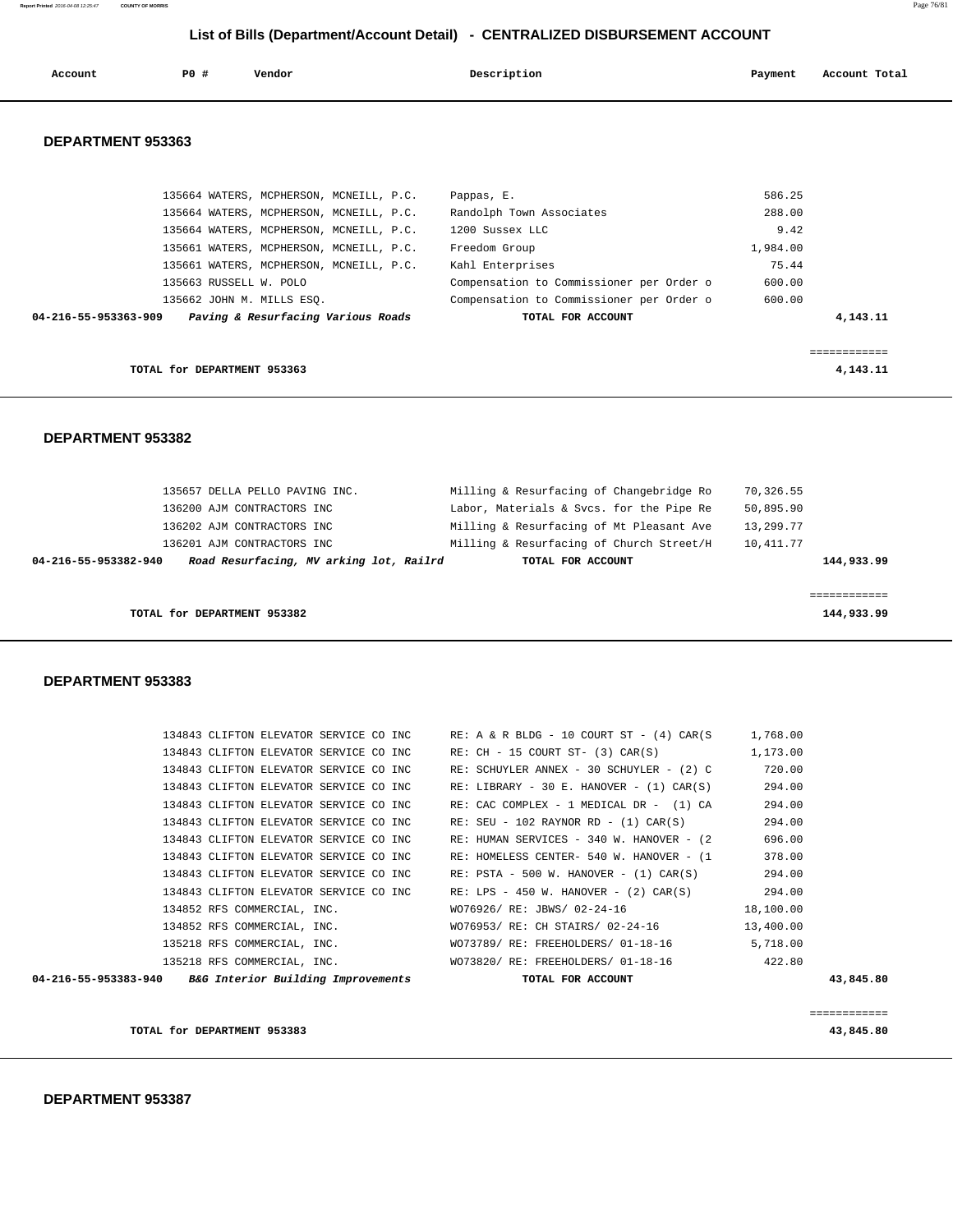## List of Bills (Department/Account Detail) - CENTRALIZED DISBURSEMENT ACCOUNT

| Account | PO # | Vendor | Description | Payment | Account Total |
|---|---|---|---|---|---|

### DEPARTMENT 953363

| Account | PO # | Vendor | Description | Payment | Account Total |
|---|---|---|---|---|---|
| | 135664 | WATERS, MCPHERSON, MCNEILL, P.C. | Pappas, E. | 586.25 | |
| | 135664 | WATERS, MCPHERSON, MCNEILL, P.C. | Randolph Town Associates | 288.00 | |
| | 135664 | WATERS, MCPHERSON, MCNEILL, P.C. | 1200 Sussex LLC | 9.42 | |
| | 135661 | WATERS, MCPHERSON, MCNEILL, P.C. | Freedom Group | 1,984.00 | |
| | 135661 | WATERS, MCPHERSON, MCNEILL, P.C. | Kahl Enterprises | 75.44 | |
| | 135663 | RUSSELL W. POLO | Compensation to Commissioner per Order o | 600.00 | |
| | 135662 | JOHN M. MILLS ESQ. | Compensation to Commissioner per Order o | 600.00 | |
| **04-216-55-953363-909** | | *Paving & Resurfacing Various Roads* | **TOTAL FOR ACCOUNT** | | **4,143.11** |

**TOTAL for DEPARTMENT 953363** — **4,143.11**

### DEPARTMENT 953382

| Account | PO # | Vendor | Description | Payment | Account Total |
|---|---|---|---|---|---|
| | 135657 | DELLA PELLO PAVING INC. | Milling & Resurfacing of Changebridge Ro | 70,326.55 | |
| | 136200 | AJM CONTRACTORS INC | Labor, Materials & Svcs. for the Pipe Re | 50,895.90 | |
| | 136202 | AJM CONTRACTORS INC | Milling & Resurfacing of Mt Pleasant Ave | 13,299.77 | |
| | 136201 | AJM CONTRACTORS INC | Milling & Resurfacing of Church Street/H | 10,411.77 | |
| **04-216-55-953382-940** | | *Road Resurfacing, MV arking lot, Railrd* | **TOTAL FOR ACCOUNT** | | **144,933.99** |

**TOTAL for DEPARTMENT 953382** — **144,933.99**

### DEPARTMENT 953383

| Account | PO # | Vendor | Description | Payment | Account Total |
|---|---|---|---|---|---|
| | 134843 | CLIFTON ELEVATOR SERVICE CO INC | RE: A & R BLDG - 10 COURT ST - (4) CAR(S | 1,768.00 | |
| | 134843 | CLIFTON ELEVATOR SERVICE CO INC | RE: CH - 15 COURT ST- (3) CAR(S) | 1,173.00 | |
| | 134843 | CLIFTON ELEVATOR SERVICE CO INC | RE: SCHUYLER ANNEX - 30 SCHUYLER - (2) C | 720.00 | |
| | 134843 | CLIFTON ELEVATOR SERVICE CO INC | RE: LIBRARY - 30 E. HANOVER - (1) CAR(S) | 294.00 | |
| | 134843 | CLIFTON ELEVATOR SERVICE CO INC | RE: CAC COMPLEX - 1 MEDICAL DR - (1) CA | 294.00 | |
| | 134843 | CLIFTON ELEVATOR SERVICE CO INC | RE: SEU - 102 RAYNOR RD - (1) CAR(S) | 294.00 | |
| | 134843 | CLIFTON ELEVATOR SERVICE CO INC | RE: HUMAN SERVICES - 340 W. HANOVER - (2 | 696.00 | |
| | 134843 | CLIFTON ELEVATOR SERVICE CO INC | RE: HOMELESS CENTER- 540 W. HANOVER - (1 | 378.00 | |
| | 134843 | CLIFTON ELEVATOR SERVICE CO INC | RE: PSTA - 500 W. HANOVER - (1) CAR(S) | 294.00 | |
| | 134843 | CLIFTON ELEVATOR SERVICE CO INC | RE: LPS - 450 W. HANOVER - (2) CAR(S) | 294.00 | |
| | 134852 | RFS COMMERCIAL, INC. | WO76926/ RE: JBWS/ 02-24-16 | 18,100.00 | |
| | 134852 | RFS COMMERCIAL, INC. | WO76953/ RE: CH STAIRS/ 02-24-16 | 13,400.00 | |
| | 135218 | RFS COMMERCIAL, INC. | WO73789/ RE: FREEHOLDERS/ 01-18-16 | 5,718.00 | |
| | 135218 | RFS COMMERCIAL, INC. | WO73820/ RE: FREEHOLDERS/ 01-18-16 | 422.80 | |
| **04-216-55-953383-940** | | *B&G Interior Building Improvements* | **TOTAL FOR ACCOUNT** | | **43,845.80** |

**TOTAL for DEPARTMENT 953383** — **43,845.80**

### DEPARTMENT 953387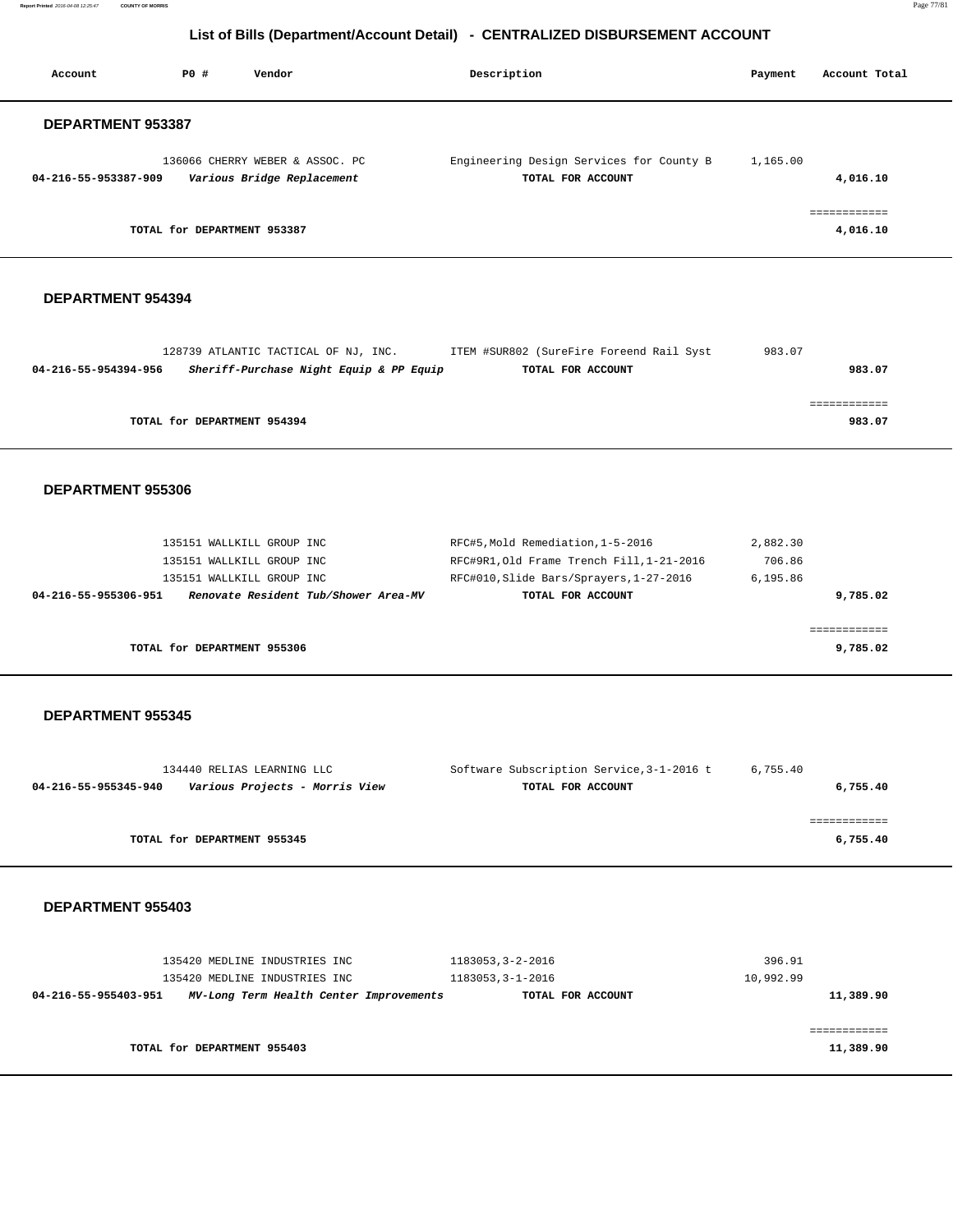## List of Bills (Department/Account Detail) - CENTRALIZED DISBURSEMENT ACCOUNT

| Account | PO # | Vendor | Description | Payment | Account Total |
|---|---|---|---|---|---|

### DEPARTMENT 953387

| Account | PO # | Vendor | Description | Payment | Account Total |
|---|---|---|---|---|---|
| | 136066 | CHERRY WEBER & ASSOC. PC | Engineering Design Services for County B | 1,165.00 | |
| **04-216-55-953387-909** | | ***Various Bridge Replacement*** | **TOTAL FOR ACCOUNT** | | **4,016.10** |
| | | | | | ============ |
| | | **TOTAL for DEPARTMENT 953387** | | | **4,016.10** |

### DEPARTMENT 954394

| Account | PO # | Vendor | Description | Payment | Account Total |
|---|---|---|---|---|---|
| | 128739 | ATLANTIC TACTICAL OF NJ, INC. | ITEM #SUR802 (SureFire Foreend Rail Syst | 983.07 | |
| **04-216-55-954394-956** | | ***Sheriff-Purchase Night Equip & PP Equip*** | **TOTAL FOR ACCOUNT** | | **983.07** |
| | | | | | ============ |
| | | **TOTAL for DEPARTMENT 954394** | | | **983.07** |

### DEPARTMENT 955306

| Account | PO # | Vendor | Description | Payment | Account Total |
|---|---|---|---|---|---|
| | 135151 | WALLKILL GROUP INC | RFC#5,Mold Remediation,1-5-2016 | 2,882.30 | |
| | 135151 | WALLKILL GROUP INC | RFC#9R1,Old Frame Trench Fill,1-21-2016 | 706.86 | |
| | 135151 | WALLKILL GROUP INC | RFC#010,Slide Bars/Sprayers,1-27-2016 | 6,195.86 | |
| **04-216-55-955306-951** | | ***Renovate Resident Tub/Shower Area-MV*** | **TOTAL FOR ACCOUNT** | | **9,785.02** |
| | | | | | ============ |
| | | **TOTAL for DEPARTMENT 955306** | | | **9,785.02** |

### DEPARTMENT 955345

| Account | PO # | Vendor | Description | Payment | Account Total |
|---|---|---|---|---|---|
| | 134440 | RELIAS LEARNING LLC | Software Subscription Service,3-1-2016 t | 6,755.40 | |
| **04-216-55-955345-940** | | ***Various Projects - Morris View*** | **TOTAL FOR ACCOUNT** | | **6,755.40** |
| | | | | | ============ |
| | | **TOTAL for DEPARTMENT 955345** | | | **6,755.40** |

### DEPARTMENT 955403

| Account | PO # | Vendor | Description | Payment | Account Total |
|---|---|---|---|---|---|
| | 135420 | MEDLINE INDUSTRIES INC | 1183053,3-2-2016 | 396.91 | |
| | 135420 | MEDLINE INDUSTRIES INC | 1183053,3-1-2016 | 10,992.99 | |
| **04-216-55-955403-951** | | ***MV-Long Term Health Center Improvements*** | **TOTAL FOR ACCOUNT** | | **11,389.90** |
| | | | | | ============ |
| | | **TOTAL for DEPARTMENT 955403** | | | **11,389.90** |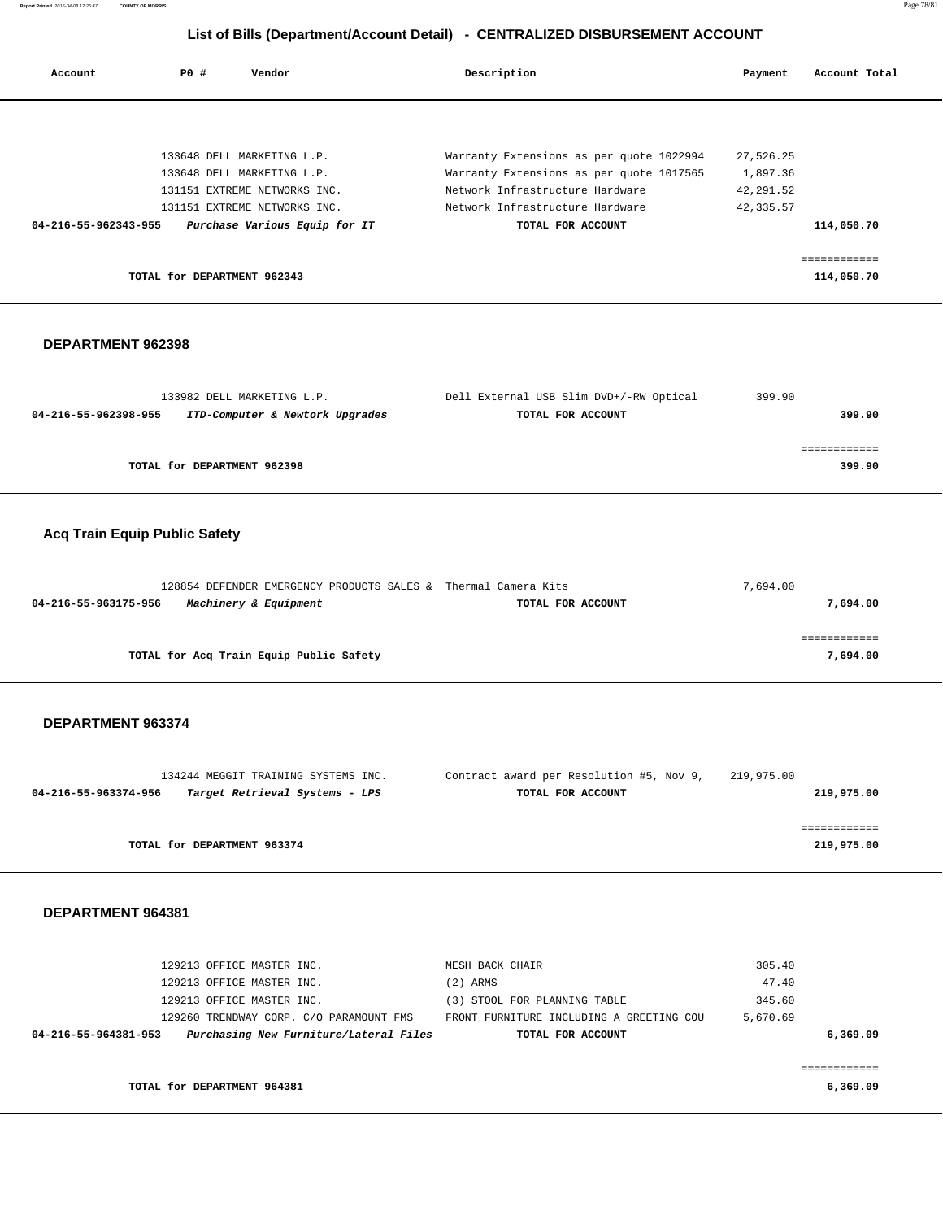## List of Bills (Department/Account Detail) - CENTRALIZED DISBURSEMENT ACCOUNT

| Account | PO # | Vendor | Description | Payment | Account Total |
|---|---|---|---|---|---|
| | 133648 | DELL MARKETING L.P. | Warranty Extensions as per quote 1022994 | 27,526.25 | |
| | 133648 | DELL MARKETING L.P. | Warranty Extensions as per quote 1017565 | 1,897.36 | |
| | 131151 | EXTREME NETWORKS INC. | Network Infrastructure Hardware | 42,291.52 | |
| | 131151 | EXTREME NETWORKS INC. | Network Infrastructure Hardware | 42,335.57 | |
| **04-216-55-962343-955** | | ***Purchase Various Equip for IT*** | **TOTAL FOR ACCOUNT** | | **114,050.70** |

| | |
|---|---|
| **TOTAL for DEPARTMENT 962343** | **114,050.70** |

### DEPARTMENT 962398

| Account | PO # | Vendor | Description | Payment | Account Total |
|---|---|---|---|---|---|
| | 133982 | DELL MARKETING L.P. | Dell External USB Slim DVD+/-RW Optical | 399.90 | |
| **04-216-55-962398-955** | | ***ITD-Computer & Newtork Upgrades*** | **TOTAL FOR ACCOUNT** | | **399.90** |

| | |
|---|---|
| **TOTAL for DEPARTMENT 962398** | **399.90** |

### Acq Train Equip Public Safety

| Account | PO # | Vendor | Description | Payment | Account Total |
|---|---|---|---|---|---|
| | 128854 | DEFENDER EMERGENCY PRODUCTS SALES & | Thermal Camera Kits | 7,694.00 | |
| **04-216-55-963175-956** | | ***Machinery & Equipment*** | **TOTAL FOR ACCOUNT** | | **7,694.00** |

| | |
|---|---|
| **TOTAL for Acq Train Equip Public Safety** | **7,694.00** |

### DEPARTMENT 963374

| Account | PO # | Vendor | Description | Payment | Account Total |
|---|---|---|---|---|---|
| | 134244 | MEGGIT TRAINING SYSTEMS INC. | Contract award per Resolution #5, Nov 9, | 219,975.00 | |
| **04-216-55-963374-956** | | ***Target Retrieval Systems - LPS*** | **TOTAL FOR ACCOUNT** | | **219,975.00** |

| | |
|---|---|
| **TOTAL for DEPARTMENT 963374** | **219,975.00** |

### DEPARTMENT 964381

| Account | PO # | Vendor | Description | Payment | Account Total |
|---|---|---|---|---|---|
| | 129213 | OFFICE MASTER INC. | MESH BACK CHAIR | 305.40 | |
| | 129213 | OFFICE MASTER INC. | (2) ARMS | 47.40 | |
| | 129213 | OFFICE MASTER INC. | (3) STOOL FOR PLANNING TABLE | 345.60 | |
| | 129260 | TRENDWAY CORP. C/O PARAMOUNT FMS | FRONT FURNITURE INCLUDING A GREETING COU | 5,670.69 | |
| **04-216-55-964381-953** | | ***Purchasing New Furniture/Lateral Files*** | **TOTAL FOR ACCOUNT** | | **6,369.09** |

| | |
|---|---|
| **TOTAL for DEPARTMENT 964381** | **6,369.09** |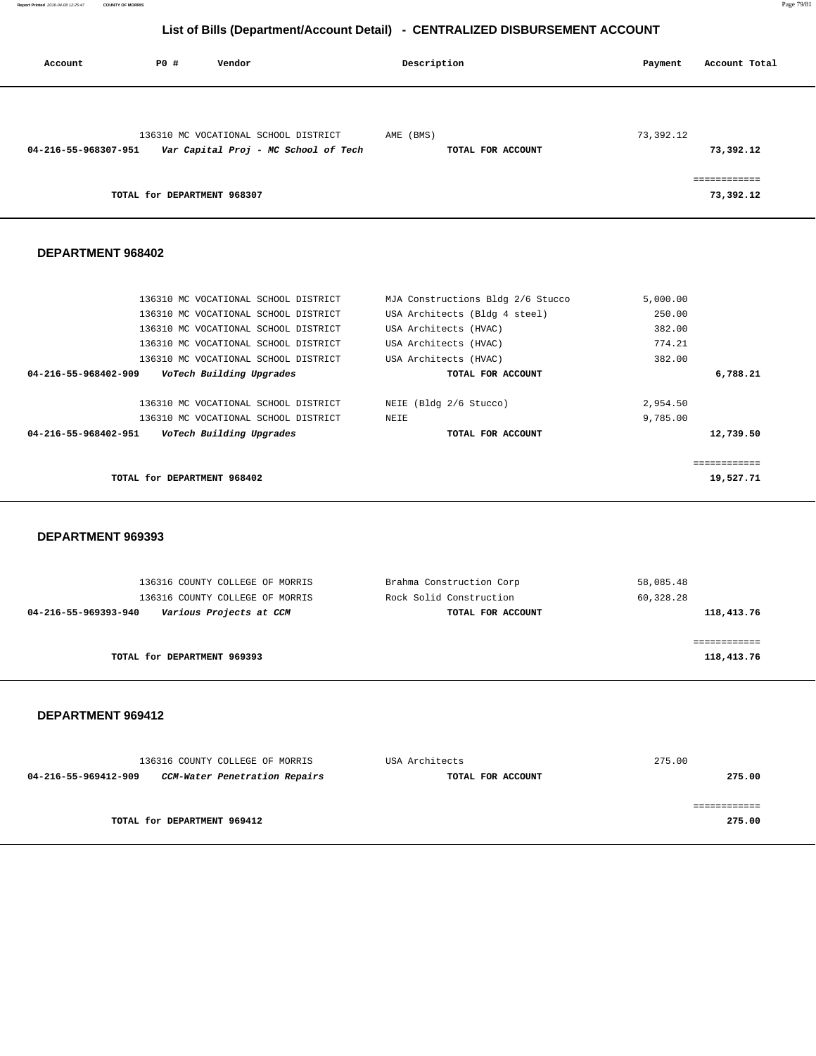# List of Bills (Department/Account Detail) - CENTRALIZED DISBURSEMENT ACCOUNT

| Account | PO # | Vendor | Description | Payment | Account Total |
|---|---|---|---|---|---|
| | 136310 | MC VOCATIONAL SCHOOL DISTRICT | AME (BMS) | 73,392.12 | |
| **04-216-55-968307-951** | | ***Var Capital Proj - MC School of Tech*** | **TOTAL FOR ACCOUNT** | | **73,392.12** |
| | | | | | ============ |
| | | **TOTAL for DEPARTMENT 968307** | | | **73,392.12** |

## DEPARTMENT 968402

| Account | PO # | Vendor | Description | Payment | Account Total |
|---|---|---|---|---|---|
| | 136310 | MC VOCATIONAL SCHOOL DISTRICT | MJA Constructions Bldg 2/6 Stucco | 5,000.00 | |
| | 136310 | MC VOCATIONAL SCHOOL DISTRICT | USA Architects (Bldg 4 steel) | 250.00 | |
| | 136310 | MC VOCATIONAL SCHOOL DISTRICT | USA Architects (HVAC) | 382.00 | |
| | 136310 | MC VOCATIONAL SCHOOL DISTRICT | USA Architects (HVAC) | 774.21 | |
| | 136310 | MC VOCATIONAL SCHOOL DISTRICT | USA Architects (HVAC) | 382.00 | |
| **04-216-55-968402-909** | | ***VoTech Building Upgrades*** | **TOTAL FOR ACCOUNT** | | **6,788.21** |
| | 136310 | MC VOCATIONAL SCHOOL DISTRICT | NEIE (Bldg 2/6 Stucco) | 2,954.50 | |
| | 136310 | MC VOCATIONAL SCHOOL DISTRICT | NEIE | 9,785.00 | |
| **04-216-55-968402-951** | | ***VoTech Building Upgrades*** | **TOTAL FOR ACCOUNT** | | **12,739.50** |
| | | | | | ============ |
| | | **TOTAL for DEPARTMENT 968402** | | | **19,527.71** |

## DEPARTMENT 969393

| Account | PO # | Vendor | Description | Payment | Account Total |
|---|---|---|---|---|---|
| | 136316 | COUNTY COLLEGE OF MORRIS | Brahma Construction Corp | 58,085.48 | |
| | 136316 | COUNTY COLLEGE OF MORRIS | Rock Solid Construction | 60,328.28 | |
| **04-216-55-969393-940** | | ***Various Projects at CCM*** | **TOTAL FOR ACCOUNT** | | **118,413.76** |
| | | | | | ============ |
| | | **TOTAL for DEPARTMENT 969393** | | | **118,413.76** |

## DEPARTMENT 969412

| Account | PO # | Vendor | Description | Payment | Account Total |
|---|---|---|---|---|---|
| | 136316 | COUNTY COLLEGE OF MORRIS | USA Architects | 275.00 | |
| **04-216-55-969412-909** | | ***CCM-Water Penetration Repairs*** | **TOTAL FOR ACCOUNT** | | **275.00** |
| | | | | | ============ |
| | | **TOTAL for DEPARTMENT 969412** | | | **275.00** |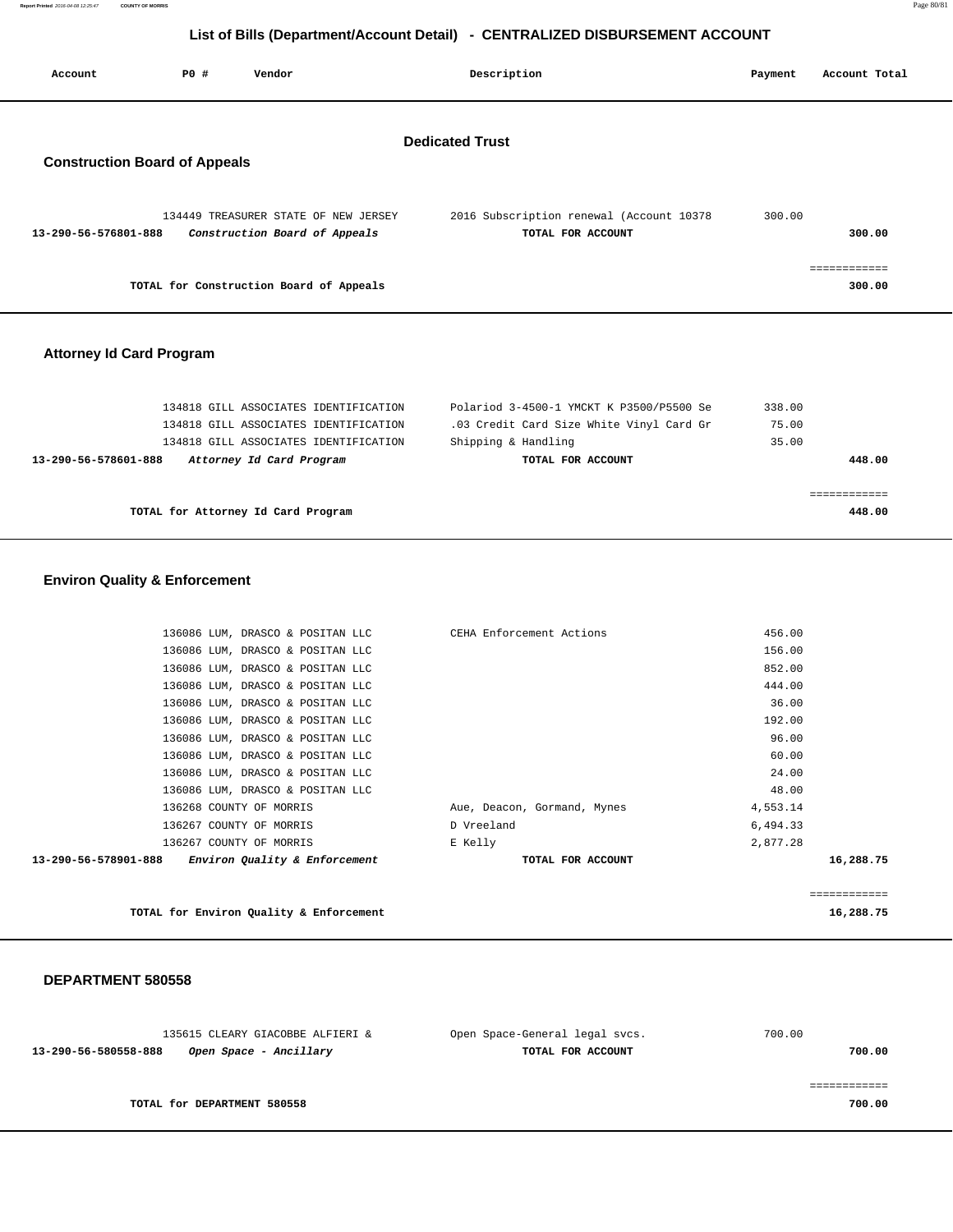# List of Bills (Department/Account Detail) - CENTRALIZED DISBURSEMENT ACCOUNT

| Account | PO # | Vendor | Description | Payment | Account Total |
|---|---|---|---|---|---|

## Dedicated Trust

### Construction Board of Appeals

| Account | PO # | Vendor | Description | Payment | Account Total |
|---|---|---|---|---|---|
| | 134449 | TREASURER STATE OF NEW JERSEY | 2016 Subscription renewal (Account 10378 | 300.00 | |
| **13-290-56-576801-888** | | ***Construction Board of Appeals*** | **TOTAL FOR ACCOUNT** | | **300.00** |
| | | | | | ============ |
| | | **TOTAL for Construction Board of Appeals** | | | **300.00** |

### Attorney Id Card Program

| Account | PO # | Vendor | Description | Payment | Account Total |
|---|---|---|---|---|---|
| | 134818 | GILL ASSOCIATES IDENTIFICATION | Polariod 3-4500-1 YMCKT K P3500/P5500 Se | 338.00 | |
| | 134818 | GILL ASSOCIATES IDENTIFICATION | .03 Credit Card Size White Vinyl Card Gr | 75.00 | |
| | 134818 | GILL ASSOCIATES IDENTIFICATION | Shipping & Handling | 35.00 | |
| **13-290-56-578601-888** | | ***Attorney Id Card Program*** | **TOTAL FOR ACCOUNT** | | **448.00** |
| | | | | | ============ |
| | | **TOTAL for Attorney Id Card Program** | | | **448.00** |

### Environ Quality & Enforcement

| Account | PO # | Vendor | Description | Payment | Account Total |
|---|---|---|---|---|---|
| | 136086 | LUM, DRASCO & POSITAN LLC | CEHA Enforcement Actions | 456.00 | |
| | 136086 | LUM, DRASCO & POSITAN LLC | | 156.00 | |
| | 136086 | LUM, DRASCO & POSITAN LLC | | 852.00 | |
| | 136086 | LUM, DRASCO & POSITAN LLC | | 444.00 | |
| | 136086 | LUM, DRASCO & POSITAN LLC | | 36.00 | |
| | 136086 | LUM, DRASCO & POSITAN LLC | | 192.00 | |
| | 136086 | LUM, DRASCO & POSITAN LLC | | 96.00 | |
| | 136086 | LUM, DRASCO & POSITAN LLC | | 60.00 | |
| | 136086 | LUM, DRASCO & POSITAN LLC | | 24.00 | |
| | 136086 | LUM, DRASCO & POSITAN LLC | | 48.00 | |
| | 136268 | COUNTY OF MORRIS | Aue, Deacon, Gormand, Mynes | 4,553.14 | |
| | 136267 | COUNTY OF MORRIS | D Vreeland | 6,494.33 | |
| | 136267 | COUNTY OF MORRIS | E Kelly | 2,877.28 | |
| **13-290-56-578901-888** | | ***Environ Quality & Enforcement*** | **TOTAL FOR ACCOUNT** | | **16,288.75** |
| | | | | | ============ |
| | | **TOTAL for Environ Quality & Enforcement** | | | **16,288.75** |

### DEPARTMENT 580558

| Account | PO # | Vendor | Description | Payment | Account Total |
|---|---|---|---|---|---|
| | 135615 | CLEARY GIACOBBE ALFIERI & | Open Space-General legal svcs. | 700.00 | |
| **13-290-56-580558-888** | | ***Open Space - Ancillary*** | **TOTAL FOR ACCOUNT** | | **700.00** |
| | | | | | ============ |
| | | **TOTAL for DEPARTMENT 580558** | | | **700.00** |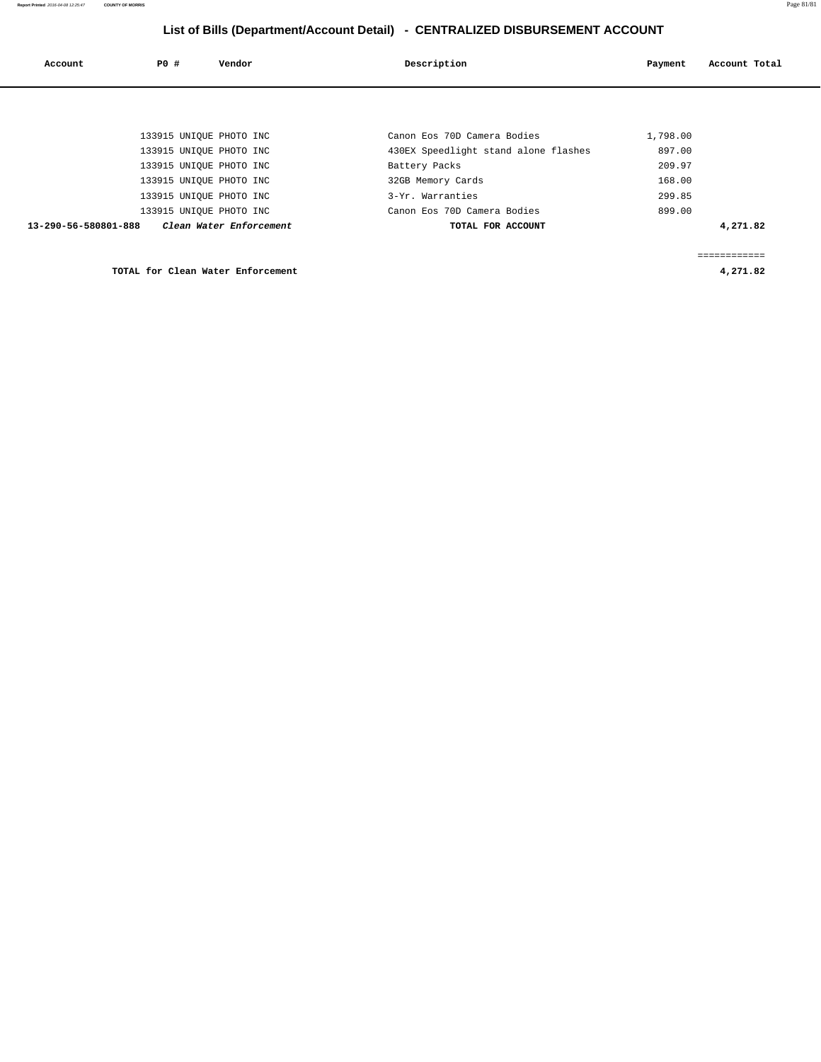# List of Bills (Department/Account Detail) - CENTRALIZED DISBURSEMENT ACCOUNT

| Account | PO # | Vendor | Description | Payment | Account Total |
|---|---|---|---|---|---|
| | 133915 | UNIQUE PHOTO INC | Canon Eos 70D Camera Bodies | 1,798.00 | |
| | 133915 | UNIQUE PHOTO INC | 430EX Speedlight stand alone flashes | 897.00 | |
| | 133915 | UNIQUE PHOTO INC | Battery Packs | 209.97 | |
| | 133915 | UNIQUE PHOTO INC | 32GB Memory Cards | 168.00 | |
| | 133915 | UNIQUE PHOTO INC | 3-Yr. Warranties | 299.85 | |
| | 133915 | UNIQUE PHOTO INC | Canon Eos 70D Camera Bodies | 899.00 | |
| **13-290-56-580801-888** | | ***Clean Water Enforcement*** | **TOTAL FOR ACCOUNT** | | **4,271.82** |

============

**TOTAL for Clean Water Enforcement** **4,271.82**